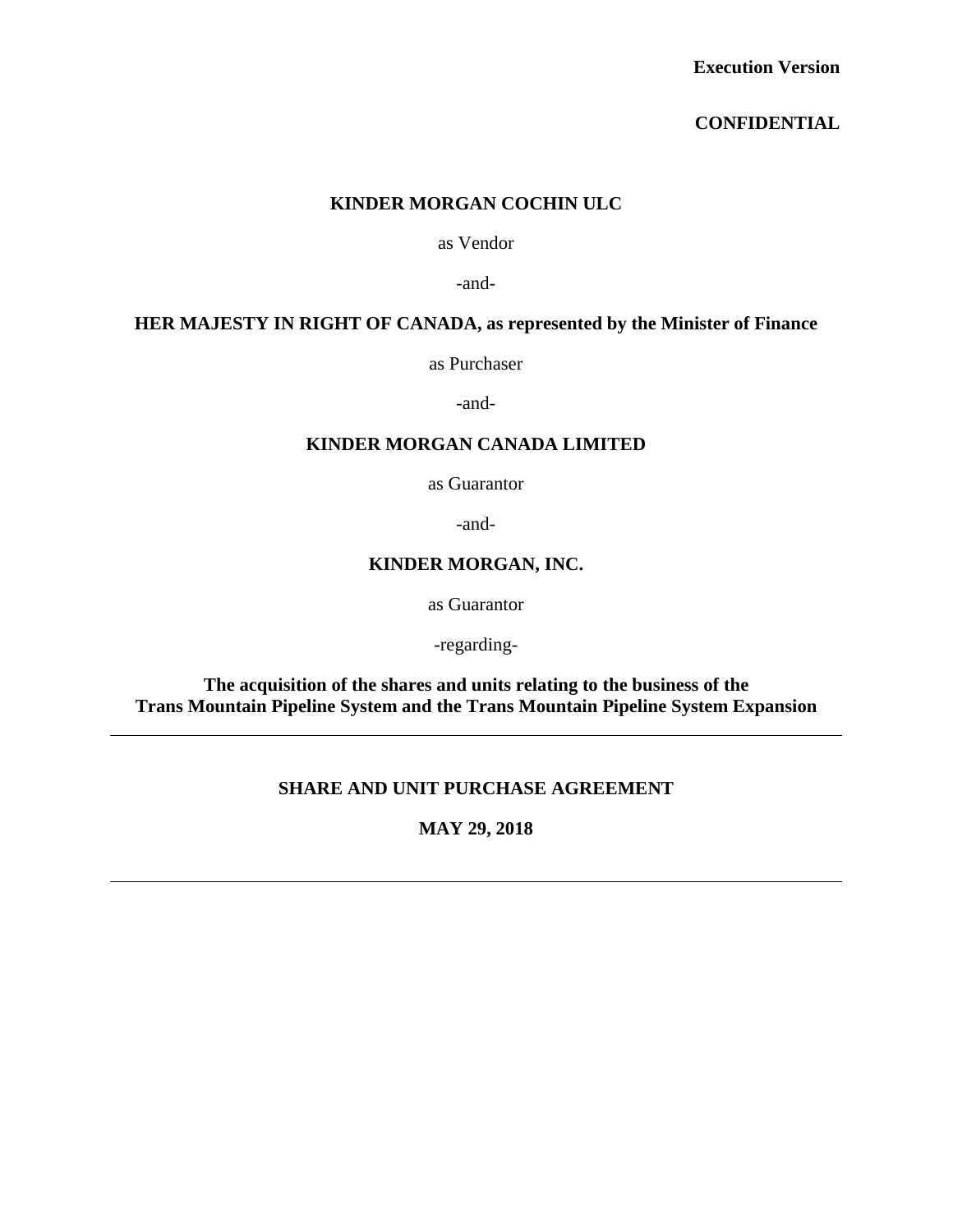**Execution Version**

**CONFIDENTIAL**

**KINDER MORGAN COCHIN ULC**

as Vendor

-and-

**HER MAJESTY IN RIGHT OF CANADA, as represented by the Minister of Finance**

as Purchaser

-and-

**KINDER MORGAN CANADA LIMITED**

as Guarantor

-and-

**KINDER MORGAN, INC.**

as Guarantor

-regarding-

**The acquisition of the shares and units relating to the business of the Trans Mountain Pipeline System and the Trans Mountain Pipeline System Expansion**

---

# SHARE AND UNIT PURCHASE AGREEMENT

**MAY 29, 2018**

---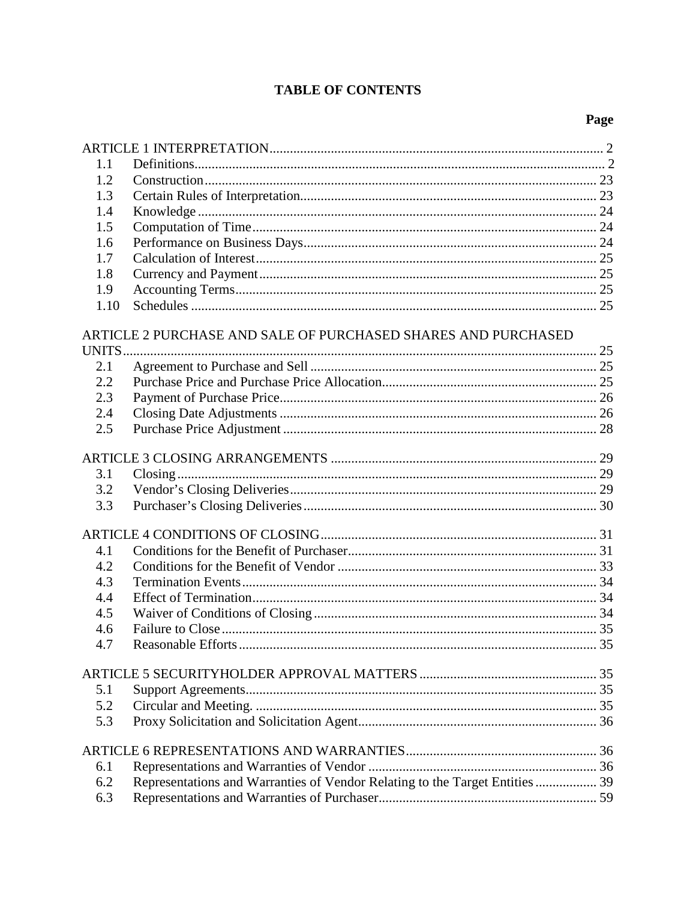# TABLE OF CONTENTS

| | | Page |
|---|---|---|
| ARTICLE 1 INTERPRETATION | | 2 |
| 1.1 | Definitions | 2 |
| 1.2 | Construction | 23 |
| 1.3 | Certain Rules of Interpretation | 23 |
| 1.4 | Knowledge | 24 |
| 1.5 | Computation of Time | 24 |
| 1.6 | Performance on Business Days | 24 |
| 1.7 | Calculation of Interest | 25 |
| 1.8 | Currency and Payment | 25 |
| 1.9 | Accounting Terms | 25 |
| 1.10 | Schedules | 25 |
| ARTICLE 2 PURCHASE AND SALE OF PURCHASED SHARES AND PURCHASED UNITS | | 25 |
| 2.1 | Agreement to Purchase and Sell | 25 |
| 2.2 | Purchase Price and Purchase Price Allocation | 25 |
| 2.3 | Payment of Purchase Price | 26 |
| 2.4 | Closing Date Adjustments | 26 |
| 2.5 | Purchase Price Adjustment | 28 |
| ARTICLE 3 CLOSING ARRANGEMENTS | | 29 |
| 3.1 | Closing | 29 |
| 3.2 | Vendor's Closing Deliveries | 29 |
| 3.3 | Purchaser's Closing Deliveries | 30 |
| ARTICLE 4 CONDITIONS OF CLOSING | | 31 |
| 4.1 | Conditions for the Benefit of Purchaser | 31 |
| 4.2 | Conditions for the Benefit of Vendor | 33 |
| 4.3 | Termination Events | 34 |
| 4.4 | Effect of Termination | 34 |
| 4.5 | Waiver of Conditions of Closing | 34 |
| 4.6 | Failure to Close | 35 |
| 4.7 | Reasonable Efforts | 35 |
| ARTICLE 5 SECURITYHOLDER APPROVAL MATTERS | | 35 |
| 5.1 | Support Agreements | 35 |
| 5.2 | Circular and Meeting. | 35 |
| 5.3 | Proxy Solicitation and Solicitation Agent | 36 |
| ARTICLE 6 REPRESENTATIONS AND WARRANTIES | | 36 |
| 6.1 | Representations and Warranties of Vendor | 36 |
| 6.2 | Representations and Warranties of Vendor Relating to the Target Entities | 39 |
| 6.3 | Representations and Warranties of Purchaser | 59 |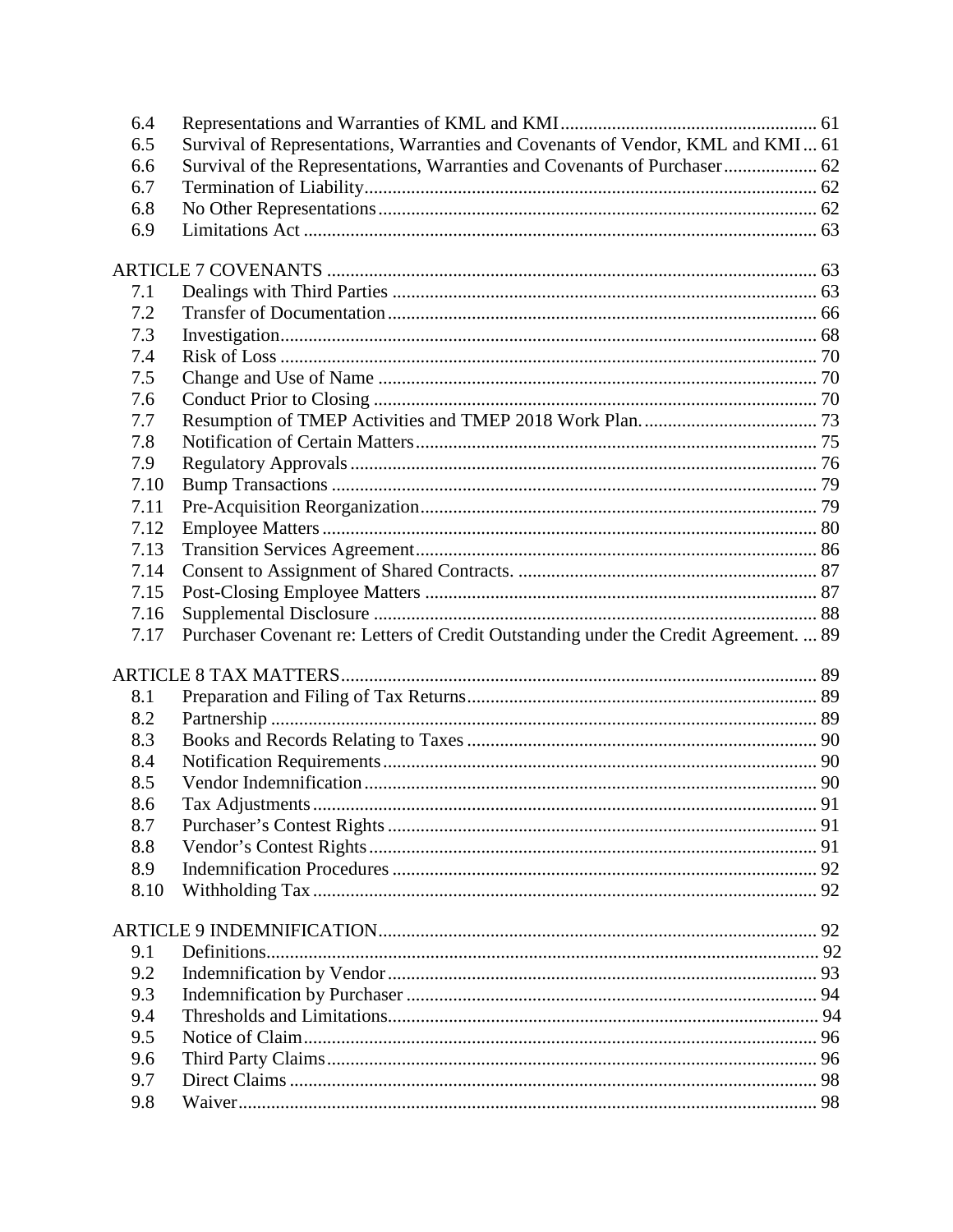| | | |
|---|---|---|
| 6.4 | Representations and Warranties of KML and KMI | 61 |
| 6.5 | Survival of Representations, Warranties and Covenants of Vendor, KML and KMI | 61 |
| 6.6 | Survival of the Representations, Warranties and Covenants of Purchaser | 62 |
| 6.7 | Termination of Liability | 62 |
| 6.8 | No Other Representations | 62 |
| 6.9 | Limitations Act | 63 |
| ARTICLE 7 COVENANTS | | 63 |
| 7.1 | Dealings with Third Parties | 63 |
| 7.2 | Transfer of Documentation | 66 |
| 7.3 | Investigation | 68 |
| 7.4 | Risk of Loss | 70 |
| 7.5 | Change and Use of Name | 70 |
| 7.6 | Conduct Prior to Closing | 70 |
| 7.7 | Resumption of TMEP Activities and TMEP 2018 Work Plan. | 73 |
| 7.8 | Notification of Certain Matters | 75 |
| 7.9 | Regulatory Approvals | 76 |
| 7.10 | Bump Transactions | 79 |
| 7.11 | Pre-Acquisition Reorganization | 79 |
| 7.12 | Employee Matters | 80 |
| 7.13 | Transition Services Agreement | 86 |
| 7.14 | Consent to Assignment of Shared Contracts. | 87 |
| 7.15 | Post-Closing Employee Matters | 87 |
| 7.16 | Supplemental Disclosure | 88 |
| 7.17 | Purchaser Covenant re: Letters of Credit Outstanding under the Credit Agreement. | 89 |
| ARTICLE 8 TAX MATTERS | | 89 |
| 8.1 | Preparation and Filing of Tax Returns | 89 |
| 8.2 | Partnership | 89 |
| 8.3 | Books and Records Relating to Taxes | 90 |
| 8.4 | Notification Requirements | 90 |
| 8.5 | Vendor Indemnification | 90 |
| 8.6 | Tax Adjustments | 91 |
| 8.7 | Purchaser's Contest Rights | 91 |
| 8.8 | Vendor's Contest Rights | 91 |
| 8.9 | Indemnification Procedures | 92 |
| 8.10 | Withholding Tax | 92 |
| ARTICLE 9 INDEMNIFICATION | | 92 |
| 9.1 | Definitions | 92 |
| 9.2 | Indemnification by Vendor | 93 |
| 9.3 | Indemnification by Purchaser | 94 |
| 9.4 | Thresholds and Limitations | 94 |
| 9.5 | Notice of Claim | 96 |
| 9.6 | Third Party Claims | 96 |
| 9.7 | Direct Claims | 98 |
| 9.8 | Waiver | 98 |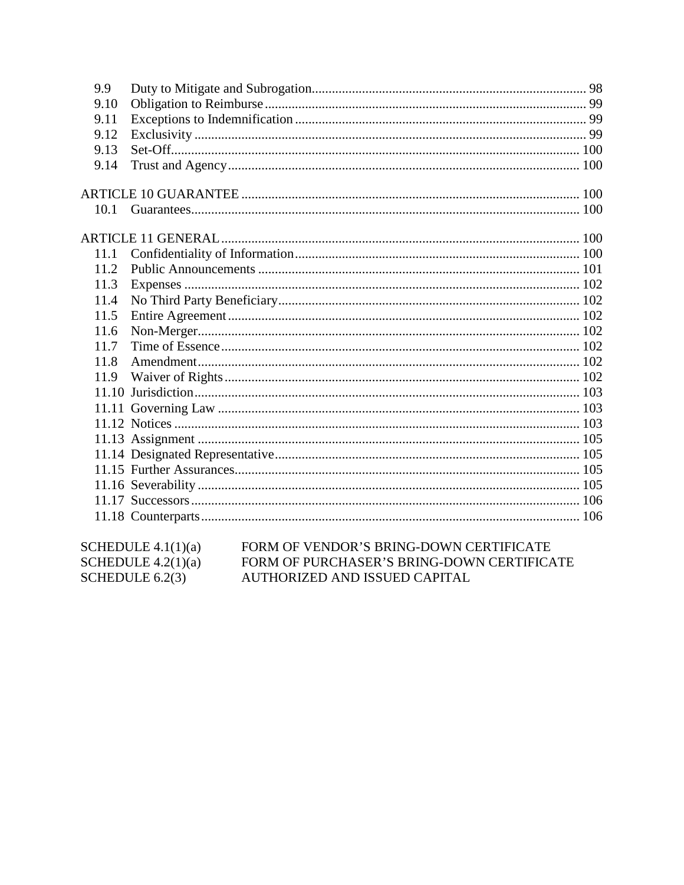| | | |
|---|---|---|
| 9.9 | Duty to Mitigate and Subrogation | 98 |
| 9.10 | Obligation to Reimburse | 99 |
| 9.11 | Exceptions to Indemnification | 99 |
| 9.12 | Exclusivity | 99 |
| 9.13 | Set-Off | 100 |
| 9.14 | Trust and Agency | 100 |

ARTICLE 10 GUARANTEE ..... 100

| | | |
|---|---|---|
| 10.1 | Guarantees | 100 |

ARTICLE 11 GENERAL ..... 100

| | | |
|---|---|---|
| 11.1 | Confidentiality of Information | 100 |
| 11.2 | Public Announcements | 101 |
| 11.3 | Expenses | 102 |
| 11.4 | No Third Party Beneficiary | 102 |
| 11.5 | Entire Agreement | 102 |
| 11.6 | Non-Merger | 102 |
| 11.7 | Time of Essence | 102 |
| 11.8 | Amendment | 102 |
| 11.9 | Waiver of Rights | 102 |
| 11.10 | Jurisdiction | 103 |
| 11.11 | Governing Law | 103 |
| 11.12 | Notices | 103 |
| 11.13 | Assignment | 105 |
| 11.14 | Designated Representative | 105 |
| 11.15 | Further Assurances | 105 |
| 11.16 | Severability | 105 |
| 11.17 | Successors | 106 |
| 11.18 | Counterparts | 106 |

| | |
|---|---|
| SCHEDULE 4.1(1)(a) | FORM OF VENDOR'S BRING-DOWN CERTIFICATE |
| SCHEDULE 4.2(1)(a) | FORM OF PURCHASER'S BRING-DOWN CERTIFICATE |
| SCHEDULE 6.2(3) | AUTHORIZED AND ISSUED CAPITAL |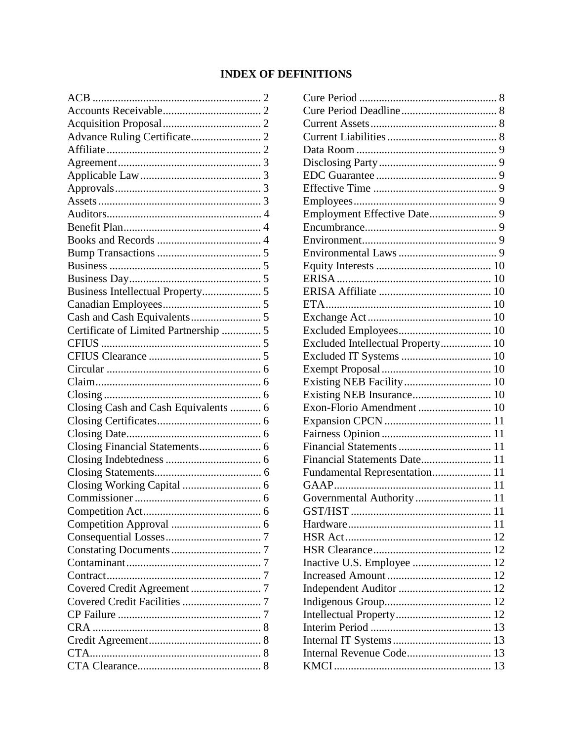# INDEX OF DEFINITIONS

ACB .......................................................... 2
Accounts Receivable.................................. 2
Acquisition Proposal.................................. 2
Advance Ruling Certificate........................ 2
Affiliate ...................................................... 2
Agreement.................................................. 3
Applicable Law.......................................... 3
Approvals................................................... 3
Assets......................................................... 3
Auditors...................................................... 4
Benefit Plan................................................ 4
Books and Records .................................... 4
Bump Transactions .................................... 5
Business ..................................................... 5
Business Day.............................................. 5
Business Intellectual Property.................... 5
Canadian Employees.................................. 5
Cash and Cash Equivalents........................ 5
Certificate of Limited Partnership ............. 5
CFIUS ........................................................ 5
CFIUS Clearance ....................................... 5
Circular ...................................................... 6
Claim.......................................................... 6
Closing ....................................................... 6
Closing Cash and Cash Equivalents ........... 6
Closing Certificates.................................... 6
Closing Date............................................... 6
Closing Financial Statements..................... 6
Closing Indebtedness ................................. 6
Closing Statements..................................... 6
Closing Working Capital ........................... 6
Commissioner ............................................ 6
Competition Act......................................... 6
Competition Approval ............................... 6
Consequential Losses................................. 7
Constating Documents ............................... 7
Contaminant............................................... 7
Contract...................................................... 7
Covered Credit Agreement ........................ 7
Covered Credit Facilities ........................... 7
CP Failure .................................................. 7
CRA ........................................................... 8
Credit Agreement....................................... 8
CTA............................................................ 8
CTA Clearance........................................... 8
Cure Period ................................................ 8
Cure Period Deadline ................................. 8
Current Assets............................................ 8
Current Liabilities ...................................... 8
Data Room ................................................. 9
Disclosing Party ......................................... 9
EDC Guarantee .......................................... 9
Effective Time ........................................... 9
Employees.................................................. 9
Employment Effective Date....................... 9
Encumbrance.............................................. 9
Environment............................................... 9
Environmental Laws .................................. 9
Equity Interests ........................................ 10
ERISA...................................................... 10
ERISA Affiliate ....................................... 10
ETA.......................................................... 10
Exchange Act ........................................... 10
Excluded Employees................................ 10
Excluded Intellectual Property................. 10
Excluded IT Systems ............................... 10
Exempt Proposal ...................................... 10
Existing NEB Facility.............................. 10
Existing NEB Insurance........................... 10
Exon-Florio Amendment ......................... 10
Expansion CPCN ..................................... 11
Fairness Opinion ...................................... 11
Financial Statements ................................ 11
Financial Statements Date........................ 11
Fundamental Representation.................... 11
GAAP....................................................... 11
Governmental Authority .......................... 11
GST/HST ................................................. 11
Hardware.................................................. 11
HSR Act................................................... 12
HSR Clearance......................................... 12
Inactive U.S. Employee ........................... 12
Increased Amount .................................... 12
Independent Auditor ................................ 12
Indigenous Group..................................... 12
Intellectual Property................................. 12
Interim Period .......................................... 13
Internal IT Systems .................................. 13
Internal Revenue Code............................. 13
KMCI ....................................................... 13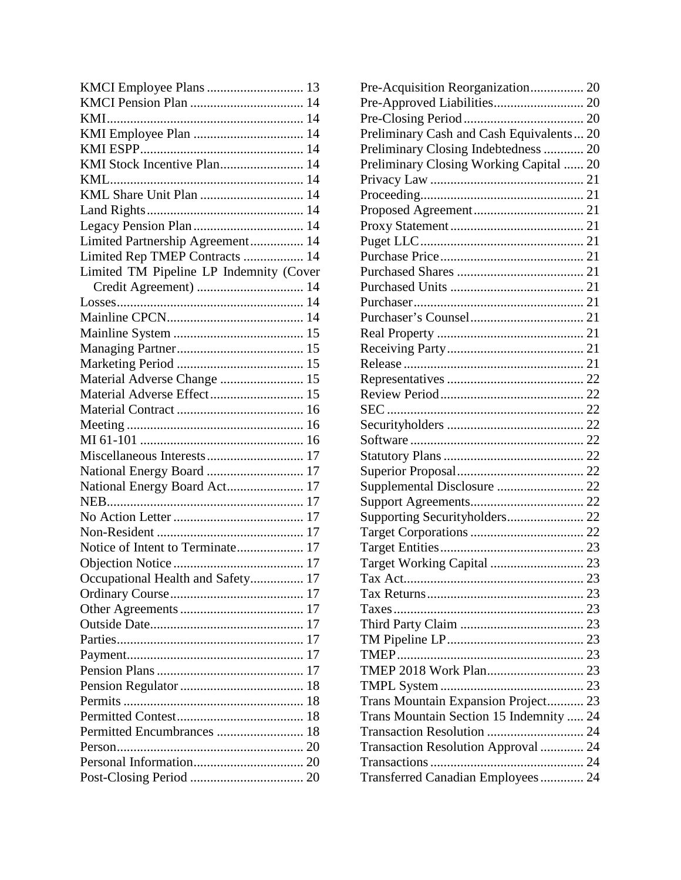KMCI Employee Plans ............................ 13
KMCI Pension Plan .................................. 14
KMI........................................................... 14
KMI Employee Plan ................................. 14
KMI ESPP................................................. 14
KMI Stock Incentive Plan......................... 14
KML.......................................................... 14
KML Share Unit Plan ............................... 14
Land Rights............................................... 14
Legacy Pension Plan................................. 14
Limited Partnership Agreement................ 14
Limited Rep TMEP Contracts .................. 14
Limited TM Pipeline LP Indemnity (Cover Credit Agreement) ................................ 14
Losses........................................................ 14
Mainline CPCN......................................... 14
Mainline System ....................................... 15
Managing Partner...................................... 15
Marketing Period ...................................... 15
Material Adverse Change ......................... 15
Material Adverse Effect............................ 15
Material Contract ...................................... 16
Meeting ..................................................... 16
MI 61-101 ................................................. 16
Miscellaneous Interests............................. 17
National Energy Board ............................. 17
National Energy Board Act....................... 17
NEB........................................................... 17
No Action Letter ....................................... 17
Non-Resident ............................................ 17
Notice of Intent to Terminate.................... 17
Objection Notice ....................................... 17
Occupational Health and Safety................ 17
Ordinary Course........................................ 17
Other Agreements ..................................... 17
Outside Date.............................................. 17
Parties........................................................ 17
Payment..................................................... 17
Pension Plans ............................................ 17
Pension Regulator ..................................... 18
Permits ...................................................... 18
Permitted Contest...................................... 18
Permitted Encumbrances .......................... 18
Person........................................................ 20
Personal Information................................. 20
Post-Closing Period .................................. 20
Pre-Acquisition Reorganization................ 20
Pre-Approved Liabilities........................... 20
Pre-Closing Period .................................... 20
Preliminary Cash and Cash Equivalents... 20
Preliminary Closing Indebtedness ............ 20
Preliminary Closing Working Capital ...... 20
Privacy Law .............................................. 21
Proceeding................................................. 21
Proposed Agreement................................. 21
Proxy Statement ........................................ 21
Puget LLC................................................. 21
Purchase Price........................................... 21
Purchased Shares ...................................... 21
Purchased Units ........................................ 21
Purchaser................................................... 21
Purchaser's Counsel.................................. 21
Real Property ............................................ 21
Receiving Party......................................... 21
Release ...................................................... 21
Representatives ......................................... 22
Review Period........................................... 22
SEC ........................................................... 22
Securityholders ......................................... 22
Software .................................................... 22
Statutory Plans .......................................... 22
Superior Proposal...................................... 22
Supplemental Disclosure .......................... 22
Support Agreements.................................. 22
Supporting Securityholders....................... 22
Target Corporations .................................. 22
Target Entities........................................... 23
Target Working Capital ............................ 23
Tax Act...................................................... 23
Tax Returns............................................... 23
Taxes......................................................... 23
Third Party Claim ..................................... 23
TM Pipeline LP......................................... 23
TMEP........................................................ 23
TMEP 2018 Work Plan............................. 23
TMPL System ........................................... 23
Trans Mountain Expansion Project........... 23
Trans Mountain Section 15 Indemnity ..... 24
Transaction Resolution ............................. 24
Transaction Resolution Approval ............. 24
Transactions .............................................. 24
Transferred Canadian Employees............. 24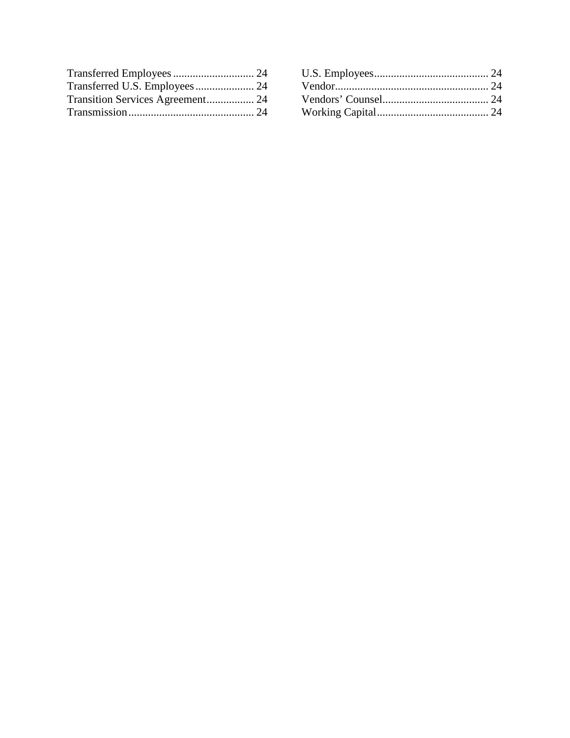Transferred Employees ............................. 24
Transferred U.S. Employees ..................... 24
Transition Services Agreement ................. 24
Transmission ............................................. 24
U.S. Employees ......................................... 24
Vendor ....................................................... 24
Vendors' Counsel ...................................... 24
Working Capital ........................................ 24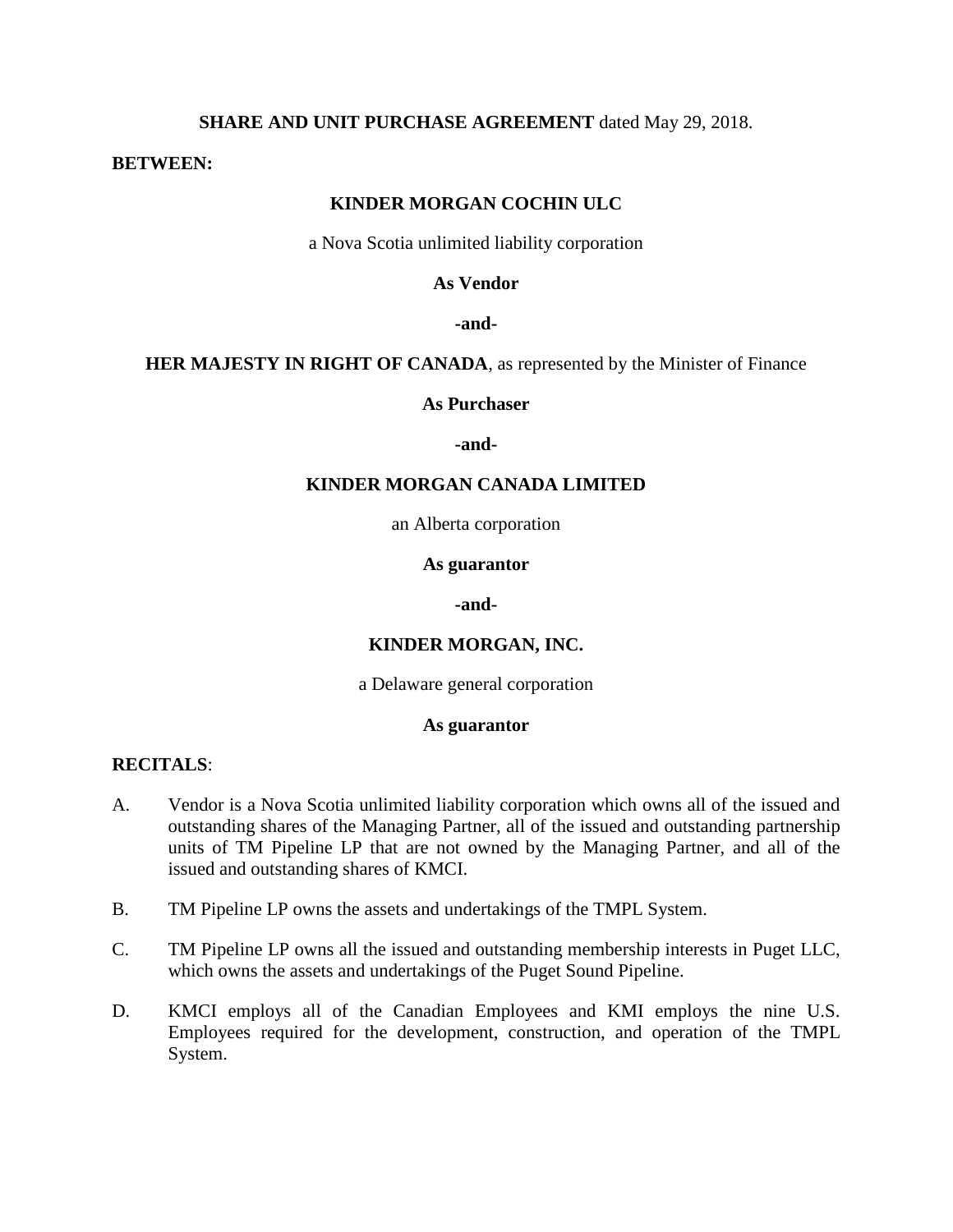**SHARE AND UNIT PURCHASE AGREEMENT** dated May 29, 2018.

**BETWEEN:**

**KINDER MORGAN COCHIN ULC**

a Nova Scotia unlimited liability corporation

**As Vendor**

**-and-**

**HER MAJESTY IN RIGHT OF CANADA**, as represented by the Minister of Finance

**As Purchaser**

**-and-**

**KINDER MORGAN CANADA LIMITED**

an Alberta corporation

**As guarantor**

**-and-**

**KINDER MORGAN, INC.**

a Delaware general corporation

**As guarantor**

**RECITALS**:

A. Vendor is a Nova Scotia unlimited liability corporation which owns all of the issued and outstanding shares of the Managing Partner, all of the issued and outstanding partnership units of TM Pipeline LP that are not owned by the Managing Partner, and all of the issued and outstanding shares of KMCI.

B. TM Pipeline LP owns the assets and undertakings of the TMPL System.

C. TM Pipeline LP owns all the issued and outstanding membership interests in Puget LLC, which owns the assets and undertakings of the Puget Sound Pipeline.

D. KMCI employs all of the Canadian Employees and KMI employs the nine U.S. Employees required for the development, construction, and operation of the TMPL System.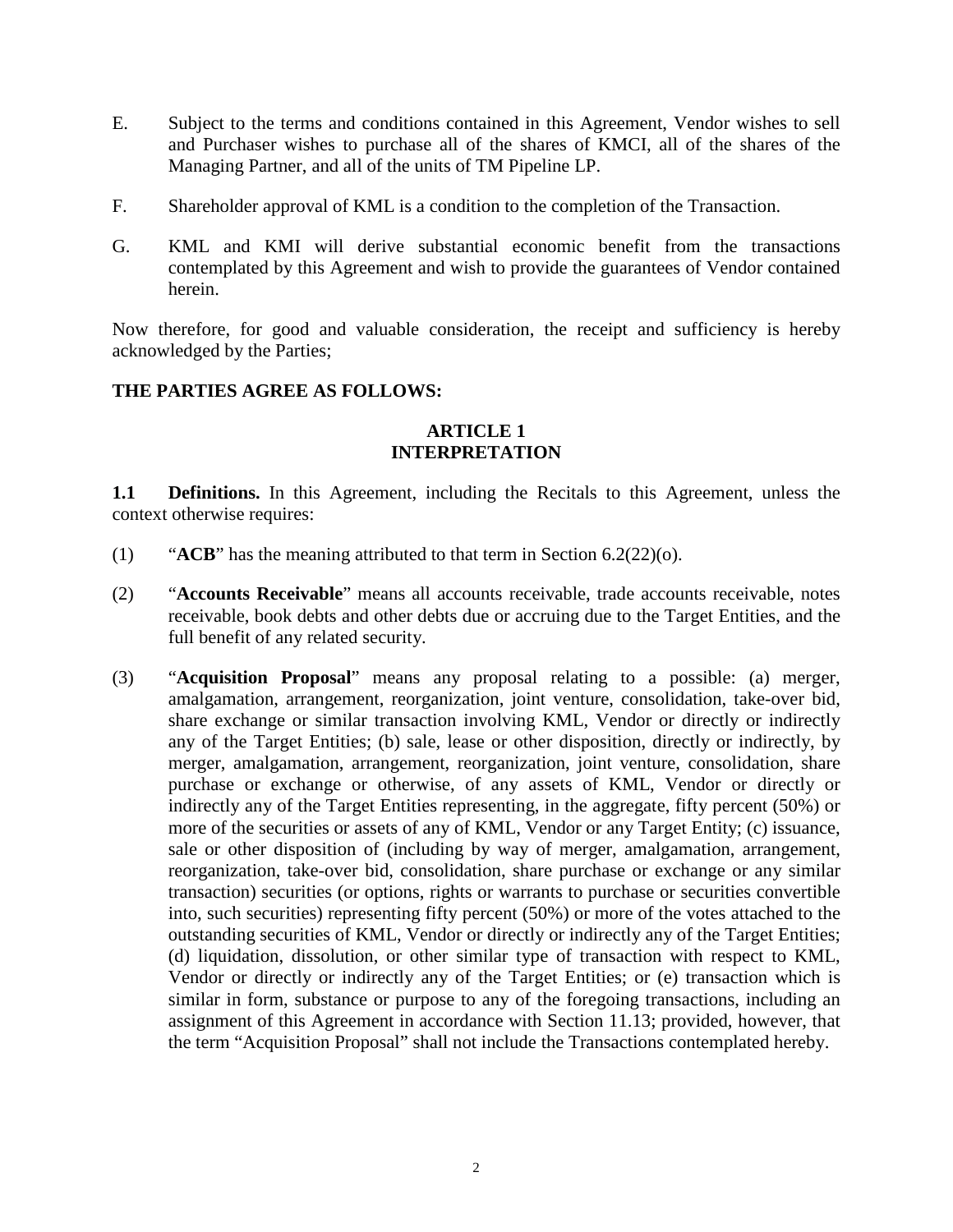E. Subject to the terms and conditions contained in this Agreement, Vendor wishes to sell and Purchaser wishes to purchase all of the shares of KMCI, all of the shares of the Managing Partner, and all of the units of TM Pipeline LP.

F. Shareholder approval of KML is a condition to the completion of the Transaction.

G. KML and KMI will derive substantial economic benefit from the transactions contemplated by this Agreement and wish to provide the guarantees of Vendor contained herein.

Now therefore, for good and valuable consideration, the receipt and sufficiency is hereby acknowledged by the Parties;

**THE PARTIES AGREE AS FOLLOWS:**

## ARTICLE 1
## INTERPRETATION

**1.1 Definitions.** In this Agreement, including the Recitals to this Agreement, unless the context otherwise requires:

(1) "**ACB**" has the meaning attributed to that term in Section 6.2(22)(o).

(2) "**Accounts Receivable**" means all accounts receivable, trade accounts receivable, notes receivable, book debts and other debts due or accruing due to the Target Entities, and the full benefit of any related security.

(3) "**Acquisition Proposal**" means any proposal relating to a possible: (a) merger, amalgamation, arrangement, reorganization, joint venture, consolidation, take-over bid, share exchange or similar transaction involving KML, Vendor or directly or indirectly any of the Target Entities; (b) sale, lease or other disposition, directly or indirectly, by merger, amalgamation, arrangement, reorganization, joint venture, consolidation, share purchase or exchange or otherwise, of any assets of KML, Vendor or directly or indirectly any of the Target Entities representing, in the aggregate, fifty percent (50%) or more of the securities or assets of any of KML, Vendor or any Target Entity; (c) issuance, sale or other disposition of (including by way of merger, amalgamation, arrangement, reorganization, take-over bid, consolidation, share purchase or exchange or any similar transaction) securities (or options, rights or warrants to purchase or securities convertible into, such securities) representing fifty percent (50%) or more of the votes attached to the outstanding securities of KML, Vendor or directly or indirectly any of the Target Entities; (d) liquidation, dissolution, or other similar type of transaction with respect to KML, Vendor or directly or indirectly any of the Target Entities; or (e) transaction which is similar in form, substance or purpose to any of the foregoing transactions, including an assignment of this Agreement in accordance with Section 11.13; provided, however, that the term "Acquisition Proposal" shall not include the Transactions contemplated hereby.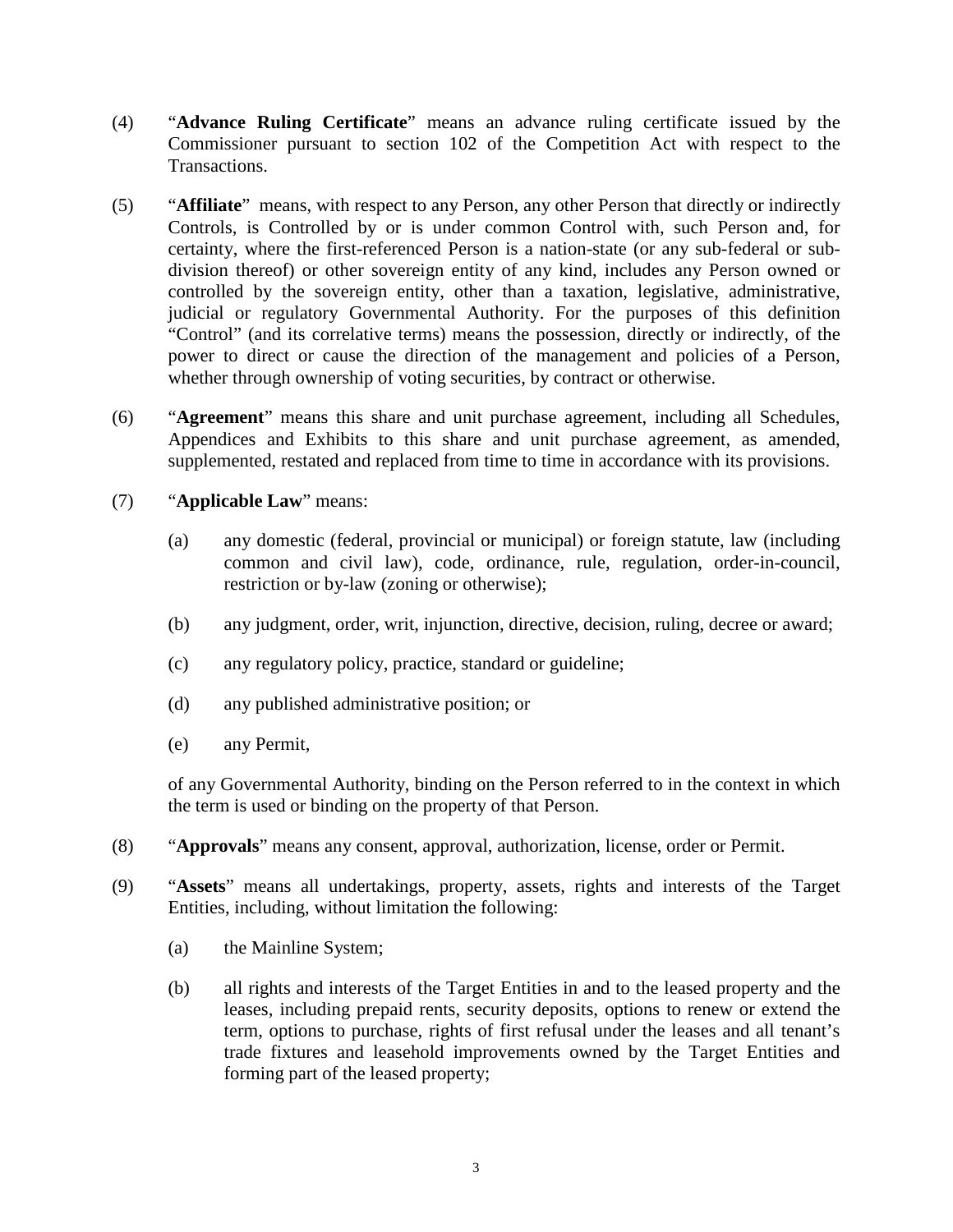(4) "**Advance Ruling Certificate**" means an advance ruling certificate issued by the Commissioner pursuant to section 102 of the Competition Act with respect to the Transactions.

(5) "**Affiliate**" means, with respect to any Person, any other Person that directly or indirectly Controls, is Controlled by or is under common Control with, such Person and, for certainty, where the first-referenced Person is a nation-state (or any sub-federal or sub-division thereof) or other sovereign entity of any kind, includes any Person owned or controlled by the sovereign entity, other than a taxation, legislative, administrative, judicial or regulatory Governmental Authority. For the purposes of this definition "Control" (and its correlative terms) means the possession, directly or indirectly, of the power to direct or cause the direction of the management and policies of a Person, whether through ownership of voting securities, by contract or otherwise.

(6) "**Agreement**" means this share and unit purchase agreement, including all Schedules, Appendices and Exhibits to this share and unit purchase agreement, as amended, supplemented, restated and replaced from time to time in accordance with its provisions.

(7) "**Applicable Law**" means:

(a) any domestic (federal, provincial or municipal) or foreign statute, law (including common and civil law), code, ordinance, rule, regulation, order-in-council, restriction or by-law (zoning or otherwise);

(b) any judgment, order, writ, injunction, directive, decision, ruling, decree or award;

(c) any regulatory policy, practice, standard or guideline;

(d) any published administrative position; or

(e) any Permit,

of any Governmental Authority, binding on the Person referred to in the context in which the term is used or binding on the property of that Person.

(8) "**Approvals**" means any consent, approval, authorization, license, order or Permit.

(9) "**Assets**" means all undertakings, property, assets, rights and interests of the Target Entities, including, without limitation the following:

(a) the Mainline System;

(b) all rights and interests of the Target Entities in and to the leased property and the leases, including prepaid rents, security deposits, options to renew or extend the term, options to purchase, rights of first refusal under the leases and all tenant's trade fixtures and leasehold improvements owned by the Target Entities and forming part of the leased property;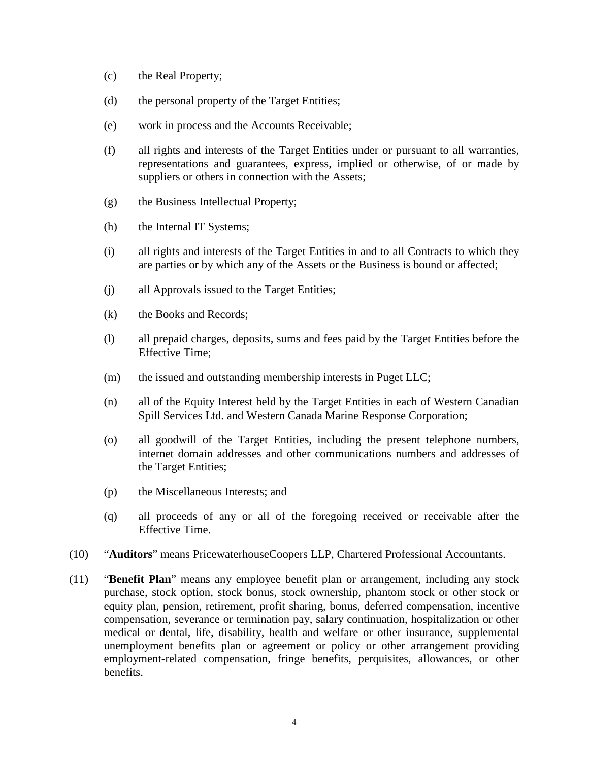(c) the Real Property;

(d) the personal property of the Target Entities;

(e) work in process and the Accounts Receivable;

(f) all rights and interests of the Target Entities under or pursuant to all warranties, representations and guarantees, express, implied or otherwise, of or made by suppliers or others in connection with the Assets;

(g) the Business Intellectual Property;

(h) the Internal IT Systems;

(i) all rights and interests of the Target Entities in and to all Contracts to which they are parties or by which any of the Assets or the Business is bound or affected;

(j) all Approvals issued to the Target Entities;

(k) the Books and Records;

(l) all prepaid charges, deposits, sums and fees paid by the Target Entities before the Effective Time;

(m) the issued and outstanding membership interests in Puget LLC;

(n) all of the Equity Interest held by the Target Entities in each of Western Canadian Spill Services Ltd. and Western Canada Marine Response Corporation;

(o) all goodwill of the Target Entities, including the present telephone numbers, internet domain addresses and other communications numbers and addresses of the Target Entities;

(p) the Miscellaneous Interests; and

(q) all proceeds of any or all of the foregoing received or receivable after the Effective Time.

(10) "**Auditors**" means PricewaterhouseCoopers LLP, Chartered Professional Accountants.

(11) "**Benefit Plan**" means any employee benefit plan or arrangement, including any stock purchase, stock option, stock bonus, stock ownership, phantom stock or other stock or equity plan, pension, retirement, profit sharing, bonus, deferred compensation, incentive compensation, severance or termination pay, salary continuation, hospitalization or other medical or dental, life, disability, health and welfare or other insurance, supplemental unemployment benefits plan or agreement or policy or other arrangement providing employment-related compensation, fringe benefits, perquisites, allowances, or other benefits.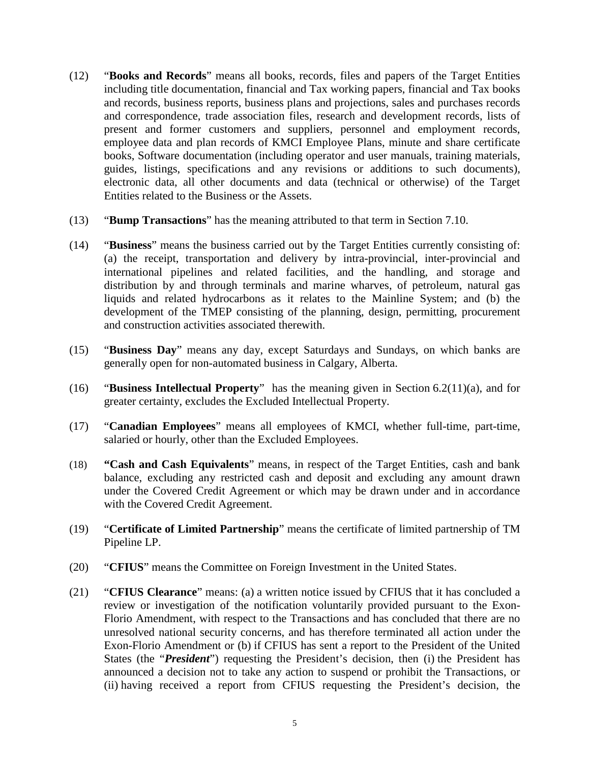(12) "**Books and Records**" means all books, records, files and papers of the Target Entities including title documentation, financial and Tax working papers, financial and Tax books and records, business reports, business plans and projections, sales and purchases records and correspondence, trade association files, research and development records, lists of present and former customers and suppliers, personnel and employment records, employee data and plan records of KMCI Employee Plans, minute and share certificate books, Software documentation (including operator and user manuals, training materials, guides, listings, specifications and any revisions or additions to such documents), electronic data, all other documents and data (technical or otherwise) of the Target Entities related to the Business or the Assets.

(13) "**Bump Transactions**" has the meaning attributed to that term in Section 7.10.

(14) "**Business**" means the business carried out by the Target Entities currently consisting of: (a) the receipt, transportation and delivery by intra-provincial, inter-provincial and international pipelines and related facilities, and the handling, and storage and distribution by and through terminals and marine wharves, of petroleum, natural gas liquids and related hydrocarbons as it relates to the Mainline System; and (b) the development of the TMEP consisting of the planning, design, permitting, procurement and construction activities associated therewith.

(15) "**Business Day**" means any day, except Saturdays and Sundays, on which banks are generally open for non-automated business in Calgary, Alberta.

(16) "**Business Intellectual Property**" has the meaning given in Section 6.2(11)(a), and for greater certainty, excludes the Excluded Intellectual Property.

(17) "**Canadian Employees**" means all employees of KMCI, whether full-time, part-time, salaried or hourly, other than the Excluded Employees.

(18) **"Cash and Cash Equivalents**" means, in respect of the Target Entities, cash and bank balance, excluding any restricted cash and deposit and excluding any amount drawn under the Covered Credit Agreement or which may be drawn under and in accordance with the Covered Credit Agreement.

(19) "**Certificate of Limited Partnership**" means the certificate of limited partnership of TM Pipeline LP.

(20) "**CFIUS**" means the Committee on Foreign Investment in the United States.

(21) "**CFIUS Clearance**" means: (a) a written notice issued by CFIUS that it has concluded a review or investigation of the notification voluntarily provided pursuant to the Exon-Florio Amendment, with respect to the Transactions and has concluded that there are no unresolved national security concerns, and has therefore terminated all action under the Exon-Florio Amendment or (b) if CFIUS has sent a report to the President of the United States (the "***President***") requesting the President's decision, then (i) the President has announced a decision not to take any action to suspend or prohibit the Transactions, or (ii) having received a report from CFIUS requesting the President's decision, the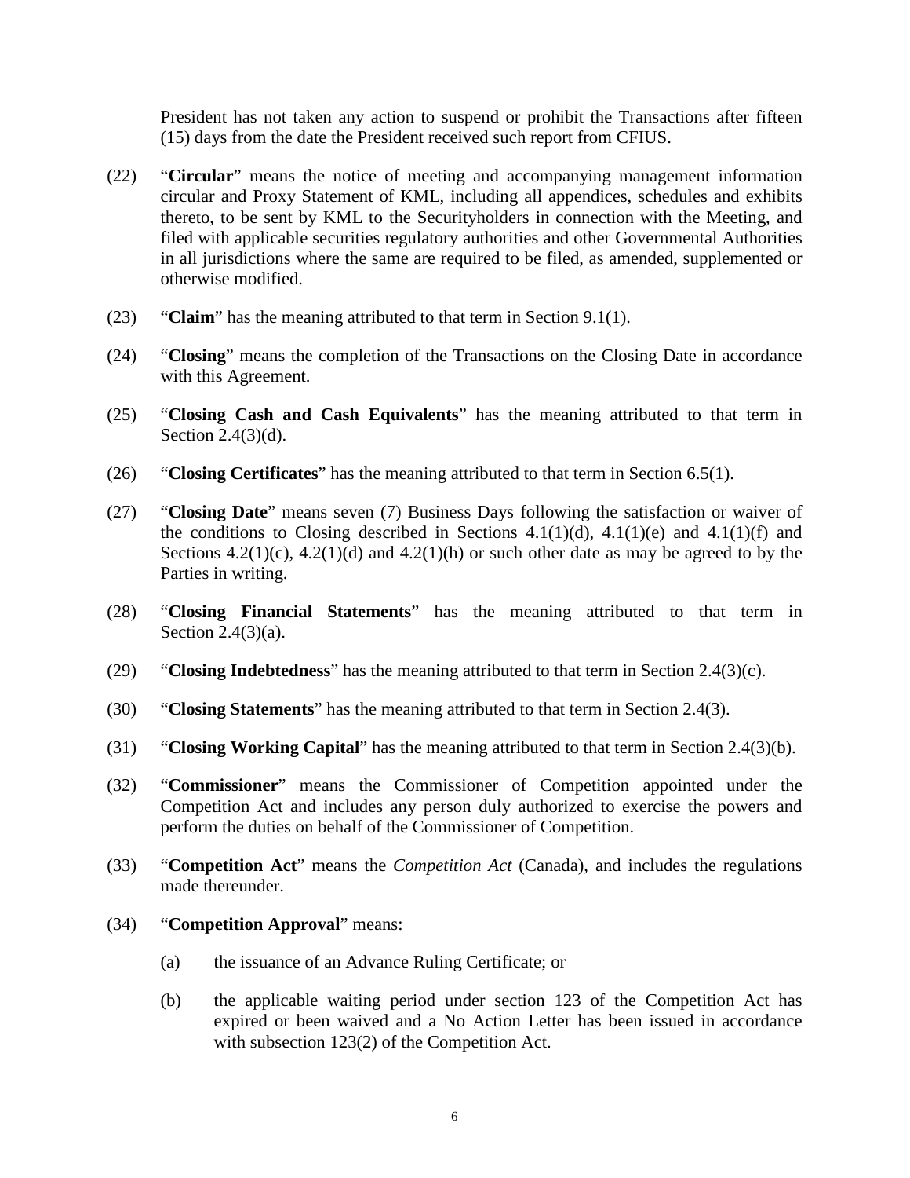President has not taken any action to suspend or prohibit the Transactions after fifteen (15) days from the date the President received such report from CFIUS.

(22) "**Circular**" means the notice of meeting and accompanying management information circular and Proxy Statement of KML, including all appendices, schedules and exhibits thereto, to be sent by KML to the Securityholders in connection with the Meeting, and filed with applicable securities regulatory authorities and other Governmental Authorities in all jurisdictions where the same are required to be filed, as amended, supplemented or otherwise modified.

(23) "**Claim**" has the meaning attributed to that term in Section 9.1(1).

(24) "**Closing**" means the completion of the Transactions on the Closing Date in accordance with this Agreement.

(25) "**Closing Cash and Cash Equivalents**" has the meaning attributed to that term in Section 2.4(3)(d).

(26) "**Closing Certificates**" has the meaning attributed to that term in Section 6.5(1).

(27) "**Closing Date**" means seven (7) Business Days following the satisfaction or waiver of the conditions to Closing described in Sections 4.1(1)(d), 4.1(1)(e) and 4.1(1)(f) and Sections 4.2(1)(c), 4.2(1)(d) and 4.2(1)(h) or such other date as may be agreed to by the Parties in writing.

(28) "**Closing Financial Statements**" has the meaning attributed to that term in Section 2.4(3)(a).

(29) "**Closing Indebtedness**" has the meaning attributed to that term in Section 2.4(3)(c).

(30) "**Closing Statements**" has the meaning attributed to that term in Section 2.4(3).

(31) "**Closing Working Capital**" has the meaning attributed to that term in Section 2.4(3)(b).

(32) "**Commissioner**" means the Commissioner of Competition appointed under the Competition Act and includes any person duly authorized to exercise the powers and perform the duties on behalf of the Commissioner of Competition.

(33) "**Competition Act**" means the *Competition Act* (Canada), and includes the regulations made thereunder.

(34) "**Competition Approval**" means:

(a) the issuance of an Advance Ruling Certificate; or

(b) the applicable waiting period under section 123 of the Competition Act has expired or been waived and a No Action Letter has been issued in accordance with subsection 123(2) of the Competition Act.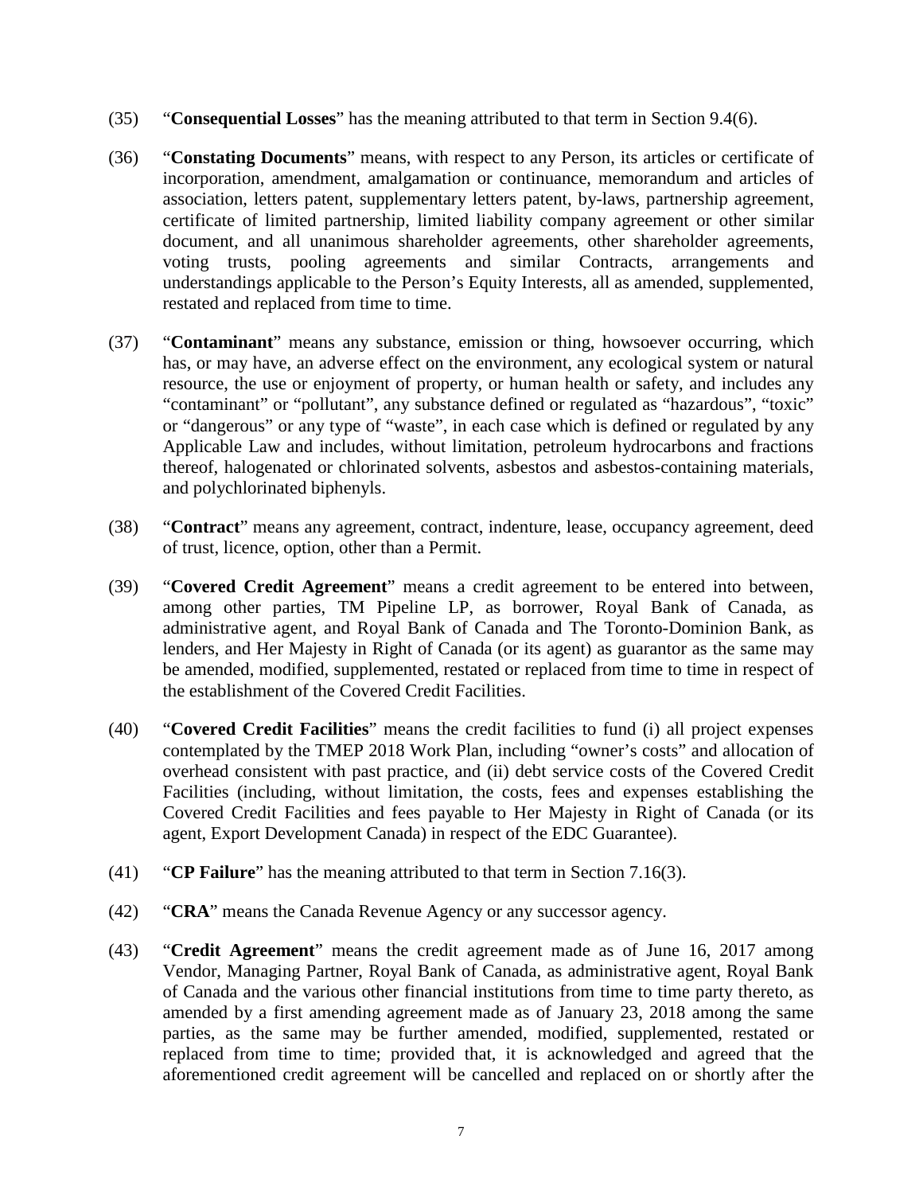(35) "**Consequential Losses**" has the meaning attributed to that term in Section 9.4(6).

(36) "**Constating Documents**" means, with respect to any Person, its articles or certificate of incorporation, amendment, amalgamation or continuance, memorandum and articles of association, letters patent, supplementary letters patent, by-laws, partnership agreement, certificate of limited partnership, limited liability company agreement or other similar document, and all unanimous shareholder agreements, other shareholder agreements, voting trusts, pooling agreements and similar Contracts, arrangements and understandings applicable to the Person's Equity Interests, all as amended, supplemented, restated and replaced from time to time.

(37) "**Contaminant**" means any substance, emission or thing, howsoever occurring, which has, or may have, an adverse effect on the environment, any ecological system or natural resource, the use or enjoyment of property, or human health or safety, and includes any "contaminant" or "pollutant", any substance defined or regulated as "hazardous", "toxic" or "dangerous" or any type of "waste", in each case which is defined or regulated by any Applicable Law and includes, without limitation, petroleum hydrocarbons and fractions thereof, halogenated or chlorinated solvents, asbestos and asbestos-containing materials, and polychlorinated biphenyls.

(38) "**Contract**" means any agreement, contract, indenture, lease, occupancy agreement, deed of trust, licence, option, other than a Permit.

(39) "**Covered Credit Agreement**" means a credit agreement to be entered into between, among other parties, TM Pipeline LP, as borrower, Royal Bank of Canada, as administrative agent, and Royal Bank of Canada and The Toronto-Dominion Bank, as lenders, and Her Majesty in Right of Canada (or its agent) as guarantor as the same may be amended, modified, supplemented, restated or replaced from time to time in respect of the establishment of the Covered Credit Facilities.

(40) "**Covered Credit Facilities**" means the credit facilities to fund (i) all project expenses contemplated by the TMEP 2018 Work Plan, including "owner's costs" and allocation of overhead consistent with past practice, and (ii) debt service costs of the Covered Credit Facilities (including, without limitation, the costs, fees and expenses establishing the Covered Credit Facilities and fees payable to Her Majesty in Right of Canada (or its agent, Export Development Canada) in respect of the EDC Guarantee).

(41) "**CP Failure**" has the meaning attributed to that term in Section 7.16(3).

(42) "**CRA**" means the Canada Revenue Agency or any successor agency.

(43) "**Credit Agreement**" means the credit agreement made as of June 16, 2017 among Vendor, Managing Partner, Royal Bank of Canada, as administrative agent, Royal Bank of Canada and the various other financial institutions from time to time party thereto, as amended by a first amending agreement made as of January 23, 2018 among the same parties, as the same may be further amended, modified, supplemented, restated or replaced from time to time; provided that, it is acknowledged and agreed that the aforementioned credit agreement will be cancelled and replaced on or shortly after the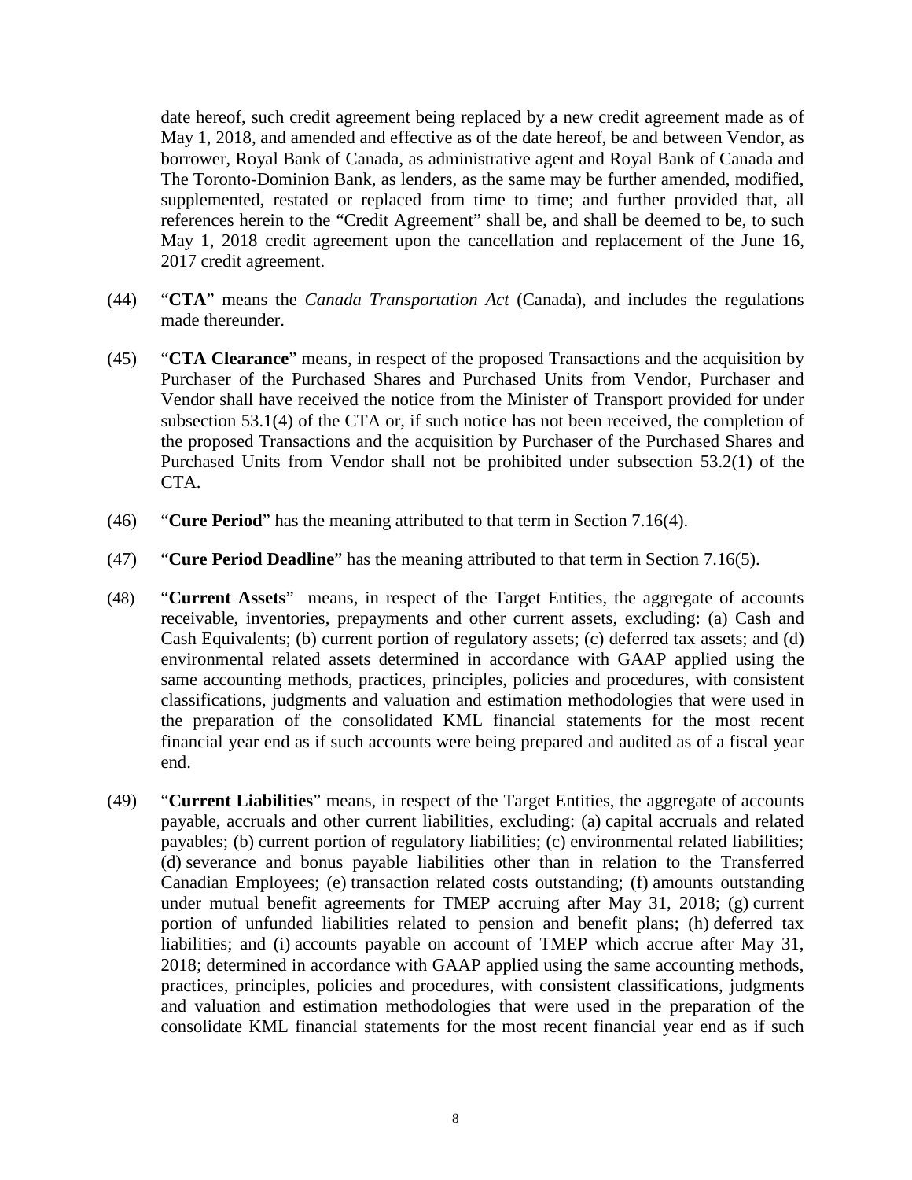date hereof, such credit agreement being replaced by a new credit agreement made as of May 1, 2018, and amended and effective as of the date hereof, be and between Vendor, as borrower, Royal Bank of Canada, as administrative agent and Royal Bank of Canada and The Toronto-Dominion Bank, as lenders, as the same may be further amended, modified, supplemented, restated or replaced from time to time; and further provided that, all references herein to the "Credit Agreement" shall be, and shall be deemed to be, to such May 1, 2018 credit agreement upon the cancellation and replacement of the June 16, 2017 credit agreement.

(44) "**CTA**" means the *Canada Transportation Act* (Canada), and includes the regulations made thereunder.

(45) "**CTA Clearance**" means, in respect of the proposed Transactions and the acquisition by Purchaser of the Purchased Shares and Purchased Units from Vendor, Purchaser and Vendor shall have received the notice from the Minister of Transport provided for under subsection 53.1(4) of the CTA or, if such notice has not been received, the completion of the proposed Transactions and the acquisition by Purchaser of the Purchased Shares and Purchased Units from Vendor shall not be prohibited under subsection 53.2(1) of the CTA.

(46) "**Cure Period**" has the meaning attributed to that term in Section 7.16(4).

(47) "**Cure Period Deadline**" has the meaning attributed to that term in Section 7.16(5).

(48) "**Current Assets**" means, in respect of the Target Entities, the aggregate of accounts receivable, inventories, prepayments and other current assets, excluding: (a) Cash and Cash Equivalents; (b) current portion of regulatory assets; (c) deferred tax assets; and (d) environmental related assets determined in accordance with GAAP applied using the same accounting methods, practices, principles, policies and procedures, with consistent classifications, judgments and valuation and estimation methodologies that were used in the preparation of the consolidated KML financial statements for the most recent financial year end as if such accounts were being prepared and audited as of a fiscal year end.

(49) "**Current Liabilities**" means, in respect of the Target Entities, the aggregate of accounts payable, accruals and other current liabilities, excluding: (a) capital accruals and related payables; (b) current portion of regulatory liabilities; (c) environmental related liabilities; (d) severance and bonus payable liabilities other than in relation to the Transferred Canadian Employees; (e) transaction related costs outstanding; (f) amounts outstanding under mutual benefit agreements for TMEP accruing after May 31, 2018; (g) current portion of unfunded liabilities related to pension and benefit plans; (h) deferred tax liabilities; and (i) accounts payable on account of TMEP which accrue after May 31, 2018; determined in accordance with GAAP applied using the same accounting methods, practices, principles, policies and procedures, with consistent classifications, judgments and valuation and estimation methodologies that were used in the preparation of the consolidate KML financial statements for the most recent financial year end as if such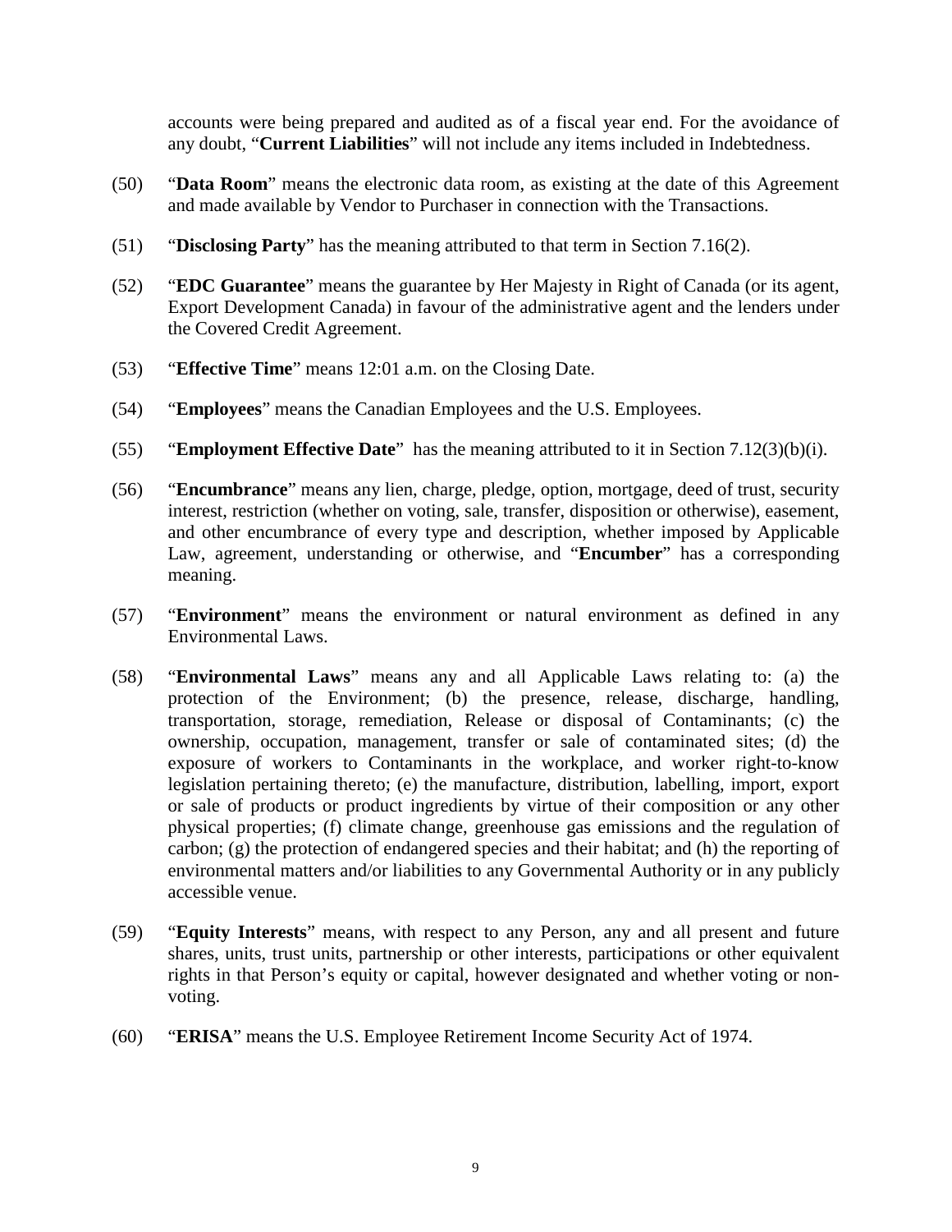accounts were being prepared and audited as of a fiscal year end. For the avoidance of any doubt, "**Current Liabilities**" will not include any items included in Indebtedness.

(50) "**Data Room**" means the electronic data room, as existing at the date of this Agreement and made available by Vendor to Purchaser in connection with the Transactions.

(51) "**Disclosing Party**" has the meaning attributed to that term in Section 7.16(2).

(52) "**EDC Guarantee**" means the guarantee by Her Majesty in Right of Canada (or its agent, Export Development Canada) in favour of the administrative agent and the lenders under the Covered Credit Agreement.

(53) "**Effective Time**" means 12:01 a.m. on the Closing Date.

(54) "**Employees**" means the Canadian Employees and the U.S. Employees.

(55) "**Employment Effective Date**" has the meaning attributed to it in Section 7.12(3)(b)(i).

(56) "**Encumbrance**" means any lien, charge, pledge, option, mortgage, deed of trust, security interest, restriction (whether on voting, sale, transfer, disposition or otherwise), easement, and other encumbrance of every type and description, whether imposed by Applicable Law, agreement, understanding or otherwise, and "**Encumber**" has a corresponding meaning.

(57) "**Environment**" means the environment or natural environment as defined in any Environmental Laws.

(58) "**Environmental Laws**" means any and all Applicable Laws relating to: (a) the protection of the Environment; (b) the presence, release, discharge, handling, transportation, storage, remediation, Release or disposal of Contaminants; (c) the ownership, occupation, management, transfer or sale of contaminated sites; (d) the exposure of workers to Contaminants in the workplace, and worker right-to-know legislation pertaining thereto; (e) the manufacture, distribution, labelling, import, export or sale of products or product ingredients by virtue of their composition or any other physical properties; (f) climate change, greenhouse gas emissions and the regulation of carbon; (g) the protection of endangered species and their habitat; and (h) the reporting of environmental matters and/or liabilities to any Governmental Authority or in any publicly accessible venue.

(59) "**Equity Interests**" means, with respect to any Person, any and all present and future shares, units, trust units, partnership or other interests, participations or other equivalent rights in that Person's equity or capital, however designated and whether voting or non-voting.

(60) "**ERISA**" means the U.S. Employee Retirement Income Security Act of 1974.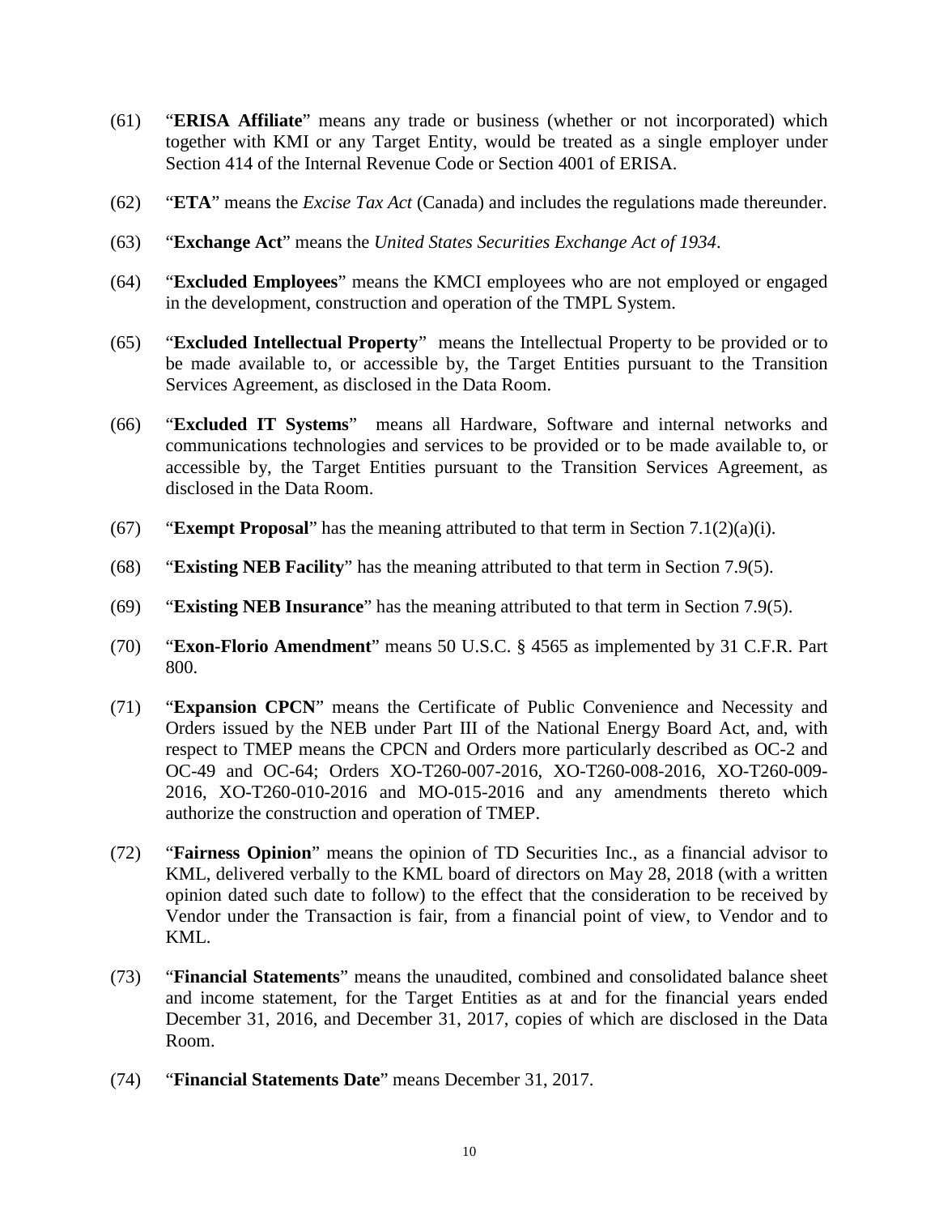(61) "**ERISA Affiliate**" means any trade or business (whether or not incorporated) which together with KMI or any Target Entity, would be treated as a single employer under Section 414 of the Internal Revenue Code or Section 4001 of ERISA.

(62) "**ETA**" means the *Excise Tax Act* (Canada) and includes the regulations made thereunder.

(63) "**Exchange Act**" means the *United States Securities Exchange Act of 1934*.

(64) "**Excluded Employees**" means the KMCI employees who are not employed or engaged in the development, construction and operation of the TMPL System.

(65) "**Excluded Intellectual Property**" means the Intellectual Property to be provided or to be made available to, or accessible by, the Target Entities pursuant to the Transition Services Agreement, as disclosed in the Data Room.

(66) "**Excluded IT Systems**" means all Hardware, Software and internal networks and communications technologies and services to be provided or to be made available to, or accessible by, the Target Entities pursuant to the Transition Services Agreement, as disclosed in the Data Room.

(67) "**Exempt Proposal**" has the meaning attributed to that term in Section 7.1(2)(a)(i).

(68) "**Existing NEB Facility**" has the meaning attributed to that term in Section 7.9(5).

(69) "**Existing NEB Insurance**" has the meaning attributed to that term in Section 7.9(5).

(70) "**Exon-Florio Amendment**" means 50 U.S.C. § 4565 as implemented by 31 C.F.R. Part 800.

(71) "**Expansion CPCN**" means the Certificate of Public Convenience and Necessity and Orders issued by the NEB under Part III of the National Energy Board Act, and, with respect to TMEP means the CPCN and Orders more particularly described as OC-2 and OC-49 and OC-64; Orders XO-T260-007-2016, XO-T260-008-2016, XO-T260-009-2016, XO-T260-010-2016 and MO-015-2016 and any amendments thereto which authorize the construction and operation of TMEP.

(72) "**Fairness Opinion**" means the opinion of TD Securities Inc., as a financial advisor to KML, delivered verbally to the KML board of directors on May 28, 2018 (with a written opinion dated such date to follow) to the effect that the consideration to be received by Vendor under the Transaction is fair, from a financial point of view, to Vendor and to KML.

(73) "**Financial Statements**" means the unaudited, combined and consolidated balance sheet and income statement, for the Target Entities as at and for the financial years ended December 31, 2016, and December 31, 2017, copies of which are disclosed in the Data Room.

(74) "**Financial Statements Date**" means December 31, 2017.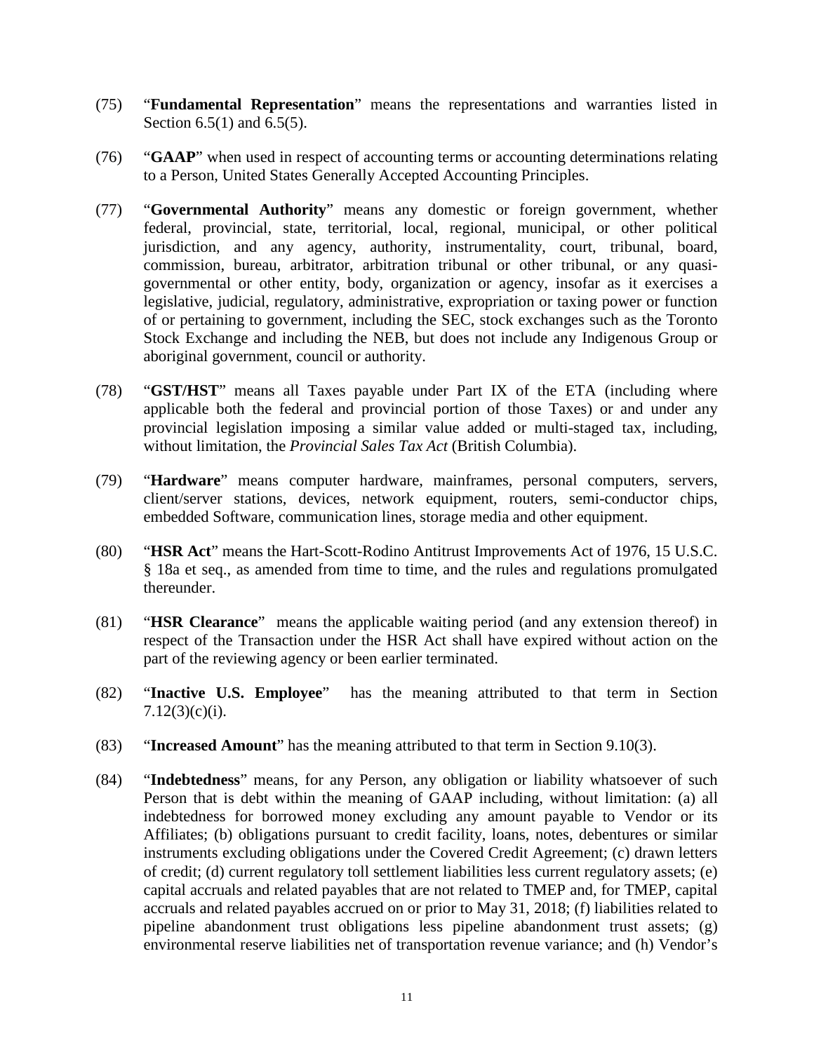(75) "**Fundamental Representation**" means the representations and warranties listed in Section 6.5(1) and 6.5(5).

(76) "**GAAP**" when used in respect of accounting terms or accounting determinations relating to a Person, United States Generally Accepted Accounting Principles.

(77) "**Governmental Authority**" means any domestic or foreign government, whether federal, provincial, state, territorial, local, regional, municipal, or other political jurisdiction, and any agency, authority, instrumentality, court, tribunal, board, commission, bureau, arbitrator, arbitration tribunal or other tribunal, or any quasi-governmental or other entity, body, organization or agency, insofar as it exercises a legislative, judicial, regulatory, administrative, expropriation or taxing power or function of or pertaining to government, including the SEC, stock exchanges such as the Toronto Stock Exchange and including the NEB, but does not include any Indigenous Group or aboriginal government, council or authority.

(78) "**GST/HST**" means all Taxes payable under Part IX of the ETA (including where applicable both the federal and provincial portion of those Taxes) or and under any provincial legislation imposing a similar value added or multi-staged tax, including, without limitation, the *Provincial Sales Tax Act* (British Columbia).

(79) "**Hardware**" means computer hardware, mainframes, personal computers, servers, client/server stations, devices, network equipment, routers, semi-conductor chips, embedded Software, communication lines, storage media and other equipment.

(80) "**HSR Act**" means the Hart-Scott-Rodino Antitrust Improvements Act of 1976, 15 U.S.C. § 18a et seq., as amended from time to time, and the rules and regulations promulgated thereunder.

(81) "**HSR Clearance**" means the applicable waiting period (and any extension thereof) in respect of the Transaction under the HSR Act shall have expired without action on the part of the reviewing agency or been earlier terminated.

(82) "**Inactive U.S. Employee**" has the meaning attributed to that term in Section 7.12(3)(c)(i).

(83) "**Increased Amount**" has the meaning attributed to that term in Section 9.10(3).

(84) "**Indebtedness**" means, for any Person, any obligation or liability whatsoever of such Person that is debt within the meaning of GAAP including, without limitation: (a) all indebtedness for borrowed money excluding any amount payable to Vendor or its Affiliates; (b) obligations pursuant to credit facility, loans, notes, debentures or similar instruments excluding obligations under the Covered Credit Agreement; (c) drawn letters of credit; (d) current regulatory toll settlement liabilities less current regulatory assets; (e) capital accruals and related payables that are not related to TMEP and, for TMEP, capital accruals and related payables accrued on or prior to May 31, 2018; (f) liabilities related to pipeline abandonment trust obligations less pipeline abandonment trust assets; (g) environmental reserve liabilities net of transportation revenue variance; and (h) Vendor's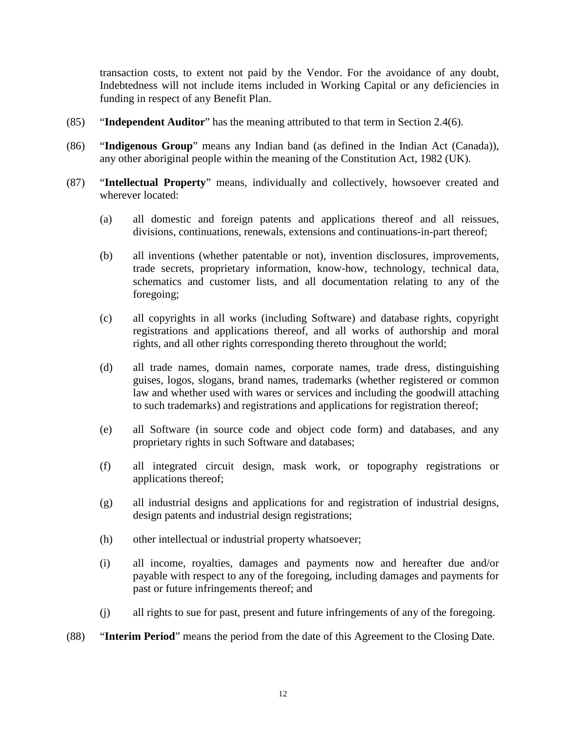transaction costs, to extent not paid by the Vendor. For the avoidance of any doubt, Indebtedness will not include items included in Working Capital or any deficiencies in funding in respect of any Benefit Plan.

(85) "**Independent Auditor**" has the meaning attributed to that term in Section 2.4(6).

(86) "**Indigenous Group**" means any Indian band (as defined in the Indian Act (Canada)), any other aboriginal people within the meaning of the Constitution Act, 1982 (UK).

(87) "**Intellectual Property**" means, individually and collectively, howsoever created and wherever located:

(a) all domestic and foreign patents and applications thereof and all reissues, divisions, continuations, renewals, extensions and continuations-in-part thereof;

(b) all inventions (whether patentable or not), invention disclosures, improvements, trade secrets, proprietary information, know-how, technology, technical data, schematics and customer lists, and all documentation relating to any of the foregoing;

(c) all copyrights in all works (including Software) and database rights, copyright registrations and applications thereof, and all works of authorship and moral rights, and all other rights corresponding thereto throughout the world;

(d) all trade names, domain names, corporate names, trade dress, distinguishing guises, logos, slogans, brand names, trademarks (whether registered or common law and whether used with wares or services and including the goodwill attaching to such trademarks) and registrations and applications for registration thereof;

(e) all Software (in source code and object code form) and databases, and any proprietary rights in such Software and databases;

(f) all integrated circuit design, mask work, or topography registrations or applications thereof;

(g) all industrial designs and applications for and registration of industrial designs, design patents and industrial design registrations;

(h) other intellectual or industrial property whatsoever;

(i) all income, royalties, damages and payments now and hereafter due and/or payable with respect to any of the foregoing, including damages and payments for past or future infringements thereof; and

(j) all rights to sue for past, present and future infringements of any of the foregoing.

(88) "**Interim Period**" means the period from the date of this Agreement to the Closing Date.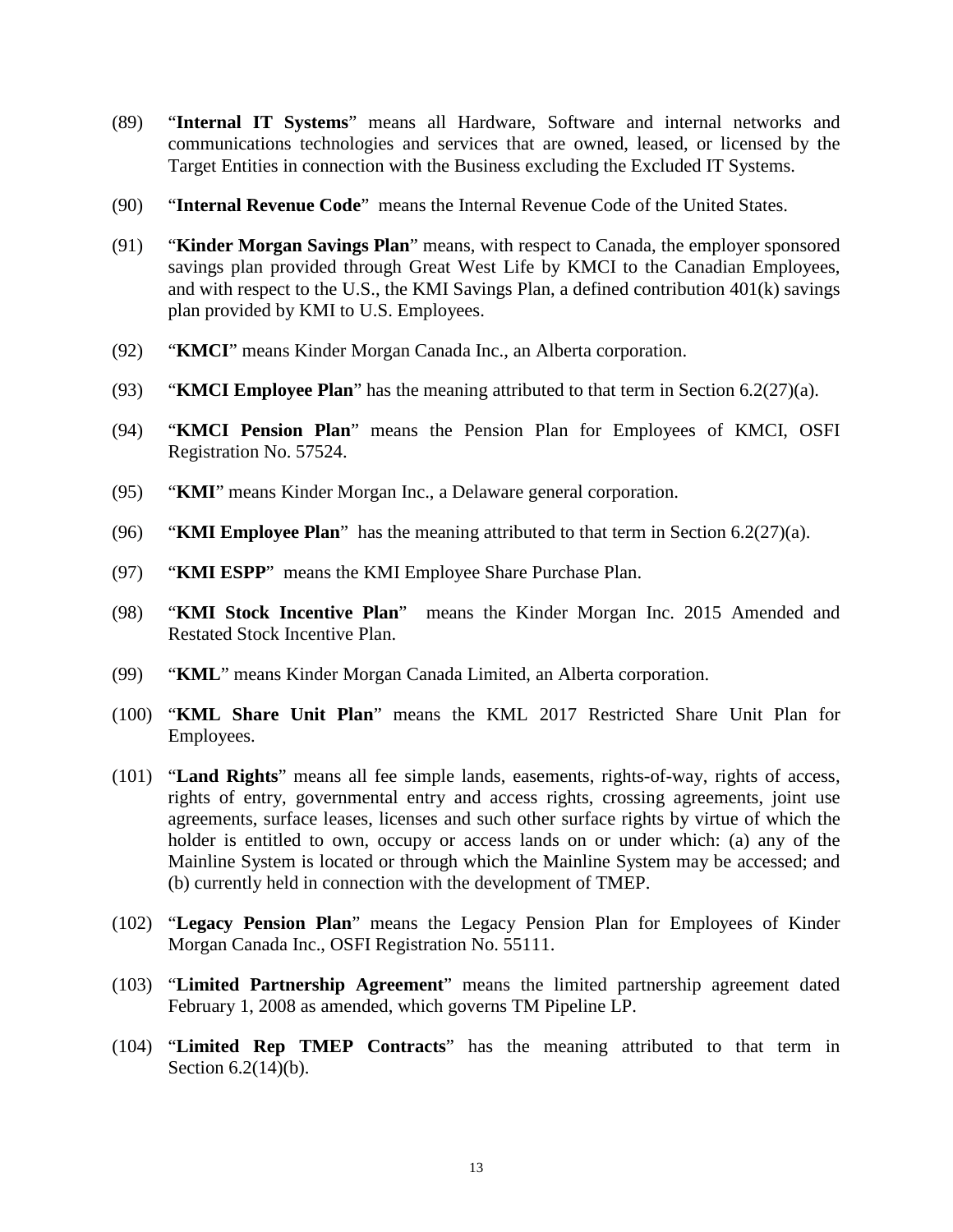(89) "**Internal IT Systems**" means all Hardware, Software and internal networks and communications technologies and services that are owned, leased, or licensed by the Target Entities in connection with the Business excluding the Excluded IT Systems.

(90) "**Internal Revenue Code**" means the Internal Revenue Code of the United States.

(91) "**Kinder Morgan Savings Plan**" means, with respect to Canada, the employer sponsored savings plan provided through Great West Life by KMCI to the Canadian Employees, and with respect to the U.S., the KMI Savings Plan, a defined contribution 401(k) savings plan provided by KMI to U.S. Employees.

(92) "**KMCI**" means Kinder Morgan Canada Inc., an Alberta corporation.

(93) "**KMCI Employee Plan**" has the meaning attributed to that term in Section 6.2(27)(a).

(94) "**KMCI Pension Plan**" means the Pension Plan for Employees of KMCI, OSFI Registration No. 57524.

(95) "**KMI**" means Kinder Morgan Inc., a Delaware general corporation.

(96) "**KMI Employee Plan**" has the meaning attributed to that term in Section 6.2(27)(a).

(97) "**KMI ESPP**" means the KMI Employee Share Purchase Plan.

(98) "**KMI Stock Incentive Plan**" means the Kinder Morgan Inc. 2015 Amended and Restated Stock Incentive Plan.

(99) "**KML**" means Kinder Morgan Canada Limited, an Alberta corporation.

(100) "**KML Share Unit Plan**" means the KML 2017 Restricted Share Unit Plan for Employees.

(101) "**Land Rights**" means all fee simple lands, easements, rights-of-way, rights of access, rights of entry, governmental entry and access rights, crossing agreements, joint use agreements, surface leases, licenses and such other surface rights by virtue of which the holder is entitled to own, occupy or access lands on or under which: (a) any of the Mainline System is located or through which the Mainline System may be accessed; and (b) currently held in connection with the development of TMEP.

(102) "**Legacy Pension Plan**" means the Legacy Pension Plan for Employees of Kinder Morgan Canada Inc., OSFI Registration No. 55111.

(103) "**Limited Partnership Agreement**" means the limited partnership agreement dated February 1, 2008 as amended, which governs TM Pipeline LP.

(104) "**Limited Rep TMEP Contracts**" has the meaning attributed to that term in Section 6.2(14)(b).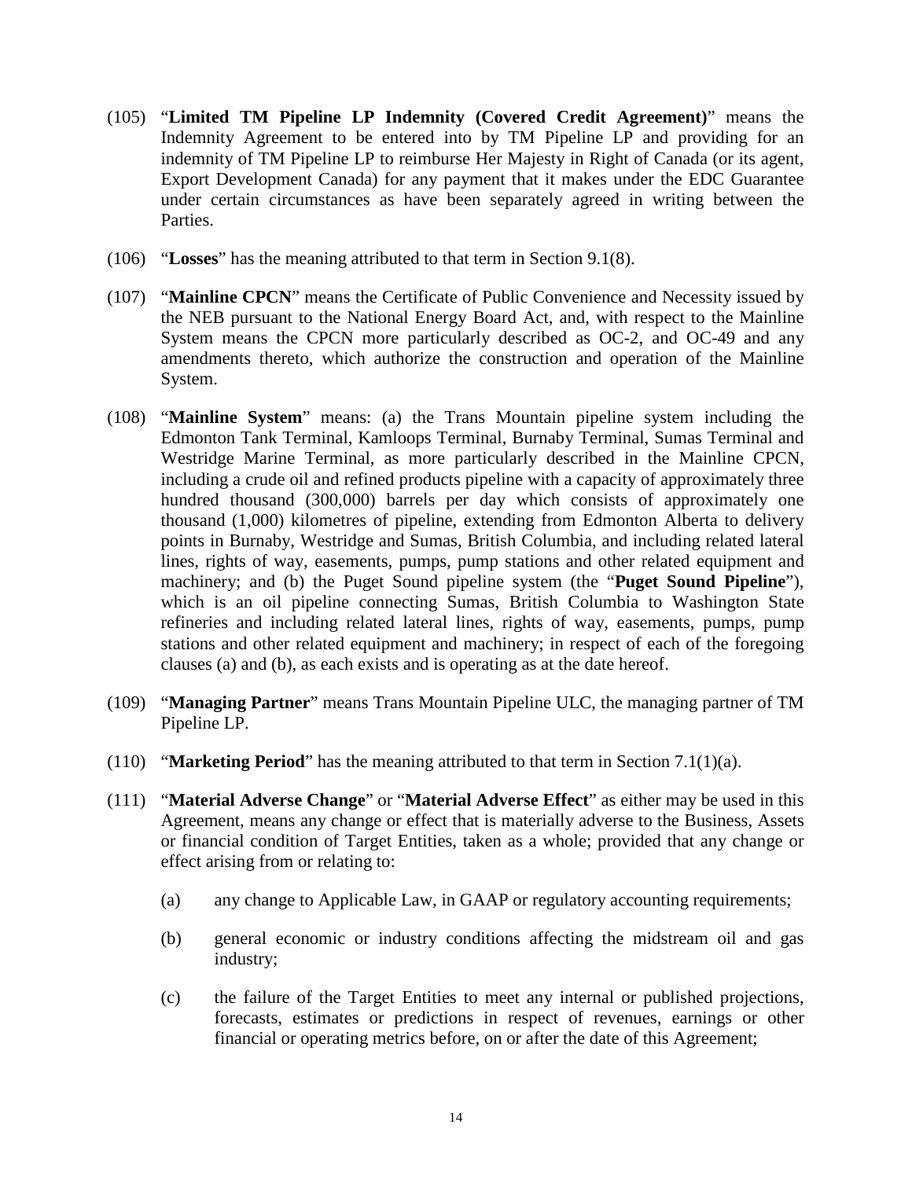(105) "**Limited TM Pipeline LP Indemnity (Covered Credit Agreement)**" means the Indemnity Agreement to be entered into by TM Pipeline LP and providing for an indemnity of TM Pipeline LP to reimburse Her Majesty in Right of Canada (or its agent, Export Development Canada) for any payment that it makes under the EDC Guarantee under certain circumstances as have been separately agreed in writing between the Parties.

(106) "**Losses**" has the meaning attributed to that term in Section 9.1(8).

(107) "**Mainline CPCN**" means the Certificate of Public Convenience and Necessity issued by the NEB pursuant to the National Energy Board Act, and, with respect to the Mainline System means the CPCN more particularly described as OC-2, and OC-49 and any amendments thereto, which authorize the construction and operation of the Mainline System.

(108) "**Mainline System**" means: (a) the Trans Mountain pipeline system including the Edmonton Tank Terminal, Kamloops Terminal, Burnaby Terminal, Sumas Terminal and Westridge Marine Terminal, as more particularly described in the Mainline CPCN, including a crude oil and refined products pipeline with a capacity of approximately three hundred thousand (300,000) barrels per day which consists of approximately one thousand (1,000) kilometres of pipeline, extending from Edmonton Alberta to delivery points in Burnaby, Westridge and Sumas, British Columbia, and including related lateral lines, rights of way, easements, pumps, pump stations and other related equipment and machinery; and (b) the Puget Sound pipeline system (the "**Puget Sound Pipeline**"), which is an oil pipeline connecting Sumas, British Columbia to Washington State refineries and including related lateral lines, rights of way, easements, pumps, pump stations and other related equipment and machinery; in respect of each of the foregoing clauses (a) and (b), as each exists and is operating as at the date hereof.

(109) "**Managing Partner**" means Trans Mountain Pipeline ULC, the managing partner of TM Pipeline LP.

(110) "**Marketing Period**" has the meaning attributed to that term in Section 7.1(1)(a).

(111) "**Material Adverse Change**" or "**Material Adverse Effect**" as either may be used in this Agreement, means any change or effect that is materially adverse to the Business, Assets or financial condition of Target Entities, taken as a whole; provided that any change or effect arising from or relating to:

(a) any change to Applicable Law, in GAAP or regulatory accounting requirements;

(b) general economic or industry conditions affecting the midstream oil and gas industry;

(c) the failure of the Target Entities meet any internal or published projections, forecasts, estimates or predictions in respect of revenues, earnings or other financial or operating metrics before, on or after the date of this Agreement;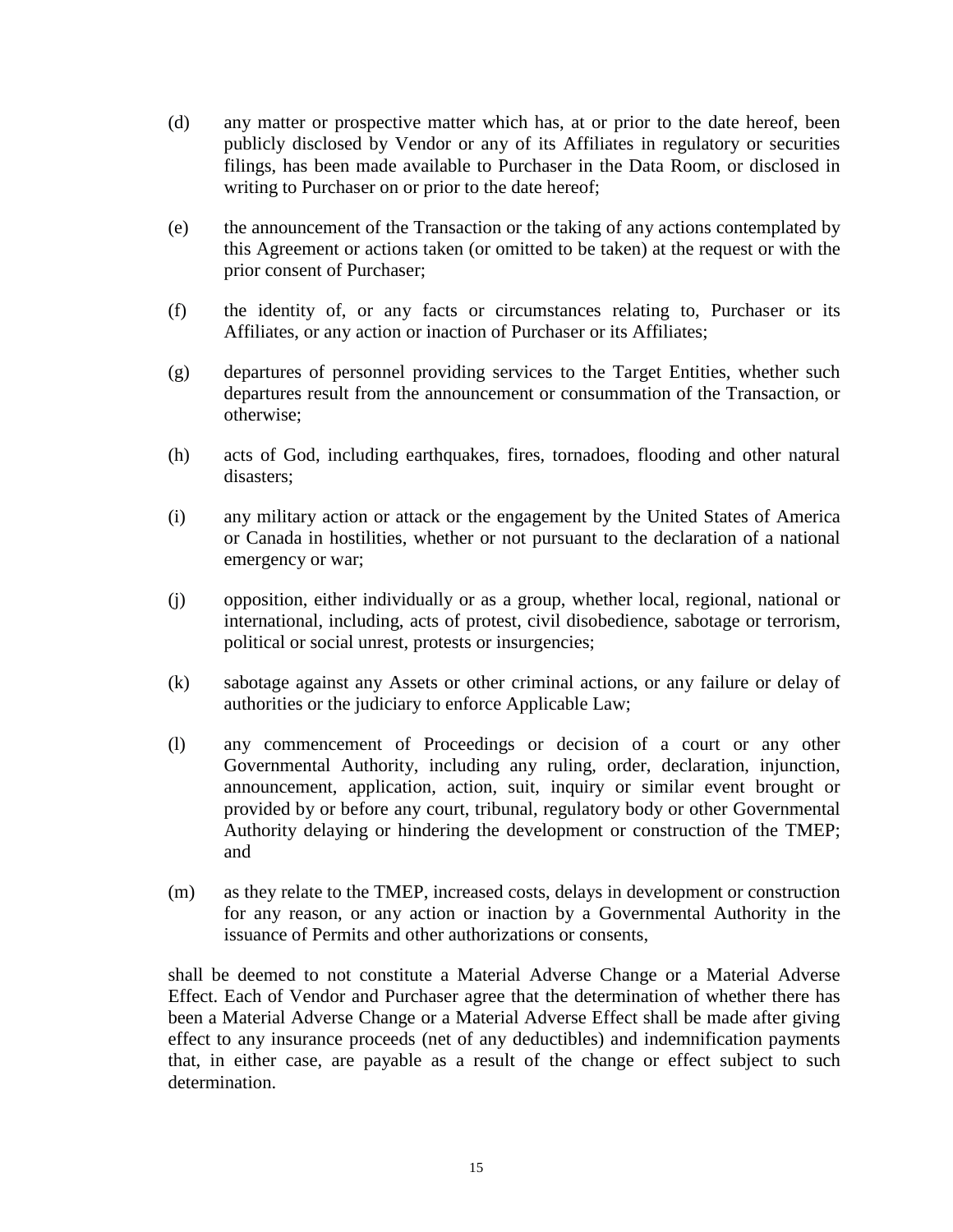(d) any matter or prospective matter which has, at or prior to the date hereof, been publicly disclosed by Vendor or any of its Affiliates in regulatory or securities filings, has been made available to Purchaser in the Data Room, or disclosed in writing to Purchaser on or prior to the date hereof;

(e) the announcement of the Transaction or the taking of any actions contemplated by this Agreement or actions taken (or omitted to be taken) at the request or with the prior consent of Purchaser;

(f) the identity of, or any facts or circumstances relating to, Purchaser or its Affiliates, or any action or inaction of Purchaser or its Affiliates;

(g) departures of personnel providing services to the Target Entities, whether such departures result from the announcement or consummation of the Transaction, or otherwise;

(h) acts of God, including earthquakes, fires, tornadoes, flooding and other natural disasters;

(i) any military action or attack or the engagement by the United States of America or Canada in hostilities, whether or not pursuant to the declaration of a national emergency or war;

(j) opposition, either individually or as a group, whether local, regional, national or international, including, acts of protest, civil disobedience, sabotage or terrorism, political or social unrest, protests or insurgencies;

(k) sabotage against any Assets or other criminal actions, or any failure or delay of authorities or the judiciary to enforce Applicable Law;

(l) any commencement of Proceedings or decision of a court or any other Governmental Authority, including any ruling, order, declaration, injunction, announcement, application, action, suit, inquiry or similar event brought or provided by or before any court, tribunal, regulatory body or other Governmental Authority delaying or hindering the development or construction of the TMEP; and

(m) as they relate to the TMEP, increased costs, delays in development or construction for any reason, or any action or inaction by a Governmental Authority in the issuance of Permits and other authorizations or consents,

shall be deemed to not constitute a Material Adverse Change or a Material Adverse Effect. Each of Vendor and Purchaser agree that the determination of whether there has been a Material Adverse Change or a Material Adverse Effect shall be made after giving effect to any insurance proceeds (net of any deductibles) and indemnification payments that, in either case, are payable as a result of the change or effect subject to such determination.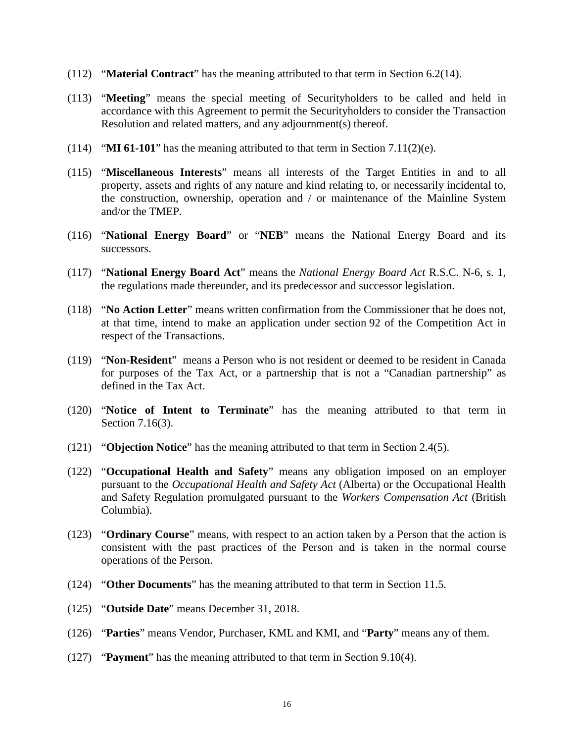(112) "**Material Contract**" has the meaning attributed to that term in Section 6.2(14).

(113) "**Meeting**" means the special meeting of Securityholders to be called and held in accordance with this Agreement to permit the Securityholders to consider the Transaction Resolution and related matters, and any adjournment(s) thereof.

(114) "**MI 61-101**" has the meaning attributed to that term in Section 7.11(2)(e).

(115) "**Miscellaneous Interests**" means all interests of the Target Entities in and to all property, assets and rights of any nature and kind relating to, or necessarily incidental to, the construction, ownership, operation and / or maintenance of the Mainline System and/or the TMEP.

(116) "**National Energy Board**" or "**NEB**" means the National Energy Board and its successors.

(117) "**National Energy Board Act**" means the *National Energy Board Act* R.S.C. N-6, s. 1, the regulations made thereunder, and its predecessor and successor legislation.

(118) "**No Action Letter**" means written confirmation from the Commissioner that he does not, at that time, intend to make an application under section 92 of the Competition Act in respect of the Transactions.

(119) "**Non-Resident**" means a Person who is not resident or deemed to be resident in Canada for purposes of the Tax Act, or a partnership that is not a "Canadian partnership" as defined in the Tax Act.

(120) "**Notice of Intent to Terminate**" has the meaning attributed to that term in Section 7.16(3).

(121) "**Objection Notice**" has the meaning attributed to that term in Section 2.4(5).

(122) "**Occupational Health and Safety**" means any obligation imposed on an employer pursuant to the *Occupational Health and Safety Act* (Alberta) or the Occupational Health and Safety Regulation promulgated pursuant to the *Workers Compensation Act* (British Columbia).

(123) "**Ordinary Course**" means, with respect to an action taken by a Person that the action is consistent with the past practices of the Person and is taken in the normal course operations of the Person.

(124) "**Other Documents**" has the meaning attributed to that term in Section 11.5.

(125) "**Outside Date**" means December 31, 2018.

(126) "**Parties**" means Vendor, Purchaser, KML and KMI, and "**Party**" means any of them.

(127) "**Payment**" has the meaning attributed to that term in Section 9.10(4).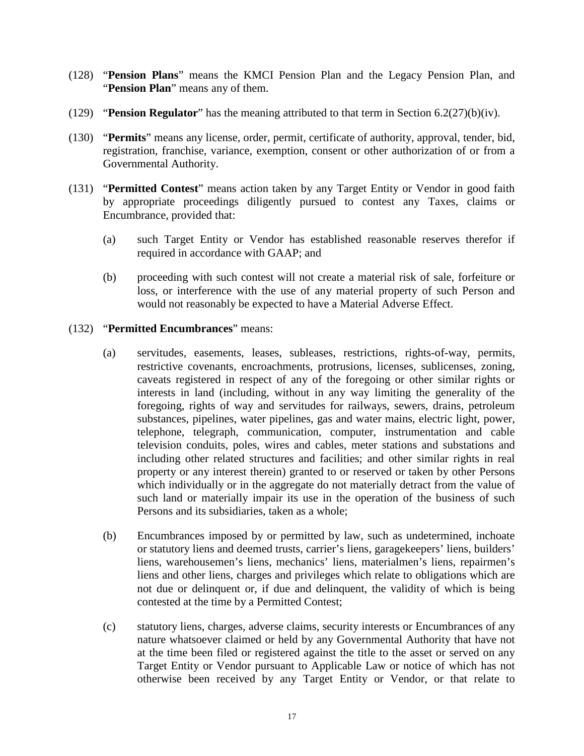(128) "**Pension Plans**" means the KMCI Pension Plan and the Legacy Pension Plan, and "**Pension Plan**" means any of them.

(129) "**Pension Regulator**" has the meaning attributed to that term in Section 6.2(27)(b)(iv).

(130) "**Permits**" means any license, order, permit, certificate of authority, approval, tender, bid, registration, franchise, variance, exemption, consent or other authorization of or from a Governmental Authority.

(131) "**Permitted Contest**" means action taken by any Target Entity or Vendor in good faith by appropriate proceedings diligently pursued to contest any Taxes, claims or Encumbrance, provided that:

(a) such Target Entity or Vendor has established reasonable reserves therefor if required in accordance with GAAP; and

(b) proceeding with such contest will not create a material risk of sale, forfeiture or loss, or interference with the use of any material property of such Person and would not reasonably be expected to have a Material Adverse Effect.

(132) "**Permitted Encumbrances**" means:

(a) servitudes, easements, leases, subleases, restrictions, rights-of-way, permits, restrictive covenants, encroachments, protrusions, licenses, sublicenses, zoning, caveats registered in respect of any of the foregoing or other similar rights or interests in land (including, without in any way limiting the generality of the foregoing, rights of way and servitudes for railways, sewers, drains, petroleum substances, pipelines, water pipelines, gas and water mains, electric light, power, telephone, telegraph, communication, computer, instrumentation and cable television conduits, poles, wires and cables, meter stations and substations and including other related structures and facilities; and other similar rights in real property or any interest therein) granted to or reserved or taken by other Persons which individually or in the aggregate do not materially detract from the value of such land or materially impair its use in the operation of the business of such Persons and its subsidiaries, taken as a whole;

(b) Encumbrances imposed by or permitted by law, such as undetermined, inchoate or statutory liens and deemed trusts, carrier's liens, garagekeepers' liens, builders' liens, warehousemen's liens, mechanics' liens, materialmen's liens, repairmen's liens and other liens, charges and privileges which relate to obligations which are not due or delinquent or, if due and delinquent, the validity of which is being contested at the time by a Permitted Contest;

(c) statutory liens, charges, adverse claims, security interests or Encumbrances of any nature whatsoever claimed or held by any Governmental Authority that have not at the time been filed or registered against the title to the asset or served on any Target Entity or Vendor pursuant to Applicable Law or notice of which has not otherwise been received by any Target Entity or Vendor, or that relate to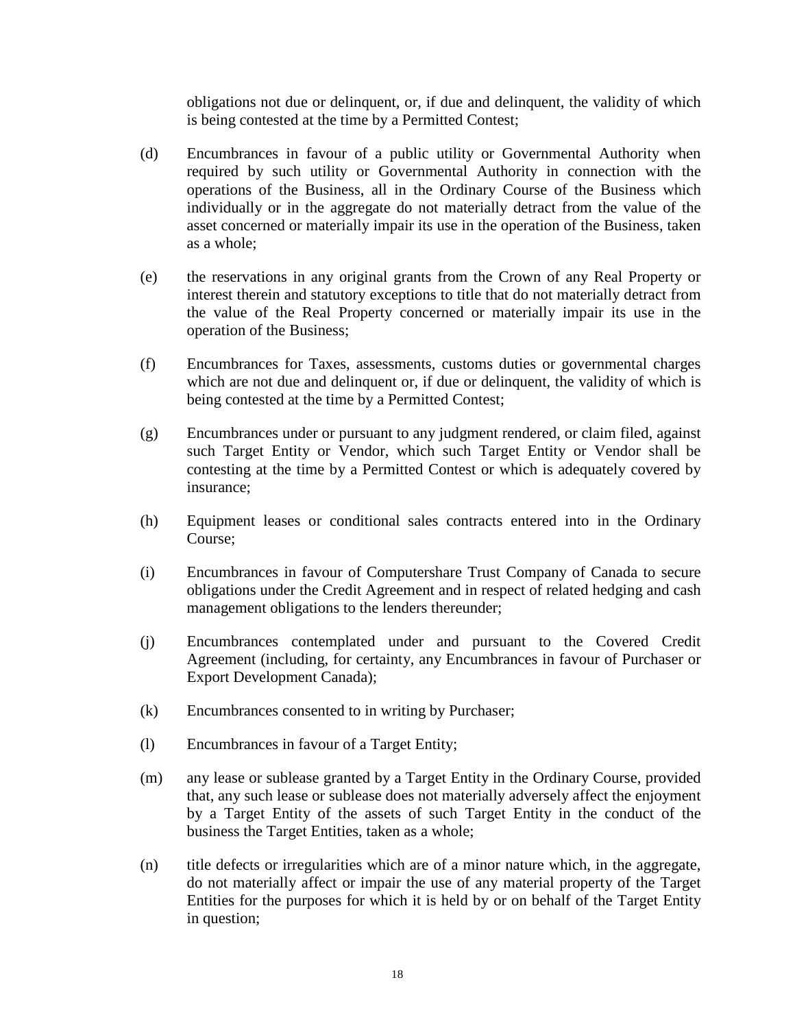obligations not due or delinquent, or, if due and delinquent, the validity of which is being contested at the time by a Permitted Contest;

(d) Encumbrances in favour of a public utility or Governmental Authority when required by such utility or Governmental Authority in connection with the operations of the Business, all in the Ordinary Course of the Business which individually or in the aggregate do not materially detract from the value of the asset concerned or materially impair its use in the operation of the Business, taken as a whole;

(e) the reservations in any original grants from the Crown of any Real Property or interest therein and statutory exceptions to title that do not materially detract from the value of the Real Property concerned or materially impair its use in the operation of the Business;

(f) Encumbrances for Taxes, assessments, customs duties or governmental charges which are not due and delinquent or, if due or delinquent, the validity of which is being contested at the time by a Permitted Contest;

(g) Encumbrances under or pursuant to any judgment rendered, or claim filed, against such Target Entity or Vendor, which such Target Entity or Vendor shall be contesting at the time by a Permitted Contest or which is adequately covered by insurance;

(h) Equipment leases or conditional sales contracts entered into in the Ordinary Course;

(i) Encumbrances in favour of Computershare Trust Company of Canada to secure obligations under the Credit Agreement and in respect of related hedging and cash management obligations to the lenders thereunder;

(j) Encumbrances contemplated under and pursuant to the Covered Credit Agreement (including, for certainty, any Encumbrances in favour of Purchaser or Export Development Canada);

(k) Encumbrances consented to in writing by Purchaser;

(l) Encumbrances in favour of a Target Entity;

(m) any lease or sublease granted by a Target Entity in the Ordinary Course, provided that, any such lease or sublease does not materially adversely affect the enjoyment by a Target Entity of the assets of such Target Entity in the conduct of the business the Target Entities, taken as a whole;

(n) title defects or irregularities which are of a minor nature which, in the aggregate, do not materially affect or impair the use of any material property of the Target Entities for the purposes for which it is held by or on behalf of the Target Entity in question;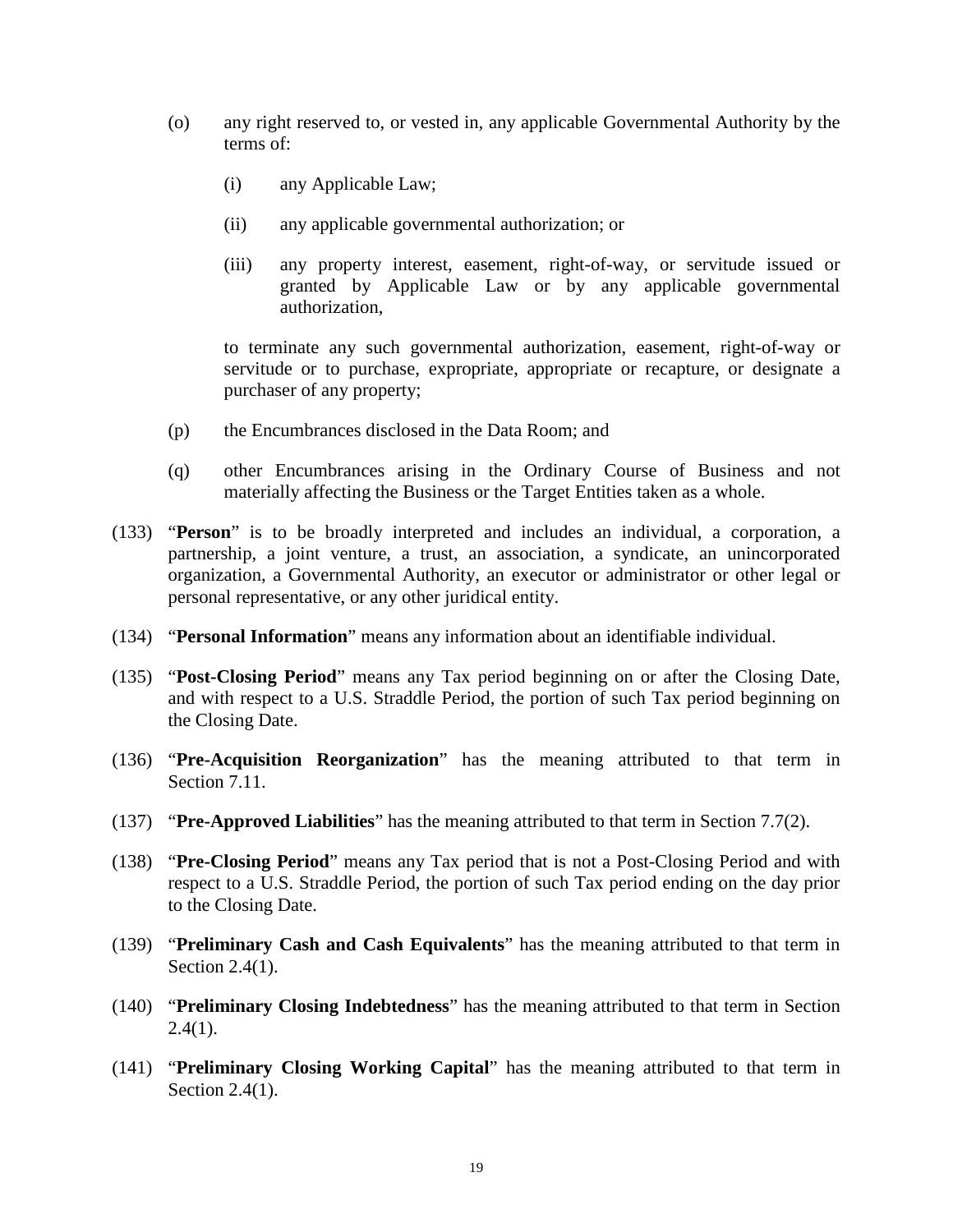(o) any right reserved to, or vested in, any applicable Governmental Authority by the terms of:

  (i) any Applicable Law;

  (ii) any applicable governmental authorization; or

  (iii) any property interest, easement, right-of-way, or servitude issued or granted by Applicable Law or by any applicable governmental authorization,

  to terminate any such governmental authorization, easement, right-of-way or servitude or to purchase, expropriate, appropriate or recapture, or designate a purchaser of any property;

(p) the Encumbrances disclosed in the Data Room; and

(q) other Encumbrances arising in the Ordinary Course of Business and not materially affecting the Business or the Target Entities taken as a whole.

(133) "**Person**" is to be broadly interpreted and includes an individual, a corporation, a partnership, a joint venture, a trust, an association, a syndicate, an unincorporated organization, a Governmental Authority, an executor or administrator or other legal or personal representative, or any other juridical entity.

(134) "**Personal Information**" means any information about an identifiable individual.

(135) "**Post-Closing Period**" means any Tax period beginning on or after the Closing Date, and with respect to a U.S. Straddle Period, the portion of such Tax period beginning on the Closing Date.

(136) "**Pre-Acquisition Reorganization**" has the meaning attributed to that term in Section 7.11.

(137) "**Pre-Approved Liabilities**" has the meaning attributed to that term in Section 7.7(2).

(138) "**Pre-Closing Period**" means any Tax period that is not a Post-Closing Period and with respect to a U.S. Straddle Period, the portion of such Tax period ending on the day prior to the Closing Date.

(139) "**Preliminary Cash and Cash Equivalents**" has the meaning attributed to that term in Section 2.4(1).

(140) "**Preliminary Closing Indebtedness**" has the meaning attributed to that term in Section 2.4(1).

(141) "**Preliminary Closing Working Capital**" has the meaning attributed to that term in Section 2.4(1).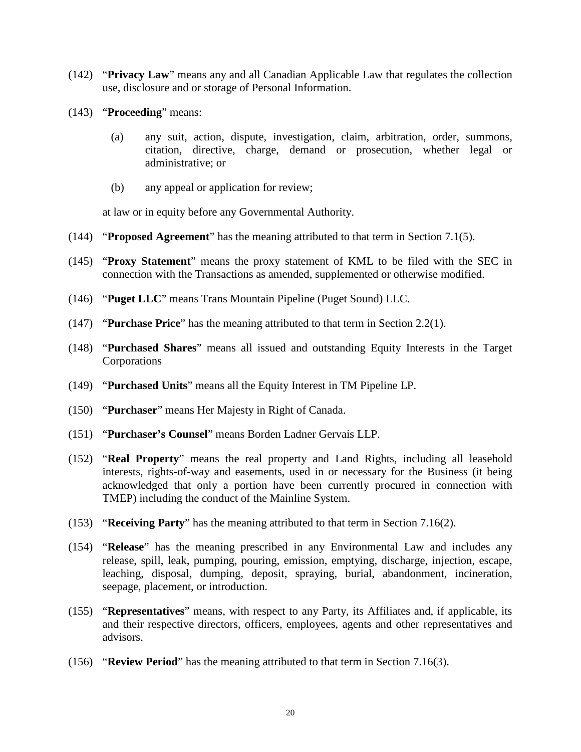(142) "**Privacy Law**" means any and all Canadian Applicable Law that regulates the collection use, disclosure and or storage of Personal Information.

(143) "**Proceeding**" means:

(a) any suit, action, dispute, investigation, claim, arbitration, order, summons, citation, directive, charge, demand or prosecution, whether legal or administrative; or

(b) any appeal or application for review;

at law or in equity before any Governmental Authority.

(144) "**Proposed Agreement**" has the meaning attributed to that term in Section 7.1(5).

(145) "**Proxy Statement**" means the proxy statement of KML to be filed with the SEC in connection with the Transactions as amended, supplemented or otherwise modified.

(146) "**Puget LLC**" means Trans Mountain Pipeline (Puget Sound) LLC.

(147) "**Purchase Price**" has the meaning attributed to that term in Section 2.2(1).

(148) "**Purchased Shares**" means all issued and outstanding Equity Interests in the Target Corporations

(149) "**Purchased Units**" means all the Equity Interest in TM Pipeline LP.

(150) "**Purchaser**" means Her Majesty in Right of Canada.

(151) "**Purchaser's Counsel**" means Borden Ladner Gervais LLP.

(152) "**Real Property**" means the real property and Land Rights, including all leasehold interests, rights-of-way and easements, used in or necessary for the Business (it being acknowledged that only a portion have been currently procured in connection with TMEP) including the conduct of the Mainline System.

(153) "**Receiving Party**" has the meaning attributed to that term in Section 7.16(2).

(154) "**Release**" has the meaning prescribed in any Environmental Law and includes any release, spill, leak, pumping, pouring, emission, emptying, discharge, injection, escape, leaching, disposal, dumping, deposit, spraying, burial, abandonment, incineration, seepage, placement, or introduction.

(155) "**Representatives**" means, with respect to any Party, its Affiliates and, if applicable, its and their respective directors, officers, employees, agents and other representatives and advisors.

(156) "**Review Period**" has the meaning attributed to that term in Section 7.16(3).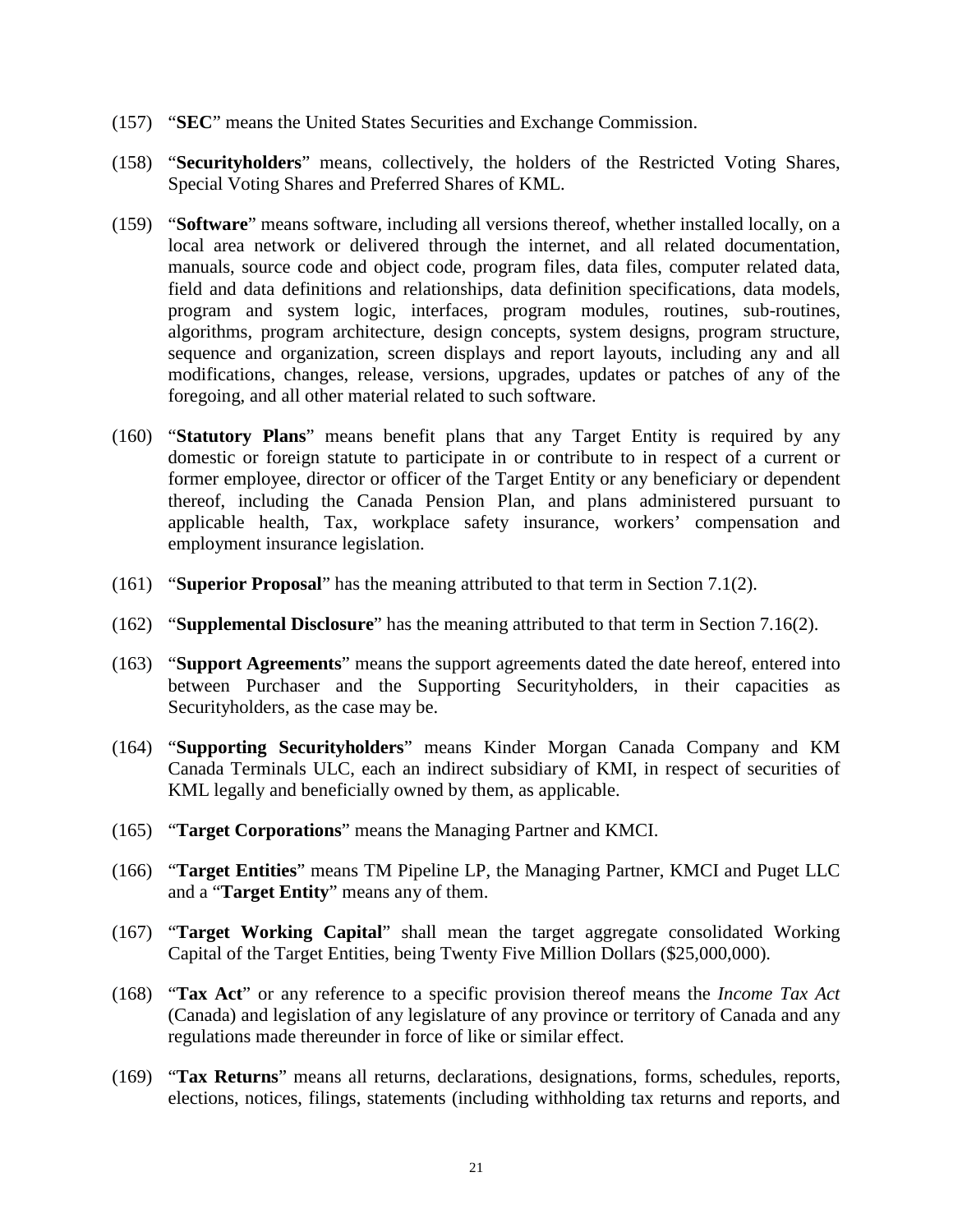(157) "**SEC**" means the United States Securities and Exchange Commission.

(158) "**Securityholders**" means, collectively, the holders of the Restricted Voting Shares, Special Voting Shares and Preferred Shares of KML.

(159) "**Software**" means software, including all versions thereof, whether installed locally, on a local area network or delivered through the internet, and all related documentation, manuals, source code and object code, program files, data files, computer related data, field and data definitions and relationships, data definition specifications, data models, program and system logic, interfaces, program modules, routines, sub-routines, algorithms, program architecture, design concepts, system designs, program structure, sequence and organization, screen displays and report layouts, including any and all modifications, changes, release, versions, upgrades, updates or patches of any of the foregoing, and all other material related to such software.

(160) "**Statutory Plans**" means benefit plans that any Target Entity is required by any domestic or foreign statute to participate in or contribute to in respect of a current or former employee, director or officer of the Target Entity or any beneficiary or dependent thereof, including the Canada Pension Plan, and plans administered pursuant to applicable health, Tax, workplace safety insurance, workers' compensation and employment insurance legislation.

(161) "**Superior Proposal**" has the meaning attributed to that term in Section 7.1(2).

(162) "**Supplemental Disclosure**" has the meaning attributed to that term in Section 7.16(2).

(163) "**Support Agreements**" means the support agreements dated the date hereof, entered into between Purchaser and the Supporting Securityholders, in their capacities as Securityholders, as the case may be.

(164) "**Supporting Securityholders**" means Kinder Morgan Canada Company and KM Canada Terminals ULC, each an indirect subsidiary of KMI, in respect of securities of KML legally and beneficially owned by them, as applicable.

(165) "**Target Corporations**" means the Managing Partner and KMCI.

(166) "**Target Entities**" means TM Pipeline LP, the Managing Partner, KMCI and Puget LLC and a "**Target Entity**" means any of them.

(167) "**Target Working Capital**" shall mean the target aggregate consolidated Working Capital of the Target Entities, being Twenty Five Million Dollars ($25,000,000).

(168) "**Tax Act**" or any reference to a specific provision thereof means the *Income Tax Act* (Canada) and legislation of any legislature of any province or territory of Canada and any regulations made thereunder in force of like or similar effect.

(169) "**Tax Returns**" means all returns, declarations, designations, forms, schedules, reports, elections, notices, filings, statements (including withholding tax returns and reports, and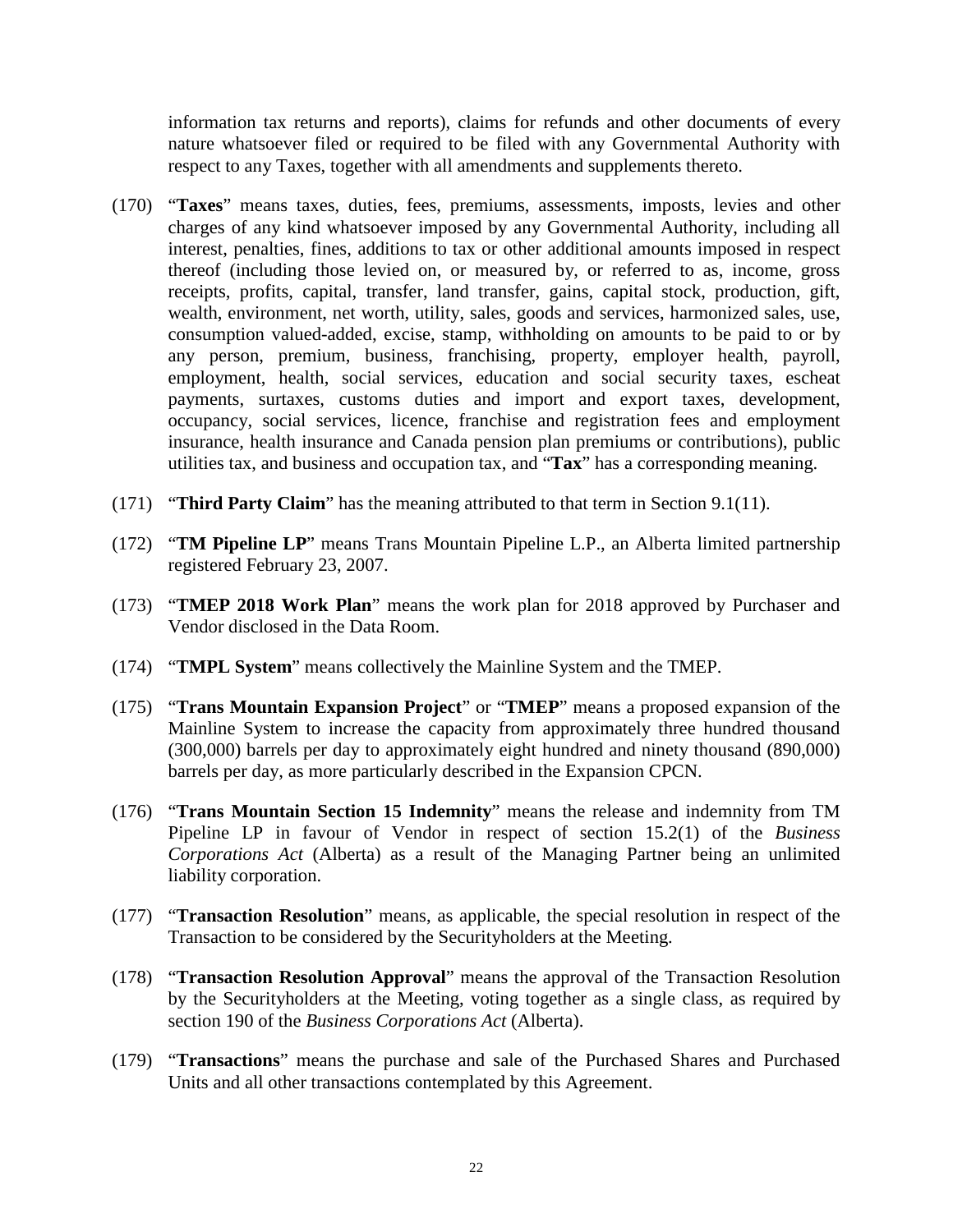information tax returns and reports), claims for refunds and other documents of every nature whatsoever filed or required to be filed with any Governmental Authority with respect to any Taxes, together with all amendments and supplements thereto.

(170) "**Taxes**" means taxes, duties, fees, premiums, assessments, imposts, levies and other charges of any kind whatsoever imposed by any Governmental Authority, including all interest, penalties, fines, additions to tax or other additional amounts imposed in respect thereof (including those levied on, or measured by, or referred to as, income, gross receipts, profits, capital, transfer, land transfer, gains, capital stock, production, gift, wealth, environment, net worth, utility, sales, goods and services, harmonized sales, use, consumption valued-added, excise, stamp, withholding on amounts to be paid to or by any person, premium, business, franchising, property, employer health, payroll, employment, health, social services, education and social security taxes, escheat payments, surtaxes, customs duties and import and export taxes, development, occupancy, social services, licence, franchise and registration fees and employment insurance, health insurance and Canada pension plan premiums or contributions), public utilities tax, and business and occupation tax, and "**Tax**" has a corresponding meaning.

(171) "**Third Party Claim**" has the meaning attributed to that term in Section 9.1(11).

(172) "**TM Pipeline LP**" means Trans Mountain Pipeline L.P., an Alberta limited partnership registered February 23, 2007.

(173) "**TMEP 2018 Work Plan**" means the work plan for 2018 approved by Purchaser and Vendor disclosed in the Data Room.

(174) "**TMPL System**" means collectively the Mainline System and the TMEP.

(175) "**Trans Mountain Expansion Project**" or "**TMEP**" means a proposed expansion of the Mainline System to increase the capacity from approximately three hundred thousand (300,000) barrels per day to approximately eight hundred and ninety thousand (890,000) barrels per day, as more particularly described in the Expansion CPCN.

(176) "**Trans Mountain Section 15 Indemnity**" means the release and indemnity from TM Pipeline LP in favour of Vendor in respect of section 15.2(1) of the *Business Corporations Act* (Alberta) as a result of the Managing Partner being an unlimited liability corporation.

(177) "**Transaction Resolution**" means, as applicable, the special resolution in respect of the Transaction to be considered by the Securityholders at the Meeting.

(178) "**Transaction Resolution Approval**" means the approval of the Transaction Resolution by the Securityholders at the Meeting, voting together as a single class, as required by section 190 of the *Business Corporations Act* (Alberta).

(179) "**Transactions**" means the purchase and sale of the Purchased Shares and Purchased Units and all other transactions contemplated by this Agreement.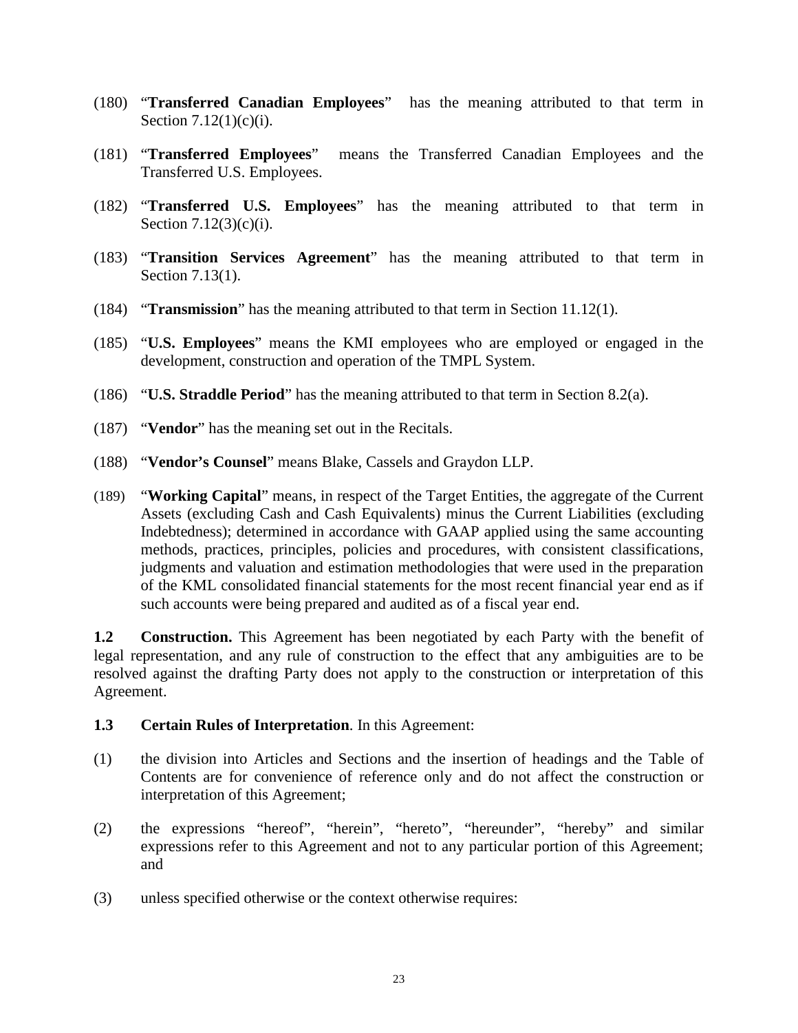(180) “**Transferred Canadian Employees**” has the meaning attributed to that term in Section 7.12(1)(c)(i).

(181) “**Transferred Employees**” means the Transferred Canadian Employees and the Transferred U.S. Employees.

(182) “**Transferred U.S. Employees**” has the meaning attributed to that term in Section 7.12(3)(c)(i).

(183) “**Transition Services Agreement**” has the meaning attributed to that term in Section 7.13(1).

(184) “**Transmission**” has the meaning attributed to that term in Section 11.12(1).

(185) “**U.S. Employees**” means the KMI employees who are employed or engaged in the development, construction and operation of the TMPL System.

(186) “**U.S. Straddle Period**” has the meaning attributed to that term in Section 8.2(a).

(187) “**Vendor**” has the meaning set out in the Recitals.

(188) “**Vendor’s Counsel**” means Blake, Cassels and Graydon LLP.

(189) “**Working Capital**” means, in respect of the Target Entities, the aggregate of the Current Assets (excluding Cash and Cash Equivalents) minus the Current Liabilities (excluding Indebtedness); determined in accordance with GAAP applied using the same accounting methods, practices, principles, policies and procedures, with consistent classifications, judgments and valuation and estimation methodologies that were used in the preparation of the KML consolidated financial statements for the most recent financial year end as if such accounts were being prepared and audited as of a fiscal year end.

**1.2 Construction.** This Agreement has been negotiated by each Party with the benefit of legal representation, and any rule of construction to the effect that any ambiguities are to be resolved against the drafting Party does not apply to the construction or interpretation of this Agreement.

**1.3 Certain Rules of Interpretation**. In this Agreement:

(1) the division into Articles and Sections and the insertion of headings and the Table of Contents are for convenience of reference only and do not affect the construction or interpretation of this Agreement;

(2) the expressions “hereof”, “herein”, “hereto”, “hereunder”, “hereby” and similar expressions refer to this Agreement and not to any particular portion of this Agreement; and

(3) unless specified otherwise or the context otherwise requires: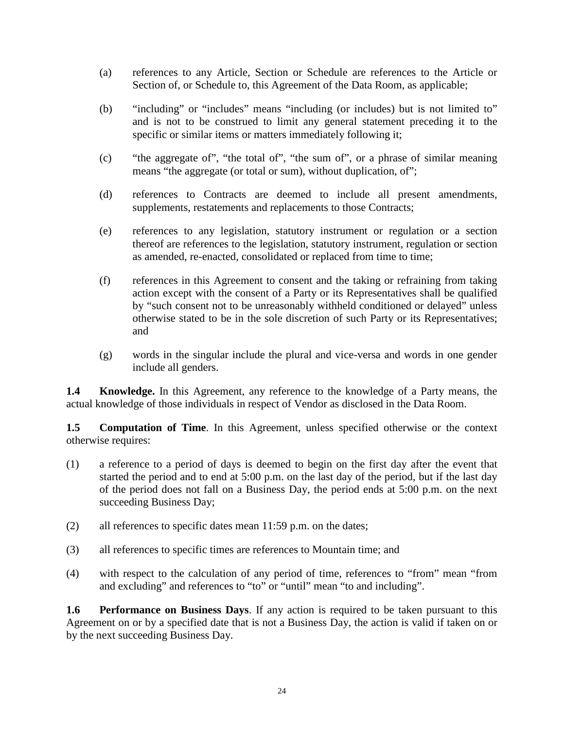(a) references to any Article, Section or Schedule are references to the Article or Section of, or Schedule to, this Agreement of the Data Room, as applicable;

(b) "including" or "includes" means "including (or includes) but is not limited to" and is not to be construed to limit any general statement preceding it to the specific or similar items or matters immediately following it;

(c) "the aggregate of", "the total of", "the sum of", or a phrase of similar meaning means "the aggregate (or total or sum), without duplication, of";

(d) references to Contracts are deemed to include all present amendments, supplements, restatements and replacements to those Contracts;

(e) references to any legislation, statutory instrument or regulation or a section thereof are references to the legislation, statutory instrument, regulation or section as amended, re-enacted, consolidated or replaced from time to time;

(f) references in this Agreement to consent and the taking or refraining from taking action except with the consent of a Party or its Representatives shall be qualified by "such consent not to be unreasonably withheld conditioned or delayed" unless otherwise stated to be in the sole discretion of such Party or its Representatives; and

(g) words in the singular include the plural and vice-versa and words in one gender include all genders.

**1.4 Knowledge.** In this Agreement, any reference to the knowledge of a Party means, the actual knowledge of those individuals in respect of Vendor as disclosed in the Data Room.

**1.5 Computation of Time**. In this Agreement, unless specified otherwise or the context otherwise requires:

(1) a reference to a period of days is deemed to begin on the first day after the event that started the period and to end at 5:00 p.m. on the last day of the period, but if the last day of the period does not fall on a Business Day, the period ends at 5:00 p.m. on the next succeeding Business Day;

(2) all references to specific dates mean 11:59 p.m. on the dates;

(3) all references to specific times are references to Mountain time; and

(4) with respect to the calculation of any period of time, references to "from" mean "from and excluding" and references to "to" or "until" mean "to and including".

**1.6 Performance on Business Days**. If any action is required to be taken pursuant to this Agreement on or by a specified date that is not a Business Day, the action is valid if taken on or by the next succeeding Business Day.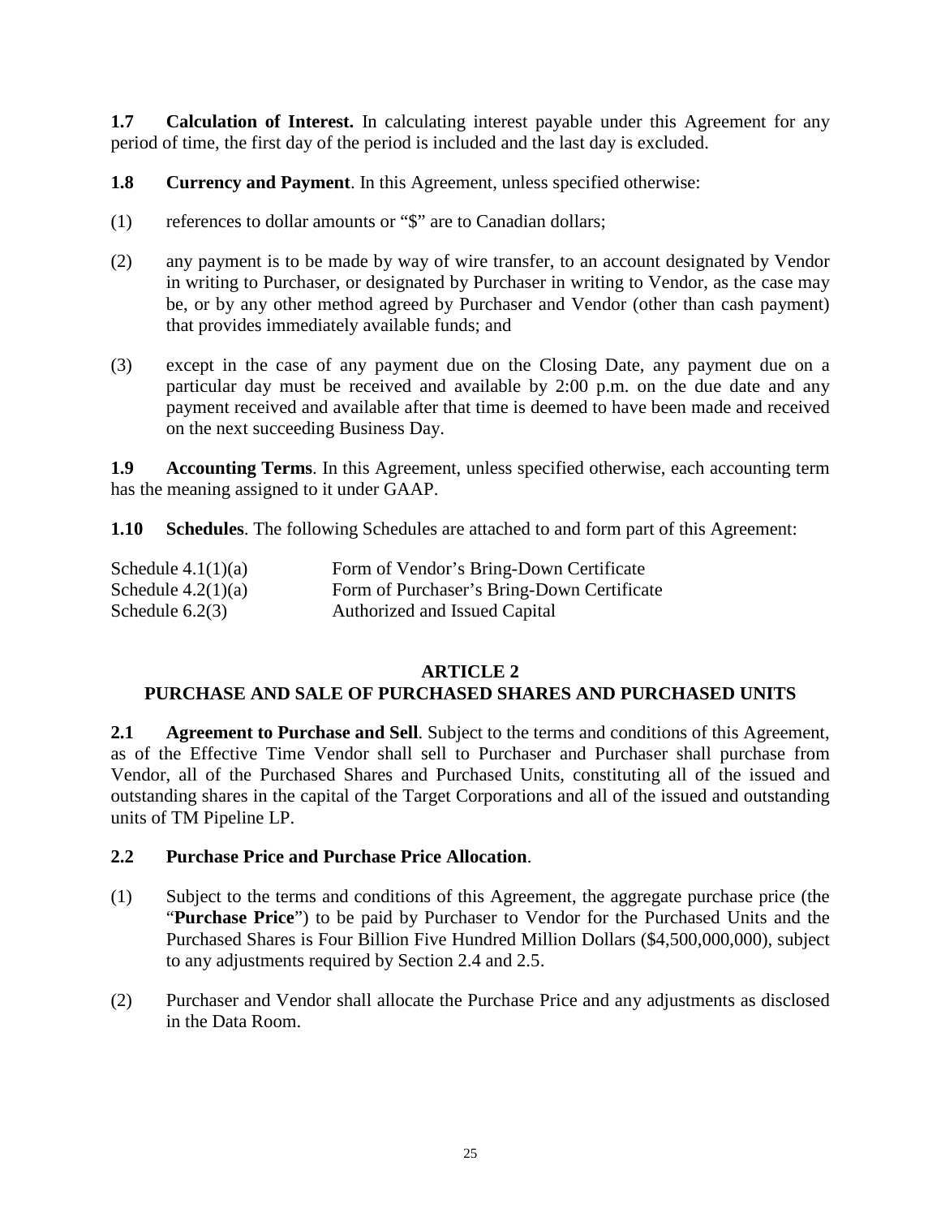**1.7 Calculation of Interest.** In calculating interest payable under this Agreement for any period of time, the first day of the period is included and the last day is excluded.

**1.8 Currency and Payment**. In this Agreement, unless specified otherwise:

(1) references to dollar amounts or "$" are to Canadian dollars;

(2) any payment is to be made by way of wire transfer, to an account designated by Vendor in writing to Purchaser, or designated by Purchaser in writing to Vendor, as the case may be, or by any other method agreed by Purchaser and Vendor (other than cash payment) that provides immediately available funds; and

(3) except in the case of any payment due on the Closing Date, any payment due on a particular day must be received and available by 2:00 p.m. on the due date and any payment received and available after that time is deemed to have been made and received on the next succeeding Business Day.

**1.9 Accounting Terms**. In this Agreement, unless specified otherwise, each accounting term has the meaning assigned to it under GAAP.

**1.10 Schedules**. The following Schedules are attached to and form part of this Agreement:

| | |
|---|---|
| Schedule 4.1(1)(a) | Form of Vendor's Bring-Down Certificate |
| Schedule 4.2(1)(a) | Form of Purchaser's Bring-Down Certificate |
| Schedule 6.2(3) | Authorized and Issued Capital |

## ARTICLE 2
## PURCHASE AND SALE OF PURCHASED SHARES AND PURCHASED UNITS

**2.1 Agreement to Purchase and Sell**. Subject to the terms and conditions of this Agreement, as of the Effective Time Vendor shall sell to Purchaser and Purchaser shall purchase from Vendor, all of the Purchased Shares and Purchased Units, constituting all of the issued and outstanding shares in the capital of the Target Corporations and all of the issued and outstanding units of TM Pipeline LP.

**2.2 Purchase Price and Purchase Price Allocation**.

(1) Subject to the terms and conditions of this Agreement, the aggregate purchase price (the "**Purchase Price**") to be paid by Purchaser to Vendor for the Purchased Units and the Purchased Shares is Four Billion Five Hundred Million Dollars ($4,500,000,000), subject to any adjustments required by Section 2.4 and 2.5.

(2) Purchaser and Vendor shall allocate the Purchase Price and any adjustments as disclosed in the Data Room.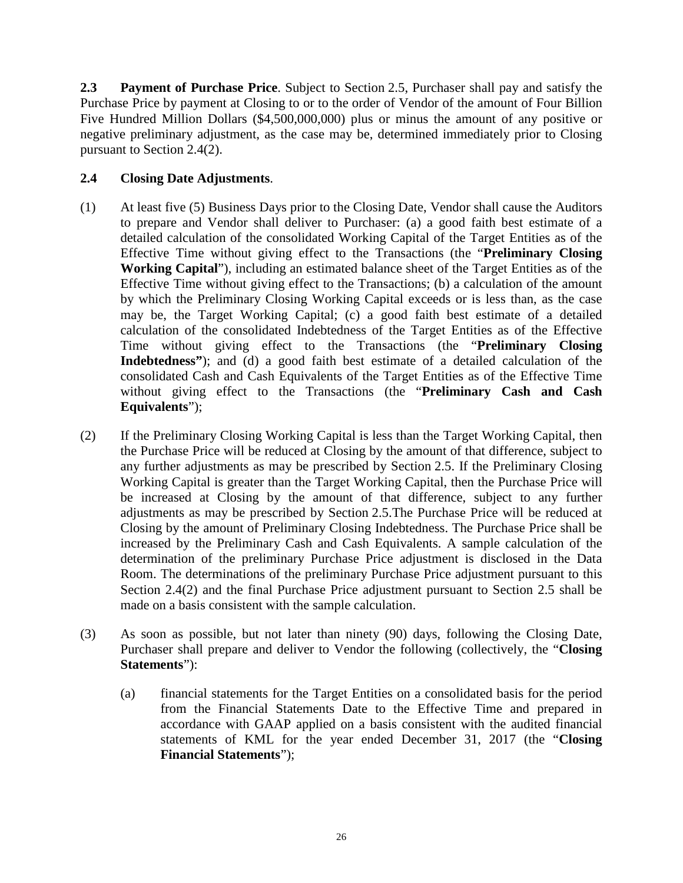**2.3 Payment of Purchase Price**. Subject to Section 2.5, Purchaser shall pay and satisfy the Purchase Price by payment at Closing to or to the order of Vendor of the amount of Four Billion Five Hundred Million Dollars ($4,500,000,000) plus or minus the amount of any positive or negative preliminary adjustment, as the case may be, determined immediately prior to Closing pursuant to Section 2.4(2).

**2.4 Closing Date Adjustments**.

(1) At least five (5) Business Days prior to the Closing Date, Vendor shall cause the Auditors to prepare and Vendor shall deliver to Purchaser: (a) a good faith best estimate of a detailed calculation of the consolidated Working Capital of the Target Entities as of the Effective Time without giving effect to the Transactions (the "**Preliminary Closing Working Capital**"), including an estimated balance sheet of the Target Entities as of the Effective Time without giving effect to the Transactions; (b) a calculation of the amount by which the Preliminary Closing Working Capital exceeds or is less than, as the case may be, the Target Working Capital; (c) a good faith best estimate of a detailed calculation of the consolidated Indebtedness of the Target Entities as of the Effective Time without giving effect to the Transactions (the "**Preliminary Closing Indebtedness"**); and (d) a good faith best estimate of a detailed calculation of the consolidated Cash and Cash Equivalents of the Target Entities as of the Effective Time without giving effect to the Transactions (the "**Preliminary Cash and Cash Equivalents**");

(2) If the Preliminary Closing Working Capital is less than the Target Working Capital, then the Purchase Price will be reduced at Closing by the amount of that difference, subject to any further adjustments as may be prescribed by Section 2.5. If the Preliminary Closing Working Capital is greater than the Target Working Capital, then the Purchase Price will be increased at Closing by the amount of that difference, subject to any further adjustments as may be prescribed by Section 2.5.The Purchase Price will be reduced at Closing by the amount of Preliminary Closing Indebtedness. The Purchase Price shall be increased by the Preliminary Cash and Cash Equivalents. A sample calculation of the determination of the preliminary Purchase Price adjustment is disclosed in the Data Room. The determinations of the preliminary Purchase Price adjustment pursuant to this Section 2.4(2) and the final Purchase Price adjustment pursuant to Section 2.5 shall be made on a basis consistent with the sample calculation.

(3) As soon as possible, but not later than ninety (90) days, following the Closing Date, Purchaser shall prepare and deliver to Vendor the following (collectively, the "**Closing Statements**"):

(a) financial statements for the Target Entities on a consolidated basis for the period from the Financial Statements Date to the Effective Time and prepared in accordance with GAAP applied on a basis consistent with the audited financial statements of KML for the year ended December 31, 2017 (the "**Closing Financial Statements**");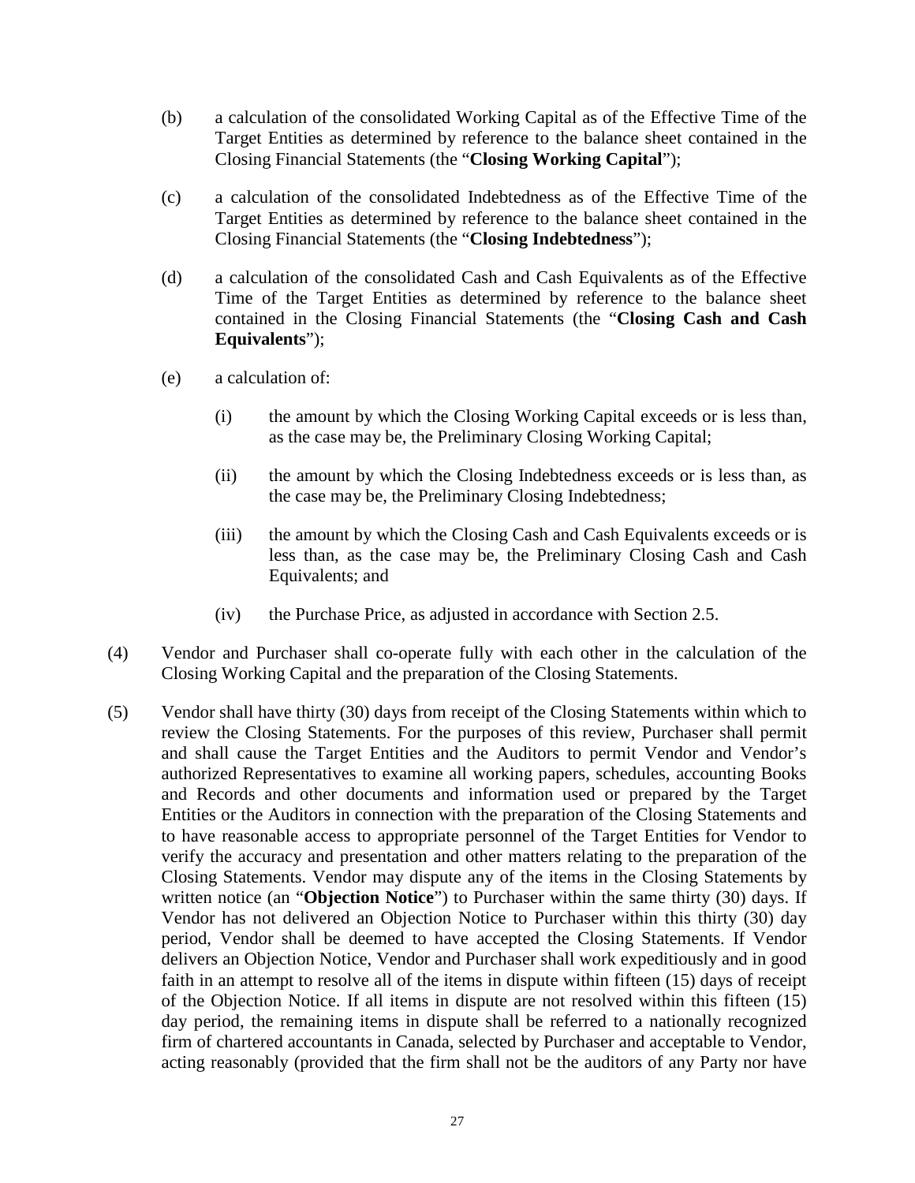(b) a calculation of the consolidated Working Capital as of the Effective Time of the Target Entities as determined by reference to the balance sheet contained in the Closing Financial Statements (the "**Closing Working Capital**");

(c) a calculation of the consolidated Indebtedness as of the Effective Time of the Target Entities as determined by reference to the balance sheet contained in the Closing Financial Statements (the "**Closing Indebtedness**");

(d) a calculation of the consolidated Cash and Cash Equivalents as of the Effective Time of the Target Entities as determined by reference to the balance sheet contained in the Closing Financial Statements (the "**Closing Cash and Cash Equivalents**");

(e) a calculation of:

(i) the amount by which the Closing Working Capital exceeds or is less than, as the case may be, the Preliminary Closing Working Capital;

(ii) the amount by which the Closing Indebtedness exceeds or is less than, as the case may be, the Preliminary Closing Indebtedness;

(iii) the amount by which the Closing Cash and Cash Equivalents exceeds or is less than, as the case may be, the Preliminary Closing Cash and Cash Equivalents; and

(iv) the Purchase Price, as adjusted in accordance with Section 2.5.

(4) Vendor and Purchaser shall co-operate fully with each other in the calculation of the Closing Working Capital and the preparation of the Closing Statements.

(5) Vendor shall have thirty (30) days from receipt of the Closing Statements within which to review the Closing Statements. For the purposes of this review, Purchaser shall permit and shall cause the Target Entities and the Auditors to permit Vendor and Vendor's authorized Representatives to examine all working papers, schedules, accounting Books and Records and other documents and information used or prepared by the Target Entities or the Auditors in connection with the preparation of the Closing Statements and to have reasonable access to appropriate personnel of the Target Entities for Vendor to verify the accuracy and presentation and other matters relating to the preparation of the Closing Statements. Vendor may dispute any of the items in the Closing Statements by written notice (an "**Objection Notice**") to Purchaser within the same thirty (30) days. If Vendor has not delivered an Objection Notice to Purchaser within this thirty (30) day period, Vendor shall be deemed to have accepted the Closing Statements. If Vendor delivers an Objection Notice, Vendor and Purchaser shall work expeditiously and in good faith in an attempt to resolve all of the items in dispute within fifteen (15) days of receipt of the Objection Notice. If all items in dispute are not resolved within this fifteen (15) day period, the remaining items in dispute shall be referred to a nationally recognized firm of chartered accountants in Canada, selected by Purchaser and acceptable to Vendor, acting reasonably (provided that the firm shall not be the auditors of any Party nor have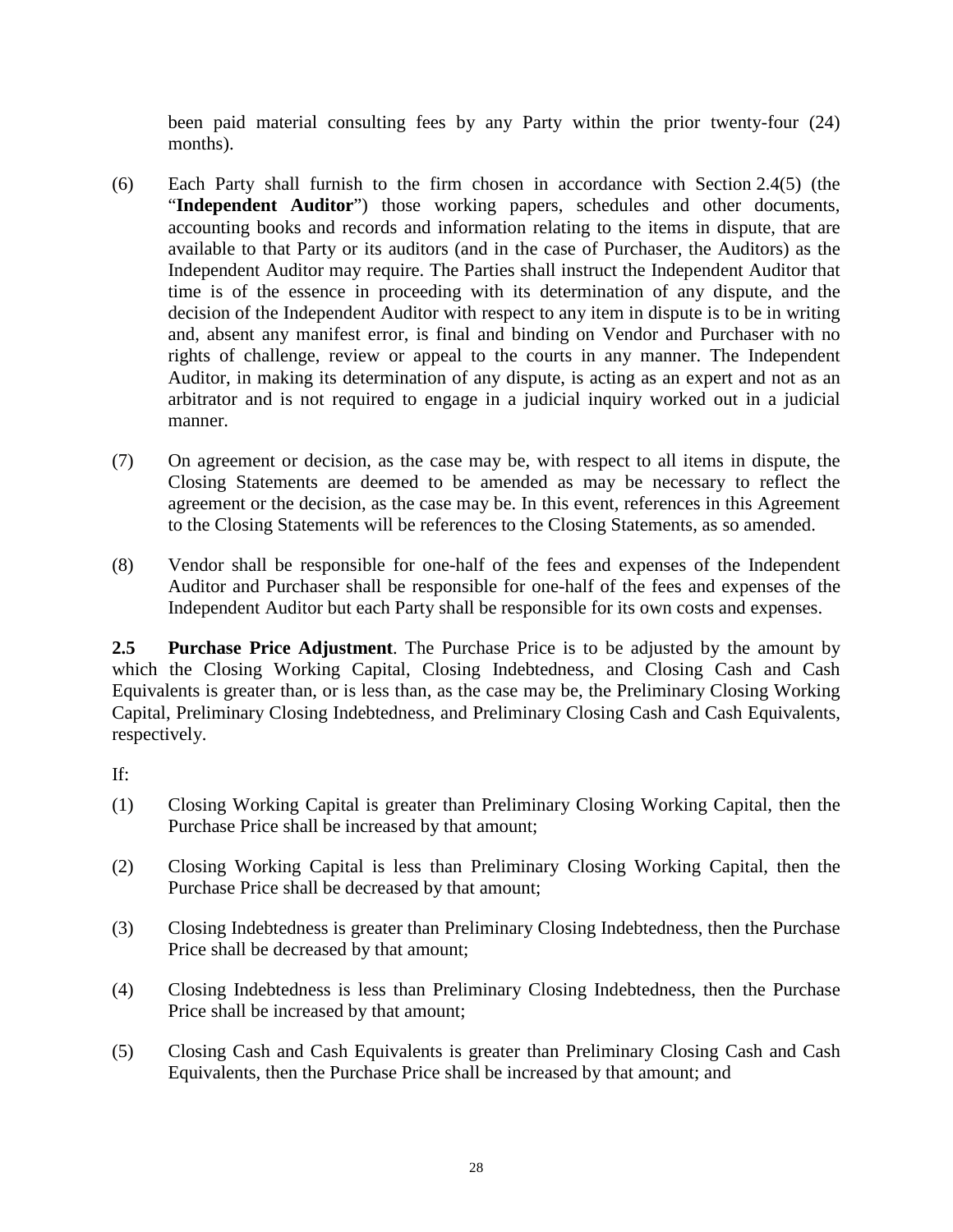been paid material consulting fees by any Party within the prior twenty-four (24) months).

(6) Each Party shall furnish to the firm chosen in accordance with Section 2.4(5) (the "**Independent Auditor**") those working papers, schedules and other documents, accounting books and records and information relating to the items in dispute, that are available to that Party or its auditors (and in the case of Purchaser, the Auditors) as the Independent Auditor may require. The Parties shall instruct the Independent Auditor that time is of the essence in proceeding with its determination of any dispute, and the decision of the Independent Auditor with respect to any item in dispute is to be in writing and, absent any manifest error, is final and binding on Vendor and Purchaser with no rights of challenge, review or appeal to the courts in any manner. The Independent Auditor, in making its determination of any dispute, is acting as an expert and not as an arbitrator and is not required to engage in a judicial inquiry worked out in a judicial manner.

(7) On agreement or decision, as the case may be, with respect to all items in dispute, the Closing Statements are deemed to be amended as may be necessary to reflect the agreement or the decision, as the case may be. In this event, references in this Agreement to the Closing Statements will be references to the Closing Statements, as so amended.

(8) Vendor shall be responsible for one-half of the fees and expenses of the Independent Auditor and Purchaser shall be responsible for one-half of the fees and expenses of the Independent Auditor but each Party shall be responsible for its own costs and expenses.

**2.5 Purchase Price Adjustment**. The Purchase Price is to be adjusted by the amount by which the Closing Working Capital, Closing Indebtedness, and Closing Cash and Cash Equivalents is greater than, or is less than, as the case may be, the Preliminary Closing Working Capital, Preliminary Closing Indebtedness, and Preliminary Closing Cash and Cash Equivalents, respectively.

If:

(1) Closing Working Capital is greater than Preliminary Closing Working Capital, then the Purchase Price shall be increased by that amount;

(2) Closing Working Capital is less than Preliminary Closing Working Capital, then the Purchase Price shall be decreased by that amount;

(3) Closing Indebtedness is greater than Preliminary Closing Indebtedness, then the Purchase Price shall be decreased by that amount;

(4) Closing Indebtedness is less than Preliminary Closing Indebtedness, then the Purchase Price shall be increased by that amount;

(5) Closing Cash and Cash Equivalents is greater than Preliminary Closing Cash and Cash Equivalents, then the Purchase Price shall be increased by that amount; and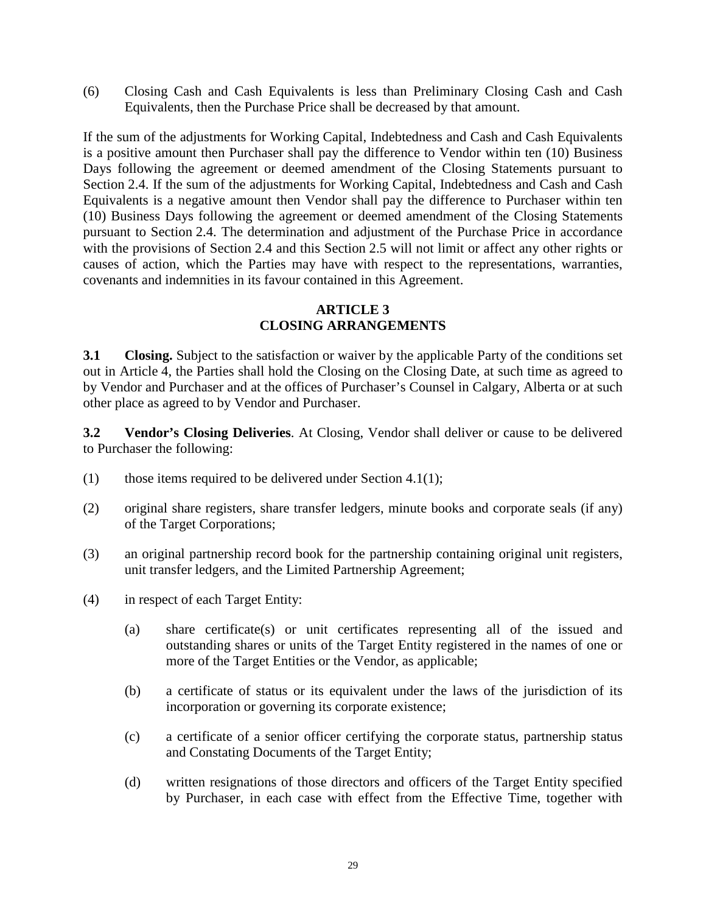(6) Closing Cash and Cash Equivalents is less than Preliminary Closing Cash and Cash Equivalents, then the Purchase Price shall be decreased by that amount.

If the sum of the adjustments for Working Capital, Indebtedness and Cash and Cash Equivalents is a positive amount then Purchaser shall pay the difference to Vendor within ten (10) Business Days following the agreement or deemed amendment of the Closing Statements pursuant to Section 2.4. If the sum of the adjustments for Working Capital, Indebtedness and Cash and Cash Equivalents is a negative amount then Vendor shall pay the difference to Purchaser within ten (10) Business Days following the agreement or deemed amendment of the Closing Statements pursuant to Section 2.4. The determination and adjustment of the Purchase Price in accordance with the provisions of Section 2.4 and this Section 2.5 will not limit or affect any other rights or causes of action, which the Parties may have with respect to the representations, warranties, covenants and indemnities in its favour contained in this Agreement.

## ARTICLE 3
## CLOSING ARRANGEMENTS

**3.1 Closing.** Subject to the satisfaction or waiver by the applicable Party of the conditions set out in Article 4, the Parties shall hold the Closing on the Closing Date, at such time as agreed to by Vendor and Purchaser and at the offices of Purchaser's Counsel in Calgary, Alberta or at such other place as agreed to by Vendor and Purchaser.

**3.2 Vendor's Closing Deliveries**. At Closing, Vendor shall deliver or cause to be delivered to Purchaser the following:

(1) those items required to be delivered under Section 4.1(1);

(2) original share registers, share transfer ledgers, minute books and corporate seals (if any) of the Target Corporations;

(3) an original partnership record book for the partnership containing original unit registers, unit transfer ledgers, and the Limited Partnership Agreement;

(4) in respect of each Target Entity:

  (a) share certificate(s) or unit certificates representing all of the issued and outstanding shares or units of the Target Entity registered in the names of one or more of the Target Entities or the Vendor, as applicable;

  (b) a certificate of status or its equivalent under the laws of the jurisdiction of its incorporation or governing its corporate existence;

  (c) a certificate of a senior officer certifying the corporate status, partnership status and Constating Documents of the Target Entity;

  (d) written resignations of those directors and officers of the Target Entity specified by Purchaser, in each case with effect from the Effective Time, together with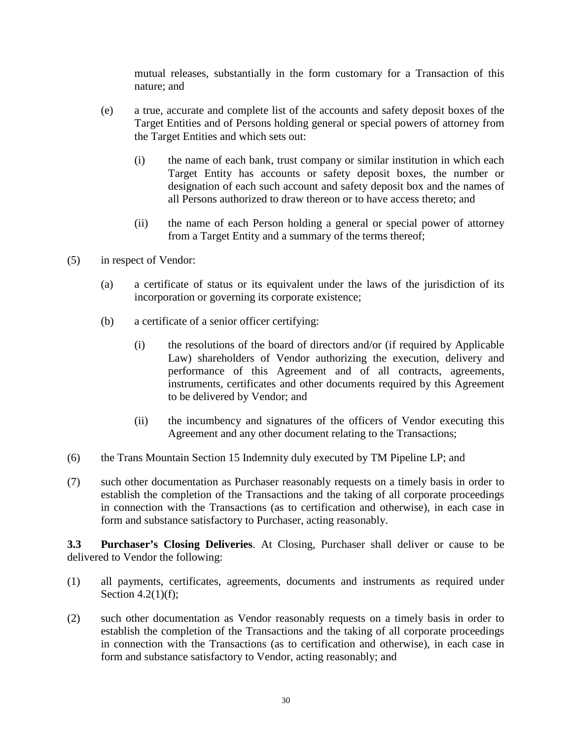mutual releases, substantially in the form customary for a Transaction of this nature; and

(e) a true, accurate and complete list of the accounts and safety deposit boxes of the Target Entities and of Persons holding general or special powers of attorney from the Target Entities and which sets out:

(i) the name of each bank, trust company or similar institution in which each Target Entity has accounts or safety deposit boxes, the number or designation of each such account and safety deposit box and the names of all Persons authorized to draw thereon or to have access thereto; and

(ii) the name of each Person holding a general or special power of attorney from a Target Entity and a summary of the terms thereof;

(5) in respect of Vendor:

(a) a certificate of status or its equivalent under the laws of the jurisdiction of its incorporation or governing its corporate existence;

(b) a certificate of a senior officer certifying:

(i) the resolutions of the board of directors and/or (if required by Applicable Law) shareholders of Vendor authorizing the execution, delivery and performance of this Agreement and of all contracts, agreements, instruments, certificates and other documents required by this Agreement to be delivered by Vendor; and

(ii) the incumbency and signatures of the officers of Vendor executing this Agreement and any other document relating to the Transactions;

(6) the Trans Mountain Section 15 Indemnity duly executed by TM Pipeline LP; and

(7) such other documentation as Purchaser reasonably requests on a timely basis in order to establish the completion of the Transactions and the taking of all corporate proceedings in connection with the Transactions (as to certification and otherwise), in each case in form and substance satisfactory to Purchaser, acting reasonably.

**3.3 Purchaser's Closing Deliveries**. At Closing, Purchaser shall deliver or cause to be delivered to Vendor the following:

(1) all payments, certificates, agreements, documents and instruments as required under Section 4.2(1)(f);

(2) such other documentation as Vendor reasonably requests on a timely basis in order to establish the completion of the Transactions and the taking of all corporate proceedings in connection with the Transactions (as to certification and otherwise), in each case in form and substance satisfactory to Vendor, acting reasonably; and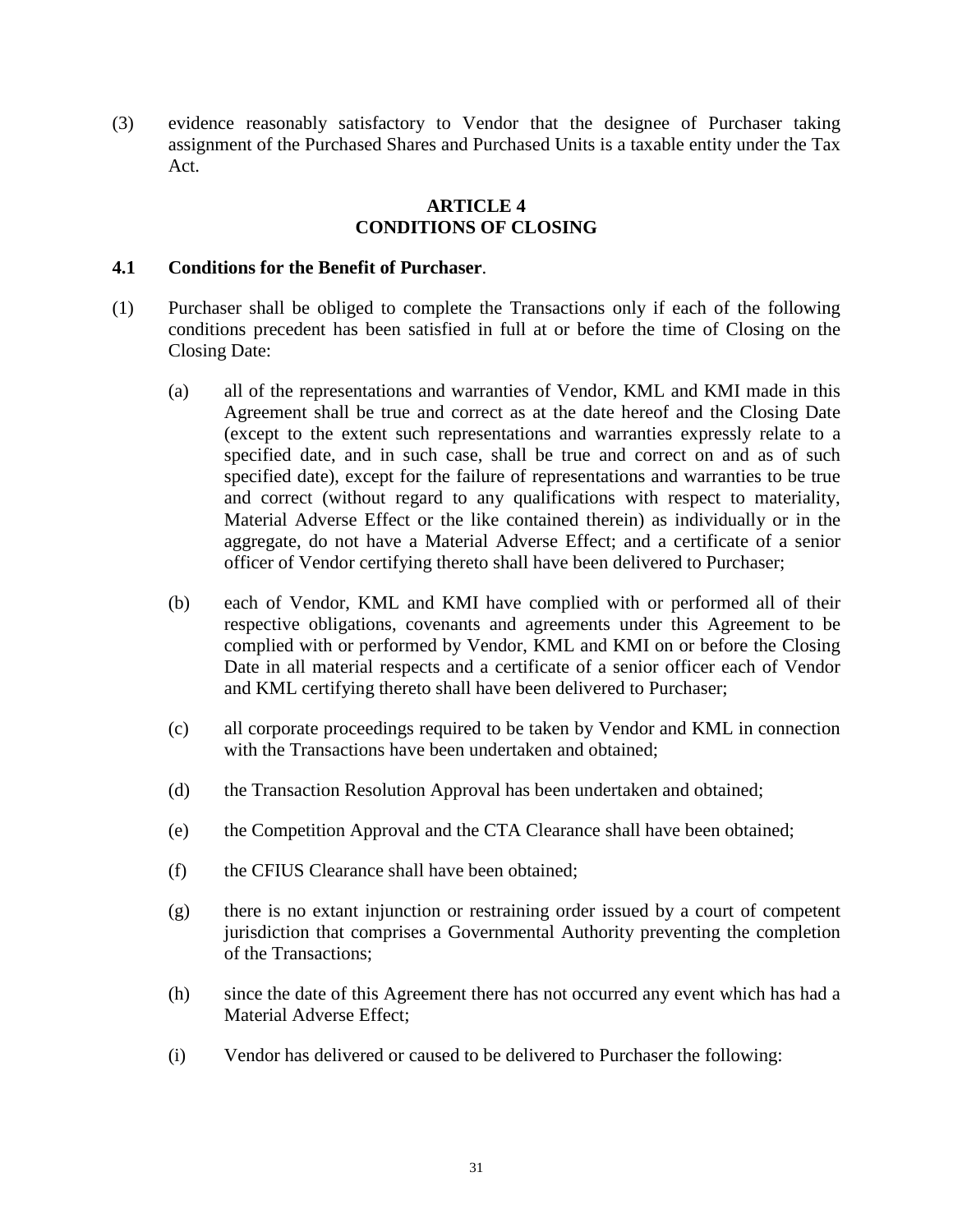(3) evidence reasonably satisfactory to Vendor that the designee of Purchaser taking assignment of the Purchased Shares and Purchased Units is a taxable entity under the Tax Act.

## ARTICLE 4
## CONDITIONS OF CLOSING

### 4.1 Conditions for the Benefit of Purchaser.

(1) Purchaser shall be obliged to complete the Transactions only if each of the following conditions precedent has been satisfied in full at or before the time of Closing on the Closing Date:

(a) all of the representations and warranties of Vendor, KML and KMI made in this Agreement shall be true and correct as at the date hereof and the Closing Date (except to the extent such representations and warranties expressly relate to a specified date, and in such case, shall be true and correct on and as of such specified date), except for the failure of representations and warranties to be true and correct (without regard to any qualifications with respect to materiality, Material Adverse Effect or the like contained therein) as individually or in the aggregate, do not have a Material Adverse Effect; and a certificate of a senior officer of Vendor certifying thereto shall have been delivered to Purchaser;

(b) each of Vendor, KML and KMI have complied with or performed all of their respective obligations, covenants and agreements under this Agreement to be complied with or performed by Vendor, KML and KMI on or before the Closing Date in all material respects and a certificate of a senior officer each of Vendor and KML certifying thereto shall have been delivered to Purchaser;

(c) all corporate proceedings required to be taken by Vendor and KML in connection with the Transactions have been undertaken and obtained;

(d) the Transaction Resolution Approval has been undertaken and obtained;

(e) the Competition Approval and the CTA Clearance shall have been obtained;

(f) the CFIUS Clearance shall have been obtained;

(g) there is no extant injunction or restraining order issued by a court of competent jurisdiction that comprises a Governmental Authority preventing the completion of the Transactions;

(h) since the date of this Agreement there has not occurred any event which has had a Material Adverse Effect;

(i) Vendor has delivered or caused to be delivered to Purchaser the following: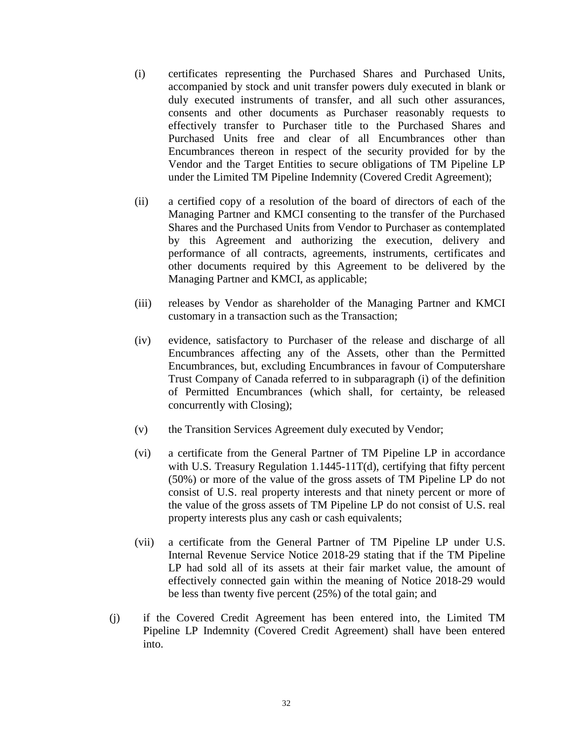(i) certificates representing the Purchased Shares and Purchased Units, accompanied by stock and unit transfer powers duly executed in blank or duly executed instruments of transfer, and all such other assurances, consents and other documents as Purchaser reasonably requests to effectively transfer to Purchaser title to the Purchased Shares and Purchased Units free and clear of all Encumbrances other than Encumbrances thereon in respect of the security provided for by the Vendor and the Target Entities to secure obligations of TM Pipeline LP under the Limited TM Pipeline Indemnity (Covered Credit Agreement);

(ii) a certified copy of a resolution of the board of directors of each of the Managing Partner and KMCI consenting to the transfer of the Purchased Shares and the Purchased Units from Vendor to Purchaser as contemplated by this Agreement and authorizing the execution, delivery and performance of all contracts, agreements, instruments, certificates and other documents required by this Agreement to be delivered by the Managing Partner and KMCI, as applicable;

(iii) releases by Vendor as shareholder of the Managing Partner and KMCI customary in a transaction such as the Transaction;

(iv) evidence, satisfactory to Purchaser of the release and discharge of all Encumbrances affecting any of the Assets, other than the Permitted Encumbrances, but, excluding Encumbrances in favour of Computershare Trust Company of Canada referred to in subparagraph (i) of the definition of Permitted Encumbrances (which shall, for certainty, be released concurrently with Closing);

(v) the Transition Services Agreement duly executed by Vendor;

(vi) a certificate from the General Partner of TM Pipeline LP in accordance with U.S. Treasury Regulation 1.1445-11T(d), certifying that fifty percent (50%) or more of the value of the gross assets of TM Pipeline LP do not consist of U.S. real property interests and that ninety percent or more of the value of the gross assets of TM Pipeline LP do not consist of U.S. real property interests plus any cash or cash equivalents;

(vii) a certificate from the General Partner of TM Pipeline LP under U.S. Internal Revenue Service Notice 2018-29 stating that if the TM Pipeline LP had sold all of its assets at their fair market value, the amount of effectively connected gain within the meaning of Notice 2018-29 would be less than twenty five percent (25%) of the total gain; and

(j) if the Covered Credit Agreement has been entered into, the Limited TM Pipeline LP Indemnity (Covered Credit Agreement) shall have been entered into.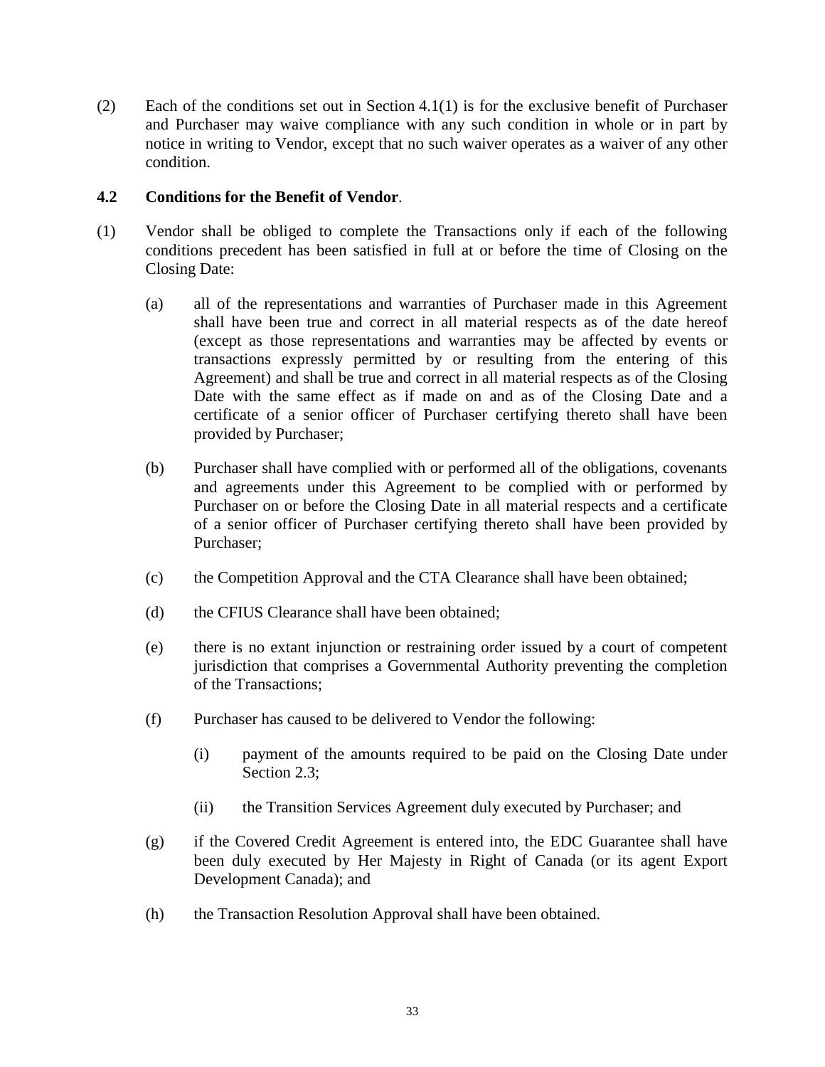(2) Each of the conditions set out in Section 4.1(1) is for the exclusive benefit of Purchaser and Purchaser may waive compliance with any such condition in whole or in part by notice in writing to Vendor, except that no such waiver operates as a waiver of any other condition.

**4.2 Conditions for the Benefit of Vendor**.

(1) Vendor shall be obliged to complete the Transactions only if each of the following conditions precedent has been satisfied in full at or before the time of Closing on the Closing Date:

(a) all of the representations and warranties of Purchaser made in this Agreement shall have been true and correct in all material respects as of the date hereof (except as those representations and warranties may be affected by events or transactions expressly permitted by or resulting from the entering of this Agreement) and shall be true and correct in all material respects as of the Closing Date with the same effect as if made on and as of the Closing Date and a certificate of a senior officer of Purchaser certifying thereto shall have been provided by Purchaser;

(b) Purchaser shall have complied with or performed all of the obligations, covenants and agreements under this Agreement to be complied with or performed by Purchaser on or before the Closing Date in all material respects and a certificate of a senior officer of Purchaser certifying thereto shall have been provided by Purchaser;

(c) the Competition Approval and the CTA Clearance shall have been obtained;

(d) the CFIUS Clearance shall have been obtained;

(e) there is no extant injunction or restraining order issued by a court of competent jurisdiction that comprises a Governmental Authority preventing the completion of the Transactions;

(f) Purchaser has caused to be delivered to Vendor the following:

(i) payment of the amounts required to be paid on the Closing Date under Section 2.3;

(ii) the Transition Services Agreement duly executed by Purchaser; and

(g) if the Covered Credit Agreement is entered into, the EDC Guarantee shall have been duly executed by Her Majesty in Right of Canada (or its agent Export Development Canada); and

(h) the Transaction Resolution Approval shall have been obtained.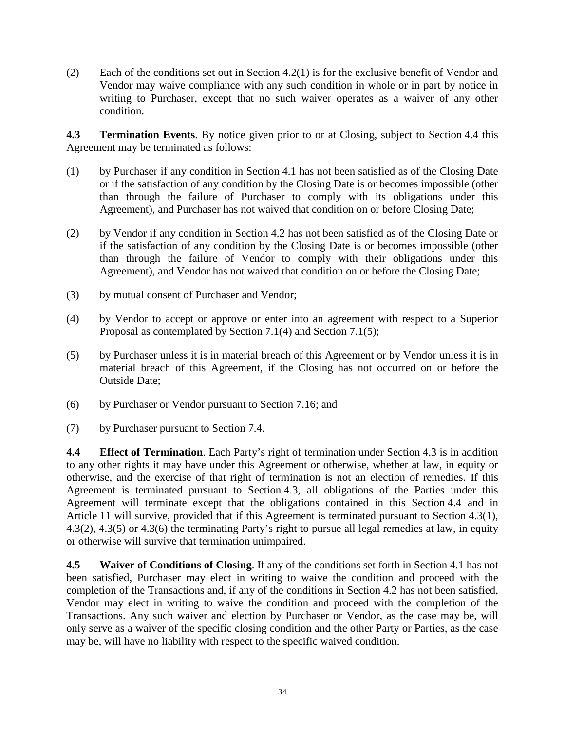(2) Each of the conditions set out in Section 4.2(1) is for the exclusive benefit of Vendor and Vendor may waive compliance with any such condition in whole or in part by notice in writing to Purchaser, except that no such waiver operates as a waiver of any other condition.

**4.3 Termination Events**. By notice given prior to or at Closing, subject to Section 4.4 this Agreement may be terminated as follows:

(1) by Purchaser if any condition in Section 4.1 has not been satisfied as of the Closing Date or if the satisfaction of any condition by the Closing Date is or becomes impossible (other than through the failure of Purchaser to comply with its obligations under this Agreement), and Purchaser has not waived that condition on or before Closing Date;

(2) by Vendor if any condition in Section 4.2 has not been satisfied as of the Closing Date or if the satisfaction of any condition by the Closing Date is or becomes impossible (other than through the failure of Vendor to comply with their obligations under this Agreement), and Vendor has not waived that condition on or before the Closing Date;

(3) by mutual consent of Purchaser and Vendor;

(4) by Vendor to accept or approve or enter into an agreement with respect to a Superior Proposal as contemplated by Section 7.1(4) and Section 7.1(5);

(5) by Purchaser unless it is in material breach of this Agreement or by Vendor unless it is in material breach of this Agreement, if the Closing has not occurred on or before the Outside Date;

(6) by Purchaser or Vendor pursuant to Section 7.16; and

(7) by Purchaser pursuant to Section 7.4.

**4.4 Effect of Termination**. Each Party's right of termination under Section 4.3 is in addition to any other rights it may have under this Agreement or otherwise, whether at law, in equity or otherwise, and the exercise of that right of termination is not an election of remedies. If this Agreement is terminated pursuant to Section 4.3, all obligations of the Parties under this Agreement will terminate except that the obligations contained in this Section 4.4 and in Article 11 will survive, provided that if this Agreement is terminated pursuant to Section 4.3(1), 4.3(2), 4.3(5) or 4.3(6) the terminating Party's right to pursue all legal remedies at law, in equity or otherwise will survive that termination unimpaired.

**4.5 Waiver of Conditions of Closing**. If any of the conditions set forth in Section 4.1 has not been satisfied, Purchaser may elect in writing to waive the condition and proceed with the completion of the Transactions and, if any of the conditions in Section 4.2 has not been satisfied, Vendor may elect in writing to waive the condition and proceed with the completion of the Transactions. Any such waiver and election by Purchaser or Vendor, as the case may be, will only serve as a waiver of the specific closing condition and the other Party or Parties, as the case may be, will have no liability with respect to the specific waived condition.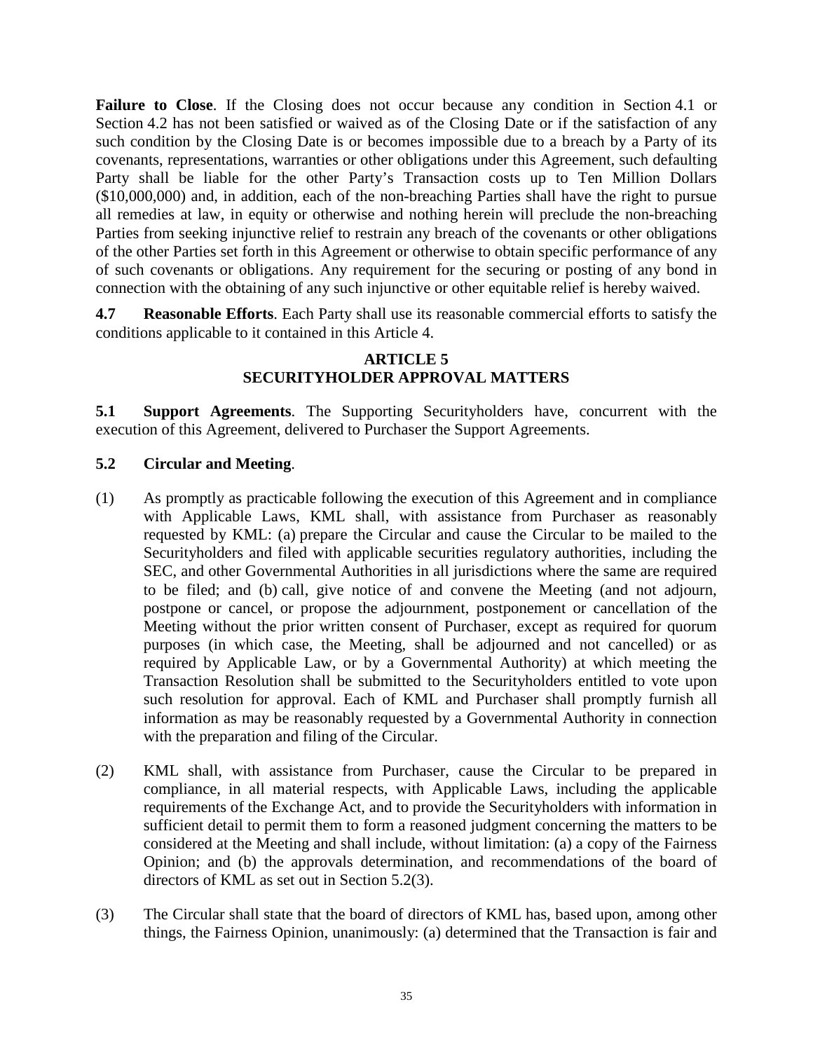**Failure to Close**. If the Closing does not occur because any condition in Section 4.1 or Section 4.2 has not been satisfied or waived as of the Closing Date or if the satisfaction of any such condition by the Closing Date is or becomes impossible due to a breach by a Party of its covenants, representations, warranties or other obligations under this Agreement, such defaulting Party shall be liable for the other Party's Transaction costs up to Ten Million Dollars ($10,000,000) and, in addition, each of the non-breaching Parties shall have the right to pursue all remedies at law, in equity or otherwise and nothing herein will preclude the non-breaching Parties from seeking injunctive relief to restrain any breach of the covenants or other obligations of the other Parties set forth in this Agreement or otherwise to obtain specific performance of any of such covenants or obligations. Any requirement for the securing or posting of any bond in connection with the obtaining of any such injunctive or other equitable relief is hereby waived.

**4.7 Reasonable Efforts**. Each Party shall use its reasonable commercial efforts to satisfy the conditions applicable to it contained in this Article 4.

## ARTICLE 5
## SECURITYHOLDER APPROVAL MATTERS

**5.1 Support Agreements**. The Supporting Securityholders have, concurrent with the execution of this Agreement, delivered to Purchaser the Support Agreements.

**5.2 Circular and Meeting**.

(1) As promptly as practicable following the execution of this Agreement and in compliance with Applicable Laws, KML shall, with assistance from Purchaser as reasonably requested by KML: (a) prepare the Circular and cause the Circular to be mailed to the Securityholders and filed with applicable securities regulatory authorities, including the SEC, and other Governmental Authorities in all jurisdictions where the same are required to be filed; and (b) call, give notice of and convene the Meeting (and not adjourn, postpone or cancel, or propose the adjournment, postponement or cancellation of the Meeting without the prior written consent of Purchaser, except as required for quorum purposes (in which case, the Meeting, shall be adjourned and not cancelled) or as required by Applicable Law, or by a Governmental Authority) at which meeting the Transaction Resolution shall be submitted to the Securityholders entitled to vote upon such resolution for approval. Each of KML and Purchaser shall promptly furnish all information as may be reasonably requested by a Governmental Authority in connection with the preparation and filing of the Circular.

(2) KML shall, with assistance from Purchaser, cause the Circular to be prepared in compliance, in all material respects, with Applicable Laws, including the applicable requirements of the Exchange Act, and to provide the Securityholders with information in sufficient detail to permit them to form a reasoned judgment concerning the matters to be considered at the Meeting and shall include, without limitation: (a) a copy of the Fairness Opinion; and (b) the approvals determination, and recommendations of the board of directors of KML as set out in Section 5.2(3).

(3) The Circular shall state that the board of directors of KML has, based upon, among other things, the Fairness Opinion, unanimously: (a) determined that the Transaction is fair and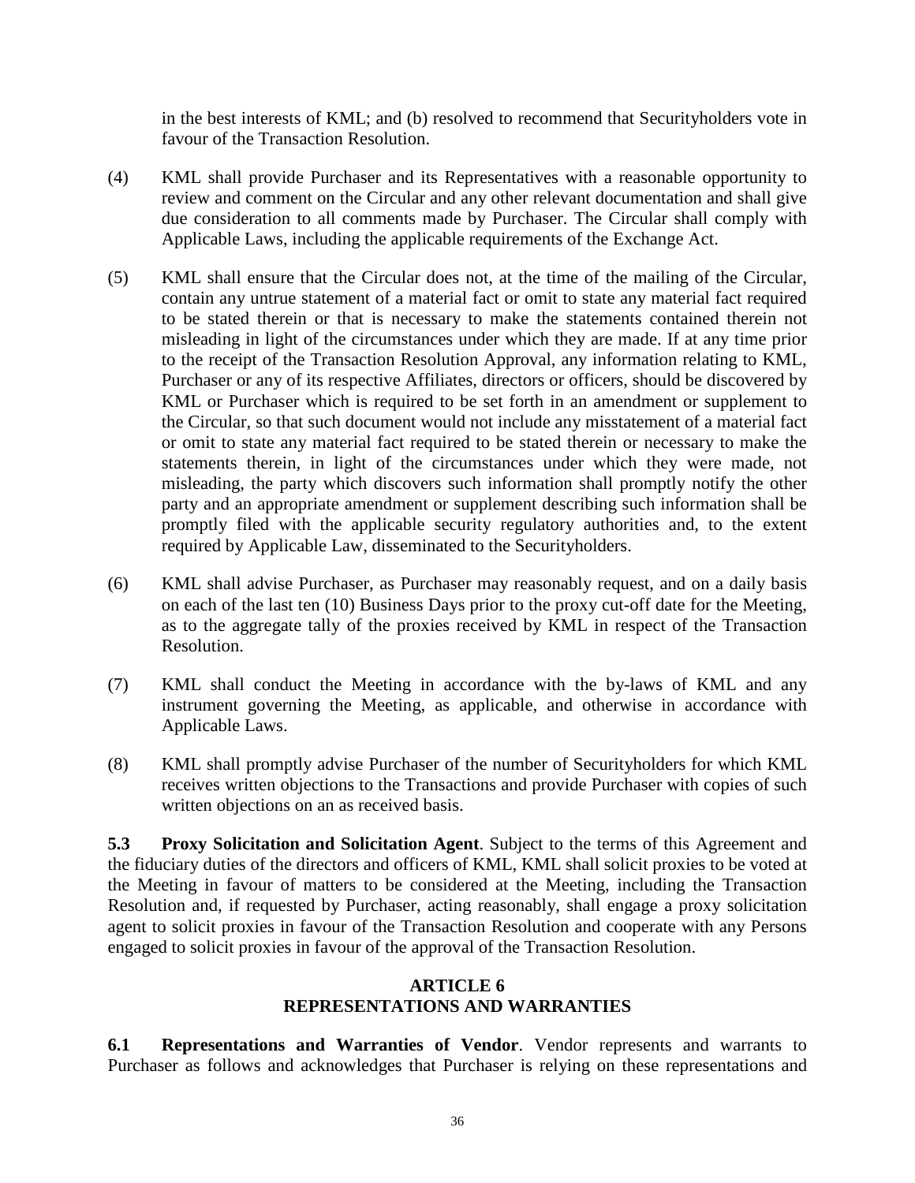in the best interests of KML; and (b) resolved to recommend that Securityholders vote in favour of the Transaction Resolution.

(4) KML shall provide Purchaser and its Representatives with a reasonable opportunity to review and comment on the Circular and any other relevant documentation and shall give due consideration to all comments made by Purchaser. The Circular shall comply with Applicable Laws, including the applicable requirements of the Exchange Act.

(5) KML shall ensure that the Circular does not, at the time of the mailing of the Circular, contain any untrue statement of a material fact or omit to state any material fact required to be stated therein or that is necessary to make the statements contained therein not misleading in light of the circumstances under which they are made. If at any time prior to the receipt of the Transaction Resolution Approval, any information relating to KML, Purchaser or any of its respective Affiliates, directors or officers, should be discovered by KML or Purchaser which is required to be set forth in an amendment or supplement to the Circular, so that such document would not include any misstatement of a material fact or omit to state any material fact required to be stated therein or necessary to make the statements therein, in light of the circumstances under which they were made, not misleading, the party which discovers such information shall promptly notify the other party and an appropriate amendment or supplement describing such information shall be promptly filed with the applicable security regulatory authorities and, to the extent required by Applicable Law, disseminated to the Securityholders.

(6) KML shall advise Purchaser, as Purchaser may reasonably request, and on a daily basis on each of the last ten (10) Business Days prior to the proxy cut-off date for the Meeting, as to the aggregate tally of the proxies received by KML in respect of the Transaction Resolution.

(7) KML shall conduct the Meeting in accordance with the by-laws of KML and any instrument governing the Meeting, as applicable, and otherwise in accordance with Applicable Laws.

(8) KML shall promptly advise Purchaser of the number of Securityholders for which KML receives written objections to the Transactions and provide Purchaser with copies of such written objections on an as received basis.

**5.3 Proxy Solicitation and Solicitation Agent**. Subject to the terms of this Agreement and the fiduciary duties of the directors and officers of KML, KML shall solicit proxies to be voted at the Meeting in favour of matters to be considered at the Meeting, including the Transaction Resolution and, if requested by Purchaser, acting reasonably, shall engage a proxy solicitation agent to solicit proxies in favour of the Transaction Resolution and cooperate with any Persons engaged to solicit proxies in favour of the approval of the Transaction Resolution.

## ARTICLE 6
## REPRESENTATIONS AND WARRANTIES

**6.1 Representations and Warranties of Vendor**. Vendor represents and warrants to Purchaser as follows and acknowledges that Purchaser is relying on these representations and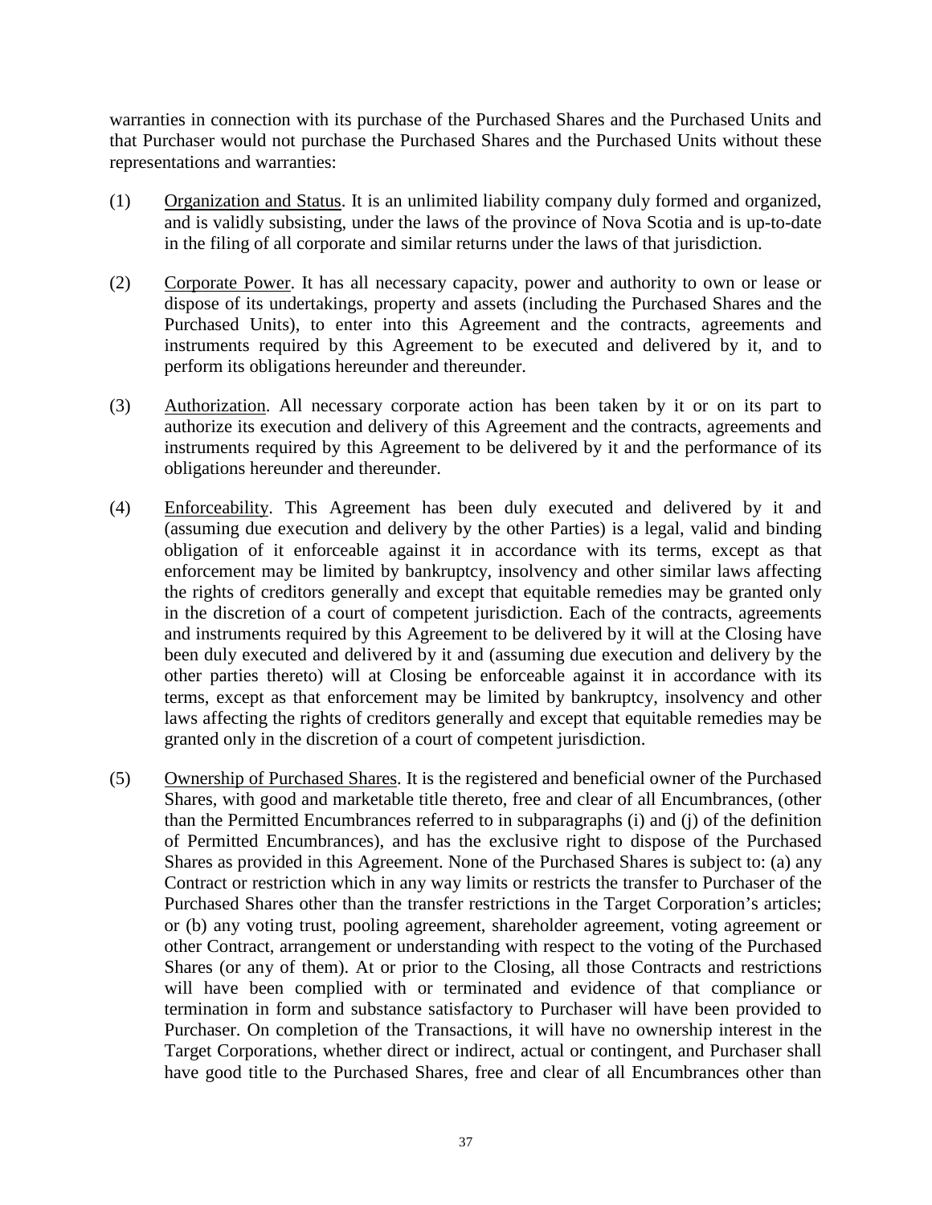warranties in connection with its purchase of the Purchased Shares and the Purchased Units and that Purchaser would not purchase the Purchased Shares and the Purchased Units without these representations and warranties:

(1) Organization and Status. It is an unlimited liability company duly formed and organized, and is validly subsisting, under the laws of the province of Nova Scotia and is up-to-date in the filing of all corporate and similar returns under the laws of that jurisdiction.

(2) Corporate Power. It has all necessary capacity, power and authority to own or lease or dispose of its undertakings, property and assets (including the Purchased Shares and the Purchased Units), to enter into this Agreement and the contracts, agreements and instruments required by this Agreement to be executed and delivered by it, and to perform its obligations hereunder and thereunder.

(3) Authorization. All necessary corporate action has been taken by it or on its part to authorize its execution and delivery of this Agreement and the contracts, agreements and instruments required by this Agreement to be delivered by it and the performance of its obligations hereunder and thereunder.

(4) Enforceability. This Agreement has been duly executed and delivered by it and (assuming due execution and delivery by the other Parties) is a legal, valid and binding obligation of it enforceable against it in accordance with its terms, except as that enforcement may be limited by bankruptcy, insolvency and other similar laws affecting the rights of creditors generally and except that equitable remedies may be granted only in the discretion of a court of competent jurisdiction. Each of the contracts, agreements and instruments required by this Agreement to be delivered by it will at the Closing have been duly executed and delivered by it and (assuming due execution and delivery by the other parties thereto) will at Closing be enforceable against it in accordance with its terms, except as that enforcement may be limited by bankruptcy, insolvency and other laws affecting the rights of creditors generally and except that equitable remedies may be granted only in the discretion of a court of competent jurisdiction.

(5) Ownership of Purchased Shares. It is the registered and beneficial owner of the Purchased Shares, with good and marketable title thereto, free and clear of all Encumbrances, (other than the Permitted Encumbrances referred to in subparagraphs (i) and (j) of the definition of Permitted Encumbrances), and has the exclusive right to dispose of the Purchased Shares as provided in this Agreement. None of the Purchased Shares is subject to: (a) any Contract or restriction which in any way limits or restricts the transfer to Purchaser of the Purchased Shares other than the transfer restrictions in the Target Corporation's articles; or (b) any voting trust, pooling agreement, shareholder agreement, voting agreement or other Contract, arrangement or understanding with respect to the voting of the Purchased Shares (or any of them). At or prior to the Closing, all those Contracts and restrictions will have been complied with or terminated and evidence of that compliance or termination in form and substance satisfactory to Purchaser will have been provided to Purchaser. On completion of the Transactions, it will have no ownership interest in the Target Corporations, whether direct or indirect, actual or contingent, and Purchaser shall have good title to the Purchased Shares, free and clear of all Encumbrances other than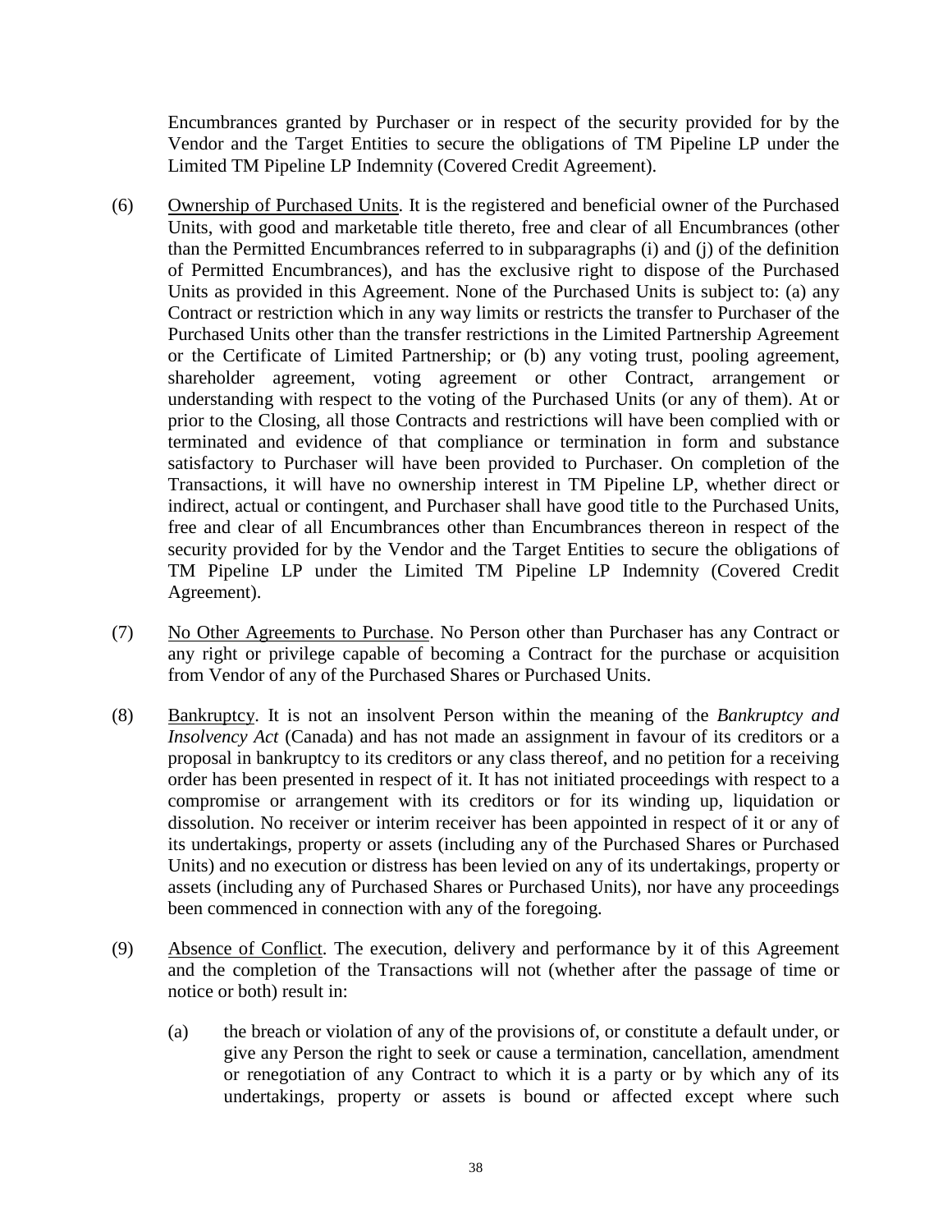Encumbrances granted by Purchaser or in respect of the security provided for by the Vendor and the Target Entities to secure the obligations of TM Pipeline LP under the Limited TM Pipeline LP Indemnity (Covered Credit Agreement).

(6) Ownership of Purchased Units. It is the registered and beneficial owner of the Purchased Units, with good and marketable title thereto, free and clear of all Encumbrances (other than the Permitted Encumbrances referred to in subparagraphs (i) and (j) of the definition of Permitted Encumbrances), and has the exclusive right to dispose of the Purchased Units as provided in this Agreement. None of the Purchased Units is subject to: (a) any Contract or restriction which in any way limits or restricts the transfer to Purchaser of the Purchased Units other than the transfer restrictions in the Limited Partnership Agreement or the Certificate of Limited Partnership; or (b) any voting trust, pooling agreement, shareholder agreement, voting agreement or other Contract, arrangement or understanding with respect to the voting of the Purchased Units (or any of them). At or prior to the Closing, all those Contracts and restrictions will have been complied with or terminated and evidence of that compliance or termination in form and substance satisfactory to Purchaser will have been provided to Purchaser. On completion of the Transactions, it will have no ownership interest in TM Pipeline LP, whether direct or indirect, actual or contingent, and Purchaser shall have good title to the Purchased Units, free and clear of all Encumbrances other than Encumbrances thereon in respect of the security provided for by the Vendor and the Target Entities to secure the obligations of TM Pipeline LP under the Limited TM Pipeline LP Indemnity (Covered Credit Agreement).

(7) No Other Agreements to Purchase. No Person other than Purchaser has any Contract or any right or privilege capable of becoming a Contract for the purchase or acquisition from Vendor of any of the Purchased Shares or Purchased Units.

(8) Bankruptcy. It is not an insolvent Person within the meaning of the *Bankruptcy and Insolvency Act* (Canada) and has not made an assignment in favour of its creditors or a proposal in bankruptcy to its creditors or any class thereof, and no petition for a receiving order has been presented in respect of it. It has not initiated proceedings with respect to a compromise or arrangement with its creditors or for its winding up, liquidation or dissolution. No receiver or interim receiver has been appointed in respect of it or any of its undertakings, property or assets (including any of the Purchased Shares or Purchased Units) and no execution or distress has been levied on any of its undertakings, property or assets (including any of Purchased Shares or Purchased Units), nor have any proceedings been commenced in connection with any of the foregoing.

(9) Absence of Conflict. The execution, delivery and performance by it of this Agreement and the completion of the Transactions will not (whether after the passage of time or notice or both) result in:

(a) the breach or violation of any of the provisions of, or constitute a default under, or give any Person the right to seek or cause a termination, cancellation, amendment or renegotiation of any Contract to which it is a party or by which any of its undertakings, property or assets is bound or affected except where such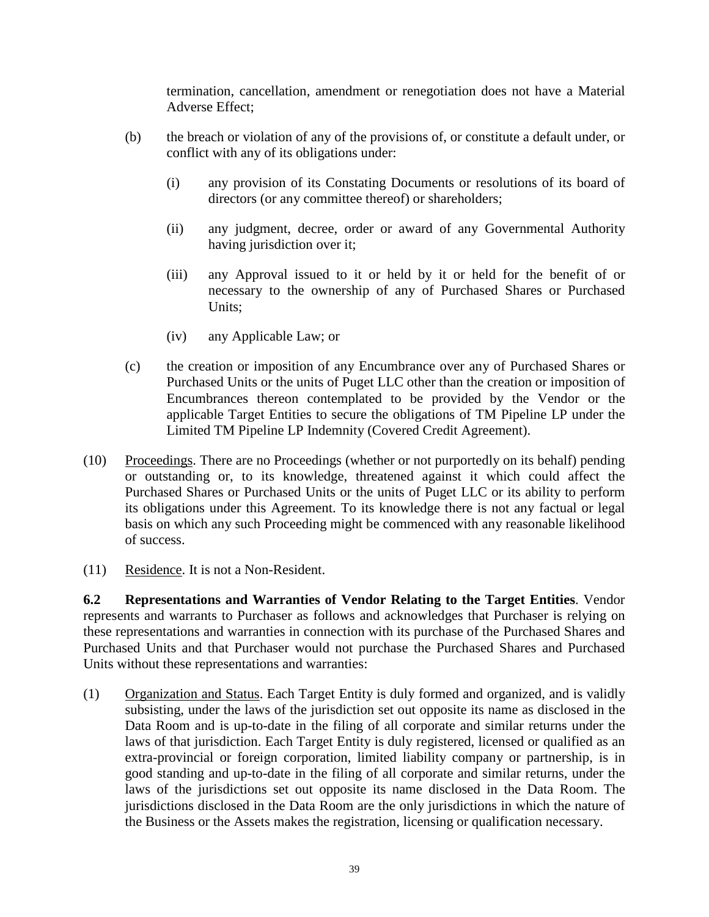termination, cancellation, amendment or renegotiation does not have a Material Adverse Effect;

(b) the breach or violation of any of the provisions of, or constitute a default under, or conflict with any of its obligations under:

   (i) any provision of its Constating Documents or resolutions of its board of directors (or any committee thereof) or shareholders;

   (ii) any judgment, decree, order or award of any Governmental Authority having jurisdiction over it;

   (iii) any Approval issued to it or held by it or held for the benefit of or necessary to the ownership of any of Purchased Shares or Purchased Units;

   (iv) any Applicable Law; or

(c) the creation or imposition of any Encumbrance over any of Purchased Shares or Purchased Units or the units of Puget LLC other than the creation or imposition of Encumbrances thereon contemplated to be provided by the Vendor or the applicable Target Entities to secure the obligations of TM Pipeline LP under the Limited TM Pipeline LP Indemnity (Covered Credit Agreement).

(10) Proceedings. There are no Proceedings (whether or not purportedly on its behalf) pending or outstanding or, to its knowledge, threatened against it which could affect the Purchased Shares or Purchased Units or the units of Puget LLC or its ability to perform its obligations under this Agreement. To its knowledge there is not any factual or legal basis on which any such Proceeding might be commenced with any reasonable likelihood of success.

(11) Residence. It is not a Non-Resident.

**6.2 Representations and Warranties of Vendor Relating to the Target Entities**. Vendor represents and warrants to Purchaser as follows and acknowledges that Purchaser is relying on these representations and warranties in connection with its purchase of the Purchased Shares and Purchased Units and that Purchaser would not purchase the Purchased Shares and Purchased Units without these representations and warranties:

(1) Organization and Status. Each Target Entity is duly formed and organized, and is validly subsisting, under the laws of the jurisdiction set out opposite its name as disclosed in the Data Room and is up-to-date in the filing of all corporate and similar returns under the laws of that jurisdiction. Each Target Entity is duly registered, licensed or qualified as an extra-provincial or foreign corporation, limited liability company or partnership, is in good standing and up-to-date in the filing of all corporate and similar returns, under the laws of the jurisdictions set out opposite its name disclosed in the Data Room. The jurisdictions disclosed in the Data Room are the only jurisdictions in which the nature of the Business or the Assets makes the registration, licensing or qualification necessary.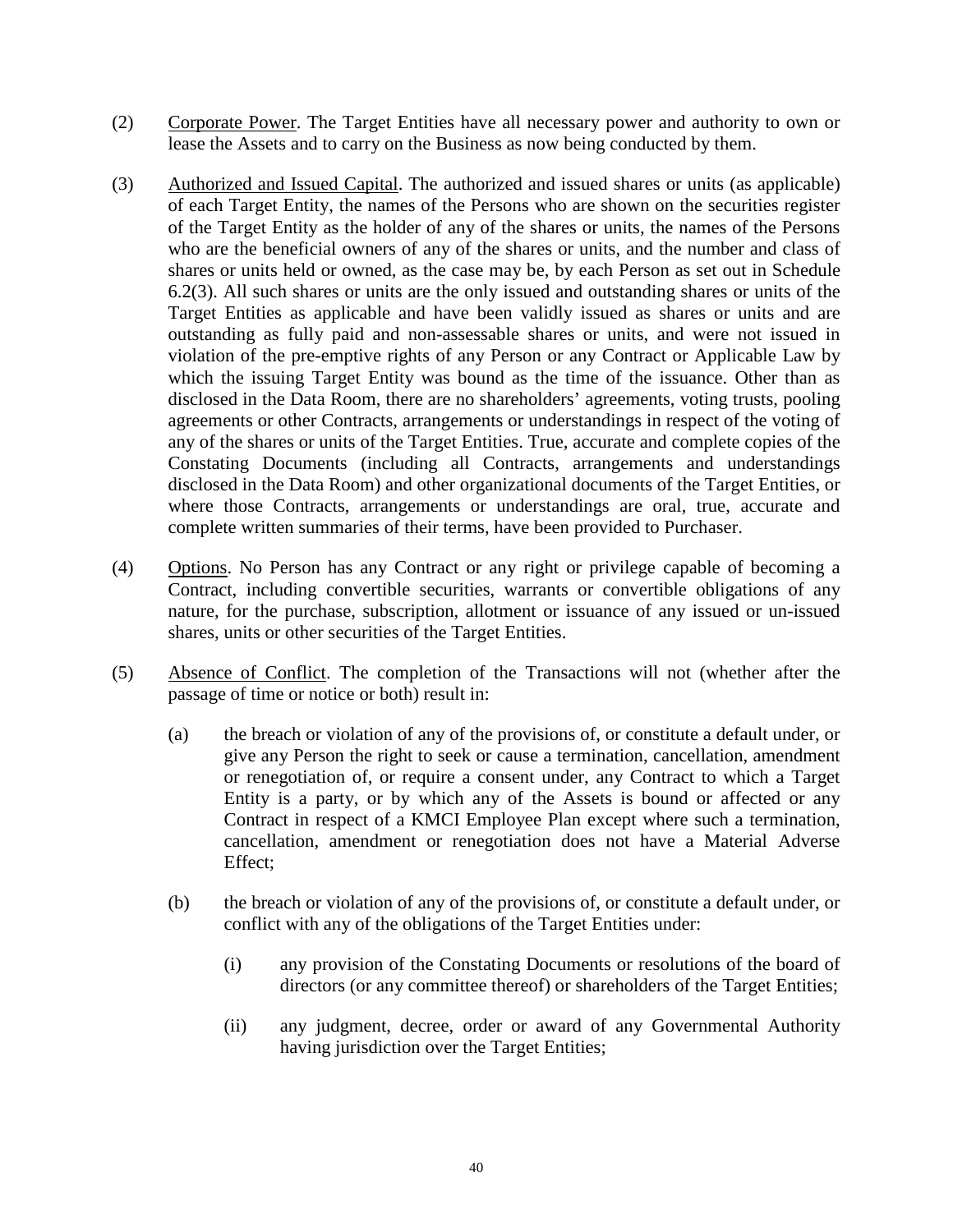(2) <u>Corporate Power</u>. The Target Entities have all necessary power and authority to own or lease the Assets and to carry on the Business as now being conducted by them.

(3) <u>Authorized and Issued Capital</u>. The authorized and issued shares or units (as applicable) of each Target Entity, the names of the Persons who are shown on the securities register of the Target Entity as the holder of any of the shares or units, the names of the Persons who are the beneficial owners of any of the shares or units, and the number and class of shares or units held or owned, as the case may be, by each Person as set out in Schedule 6.2(3). All such shares or units are the only issued and outstanding shares or units of the Target Entities as applicable and have been validly issued as shares or units and are outstanding as fully paid and non-assessable shares or units, and were not issued in violation of the pre-emptive rights of any Person or any Contract or Applicable Law by which the issuing Target Entity was bound as the time of the issuance. Other than as disclosed in the Data Room, there are no shareholders' agreements, voting trusts, pooling agreements or other Contracts, arrangements or understandings in respect of the voting of any of the shares or units of the Target Entities. True, accurate and complete copies of the Constating Documents (including all Contracts, arrangements and understandings disclosed in the Data Room) and other organizational documents of the Target Entities, or where those Contracts, arrangements or understandings are oral, true, accurate and complete written summaries of their terms, have been provided to Purchaser.

(4) <u>Options</u>. No Person has any Contract or any right or privilege capable of becoming a Contract, including convertible securities, warrants or convertible obligations of any nature, for the purchase, subscription, allotment or issuance of any issued or un-issued shares, units or other securities of the Target Entities.

(5) <u>Absence of Conflict</u>. The completion of the Transactions will not (whether after the passage of time or notice or both) result in:

   (a) the breach or violation of any of the provisions of, or constitute a default under, or give any Person the right to seek or cause a termination, cancellation, amendment or renegotiation of, or require a consent under, any Contract to which a Target Entity is a party, or by which any of the Assets is bound or affected or any Contract in respect of a KMCI Employee Plan except where such a termination, cancellation, amendment or renegotiation does not have a Material Adverse Effect;

   (b) the breach or violation of any of the provisions of, or constitute a default under, or conflict with any of the obligations of the Target Entities under:

      (i) any provision of the Constating Documents or resolutions of the board of directors (or any committee thereof) or shareholders of the Target Entities;

      (ii) any judgment, decree, order or award of any Governmental Authority having jurisdiction over the Target Entities;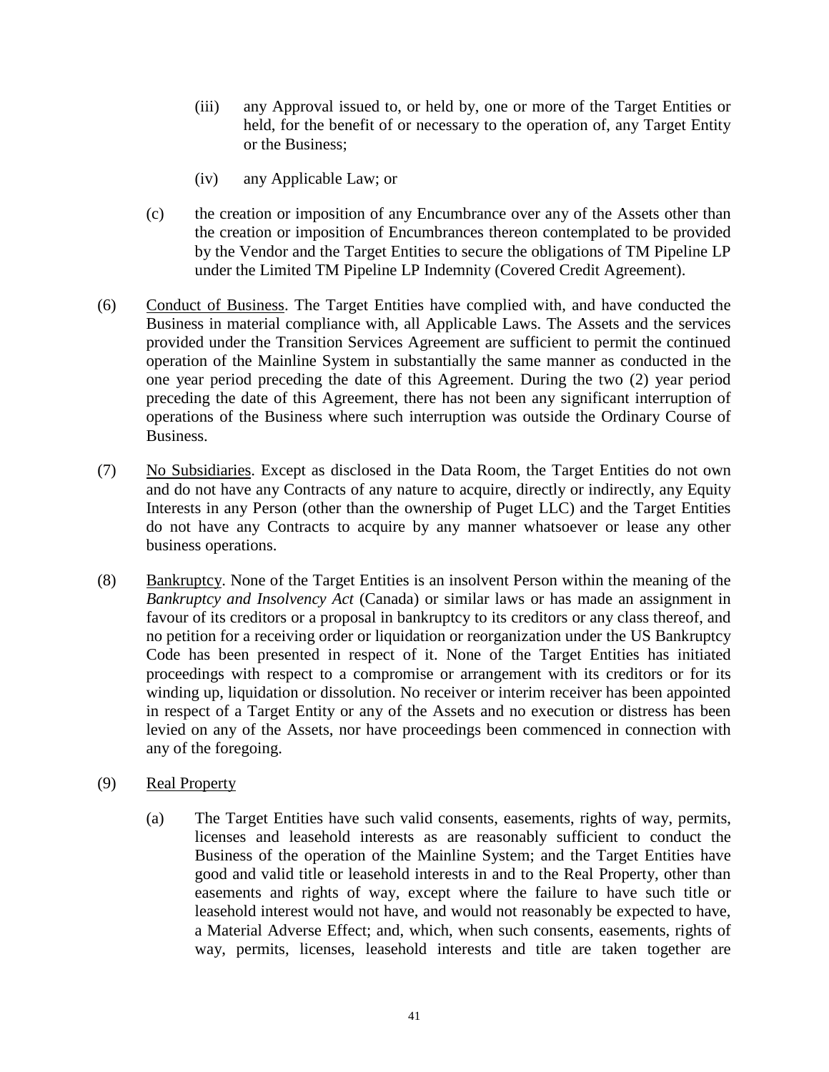(iii) any Approval issued to, or held by, one or more of the Target Entities or held, for the benefit of or necessary to the operation of, any Target Entity or the Business;

(iv) any Applicable Law; or

(c) the creation or imposition of any Encumbrance over any of the Assets other than the creation or imposition of Encumbrances thereon contemplated to be provided by the Vendor and the Target Entities to secure the obligations of TM Pipeline LP under the Limited TM Pipeline LP Indemnity (Covered Credit Agreement).

(6) Conduct of Business. The Target Entities have complied with, and have conducted the Business in material compliance with, all Applicable Laws. The Assets and the services provided under the Transition Services Agreement are sufficient to permit the continued operation of the Mainline System in substantially the same manner as conducted in the one year period preceding the date of this Agreement. During the two (2) year period preceding the date of this Agreement, there has not been any significant interruption of operations of the Business where such interruption was outside the Ordinary Course of Business.

(7) No Subsidiaries. Except as disclosed in the Data Room, the Target Entities do not own and do not have any Contracts of any nature to acquire, directly or indirectly, any Equity Interests in any Person (other than the ownership of Puget LLC) and the Target Entities do not have any Contracts to acquire by any manner whatsoever or lease any other business operations.

(8) Bankruptcy. None of the Target Entities is an insolvent Person within the meaning of the *Bankruptcy and Insolvency Act* (Canada) or similar laws or has made an assignment in favour of its creditors or a proposal in bankruptcy to its creditors or any class thereof, and no petition for a receiving order or liquidation or reorganization under the US Bankruptcy Code has been presented in respect of it. None of the Target Entities has initiated proceedings with respect to a compromise or arrangement with its creditors or for its winding up, liquidation or dissolution. No receiver or interim receiver has been appointed in respect of a Target Entity or any of the Assets and no execution or distress has been levied on any of the Assets, nor have proceedings been commenced in connection with any of the foregoing.

(9) Real Property

(a) The Target Entities have such valid consents, easements, rights of way, permits, licenses and leasehold interests as are reasonably sufficient to conduct the Business of the operation of the Mainline System; and the Target Entities have good and valid title or leasehold interests in and to the Real Property, other than easements and rights of way, except where the failure to have such title or leasehold interest would not have, and would not reasonably be expected to have, a Material Adverse Effect; and, which, when such consents, easements, rights of way, permits, licenses, leasehold interests and title are taken together are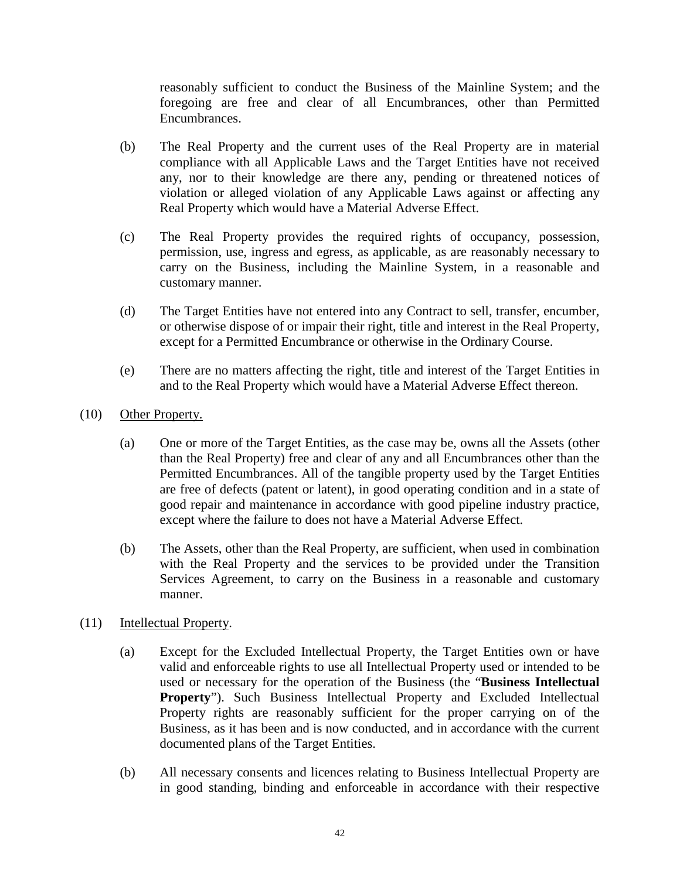reasonably sufficient to conduct the Business of the Mainline System; and the foregoing are free and clear of all Encumbrances, other than Permitted Encumbrances.

(b) The Real Property and the current uses of the Real Property are in material compliance with all Applicable Laws and the Target Entities have not received any, nor to their knowledge are there any, pending or threatened notices of violation or alleged violation of any Applicable Laws against or affecting any Real Property which would have a Material Adverse Effect.

(c) The Real Property provides the required rights of occupancy, possession, permission, use, ingress and egress, as applicable, as are reasonably necessary to carry on the Business, including the Mainline System, in a reasonable and customary manner.

(d) The Target Entities have not entered into any Contract to sell, transfer, encumber, or otherwise dispose of or impair their right, title and interest in the Real Property, except for a Permitted Encumbrance or otherwise in the Ordinary Course.

(e) There are no matters affecting the right, title and interest of the Target Entities in and to the Real Property which would have a Material Adverse Effect thereon.

(10) <u>Other Property.</u>

(a) One or more of the Target Entities, as the case may be, owns all the Assets (other than the Real Property) free and clear of any and all Encumbrances other than the Permitted Encumbrances. All of the tangible property used by the Target Entities are free of defects (patent or latent), in good operating condition and in a state of good repair and maintenance in accordance with good pipeline industry practice, except where the failure to does not have a Material Adverse Effect.

(b) The Assets, other than the Real Property, are sufficient, when used in combination with the Real Property and the services to be provided under the Transition Services Agreement, to carry on the Business in a reasonable and customary manner.

(11) <u>Intellectual Property</u>.

(a) Except for the Excluded Intellectual Property, the Target Entities own or have valid and enforceable rights to use all Intellectual Property used or intended to be used or necessary for the operation of the Business (the "**Business Intellectual Property**"). Such Business Intellectual Property and Excluded Intellectual Property rights are reasonably sufficient for the proper carrying on of the Business, as it has been and is now conducted, and in accordance with the current documented plans of the Target Entities.

(b) All necessary consents and licences relating to Business Intellectual Property are in good standing, binding and enforceable in accordance with their respective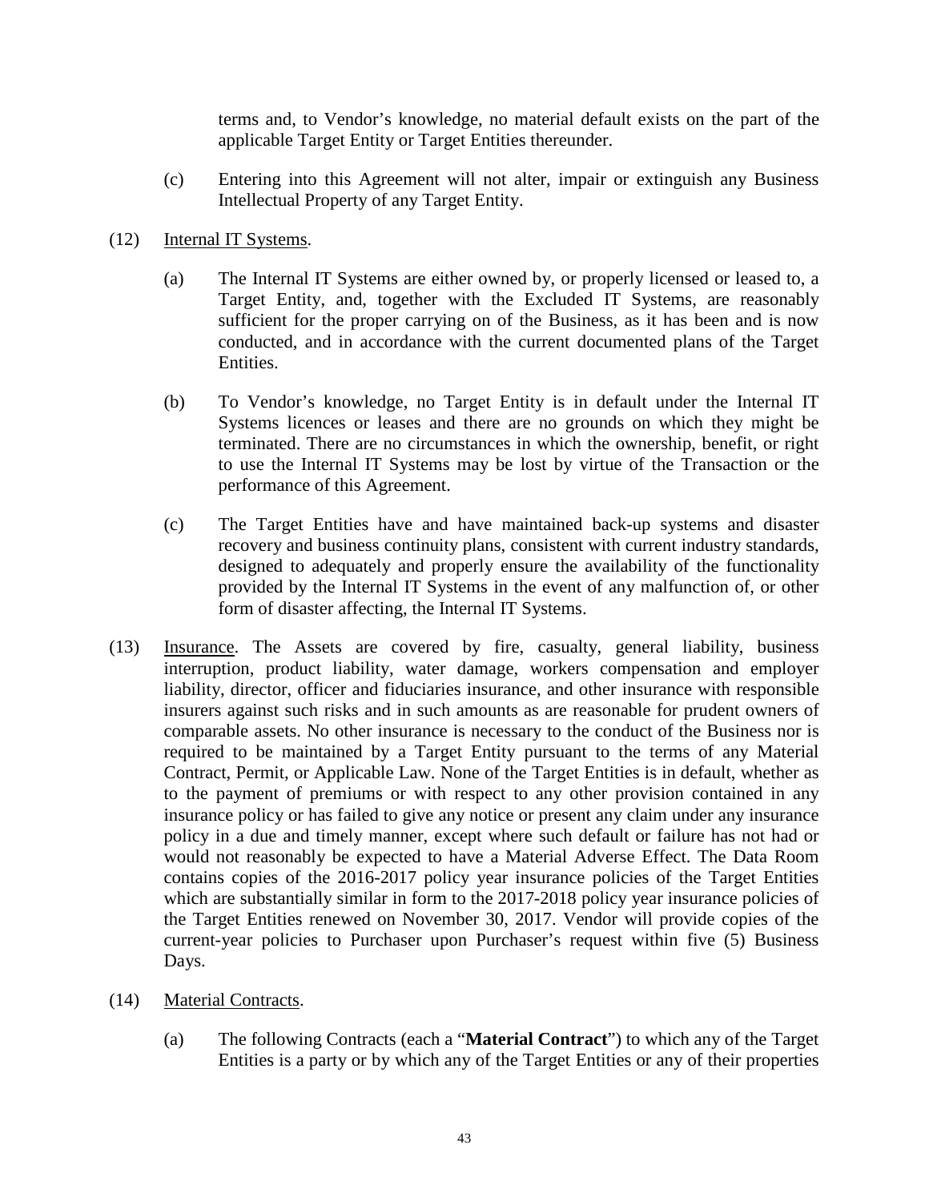terms and, to Vendor's knowledge, no material default exists on the part of the applicable Target Entity or Target Entities thereunder.

(c) Entering into this Agreement will not alter, impair or extinguish any Business Intellectual Property of any Target Entity.

(12) Internal IT Systems.

(a) The Internal IT Systems are either owned by, or properly licensed or leased to, a Target Entity, and, together with the Excluded IT Systems, are reasonably sufficient for the proper carrying on of the Business, as it has been and is now conducted, and in accordance with the current documented plans of the Target Entities.

(b) To Vendor's knowledge, no Target Entity is in default under the Internal IT Systems licences or leases and there are no grounds on which they might be terminated. There are no circumstances in which the ownership, benefit, or right to use the Internal IT Systems may be lost by virtue of the Transaction or the performance of this Agreement.

(c) The Target Entities have and have maintained back-up systems and disaster recovery and business continuity plans, consistent with current industry standards, designed to adequately and properly ensure the availability of the functionality provided by the Internal IT Systems in the event of any malfunction of, or other form of disaster affecting, the Internal IT Systems.

(13) Insurance. The Assets are covered by fire, casualty, general liability, business interruption, product liability, water damage, workers compensation and employer liability, director, officer and fiduciaries insurance, and other insurance with responsible insurers against such risks and in such amounts as are reasonable for prudent owners of comparable assets. No other insurance is necessary to the conduct of the Business nor is required to be maintained by a Target Entity pursuant to the terms of any Material Contract, Permit, or Applicable Law. None of the Target Entities is in default, whether as to the payment of premiums or with respect to any other provision contained in any insurance policy or has failed to give any notice or present any claim under any insurance policy in a due and timely manner, except where such default or failure has not had or would not reasonably be expected to have a Material Adverse Effect. The Data Room contains copies of the 2016-2017 policy year insurance policies of the Target Entities which are substantially similar in form to the 2017-2018 policy year insurance policies of the Target Entities renewed on November 30, 2017. Vendor will provide copies of the current-year policies to Purchaser upon Purchaser's request within five (5) Business Days.

(14) Material Contracts.

(a) The following Contracts (each a "**Material Contract**") to which any of the Target Entities is a party or by which any of the Target Entities or any of their properties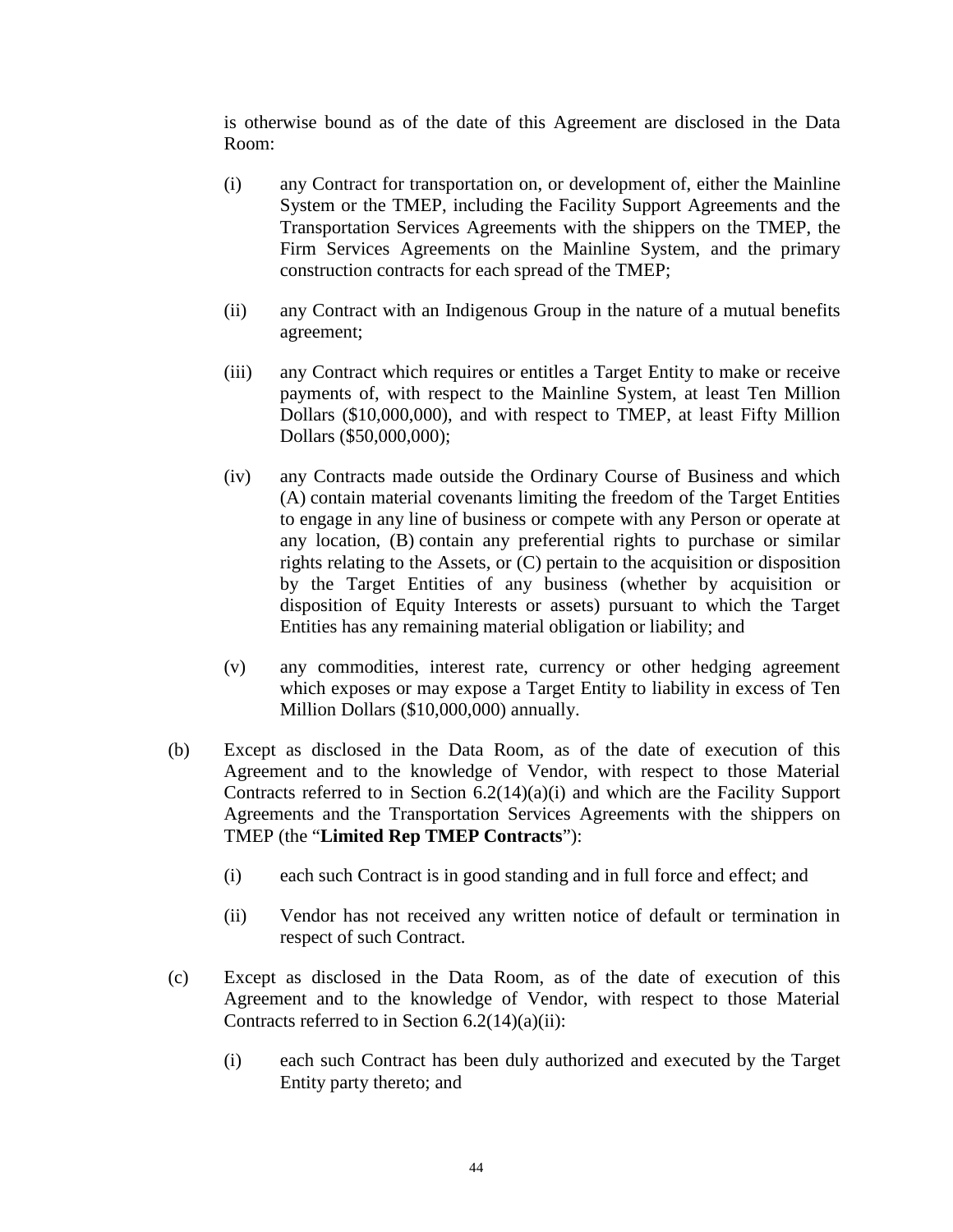is otherwise bound as of the date of this Agreement are disclosed in the Data Room:

(i) any Contract for transportation on, or development of, either the Mainline System or the TMEP, including the Facility Support Agreements and the Transportation Services Agreements with the shippers on the TMEP, the Firm Services Agreements on the Mainline System, and the primary construction contracts for each spread of the TMEP;

(ii) any Contract with an Indigenous Group in the nature of a mutual benefits agreement;

(iii) any Contract which requires or entitles a Target Entity to make or receive payments of, with respect to the Mainline System, at least Ten Million Dollars ($10,000,000), and with respect to TMEP, at least Fifty Million Dollars ($50,000,000);

(iv) any Contracts made outside the Ordinary Course of Business and which (A) contain material covenants limiting the freedom of the Target Entities to engage in any line of business or compete with any Person or operate at any location, (B) contain any preferential rights to purchase or similar rights relating to the Assets, or (C) pertain to the acquisition or disposition by the Target Entities of any business (whether by acquisition or disposition of Equity Interests or assets) pursuant to which the Target Entities has any remaining material obligation or liability; and

(v) any commodities, interest rate, currency or other hedging agreement which exposes or may expose a Target Entity to liability in excess of Ten Million Dollars ($10,000,000) annually.

(b) Except as disclosed in the Data Room, as of the date of execution of this Agreement and to the knowledge of Vendor, with respect to those Material Contracts referred to in Section 6.2(14)(a)(i) and which are the Facility Support Agreements and the Transportation Services Agreements with the shippers on TMEP (the "**Limited Rep TMEP Contracts**"):

(i) each such Contract is in good standing and in full force and effect; and

(ii) Vendor has not received any written notice of default or termination in respect of such Contract.

(c) Except as disclosed in the Data Room, as of the date of execution of this Agreement and to the knowledge of Vendor, with respect to those Material Contracts referred to in Section 6.2(14)(a)(ii):

(i) each such Contract has been duly authorized and executed by the Target Entity party thereto; and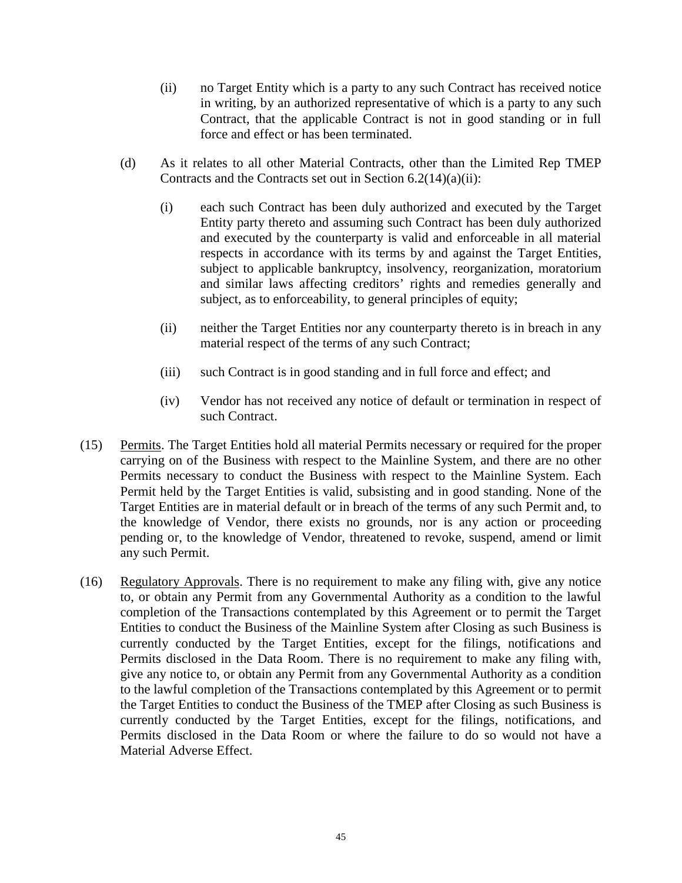(ii) no Target Entity which is a party to any such Contract has received notice in writing, by an authorized representative of which is a party to any such Contract, that the applicable Contract is not in good standing or in full force and effect or has been terminated.

(d) As it relates to all other Material Contracts, other than the Limited Rep TMEP Contracts and the Contracts set out in Section 6.2(14)(a)(ii):

(i) each such Contract has been duly authorized and executed by the Target Entity party thereto and assuming such Contract has been duly authorized and executed by the counterparty is valid and enforceable in all material respects in accordance with its terms by and against the Target Entities, subject to applicable bankruptcy, insolvency, reorganization, moratorium and similar laws affecting creditors' rights and remedies generally and subject, as to enforceability, to general principles of equity;

(ii) neither the Target Entities nor any counterparty thereto is in breach in any material respect of the terms of any such Contract;

(iii) such Contract is in good standing and in full force and effect; and

(iv) Vendor has not received any notice of default or termination in respect of such Contract.

(15) Permits. The Target Entities hold all material Permits necessary or required for the proper carrying on of the Business with respect to the Mainline System, and there are no other Permits necessary to conduct the Business with respect to the Mainline System. Each Permit held by the Target Entities is valid, subsisting and in good standing. None of the Target Entities are in material default or in breach of the terms of any such Permit and, to the knowledge of Vendor, there exists no grounds, nor is any action or proceeding pending or, to the knowledge of Vendor, threatened to revoke, suspend, amend or limit any such Permit.

(16) Regulatory Approvals. There is no requirement to make any filing with, give any notice to, or obtain any Permit from any Governmental Authority as a condition to the lawful completion of the Transactions contemplated by this Agreement or to permit the Target Entities to conduct the Business of the Mainline System after Closing as such Business is currently conducted by the Target Entities, except for the filings, notifications and Permits disclosed in the Data Room. There is no requirement to make any filing with, give any notice to, or obtain any Permit from any Governmental Authority as a condition to the lawful completion of the Transactions contemplated by this Agreement or to permit the Target Entities to conduct the Business of the TMEP after Closing as such Business is currently conducted by the Target Entities, except for the filings, notifications, and Permits disclosed in the Data Room or where the failure to do so would not have a Material Adverse Effect.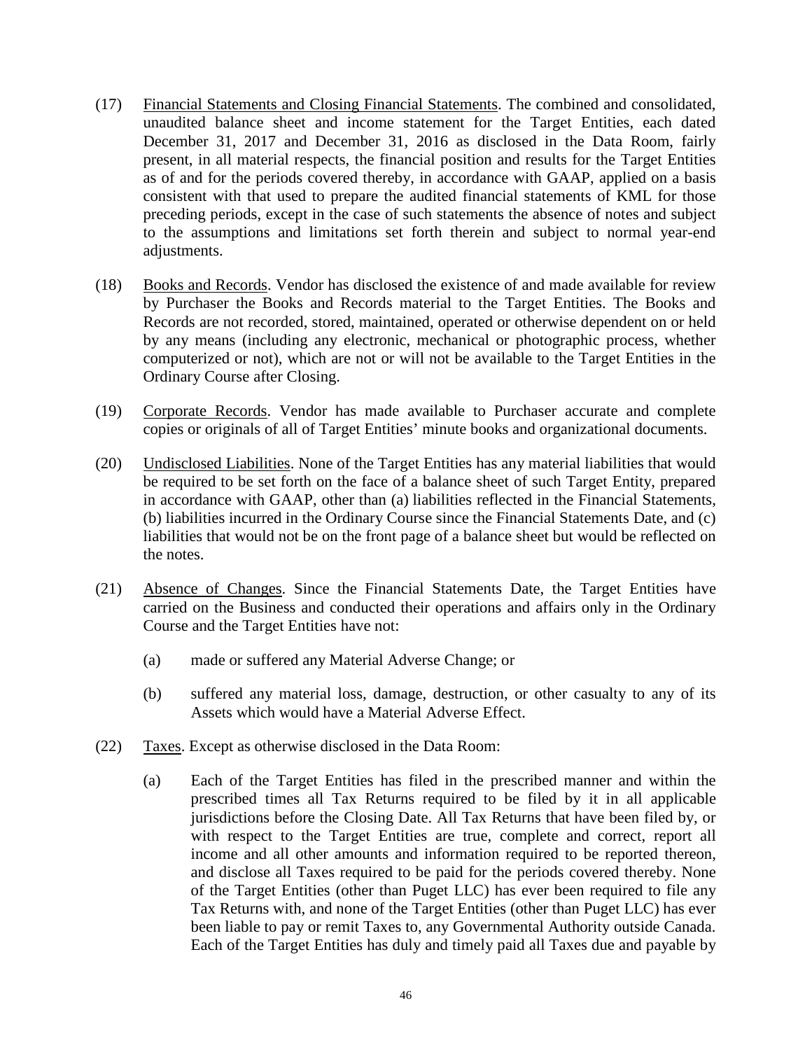(17) Financial Statements and Closing Financial Statements. The combined and consolidated, unaudited balance sheet and income statement for the Target Entities, each dated December 31, 2017 and December 31, 2016 as disclosed in the Data Room, fairly present, in all material respects, the financial position and results for the Target Entities as of and for the periods covered thereby, in accordance with GAAP, applied on a basis consistent with that used to prepare the audited financial statements of KML for those preceding periods, except in the case of such statements the absence of notes and subject to the assumptions and limitations set forth therein and subject to normal year-end adjustments.

(18) Books and Records. Vendor has disclosed the existence of and made available for review by Purchaser the Books and Records material to the Target Entities. The Books and Records are not recorded, stored, maintained, operated or otherwise dependent on or held by any means (including any electronic, mechanical or photographic process, whether computerized or not), which are not or will not be available to the Target Entities in the Ordinary Course after Closing.

(19) Corporate Records. Vendor has made available to Purchaser accurate and complete copies or originals of all of Target Entities' minute books and organizational documents.

(20) Undisclosed Liabilities. None of the Target Entities has any material liabilities that would be required to be set forth on the face of a balance sheet of such Target Entity, prepared in accordance with GAAP, other than (a) liabilities reflected in the Financial Statements, (b) liabilities incurred in the Ordinary Course since the Financial Statements Date, and (c) liabilities that would not be on the front page of a balance sheet but would be reflected on the notes.

(21) Absence of Changes. Since the Financial Statements Date, the Target Entities have carried on the Business and conducted their operations and affairs only in the Ordinary Course and the Target Entities have not:

  (a) made or suffered any Material Adverse Change; or

  (b) suffered any material loss, damage, destruction, or other casualty to any of its Assets which would have a Material Adverse Effect.

(22) Taxes. Except as otherwise disclosed in the Data Room:

  (a) Each of the Target Entities has filed in the prescribed manner and within the prescribed times all Tax Returns required to be filed by it in all applicable jurisdictions before the Closing Date. All Tax Returns that have been filed by, or with respect to the Target Entities are true, complete and correct, report all income and all other amounts and information required to be reported thereon, and disclose all Taxes required to be paid for the periods covered thereby. None of the Target Entities (other than Puget LLC) has ever been required to file any Tax Returns with, and none of the Target Entities (other than Puget LLC) has ever been liable to pay or remit Taxes to, any Governmental Authority outside Canada. Each of the Target Entities has duly and timely paid all Taxes due and payable by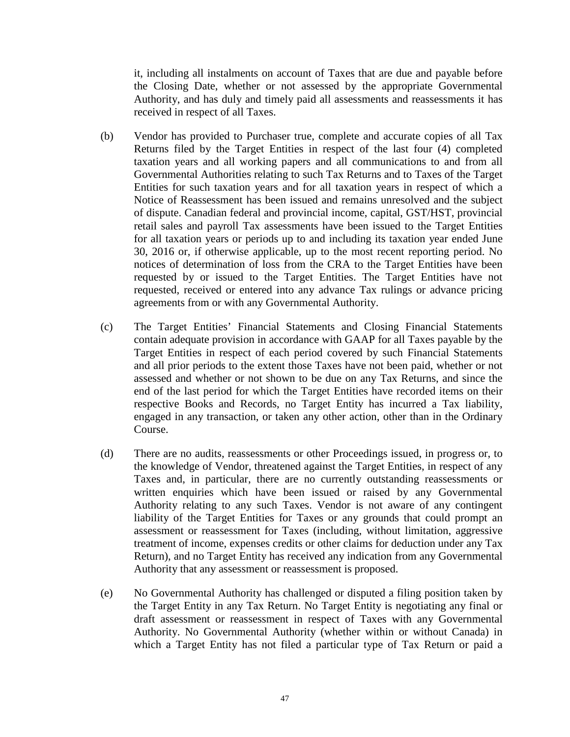it, including all instalments on account of Taxes that are due and payable before the Closing Date, whether or not assessed by the appropriate Governmental Authority, and has duly and timely paid all assessments and reassessments it has received in respect of all Taxes.

(b) Vendor has provided to Purchaser true, complete and accurate copies of all Tax Returns filed by the Target Entities in respect of the last four (4) completed taxation years and all working papers and all communications to and from all Governmental Authorities relating to such Tax Returns and to Taxes of the Target Entities for such taxation years and for all taxation years in respect of which a Notice of Reassessment has been issued and remains unresolved and the subject of dispute. Canadian federal and provincial income, capital, GST/HST, provincial retail sales and payroll Tax assessments have been issued to the Target Entities for all taxation years or periods up to and including its taxation year ended June 30, 2016 or, if otherwise applicable, up to the most recent reporting period. No notices of determination of loss from the CRA to the Target Entities have been requested by or issued to the Target Entities. The Target Entities have not requested, received or entered into any advance Tax rulings or advance pricing agreements from or with any Governmental Authority.

(c) The Target Entities' Financial Statements and Closing Financial Statements contain adequate provision in accordance with GAAP for all Taxes payable by the Target Entities in respect of each period covered by such Financial Statements and all prior periods to the extent those Taxes have not been paid, whether or not assessed and whether or not shown to be due on any Tax Returns, and since the end of the last period for which the Target Entities have recorded items on their respective Books and Records, no Target Entity has incurred a Tax liability, engaged in any transaction, or taken any other action, other than in the Ordinary Course.

(d) There are no audits, reassessments or other Proceedings issued, in progress or, to the knowledge of Vendor, threatened against the Target Entities, in respect of any Taxes and, in particular, there are no currently outstanding reassessments or written enquiries which have been issued or raised by any Governmental Authority relating to any such Taxes. Vendor is not aware of any contingent liability of the Target Entities for Taxes or any grounds that could prompt an assessment or reassessment for Taxes (including, without limitation, aggressive treatment of income, expenses credits or other claims for deduction under any Tax Return), and no Target Entity has received any indication from any Governmental Authority that any assessment or reassessment is proposed.

(e) No Governmental Authority has challenged or disputed a filing position taken by the Target Entity in any Tax Return. No Target Entity is negotiating any final or draft assessment or reassessment in respect of Taxes with any Governmental Authority. No Governmental Authority (whether within or without Canada) in which a Target Entity has not filed a particular type of Tax Return or paid a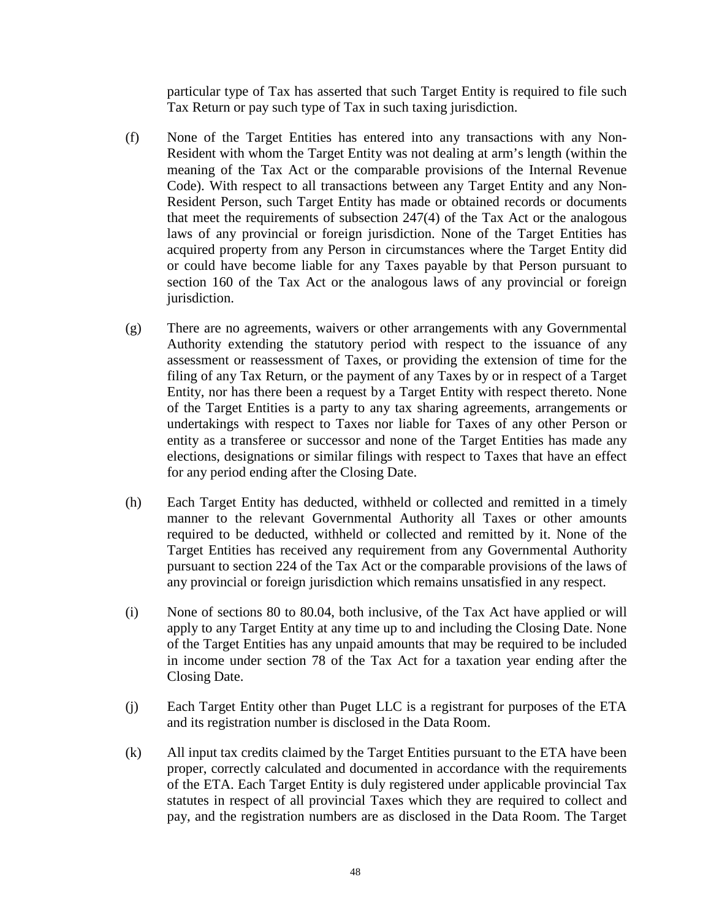particular type of Tax has asserted that such Target Entity is required to file such Tax Return or pay such type of Tax in such taxing jurisdiction.

(f) None of the Target Entities has entered into any transactions with any Non-Resident with whom the Target Entity was not dealing at arm's length (within the meaning of the Tax Act or the comparable provisions of the Internal Revenue Code). With respect to all transactions between any Target Entity and any Non-Resident Person, such Target Entity has made or obtained records or documents that meet the requirements of subsection 247(4) of the Tax Act or the analogous laws of any provincial or foreign jurisdiction. None of the Target Entities has acquired property from any Person in circumstances where the Target Entity did or could have become liable for any Taxes payable by that Person pursuant to section 160 of the Tax Act or the analogous laws of any provincial or foreign jurisdiction.

(g) There are no agreements, waivers or other arrangements with any Governmental Authority extending the statutory period with respect to the issuance of any assessment or reassessment of Taxes, or providing the extension of time for the filing of any Tax Return, or the payment of any Taxes by or in respect of a Target Entity, nor has there been a request by a Target Entity with respect thereto. None of the Target Entities is a party to any tax sharing agreements, arrangements or undertakings with respect to Taxes nor liable for Taxes of any other Person or entity as a transferee or successor and none of the Target Entities has made any elections, designations or similar filings with respect to Taxes that have an effect for any period ending after the Closing Date.

(h) Each Target Entity has deducted, withheld or collected and remitted in a timely manner to the relevant Governmental Authority all Taxes or other amounts required to be deducted, withheld or collected and remitted by it. None of the Target Entities has received any requirement from any Governmental Authority pursuant to section 224 of the Tax Act or the comparable provisions of the laws of any provincial or foreign jurisdiction which remains unsatisfied in any respect.

(i) None of sections 80 to 80.04, both inclusive, of the Tax Act have applied or will apply to any Target Entity at any time up to and including the Closing Date. None of the Target Entities has any unpaid amounts that may be required to be included in income under section 78 of the Tax Act for a taxation year ending after the Closing Date.

(j) Each Target Entity other than Puget LLC is a registrant for purposes of the ETA and its registration number is disclosed in the Data Room.

(k) All input tax credits claimed by the Target Entities pursuant to the ETA have been proper, correctly calculated and documented in accordance with the requirements of the ETA. Each Target Entity is duly registered under applicable provincial Tax statutes in respect of all provincial Taxes which they are required to collect and pay, and the registration numbers are as disclosed in the Data Room. The Target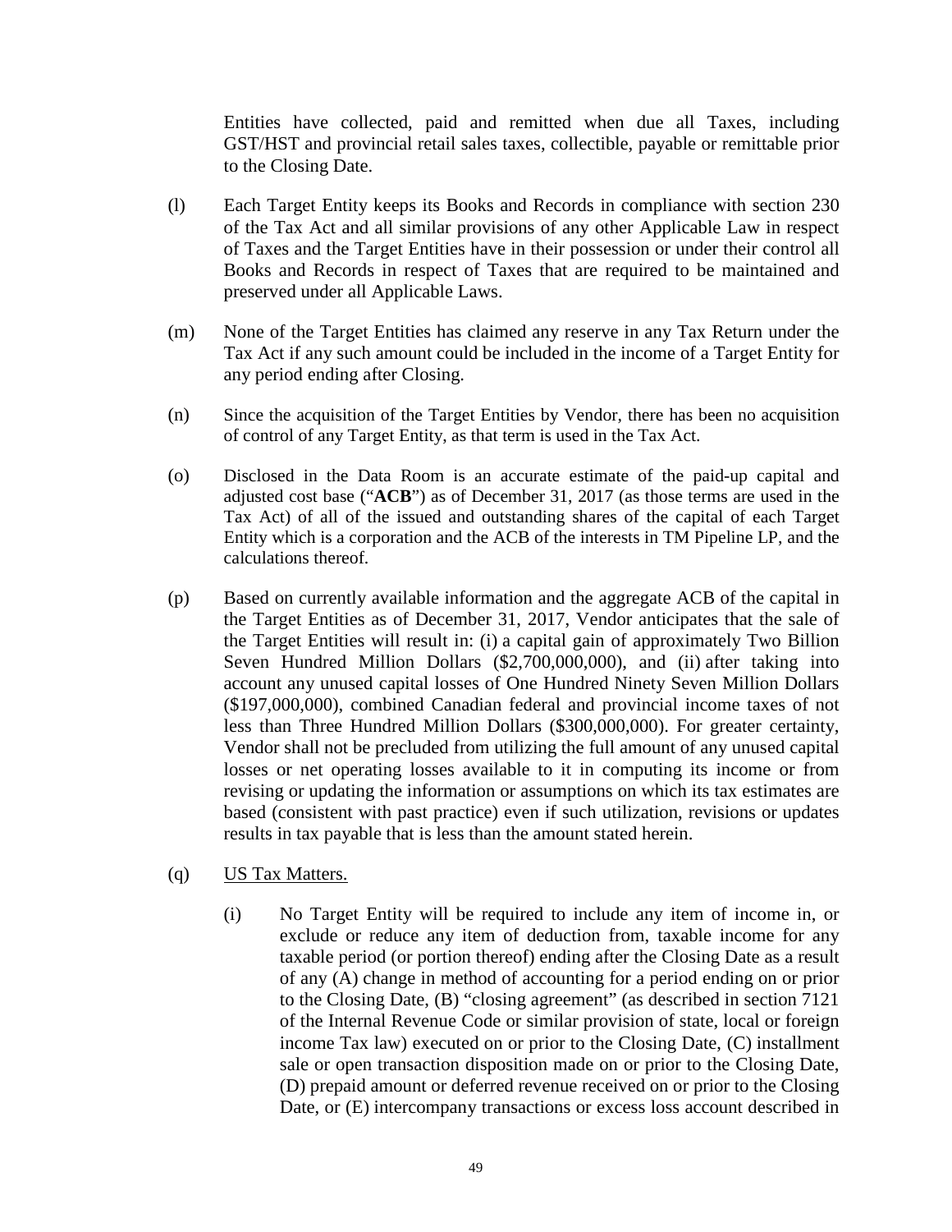Entities have collected, paid and remitted when due all Taxes, including GST/HST and provincial retail sales taxes, collectible, payable or remittable prior to the Closing Date.

(l) Each Target Entity keeps its Books and Records in compliance with section 230 of the Tax Act and all similar provisions of any other Applicable Law in respect of Taxes and the Target Entities have in their possession or under their control all Books and Records in respect of Taxes that are required to be maintained and preserved under all Applicable Laws.

(m) None of the Target Entities has claimed any reserve in any Tax Return under the Tax Act if any such amount could be included in the income of a Target Entity for any period ending after Closing.

(n) Since the acquisition of the Target Entities by Vendor, there has been no acquisition of control of any Target Entity, as that term is used in the Tax Act.

(o) Disclosed in the Data Room is an accurate estimate of the paid-up capital and adjusted cost base ("**ACB**") as of December 31, 2017 (as those terms are used in the Tax Act) of all of the issued and outstanding shares of the capital of each Target Entity which is a corporation and the ACB of the interests in TM Pipeline LP, and the calculations thereof.

(p) Based on currently available information and the aggregate ACB of the capital in the Target Entities as of December 31, 2017, Vendor anticipates that the sale of the Target Entities will result in: (i) a capital gain of approximately Two Billion Seven Hundred Million Dollars ($2,700,000,000), and (ii) after taking into account any unused capital losses of One Hundred Ninety Seven Million Dollars ($197,000,000), combined Canadian federal and provincial income taxes of not less than Three Hundred Million Dollars ($300,000,000). For greater certainty, Vendor shall not be precluded from utilizing the full amount of any unused capital losses or net operating losses available to it in computing its income or from revising or updating the information or assumptions on which its tax estimates are based (consistent with past practice) even if such utilization, revisions or updates results in tax payable that is less than the amount stated herein.

(q) US Tax Matters.

(i) No Target Entity will be required to include any item of income in, or exclude or reduce any item of deduction from, taxable income for any taxable period (or portion thereof) ending after the Closing Date as a result of any (A) change in method of accounting for a period ending on or prior to the Closing Date, (B) "closing agreement" (as described in section 7121 of the Internal Revenue Code or similar provision of state, local or foreign income Tax law) executed on or prior to the Closing Date, (C) installment sale or open transaction disposition made on or prior to the Closing Date, (D) prepaid amount or deferred revenue received on or prior to the Closing Date, or (E) intercompany transactions or excess loss account described in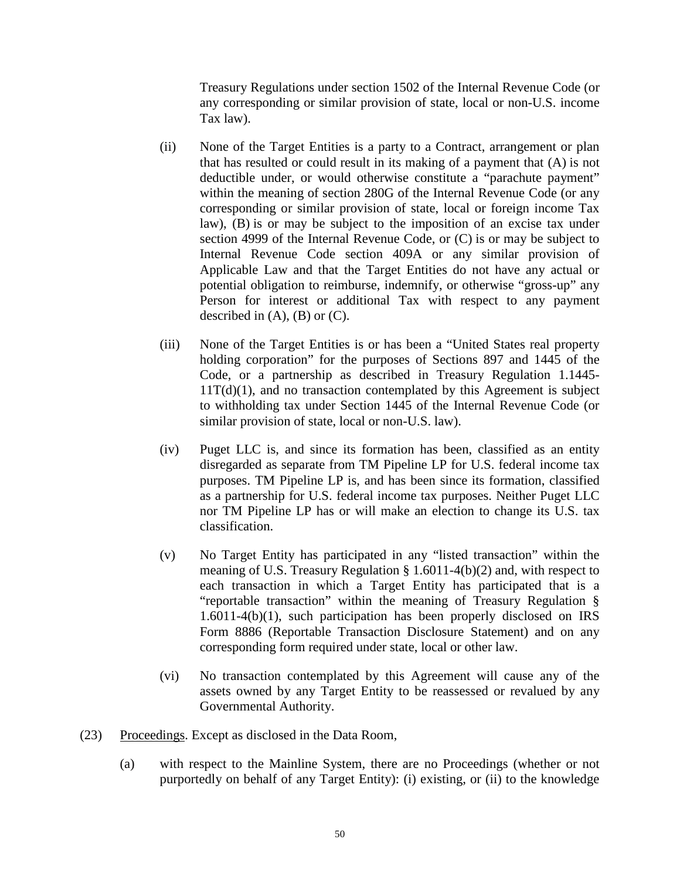Treasury Regulations under section 1502 of the Internal Revenue Code (or any corresponding or similar provision of state, local or non-U.S. income Tax law).

(ii) None of the Target Entities is a party to a Contract, arrangement or plan that has resulted or could result in its making of a payment that (A) is not deductible under, or would otherwise constitute a "parachute payment" within the meaning of section 280G of the Internal Revenue Code (or any corresponding or similar provision of state, local or foreign income Tax law), (B) is or may be subject to the imposition of an excise tax under section 4999 of the Internal Revenue Code, or (C) is or may be subject to Internal Revenue Code section 409A or any similar provision of Applicable Law and that the Target Entities do not have any actual or potential obligation to reimburse, indemnify, or otherwise "gross-up" any Person for interest or additional Tax with respect to any payment described in (A), (B) or (C).

(iii) None of the Target Entities is or has been a "United States real property holding corporation" for the purposes of Sections 897 and 1445 of the Code, or a partnership as described in Treasury Regulation 1.1445-11T(d)(1), and no transaction contemplated by this Agreement is subject to withholding tax under Section 1445 of the Internal Revenue Code (or similar provision of state, local or non-U.S. law).

(iv) Puget LLC is, and since its formation has been, classified as an entity disregarded as separate from TM Pipeline LP for U.S. federal income tax purposes. TM Pipeline LP is, and has been since its formation, classified as a partnership for U.S. federal income tax purposes. Neither Puget LLC nor TM Pipeline LP has or will make an election to change its U.S. tax classification.

(v) No Target Entity has participated in any "listed transaction" within the meaning of U.S. Treasury Regulation § 1.6011-4(b)(2) and, with respect to each transaction in which a Target Entity has participated that is a "reportable transaction" within the meaning of Treasury Regulation § 1.6011-4(b)(1), such participation has been properly disclosed on IRS Form 8886 (Reportable Transaction Disclosure Statement) and on any corresponding form required under state, local or other law.

(vi) No transaction contemplated by this Agreement will cause any of the assets owned by any Target Entity to be reassessed or revalued by any Governmental Authority.

(23) Proceedings. Except as disclosed in the Data Room,

(a) with respect to the Mainline System, there are no Proceedings (whether or not purportedly on behalf of any Target Entity): (i) existing, or (ii) to the knowledge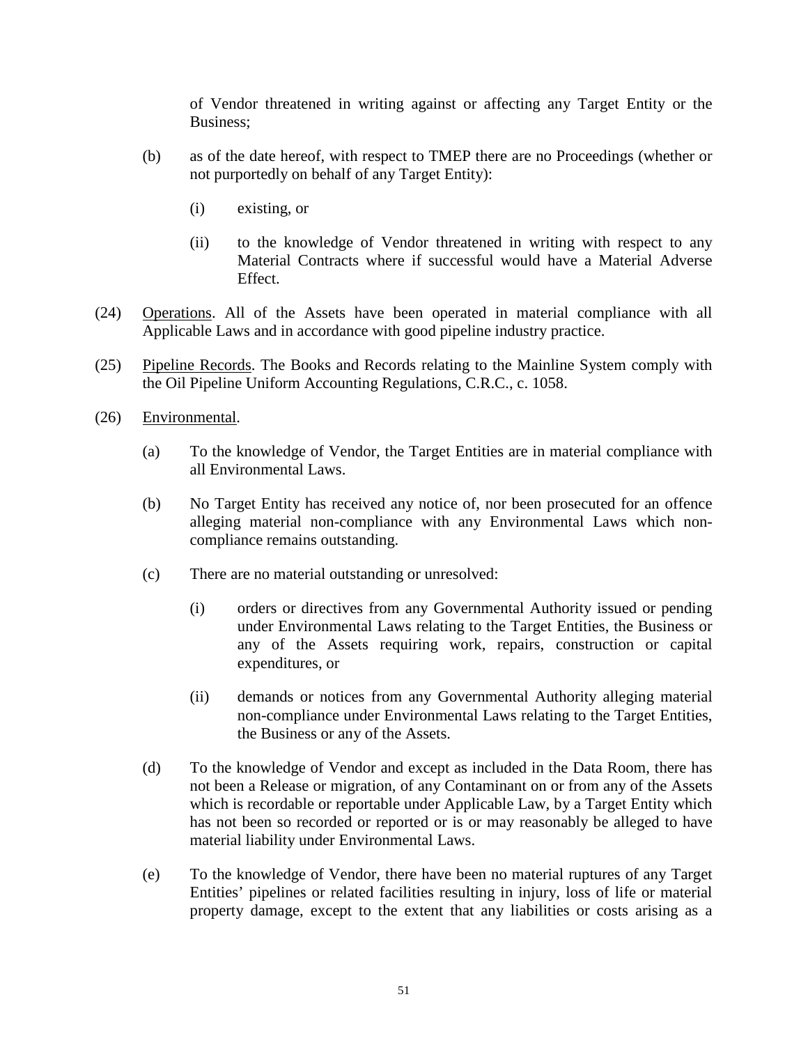of Vendor threatened in writing against or affecting any Target Entity or the Business;

(b) as of the date hereof, with respect to TMEP there are no Proceedings (whether or not purportedly on behalf of any Target Entity):

(i) existing, or

(ii) to the knowledge of Vendor threatened in writing with respect to any Material Contracts where if successful would have a Material Adverse Effect.

(24) Operations. All of the Assets have been operated in material compliance with all Applicable Laws and in accordance with good pipeline industry practice.

(25) Pipeline Records. The Books and Records relating to the Mainline System comply with the Oil Pipeline Uniform Accounting Regulations, C.R.C., c. 1058.

(26) Environmental.

(a) To the knowledge of Vendor, the Target Entities are in material compliance with all Environmental Laws.

(b) No Target Entity has received any notice of, nor been prosecuted for an offence alleging material non-compliance with any Environmental Laws which non-compliance remains outstanding.

(c) There are no material outstanding or unresolved:

(i) orders or directives from any Governmental Authority issued or pending under Environmental Laws relating to the Target Entities, the Business or any of the Assets requiring work, repairs, construction or capital expenditures, or

(ii) demands or notices from any Governmental Authority alleging material non-compliance under Environmental Laws relating to the Target Entities, the Business or any of the Assets.

(d) To the knowledge of Vendor and except as included in the Data Room, there has not been a Release or migration, of any Contaminant on or from any of the Assets which is recordable or reportable under Applicable Law, by a Target Entity which has not been so recorded or reported or is or may reasonably be alleged to have material liability under Environmental Laws.

(e) To the knowledge of Vendor, there have been no material ruptures of any Target Entities' pipelines or related facilities resulting in injury, loss of life or material property damage, except to the extent that any liabilities or costs arising as a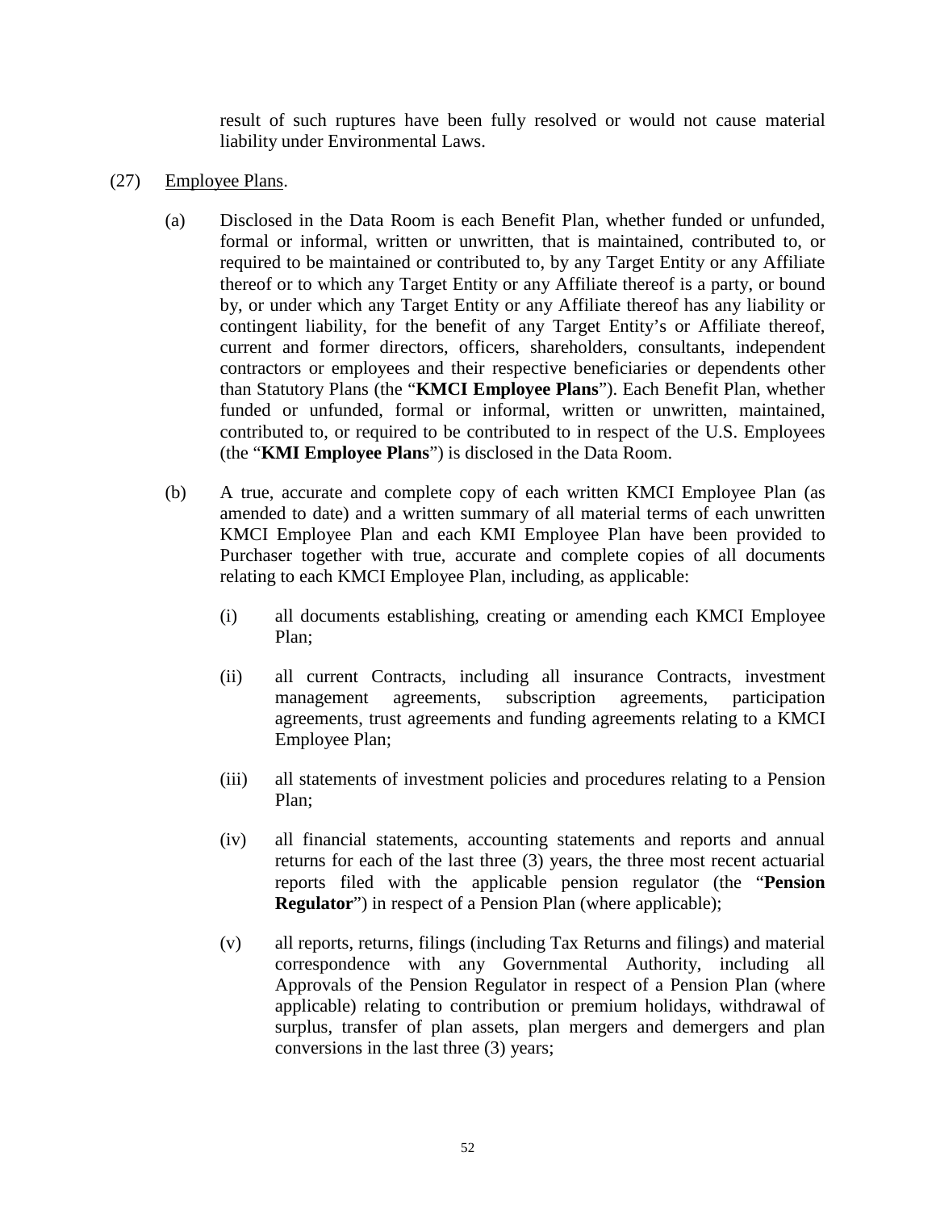result of such ruptures have been fully resolved or would not cause material liability under Environmental Laws.

(27) Employee Plans.

(a) Disclosed in the Data Room is each Benefit Plan, whether funded or unfunded, formal or informal, written or unwritten, that is maintained, contributed to, or required to be maintained or contributed to, by any Target Entity or any Affiliate thereof or to which any Target Entity or any Affiliate thereof is a party, or bound by, or under which any Target Entity or any Affiliate thereof has any liability or contingent liability, for the benefit of any Target Entity's or Affiliate thereof, current and former directors, officers, shareholders, consultants, independent contractors or employees and their respective beneficiaries or dependents other than Statutory Plans (the "**KMCI Employee Plans**"). Each Benefit Plan, whether funded or unfunded, formal or informal, written or unwritten, maintained, contributed to, or required to be contributed to in respect of the U.S. Employees (the "**KMI Employee Plans**") is disclosed in the Data Room.

(b) A true, accurate and complete copy of each written KMCI Employee Plan (as amended to date) and a written summary of all material terms of each unwritten KMCI Employee Plan and each KMI Employee Plan have been provided to Purchaser together with true, accurate and complete copies of all documents relating to each KMCI Employee Plan, including, as applicable:

(i) all documents establishing, creating or amending each KMCI Employee Plan;

(ii) all current Contracts, including all insurance Contracts, investment management agreements, subscription agreements, participation agreements, trust agreements and funding agreements relating to a KMCI Employee Plan;

(iii) all statements of investment policies and procedures relating to a Pension Plan;

(iv) all financial statements, accounting statements and reports and annual returns for each of the last three (3) years, the three most recent actuarial reports filed with the applicable pension regulator (the "**Pension Regulator**") in respect of a Pension Plan (where applicable);

(v) all reports, returns, filings (including Tax Returns and filings) and material correspondence with any Governmental Authority, including all Approvals of the Pension Regulator in respect of a Pension Plan (where applicable) relating to contribution or premium holidays, withdrawal of surplus, transfer of plan assets, plan mergers and demergers and plan conversions in the last three (3) years;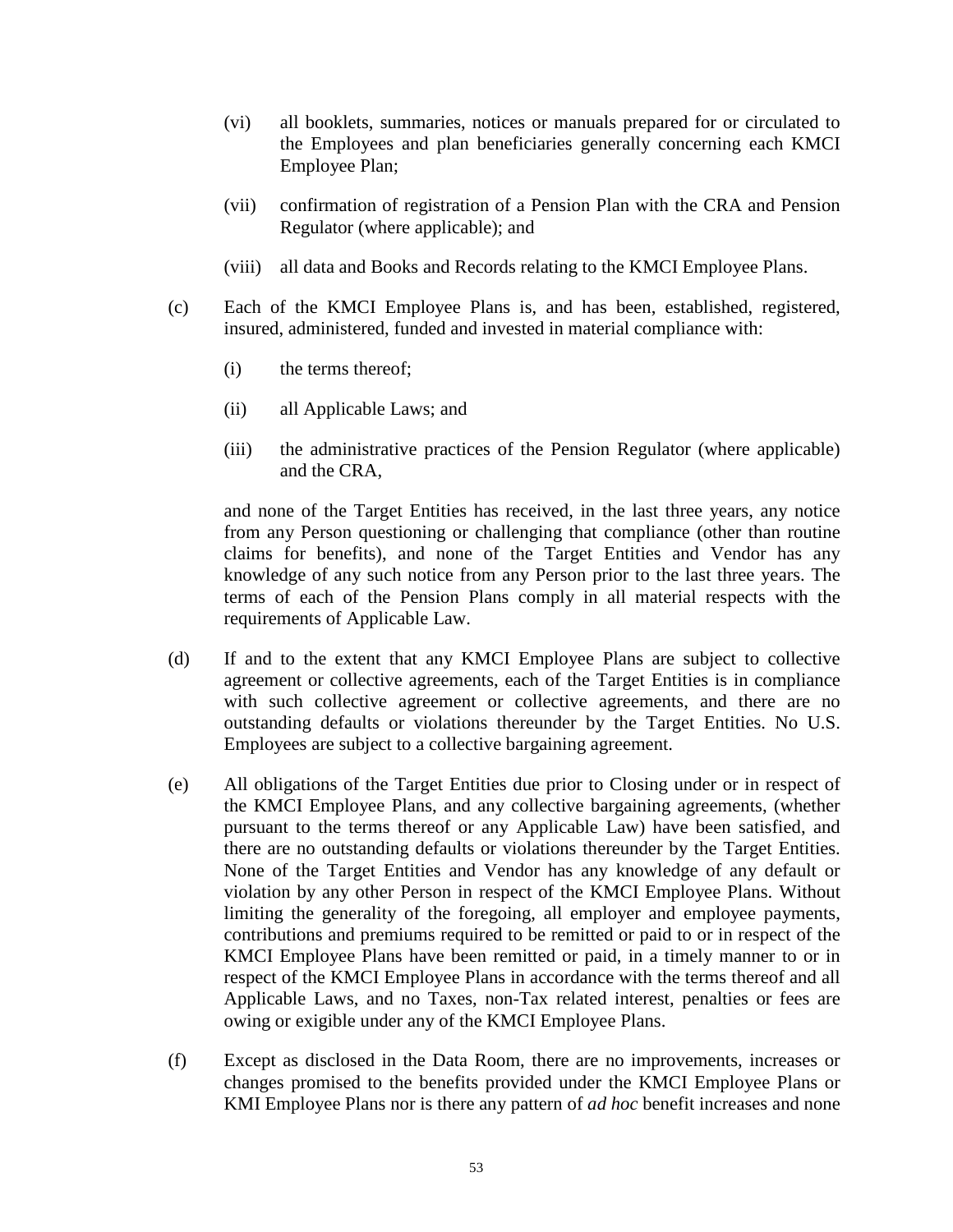(vi) all booklets, summaries, notices or manuals prepared for or circulated to the Employees and plan beneficiaries generally concerning each KMCI Employee Plan;

(vii) confirmation of registration of a Pension Plan with the CRA and Pension Regulator (where applicable); and

(viii) all data and Books and Records relating to the KMCI Employee Plans.

(c) Each of the KMCI Employee Plans is, and has been, established, registered, insured, administered, funded and invested in material compliance with:

(i) the terms thereof;

(ii) all Applicable Laws; and

(iii) the administrative practices of the Pension Regulator (where applicable) and the CRA,

and none of the Target Entities has received, in the last three years, any notice from any Person questioning or challenging that compliance (other than routine claims for benefits), and none of the Target Entities and Vendor has any knowledge of any such notice from any Person prior to the last three years. The terms of each of the Pension Plans comply in all material respects with the requirements of Applicable Law.

(d) If and to the extent that any KMCI Employee Plans are subject to collective agreement or collective agreements, each of the Target Entities is in compliance with such collective agreement or collective agreements, and there are no outstanding defaults or violations thereunder by the Target Entities. No U.S. Employees are subject to a collective bargaining agreement.

(e) All obligations of the Target Entities due prior to Closing under or in respect of the KMCI Employee Plans, and any collective bargaining agreements, (whether pursuant to the terms thereof or any Applicable Law) have been satisfied, and there are no outstanding defaults or violations thereunder by the Target Entities. None of the Target Entities and Vendor has any knowledge of any default or violation by any other Person in respect of the KMCI Employee Plans. Without limiting the generality of the foregoing, all employer and employee payments, contributions and premiums required to be remitted or paid to or in respect of the KMCI Employee Plans have been remitted or paid, in a timely manner to or in respect of the KMCI Employee Plans in accordance with the terms thereof and all Applicable Laws, and no Taxes, non-Tax related interest, penalties or fees are owing or exigible under any of the KMCI Employee Plans.

(f) Except as disclosed in the Data Room, there are no improvements, increases or changes promised to the benefits provided under the KMCI Employee Plans or KMI Employee Plans nor is there any pattern of *ad hoc* benefit increases and none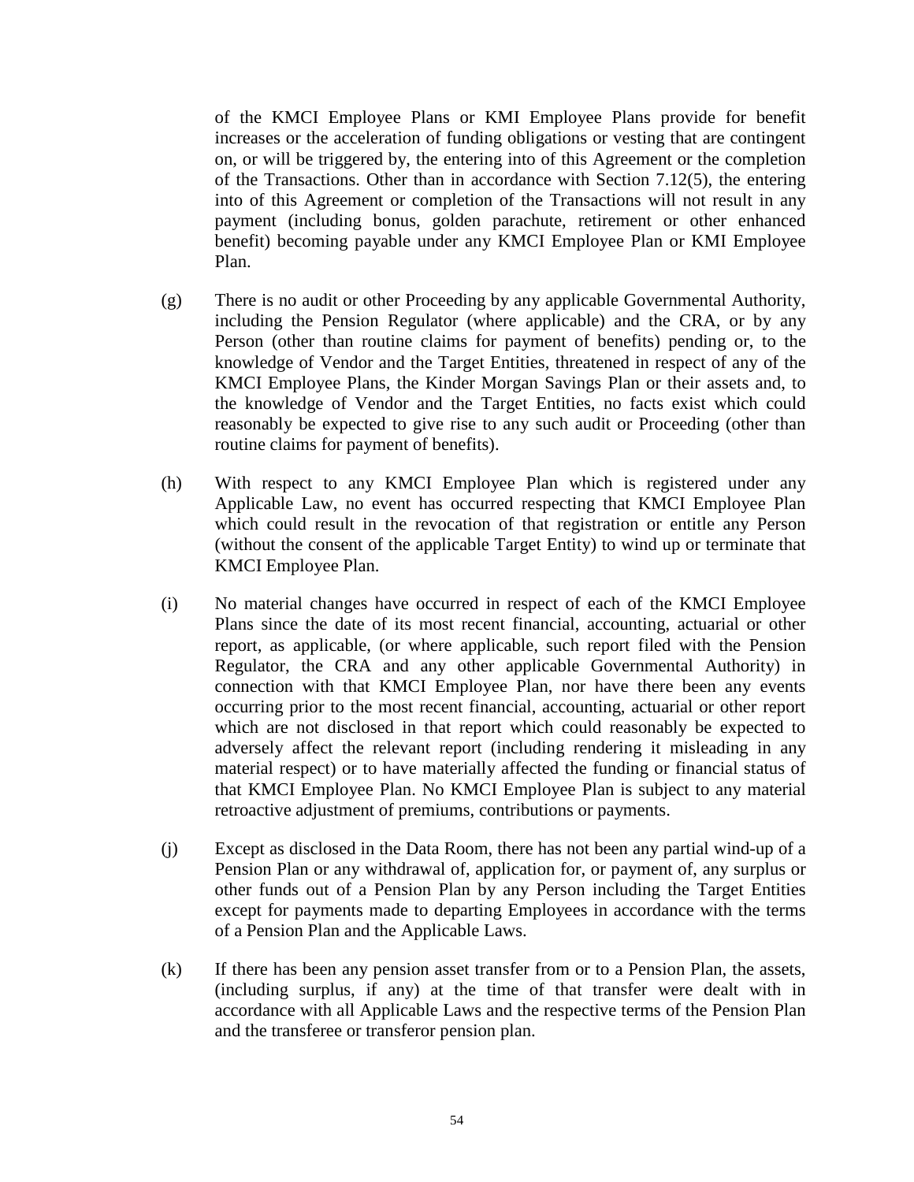of the KMCI Employee Plans or KMI Employee Plans provide for benefit increases or the acceleration of funding obligations or vesting that are contingent on, or will be triggered by, the entering into of this Agreement or the completion of the Transactions. Other than in accordance with Section 7.12(5), the entering into of this Agreement or completion of the Transactions will not result in any payment (including bonus, golden parachute, retirement or other enhanced benefit) becoming payable under any KMCI Employee Plan or KMI Employee Plan.

(g) There is no audit or other Proceeding by any applicable Governmental Authority, including the Pension Regulator (where applicable) and the CRA, or by any Person (other than routine claims for payment of benefits) pending or, to the knowledge of Vendor and the Target Entities, threatened in respect of any of the KMCI Employee Plans, the Kinder Morgan Savings Plan or their assets and, to the knowledge of Vendor and the Target Entities, no facts exist which could reasonably be expected to give rise to any such audit or Proceeding (other than routine claims for payment of benefits).

(h) With respect to any KMCI Employee Plan which is registered under any Applicable Law, no event has occurred respecting that KMCI Employee Plan which could result in the revocation of that registration or entitle any Person (without the consent of the applicable Target Entity) to wind up or terminate that KMCI Employee Plan.

(i) No material changes have occurred in respect of each of the KMCI Employee Plans since the date of its most recent financial, accounting, actuarial or other report, as applicable, (or where applicable, such report filed with the Pension Regulator, the CRA and any other applicable Governmental Authority) in connection with that KMCI Employee Plan, nor have there been any events occurring prior to the most recent financial, accounting, actuarial or other report which are not disclosed in that report which could reasonably be expected to adversely affect the relevant report (including rendering it misleading in any material respect) or to have materially affected the funding or financial status of that KMCI Employee Plan. No KMCI Employee Plan is subject to any material retroactive adjustment of premiums, contributions or payments.

(j) Except as disclosed in the Data Room, there has not been any partial wind-up of a Pension Plan or any withdrawal of, application for, or payment of, any surplus or other funds out of a Pension Plan by any Person including the Target Entities except for payments made to departing Employees in accordance with the terms of a Pension Plan and the Applicable Laws.

(k) If there has been any pension asset transfer from or to a Pension Plan, the assets, (including surplus, if any) at the time of that transfer were dealt with in accordance with all Applicable Laws and the respective terms of the Pension Plan and the transferee or transferor pension plan.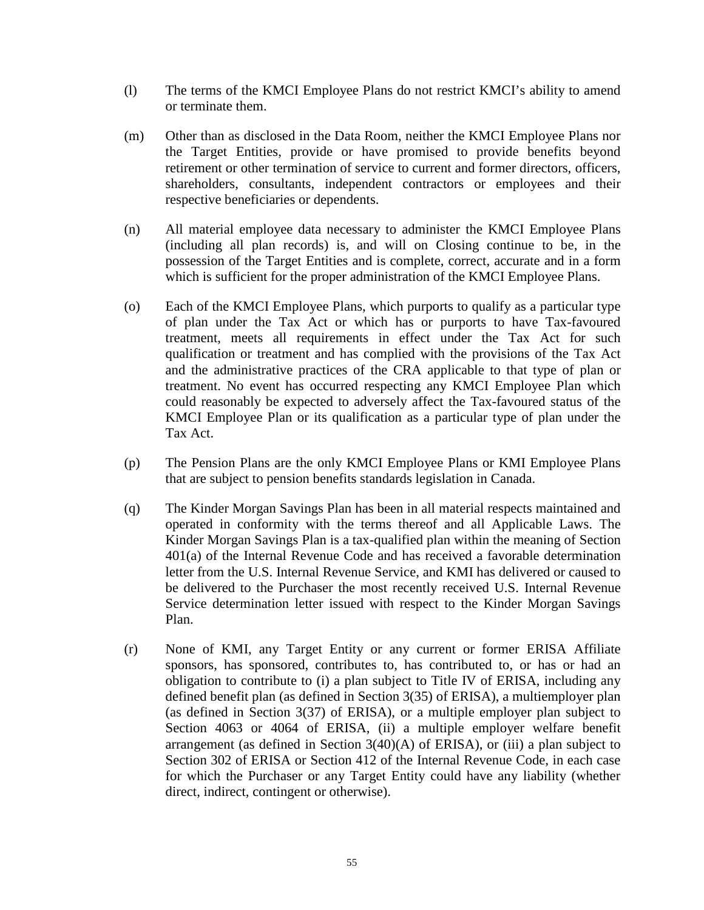(l) The terms of the KMCI Employee Plans do not restrict KMCI's ability to amend or terminate them.

(m) Other than as disclosed in the Data Room, neither the KMCI Employee Plans nor the Target Entities, provide or have promised to provide benefits beyond retirement or other termination of service to current and former directors, officers, shareholders, consultants, independent contractors or employees and their respective beneficiaries or dependents.

(n) All material employee data necessary to administer the KMCI Employee Plans (including all plan records) is, and will on Closing continue to be, in the possession of the Target Entities and is complete, correct, accurate and in a form which is sufficient for the proper administration of the KMCI Employee Plans.

(o) Each of the KMCI Employee Plans, which purports to qualify as a particular type of plan under the Tax Act or which has or purports to have Tax-favoured treatment, meets all requirements in effect under the Tax Act for such qualification or treatment and has complied with the provisions of the Tax Act and the administrative practices of the CRA applicable to that type of plan or treatment. No event has occurred respecting any KMCI Employee Plan which could reasonably be expected to adversely affect the Tax-favoured status of the KMCI Employee Plan or its qualification as a particular type of plan under the Tax Act.

(p) The Pension Plans are the only KMCI Employee Plans or KMI Employee Plans that are subject to pension benefits standards legislation in Canada.

(q) The Kinder Morgan Savings Plan has been in all material respects maintained and operated in conformity with the terms thereof and all Applicable Laws. The Kinder Morgan Savings Plan is a tax-qualified plan within the meaning of Section 401(a) of the Internal Revenue Code and has received a favorable determination letter from the U.S. Internal Revenue Service, and KMI has delivered or caused to be delivered to the Purchaser the most recently received U.S. Internal Revenue Service determination letter issued with respect to the Kinder Morgan Savings Plan.

(r) None of KMI, any Target Entity or any current or former ERISA Affiliate sponsors, has sponsored, contributes to, has contributed to, or has or had an obligation to contribute to (i) a plan subject to Title IV of ERISA, including any defined benefit plan (as defined in Section 3(35) of ERISA), a multiemployer plan (as defined in Section 3(37) of ERISA), or a multiple employer plan subject to Section 4063 or 4064 of ERISA, (ii) a multiple employer welfare benefit arrangement (as defined in Section 3(40)(A) of ERISA), or (iii) a plan subject to Section 302 of ERISA or Section 412 of the Internal Revenue Code, in each case for which the Purchaser or any Target Entity could have any liability (whether direct, indirect, contingent or otherwise).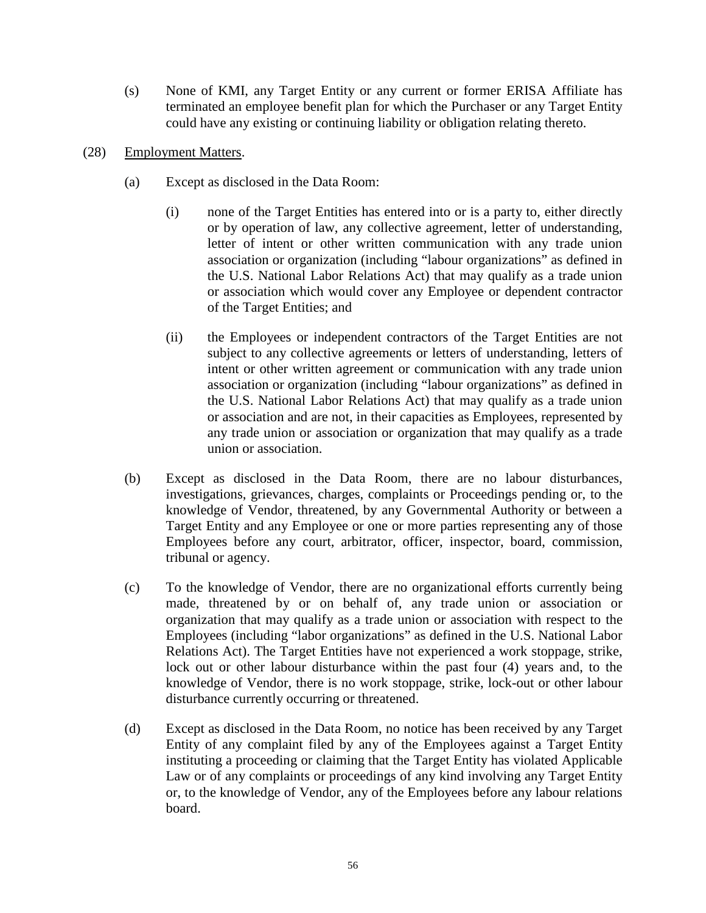(s) None of KMI, any Target Entity or any current or former ERISA Affiliate has terminated an employee benefit plan for which the Purchaser or any Target Entity could have any existing or continuing liability or obligation relating thereto.

(28) Employment Matters.

(a) Except as disclosed in the Data Room:

(i) none of the Target Entities has entered into or is a party to, either directly or by operation of law, any collective agreement, letter of understanding, letter of intent or other written communication with any trade union association or organization (including "labour organizations" as defined in the U.S. National Labor Relations Act) that may qualify as a trade union or association which would cover any Employee or dependent contractor of the Target Entities; and

(ii) the Employees or independent contractors of the Target Entities are not subject to any collective agreements or letters of understanding, letters of intent or other written agreement or communication with any trade union association or organization (including "labour organizations" as defined in the U.S. National Labor Relations Act) that may qualify as a trade union or association and are not, in their capacities as Employees, represented by any trade union or association or organization that may qualify as a trade union or association.

(b) Except as disclosed in the Data Room, there are no labour disturbances, investigations, grievances, charges, complaints or Proceedings pending or, to the knowledge of Vendor, threatened, by any Governmental Authority or between a Target Entity and any Employee or one or more parties representing any of those Employees before any court, arbitrator, officer, inspector, board, commission, tribunal or agency.

(c) To the knowledge of Vendor, there are no organizational efforts currently being made, threatened by or on behalf of, any trade union or association or organization that may qualify as a trade union or association with respect to the Employees (including "labor organizations" as defined in the U.S. National Labor Relations Act). The Target Entities have not experienced a work stoppage, strike, lock out or other labour disturbance within the past four (4) years and, to the knowledge of Vendor, there is no work stoppage, strike, lock-out or other labour disturbance currently occurring or threatened.

(d) Except as disclosed in the Data Room, no notice has been received by any Target Entity of any complaint filed by any of the Employees against a Target Entity instituting a proceeding or claiming that the Target Entity has violated Applicable Law or of any complaints or proceedings of any kind involving any Target Entity or, to the knowledge of Vendor, any of the Employees before any labour relations board.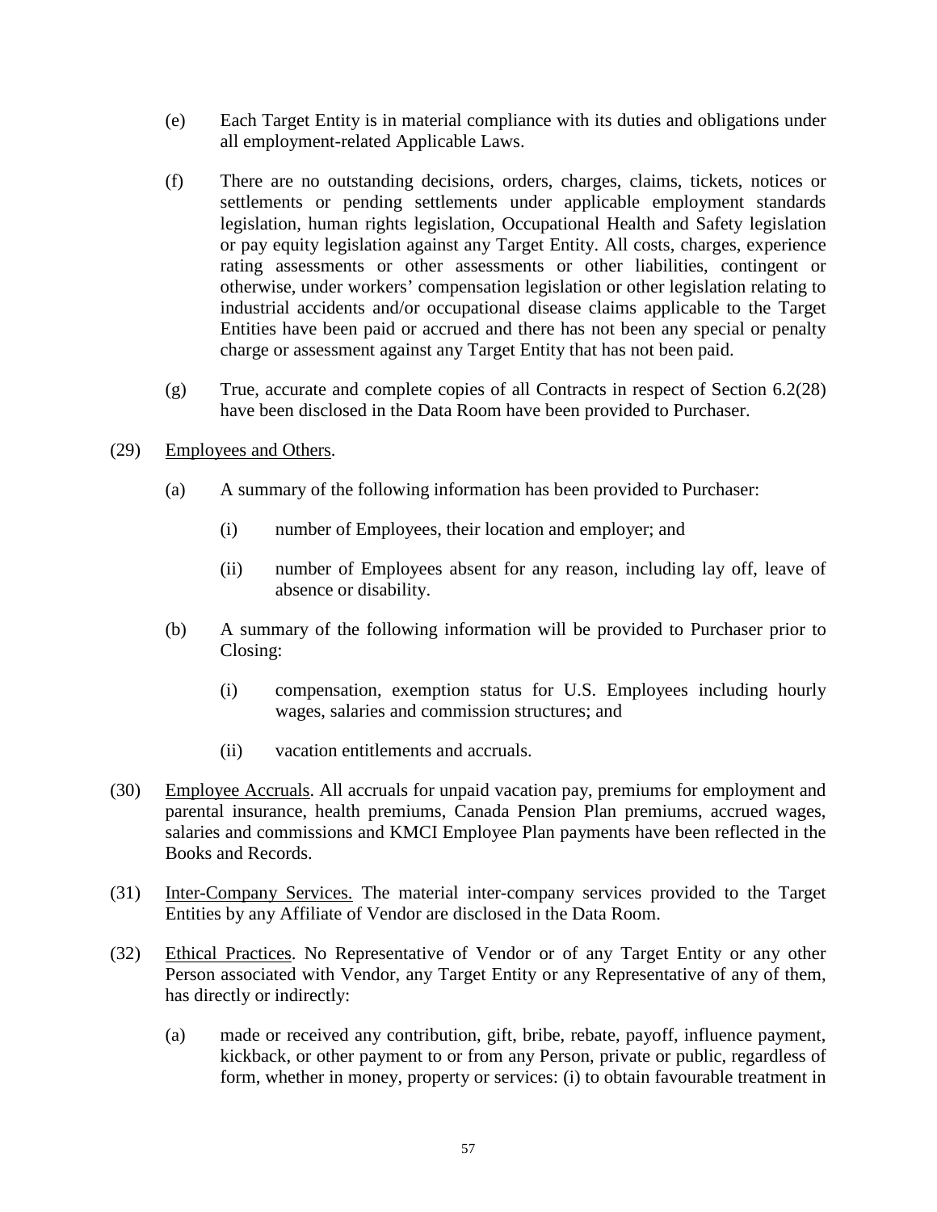(e) Each Target Entity is in material compliance with its duties and obligations under all employment-related Applicable Laws.

(f) There are no outstanding decisions, orders, charges, claims, tickets, notices or settlements or pending settlements under applicable employment standards legislation, human rights legislation, Occupational Health and Safety legislation or pay equity legislation against any Target Entity. All costs, charges, experience rating assessments or other assessments or other liabilities, contingent or otherwise, under workers' compensation legislation or other legislation relating to industrial accidents and/or occupational disease claims applicable to the Target Entities have been paid or accrued and there has not been any special or penalty charge or assessment against any Target Entity that has not been paid.

(g) True, accurate and complete copies of all Contracts in respect of Section 6.2(28) have been disclosed in the Data Room have been provided to Purchaser.

(29) Employees and Others.

(a) A summary of the following information has been provided to Purchaser:

(i) number of Employees, their location and employer; and

(ii) number of Employees absent for any reason, including lay off, leave of absence or disability.

(b) A summary of the following information will be provided to Purchaser prior to Closing:

(i) compensation, exemption status for U.S. Employees including hourly wages, salaries and commission structures; and

(ii) vacation entitlements and accruals.

(30) Employee Accruals. All accruals for unpaid vacation pay, premiums for employment and parental insurance, health premiums, Canada Pension Plan premiums, accrued wages, salaries and commissions and KMCI Employee Plan payments have been reflected in the Books and Records.

(31) Inter-Company Services. The material inter-company services provided to the Target Entities by any Affiliate of Vendor are disclosed in the Data Room.

(32) Ethical Practices. No Representative of Vendor or of any Target Entity or any other Person associated with Vendor, any Target Entity or any Representative of any of them, has directly or indirectly:

(a) made or received any contribution, gift, bribe, rebate, payoff, influence payment, kickback, or other payment to or from any Person, private or public, regardless of form, whether in money, property or services: (i) to obtain favourable treatment in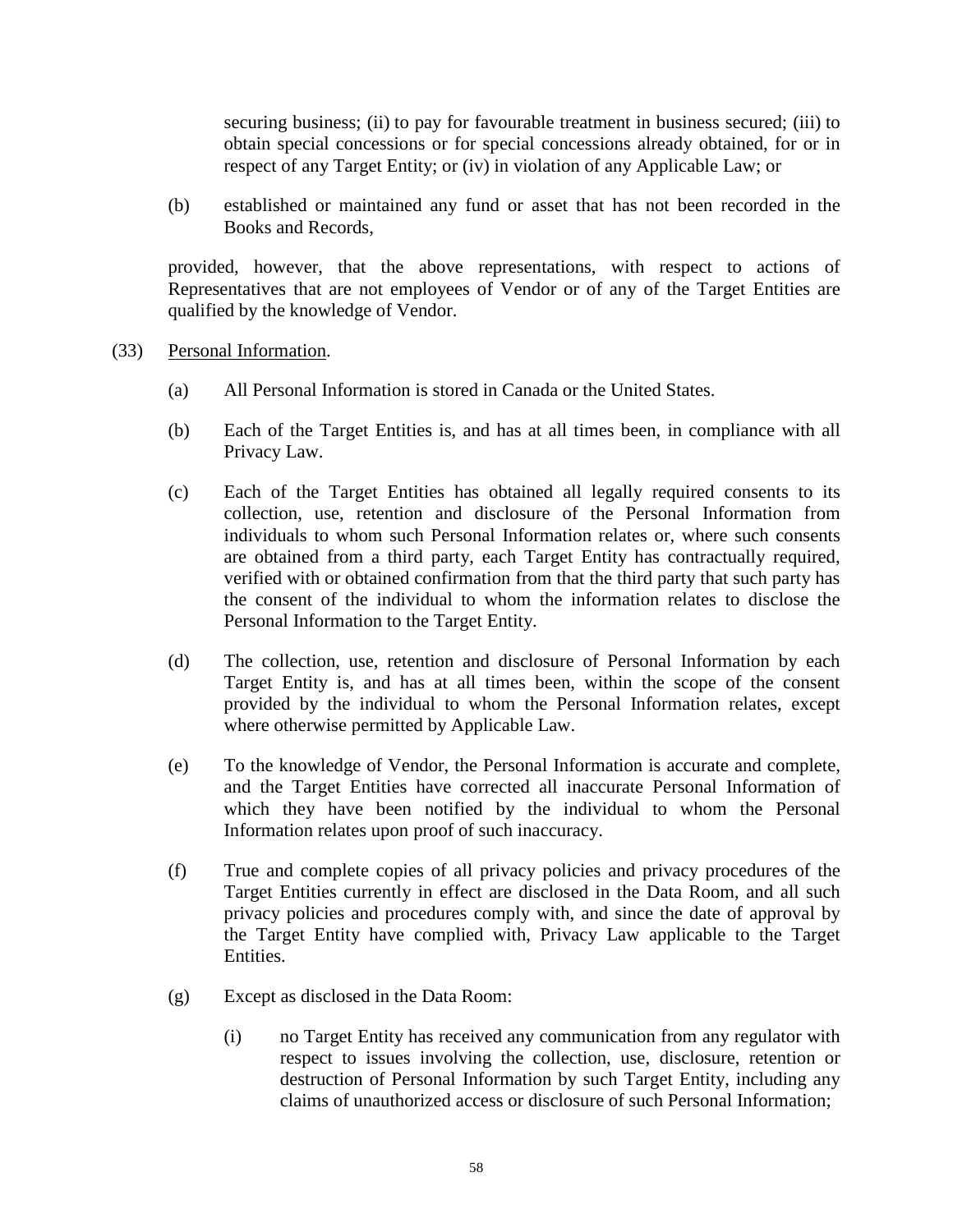securing business; (ii) to pay for favourable treatment in business secured; (iii) to obtain special concessions or for special concessions already obtained, for or in respect of any Target Entity; or (iv) in violation of any Applicable Law; or

(b) established or maintained any fund or asset that has not been recorded in the Books and Records,

provided, however, that the above representations, with respect to actions of Representatives that are not employees of Vendor or of any of the Target Entities are qualified by the knowledge of Vendor.

(33) Personal Information.

(a) All Personal Information is stored in Canada or the United States.

(b) Each of the Target Entities is, and has at all times been, in compliance with all Privacy Law.

(c) Each of the Target Entities has obtained all legally required consents to its collection, use, retention and disclosure of the Personal Information from individuals to whom such Personal Information relates or, where such consents are obtained from a third party, each Target Entity has contractually required, verified with or obtained confirmation from that the third party that such party has the consent of the individual to whom the information relates to disclose the Personal Information to the Target Entity.

(d) The collection, use, retention and disclosure of Personal Information by each Target Entity is, and has at all times been, within the scope of the consent provided by the individual to whom the Personal Information relates, except where otherwise permitted by Applicable Law.

(e) To the knowledge of Vendor, the Personal Information is accurate and complete, and the Target Entities have corrected all inaccurate Personal Information of which they have been notified by the individual to whom the Personal Information relates upon proof of such inaccuracy.

(f) True and complete copies of all privacy policies and privacy procedures of the Target Entities currently in effect are disclosed in the Data Room, and all such privacy policies and procedures comply with, and since the date of approval by the Target Entity have complied with, Privacy Law applicable to the Target Entities.

(g) Except as disclosed in the Data Room:

(i) no Target Entity has received any communication from any regulator with respect to issues involving the collection, use, disclosure, retention or destruction of Personal Information by such Target Entity, including any claims of unauthorized access or disclosure of such Personal Information;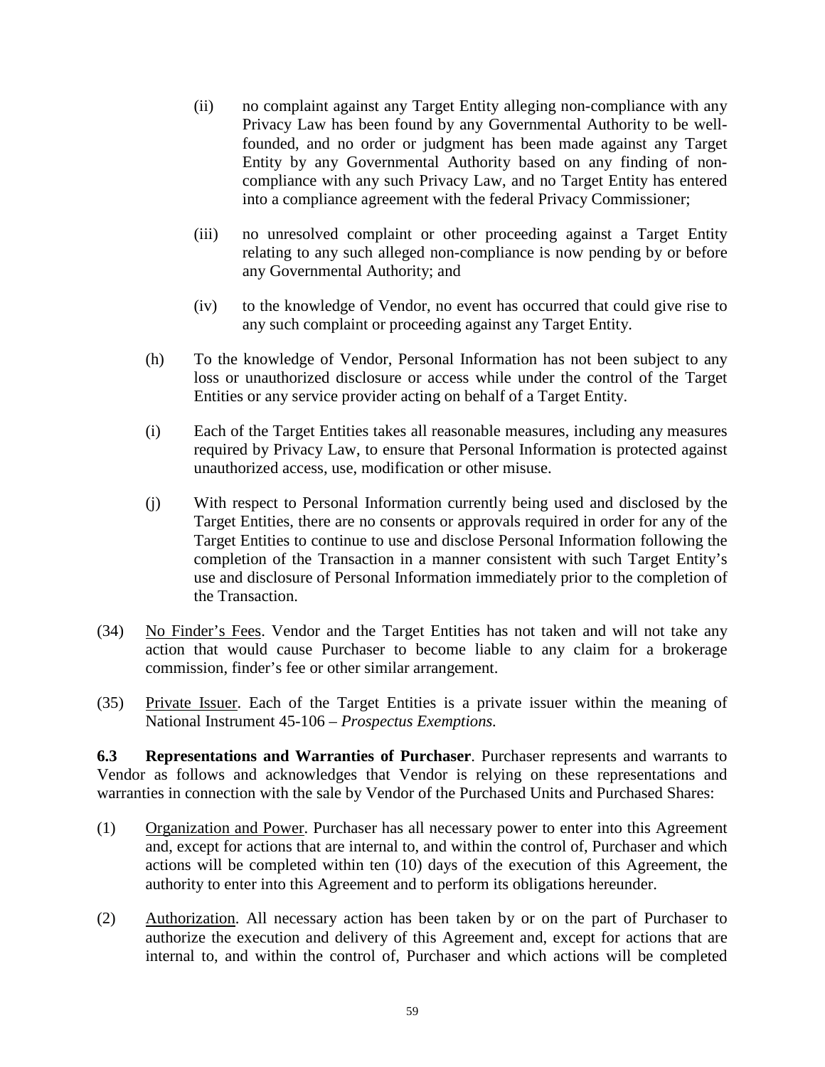(ii) no complaint against any Target Entity alleging non-compliance with any Privacy Law has been found by any Governmental Authority to be well-founded, and no order or judgment has been made against any Target Entity by any Governmental Authority based on any finding of non-compliance with any such Privacy Law, and no Target Entity has entered into a compliance agreement with the federal Privacy Commissioner;

(iii) no unresolved complaint or other proceeding against a Target Entity relating to any such alleged non-compliance is now pending by or before any Governmental Authority; and

(iv) to the knowledge of Vendor, no event has occurred that could give rise to any such complaint or proceeding against any Target Entity.

(h) To the knowledge of Vendor, Personal Information has not been subject to any loss or unauthorized disclosure or access while under the control of the Target Entities or any service provider acting on behalf of a Target Entity.

(i) Each of the Target Entities takes all reasonable measures, including any measures required by Privacy Law, to ensure that Personal Information is protected against unauthorized access, use, modification or other misuse.

(j) With respect to Personal Information currently being used and disclosed by the Target Entities, there are no consents or approvals required in order for any of the Target Entities to continue to use and disclose Personal Information following the completion of the Transaction in a manner consistent with such Target Entity's use and disclosure of Personal Information immediately prior to the completion of the Transaction.

(34) No Finder's Fees. Vendor and the Target Entities has not taken and will not take any action that would cause Purchaser to become liable to any claim for a brokerage commission, finder's fee or other similar arrangement.

(35) Private Issuer. Each of the Target Entities is a private issuer within the meaning of National Instrument 45-106 – *Prospectus Exemptions.*

**6.3 Representations and Warranties of Purchaser**. Purchaser represents and warrants to Vendor as follows and acknowledges that Vendor is relying on these representations and warranties in connection with the sale by Vendor of the Purchased Units and Purchased Shares:

(1) Organization and Power. Purchaser has all necessary power to enter into this Agreement and, except for actions that are internal to, and within the control of, Purchaser and which actions will be completed within ten (10) days of the execution of this Agreement, the authority to enter into this Agreement and to perform its obligations hereunder.

(2) Authorization. All necessary action has been taken by or on the part of Purchaser to authorize the execution and delivery of this Agreement and, except for actions that are internal to, and within the control of, Purchaser and which actions will be completed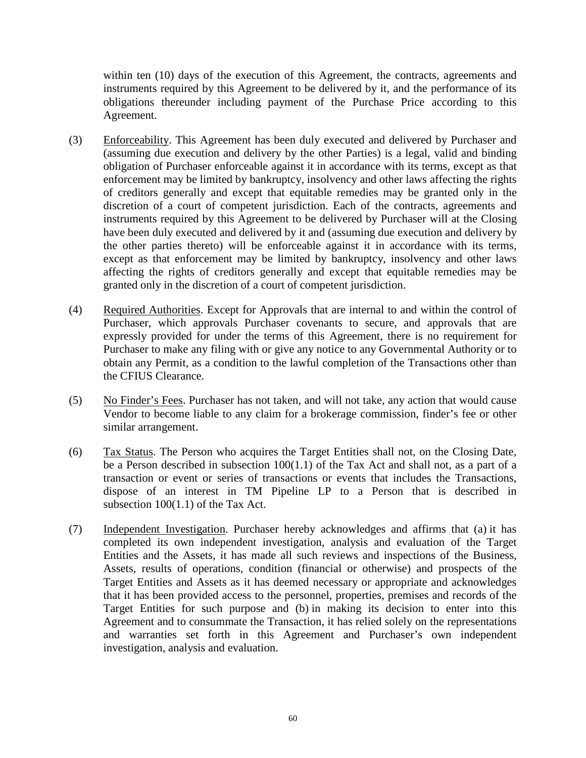within ten (10) days of the execution of this Agreement, the contracts, agreements and instruments required by this Agreement to be delivered by it, and the performance of its obligations thereunder including payment of the Purchase Price according to this Agreement.

(3) Enforceability. This Agreement has been duly executed and delivered by Purchaser and (assuming due execution and delivery by the other Parties) is a legal, valid and binding obligation of Purchaser enforceable against it in accordance with its terms, except as that enforcement may be limited by bankruptcy, insolvency and other laws affecting the rights of creditors generally and except that equitable remedies may be granted only in the discretion of a court of competent jurisdiction. Each of the contracts, agreements and instruments required by this Agreement to be delivered by Purchaser will at the Closing have been duly executed and delivered by it and (assuming due execution and delivery by the other parties thereto) will be enforceable against it in accordance with its terms, except as that enforcement may be limited by bankruptcy, insolvency and other laws affecting the rights of creditors generally and except that equitable remedies may be granted only in the discretion of a court of competent jurisdiction.

(4) Required Authorities. Except for Approvals that are internal to and within the control of Purchaser, which approvals Purchaser covenants to secure, and approvals that are expressly provided for under the terms of this Agreement, there is no requirement for Purchaser to make any filing with or give any notice to any Governmental Authority or to obtain any Permit, as a condition to the lawful completion of the Transactions other than the CFIUS Clearance.

(5) No Finder's Fees. Purchaser has not taken, and will not take, any action that would cause Vendor to become liable to any claim for a brokerage commission, finder's fee or other similar arrangement.

(6) Tax Status. The Person who acquires the Target Entities shall not, on the Closing Date, be a Person described in subsection 100(1.1) of the Tax Act and shall not, as a part of a transaction or event or series of transactions or events that includes the Transactions, dispose of an interest in TM Pipeline LP to a Person that is described in subsection 100(1.1) of the Tax Act.

(7) Independent Investigation. Purchaser hereby acknowledges and affirms that (a) it has completed its own independent investigation, analysis and evaluation of the Target Entities and the Assets, it has made all such reviews and inspections of the Business, Assets, results of operations, condition (financial or otherwise) and prospects of the Target Entities and Assets as it has deemed necessary or appropriate and acknowledges that it has been provided access to the personnel, properties, premises and records of the Target Entities for such purpose and (b) in making its decision to enter into this Agreement and to consummate the Transaction, it has relied solely on the representations and warranties set forth in this Agreement and Purchaser's own independent investigation, analysis and evaluation.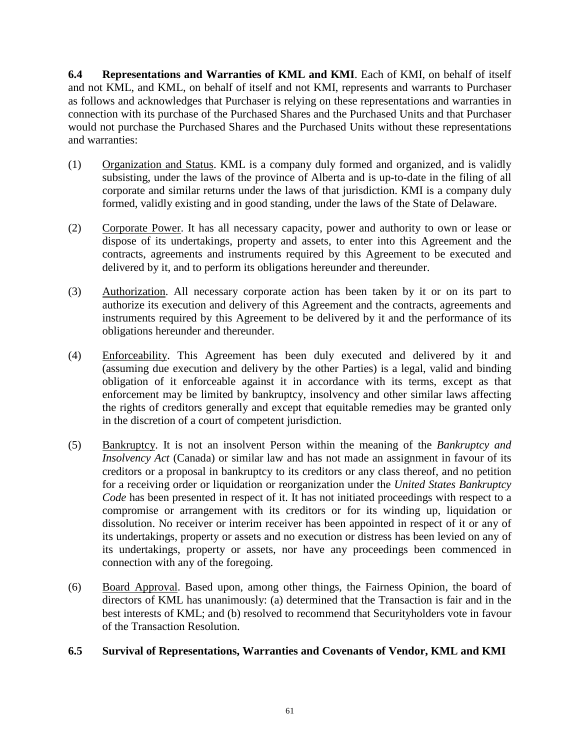**6.4 Representations and Warranties of KML and KMI**. Each of KMI, on behalf of itself and not KML, and KML, on behalf of itself and not KMI, represents and warrants to Purchaser as follows and acknowledges that Purchaser is relying on these representations and warranties in connection with its purchase of the Purchased Shares and the Purchased Units and that Purchaser would not purchase the Purchased Shares and the Purchased Units without these representations and warranties:

(1) Organization and Status. KML is a company duly formed and organized, and is validly subsisting, under the laws of the province of Alberta and is up-to-date in the filing of all corporate and similar returns under the laws of that jurisdiction. KMI is a company duly formed, validly existing and in good standing, under the laws of the State of Delaware.

(2) Corporate Power. It has all necessary capacity, power and authority to own or lease or dispose of its undertakings, property and assets, to enter into this Agreement and the contracts, agreements and instruments required by this Agreement to be executed and delivered by it, and to perform its obligations hereunder and thereunder.

(3) Authorization. All necessary corporate action has been taken by it or on its part to authorize its execution and delivery of this Agreement and the contracts, agreements and instruments required by this Agreement to be delivered by it and the performance of its obligations hereunder and thereunder.

(4) Enforceability. This Agreement has been duly executed and delivered by it and (assuming due execution and delivery by the other Parties) is a legal, valid and binding obligation of it enforceable against it in accordance with its terms, except as that enforcement may be limited by bankruptcy, insolvency and other similar laws affecting the rights of creditors generally and except that equitable remedies may be granted only in the discretion of a court of competent jurisdiction.

(5) Bankruptcy. It is not an insolvent Person within the meaning of the *Bankruptcy and Insolvency Act* (Canada) or similar law and has not made an assignment in favour of its creditors or a proposal in bankruptcy to its creditors or any class thereof, and no petition for a receiving order or liquidation or reorganization under the *United States Bankruptcy Code* has been presented in respect of it. It has not initiated proceedings with respect to a compromise or arrangement with its creditors or for its winding up, liquidation or dissolution. No receiver or interim receiver has been appointed in respect of it or any of its undertakings, property or assets and no execution or distress has been levied on any of its undertakings, property or assets, nor have any proceedings been commenced in connection with any of the foregoing.

(6) Board Approval. Based upon, among other things, the Fairness Opinion, the board of directors of KML has unanimously: (a) determined that the Transaction is fair and in the best interests of KML; and (b) resolved to recommend that Securityholders vote in favour of the Transaction Resolution.

**6.5 Survival of Representations, Warranties and Covenants of Vendor, KML and KMI**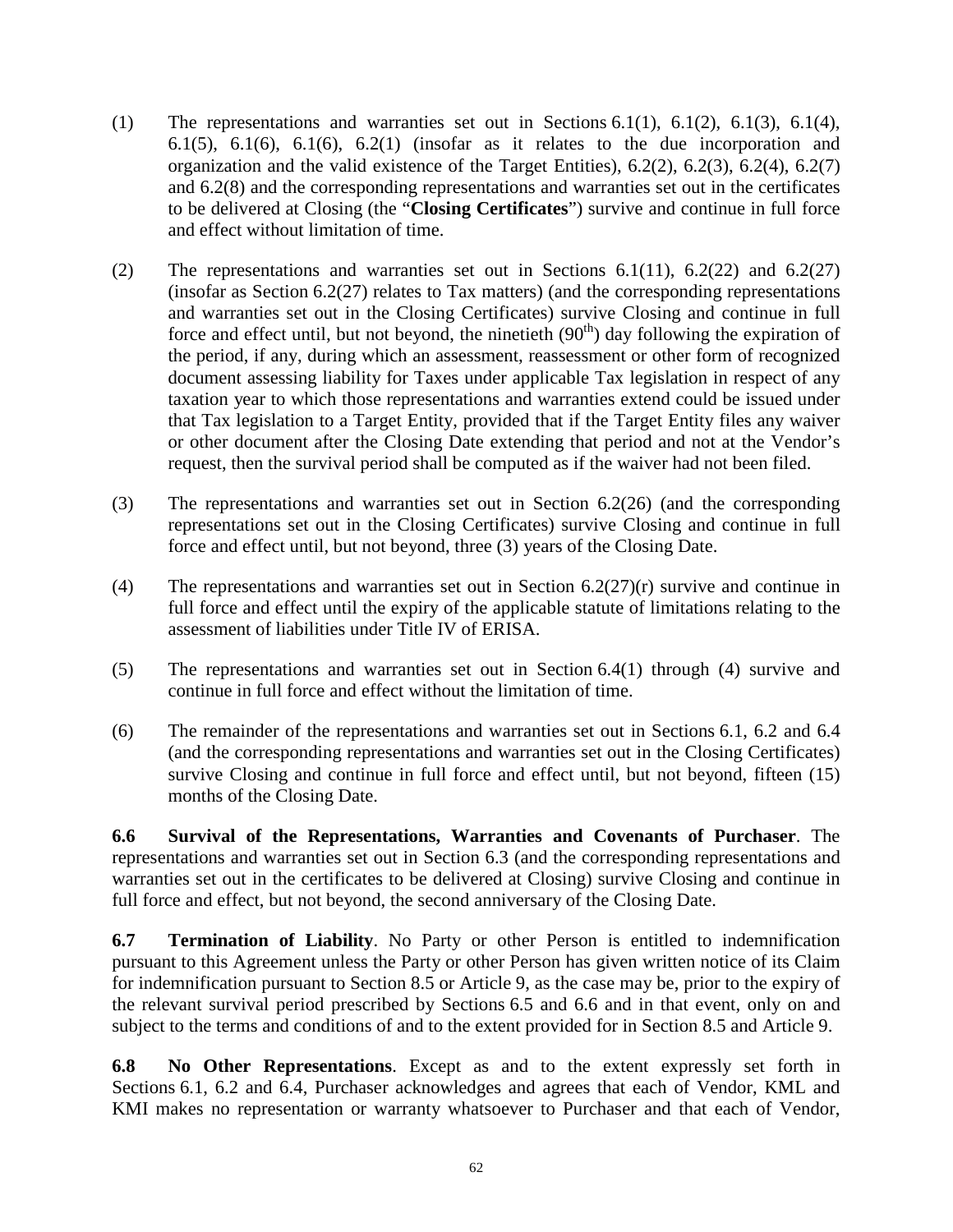(1) The representations and warranties set out in Sections 6.1(1), 6.1(2), 6.1(3), 6.1(4), 6.1(5), 6.1(6), 6.1(6), 6.2(1) (insofar as it relates to the due incorporation and organization and the valid existence of the Target Entities), 6.2(2), 6.2(3), 6.2(4), 6.2(7) and 6.2(8) and the corresponding representations and warranties set out in the certificates to be delivered at Closing (the "**Closing Certificates**") survive and continue in full force and effect without limitation of time.

(2) The representations and warranties set out in Sections 6.1(11), 6.2(22) and 6.2(27) (insofar as Section 6.2(27) relates to Tax matters) (and the corresponding representations and warranties set out in the Closing Certificates) survive Closing and continue in full force and effect until, but not beyond, the ninetieth (90th) day following the expiration of the period, if any, during which an assessment, reassessment or other form of recognized document assessing liability for Taxes under applicable Tax legislation in respect of any taxation year to which those representations and warranties extend could be issued under that Tax legislation to a Target Entity, provided that if the Target Entity files any waiver or other document after the Closing Date extending that period and not at the Vendor's request, then the survival period shall be computed as if the waiver had not been filed.

(3) The representations and warranties set out in Section 6.2(26) (and the corresponding representations set out in the Closing Certificates) survive Closing and continue in full force and effect until, but not beyond, three (3) years of the Closing Date.

(4) The representations and warranties set out in Section 6.2(27)(r) survive and continue in full force and effect until the expiry of the applicable statute of limitations relating to the assessment of liabilities under Title IV of ERISA.

(5) The representations and warranties set out in Section 6.4(1) through (4) survive and continue in full force and effect without the limitation of time.

(6) The remainder of the representations and warranties set out in Sections 6.1, 6.2 and 6.4 (and the corresponding representations and warranties set out in the Closing Certificates) survive Closing and continue in full force and effect until, but not beyond, fifteen (15) months of the Closing Date.

**6.6 Survival of the Representations, Warranties and Covenants of Purchaser**. The representations and warranties set out in Section 6.3 (and the corresponding representations and warranties set out in the certificates to be delivered at Closing) survive Closing and continue in full force and effect, but not beyond, the second anniversary of the Closing Date.

**6.7 Termination of Liability**. No Party or other Person is entitled to indemnification pursuant to this Agreement unless the Party or other Person has given written notice of its Claim for indemnification pursuant to Section 8.5 or Article 9, as the case may be, prior to the expiry of the relevant survival period prescribed by Sections 6.5 and 6.6 and in that event, only on and subject to the terms and conditions of and to the extent provided for in Section 8.5 and Article 9.

**6.8 No Other Representations**. Except as and to the extent expressly set forth in Sections 6.1, 6.2 and 6.4, Purchaser acknowledges and agrees that each of Vendor, KML and KMI makes no representation or warranty whatsoever to Purchaser and that each of Vendor,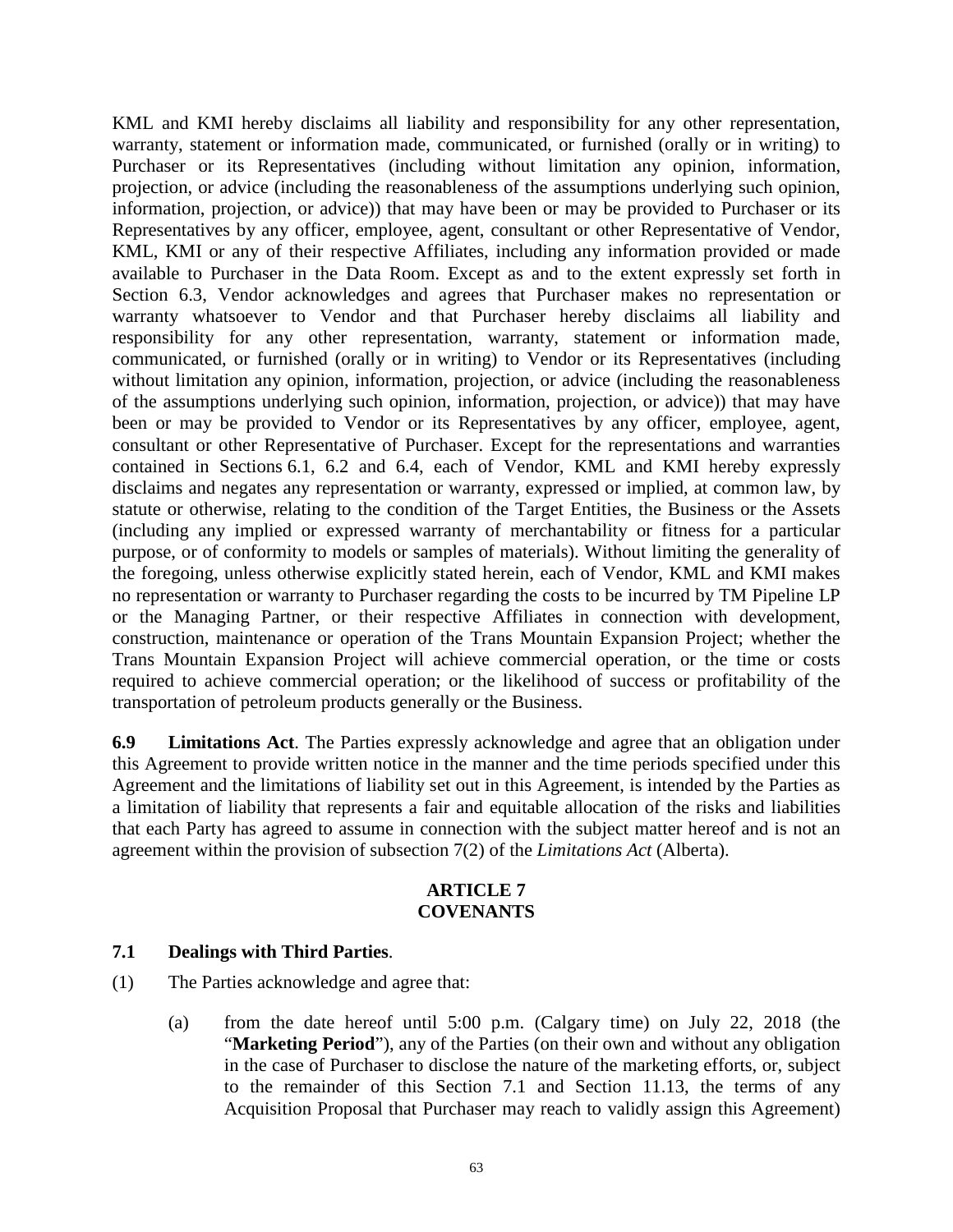KML and KMI hereby disclaims all liability and responsibility for any other representation, warranty, statement or information made, communicated, or furnished (orally or in writing) to Purchaser or its Representatives (including without limitation any opinion, information, projection, or advice (including the reasonableness of the assumptions underlying such opinion, information, projection, or advice)) that may have been or may be provided to Purchaser or its Representatives by any officer, employee, agent, consultant or other Representative of Vendor, KML, KMI or any of their respective Affiliates, including any information provided or made available to Purchaser in the Data Room. Except as and to the extent expressly set forth in Section 6.3, Vendor acknowledges and agrees that Purchaser makes no representation or warranty whatsoever to Vendor and that Purchaser hereby disclaims all liability and responsibility for any other representation, warranty, statement or information made, communicated, or furnished (orally or in writing) to Vendor or its Representatives (including without limitation any opinion, information, projection, or advice (including the reasonableness of the assumptions underlying such opinion, information, projection, or advice)) that may have been or may be provided to Vendor or its Representatives by any officer, employee, agent, consultant or other Representative of Purchaser. Except for the representations and warranties contained in Sections 6.1, 6.2 and 6.4, each of Vendor, KML and KMI hereby expressly disclaims and negates any representation or warranty, expressed or implied, at common law, by statute or otherwise, relating to the condition of the Target Entities, the Business or the Assets (including any implied or expressed warranty of merchantability or fitness for a particular purpose, or of conformity to models or samples of materials). Without limiting the generality of the foregoing, unless otherwise explicitly stated herein, each of Vendor, KML and KMI makes no representation or warranty to Purchaser regarding the costs to be incurred by TM Pipeline LP or the Managing Partner, or their respective Affiliates in connection with development, construction, maintenance or operation of the Trans Mountain Expansion Project; whether the Trans Mountain Expansion Project will achieve commercial operation, or the time or costs required to achieve commercial operation; or the likelihood of success or profitability of the transportation of petroleum products generally or the Business.

**6.9 Limitations Act**. The Parties expressly acknowledge and agree that an obligation under this Agreement to provide written notice in the manner and the time periods specified under this Agreement and the limitations of liability set out in this Agreement, is intended by the Parties as a limitation of liability that represents a fair and equitable allocation of the risks and liabilities that each Party has agreed to assume in connection with the subject matter hereof and is not an agreement within the provision of subsection 7(2) of the *Limitations Act* (Alberta).

## ARTICLE 7
## COVENANTS

**7.1 Dealings with Third Parties**.

(1) The Parties acknowledge and agree that:

(a) from the date hereof until 5:00 p.m. (Calgary time) on July 22, 2018 (the "**Marketing Period**"), any of the Parties (on their own and without any obligation in the case of Purchaser to disclose the nature of the marketing efforts, or, subject to the remainder of this Section 7.1 and Section 11.13, the terms of any Acquisition Proposal that Purchaser may reach to validly assign this Agreement)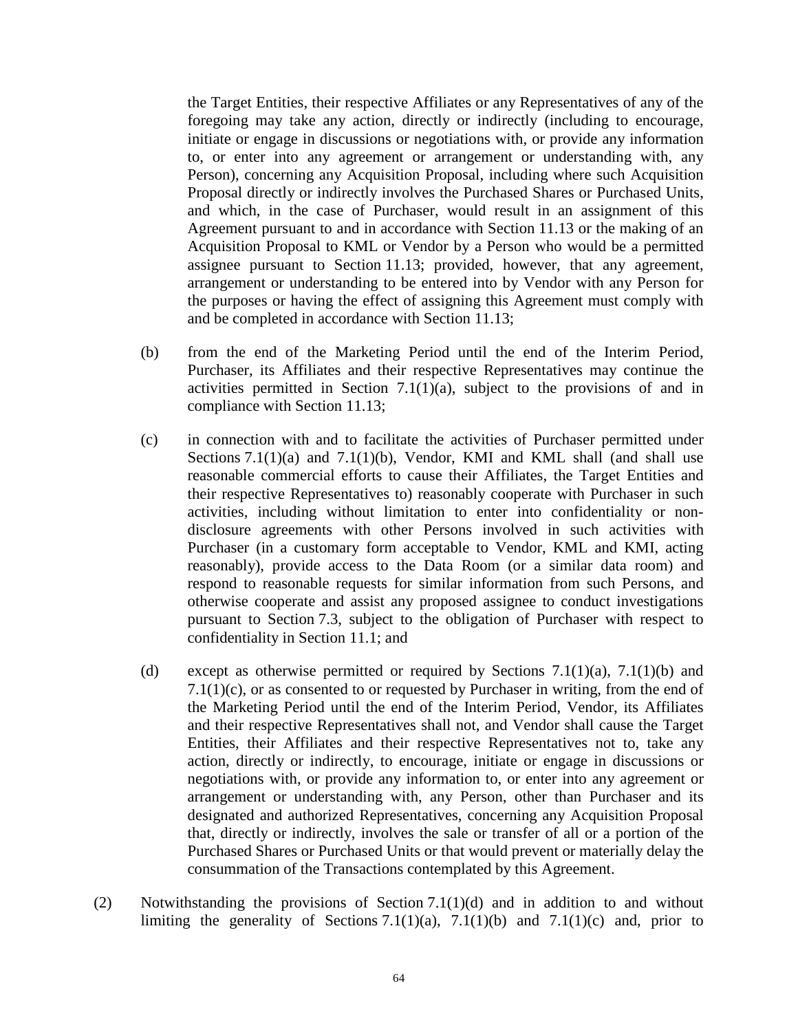the Target Entities, their respective Affiliates or any Representatives of any of the foregoing may take any action, directly or indirectly (including to encourage, initiate or engage in discussions or negotiations with, or provide any information to, or enter into any agreement or arrangement or understanding with, any Person), concerning any Acquisition Proposal, including where such Acquisition Proposal directly or indirectly involves the Purchased Shares or Purchased Units, and which, in the case of Purchaser, would result in an assignment of this Agreement pursuant to and in accordance with Section 11.13 or the making of an Acquisition Proposal to KML or Vendor by a Person who would be a permitted assignee pursuant to Section 11.13; provided, however, that any agreement, arrangement or understanding to be entered into by Vendor with any Person for the purposes or having the effect of assigning this Agreement must comply with and be completed in accordance with Section 11.13;

(b) from the end of the Marketing Period until the end of the Interim Period, Purchaser, its Affiliates and their respective Representatives may continue the activities permitted in Section 7.1(1)(a), subject to the provisions of and in compliance with Section 11.13;

(c) in connection with and to facilitate the activities of Purchaser permitted under Sections 7.1(1)(a) and 7.1(1)(b), Vendor, KMI and KML shall (and shall use reasonable commercial efforts to cause their Affiliates, the Target Entities and their respective Representatives to) reasonably cooperate with Purchaser in such activities, including without limitation to enter into confidentiality or non-disclosure agreements with other Persons involved in such activities with Purchaser (in a customary form acceptable to Vendor, KML and KMI, acting reasonably), provide access to the Data Room (or a similar data room) and respond to reasonable requests for similar information from such Persons, and otherwise cooperate and assist any proposed assignee to conduct investigations pursuant to Section 7.3, subject to the obligation of Purchaser with respect to confidentiality in Section 11.1; and

(d) except as otherwise permitted or required by Sections 7.1(1)(a), 7.1(1)(b) and 7.1(1)(c), or as consented to or requested by Purchaser in writing, from the end of the Marketing Period until the end of the Interim Period, Vendor, its Affiliates and their respective Representatives shall not, and Vendor shall cause the Target Entities, their Affiliates and their respective Representatives not to, take any action, directly or indirectly, to encourage, initiate or engage in discussions or negotiations with, or provide any information to, or enter into any agreement or arrangement or understanding with, any Person, other than Purchaser and its designated and authorized Representatives, concerning any Acquisition Proposal that, directly or indirectly, involves the sale or transfer of all or a portion of the Purchased Shares or Purchased Units or that would prevent or materially delay the consummation of the Transactions contemplated by this Agreement.

(2) Notwithstanding the provisions of Section 7.1(1)(d) and in addition to and without limiting the generality of Sections 7.1(1)(a), 7.1(1)(b) and 7.1(1)(c) and, prior to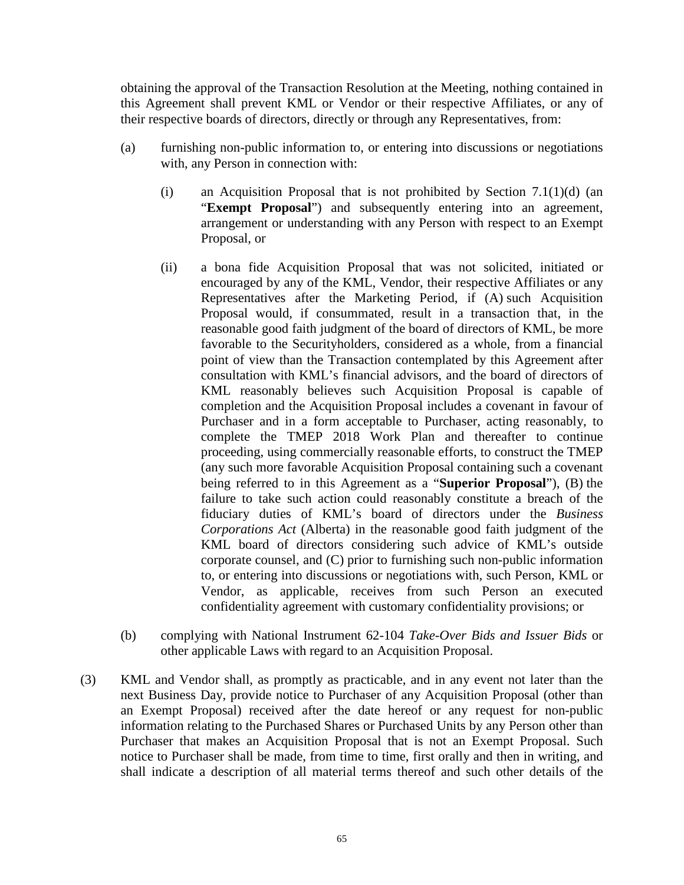obtaining the approval of the Transaction Resolution at the Meeting, nothing contained in this Agreement shall prevent KML or Vendor or their respective Affiliates, or any of their respective boards of directors, directly or through any Representatives, from:

(a) furnishing non-public information to, or entering into discussions or negotiations with, any Person in connection with:

(i) an Acquisition Proposal that is not prohibited by Section 7.1(1)(d) (an "**Exempt Proposal**") and subsequently entering into an agreement, arrangement or understanding with any Person with respect to an Exempt Proposal, or

(ii) a bona fide Acquisition Proposal that was not solicited, initiated or encouraged by any of the KML, Vendor, their respective Affiliates or any Representatives after the Marketing Period, if (A) such Acquisition Proposal would, if consummated, result in a transaction that, in the reasonable good faith judgment of the board of directors of KML, be more favorable to the Securityholders, considered as a whole, from a financial point of view than the Transaction contemplated by this Agreement after consultation with KML's financial advisors, and the board of directors of KML reasonably believes such Acquisition Proposal is capable of completion and the Acquisition Proposal includes a covenant in favour of Purchaser and in a form acceptable to Purchaser, acting reasonably, to complete the TMEP 2018 Work Plan and thereafter to continue proceeding, using commercially reasonable efforts, to construct the TMEP (any such more favorable Acquisition Proposal containing such a covenant being referred to in this Agreement as a "**Superior Proposal**"), (B) the failure to take such action could reasonably constitute a breach of the fiduciary duties of KML's board of directors under the *Business Corporations Act* (Alberta) in the reasonable good faith judgment of the KML board of directors considering such advice of KML's outside corporate counsel, and (C) prior to furnishing such non-public information to, or entering into discussions or negotiations with, such Person, KML or Vendor, as applicable, receives from such Person an executed confidentiality agreement with customary confidentiality provisions; or

(b) complying with National Instrument 62-104 *Take-Over Bids and Issuer Bids* or other applicable Laws with regard to an Acquisition Proposal.

(3) KML and Vendor shall, as promptly as practicable, and in any event not later than the next Business Day, provide notice to Purchaser of any Acquisition Proposal (other than an Exempt Proposal) received after the date hereof or any request for non-public information relating to the Purchased Shares or Purchased Units by any Person other than Purchaser that makes an Acquisition Proposal that is not an Exempt Proposal. Such notice to Purchaser shall be made, from time to time, first orally and then in writing, and shall indicate a description of all material terms thereof and such other details of the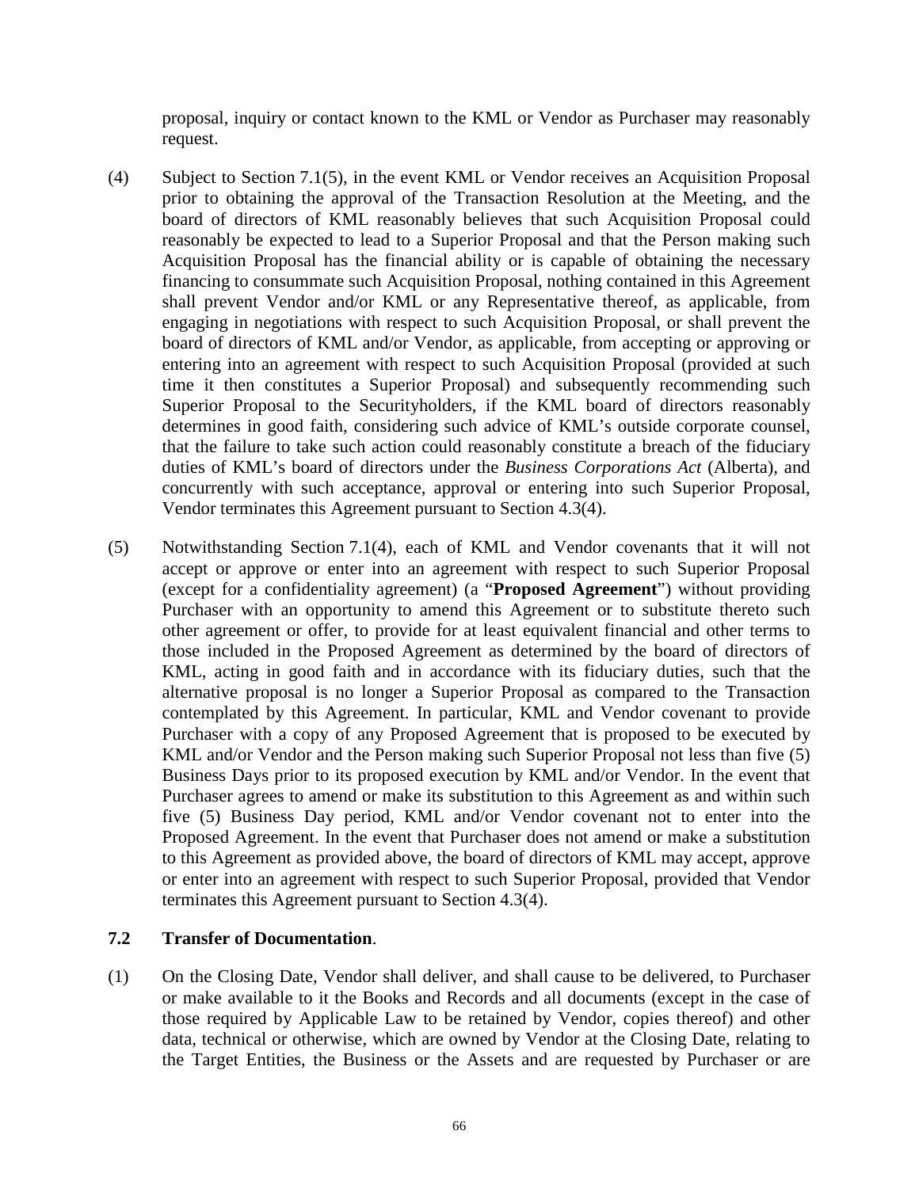proposal, inquiry or contact known to the KML or Vendor as Purchaser may reasonably request.

(4) Subject to Section 7.1(5), in the event KML or Vendor receives an Acquisition Proposal prior to obtaining the approval of the Transaction Resolution at the Meeting, and the board of directors of KML reasonably believes that such Acquisition Proposal could reasonably be expected to lead to a Superior Proposal and that the Person making such Acquisition Proposal has the financial ability or is capable of obtaining the necessary financing to consummate such Acquisition Proposal, nothing contained in this Agreement shall prevent Vendor and/or KML or any Representative thereof, as applicable, from engaging in negotiations with respect to such Acquisition Proposal, or shall prevent the board of directors of KML and/or Vendor, as applicable, from accepting or approving or entering into an agreement with respect to such Acquisition Proposal (provided at such time it then constitutes a Superior Proposal) and subsequently recommending such Superior Proposal to the Securityholders, if the KML board of directors reasonably determines in good faith, considering such advice of KML's outside corporate counsel, that the failure to take such action could reasonably constitute a breach of the fiduciary duties of KML's board of directors under the *Business Corporations Act* (Alberta), and concurrently with such acceptance, approval or entering into such Superior Proposal, Vendor terminates this Agreement pursuant to Section 4.3(4).

(5) Notwithstanding Section 7.1(4), each of KML and Vendor covenants that it will not accept or approve or enter into an agreement with respect to such Superior Proposal (except for a confidentiality agreement) (a "**Proposed Agreement**") without providing Purchaser with an opportunity to amend this Agreement or to substitute thereto such other agreement or offer, to provide for at least equivalent financial and other terms to those included in the Proposed Agreement as determined by the board of directors of KML, acting in good faith and in accordance with its fiduciary duties, such that the alternative proposal is no longer a Superior Proposal as compared to the Transaction contemplated by this Agreement. In particular, KML and Vendor covenant to provide Purchaser with a copy of any Proposed Agreement that is proposed to be executed by KML and/or Vendor and the Person making such Superior Proposal not less than five (5) Business Days prior to its proposed execution by KML and/or Vendor. In the event that Purchaser agrees to amend or make its substitution to this Agreement as and within such five (5) Business Day period, KML and/or Vendor covenant not to enter into the Proposed Agreement. In the event that Purchaser does not amend or make a substitution to this Agreement as provided above, the board of directors of KML may accept, approve or enter into an agreement with respect to such Superior Proposal, provided that Vendor terminates this Agreement pursuant to Section 4.3(4).

### 7.2 Transfer of Documentation.

(1) On the Closing Date, Vendor shall deliver, and shall cause to be delivered, to Purchaser or make available to it the Books and Records and all documents (except in the case of those required by Applicable Law to be retained by Vendor, copies thereof) and other data, technical or otherwise, which are owned by Vendor at the Closing Date, relating to the Target Entities, the Business or the Assets and are requested by Purchaser or are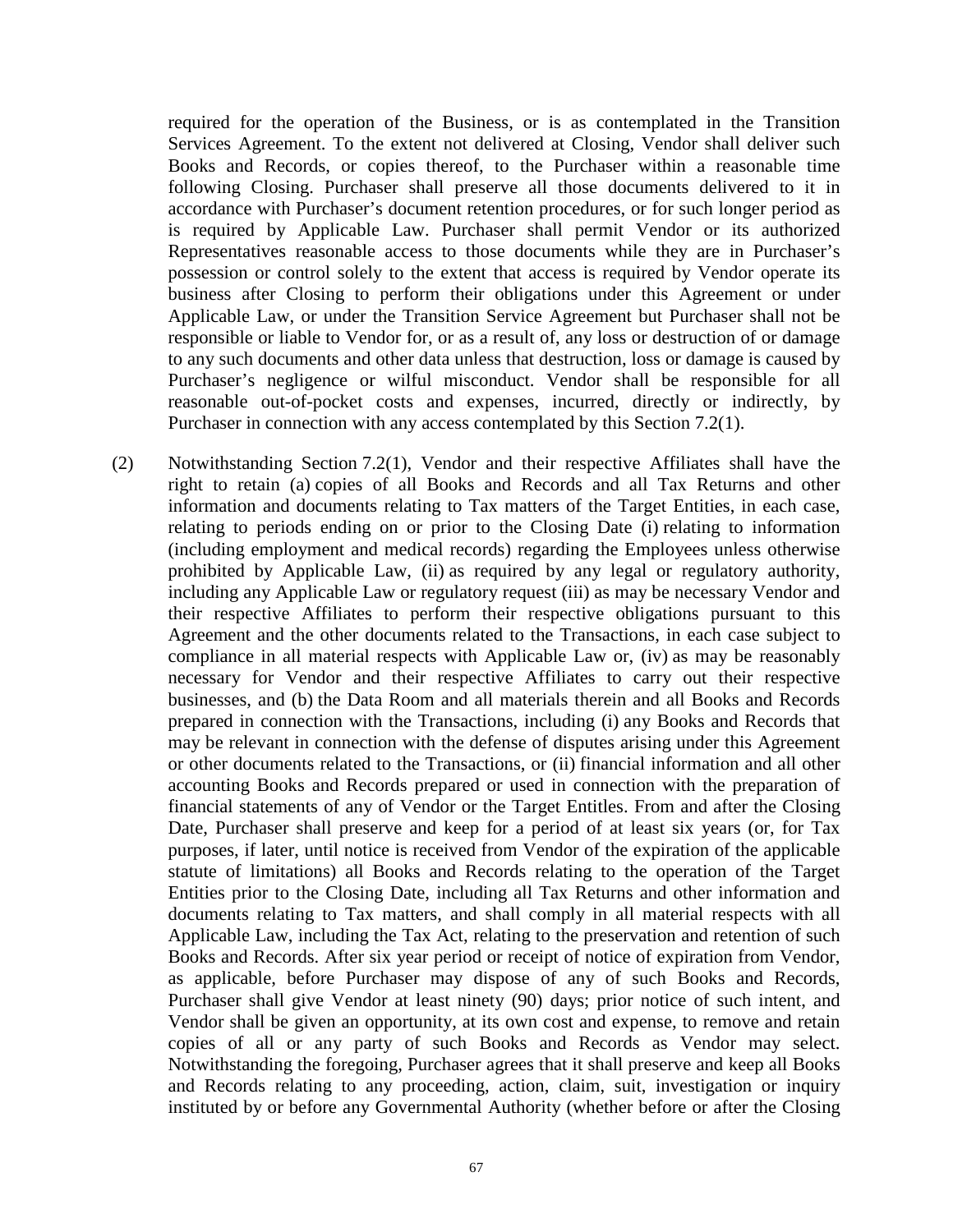required for the operation of the Business, or is as contemplated in the Transition Services Agreement. To the extent not delivered at Closing, Vendor shall deliver such Books and Records, or copies thereof, to the Purchaser within a reasonable time following Closing. Purchaser shall preserve all those documents delivered to it in accordance with Purchaser's document retention procedures, or for such longer period as is required by Applicable Law. Purchaser shall permit Vendor or its authorized Representatives reasonable access to those documents while they are in Purchaser's possession or control solely to the extent that access is required by Vendor operate its business after Closing to perform their obligations under this Agreement or under Applicable Law, or under the Transition Service Agreement but Purchaser shall not be responsible or liable to Vendor for, or as a result of, any loss or destruction of or damage to any such documents and other data unless that destruction, loss or damage is caused by Purchaser's negligence or wilful misconduct. Vendor shall be responsible for all reasonable out-of-pocket costs and expenses, incurred, directly or indirectly, by Purchaser in connection with any access contemplated by this Section 7.2(1).

(2) Notwithstanding Section 7.2(1), Vendor and their respective Affiliates shall have the right to retain (a) copies of all Books and Records and all Tax Returns and other information and documents relating to Tax matters of the Target Entities, in each case, relating to periods ending on or prior to the Closing Date (i) relating to information (including employment and medical records) regarding the Employees unless otherwise prohibited by Applicable Law, (ii) as required by any legal or regulatory authority, including any Applicable Law or regulatory request (iii) as may be necessary Vendor and their respective Affiliates to perform their respective obligations pursuant to this Agreement and the other documents related to the Transactions, in each case subject to compliance in all material respects with Applicable Law or, (iv) as may be reasonably necessary for Vendor and their respective Affiliates to carry out their respective businesses, and (b) the Data Room and all materials therein and all Books and Records prepared in connection with the Transactions, including (i) any Books and Records that may be relevant in connection with the defense of disputes arising under this Agreement or other documents related to the Transactions, or (ii) financial information and all other accounting Books and Records prepared or used in connection with the preparation of financial statements of any of Vendor or the Target Entitles. From and after the Closing Date, Purchaser shall preserve and keep for a period of at least six years (or, for Tax purposes, if later, until notice is received from Vendor of the expiration of the applicable statute of limitations) all Books and Records relating to the operation of the Target Entities prior to the Closing Date, including all Tax Returns and other information and documents relating to Tax matters, and shall comply in all material respects with all Applicable Law, including the Tax Act, relating to the preservation and retention of such Books and Records. After six year period or receipt of notice of expiration from Vendor, as applicable, before Purchaser may dispose of any of such Books and Records, Purchaser shall give Vendor at least ninety (90) days; prior notice of such intent, and Vendor shall be given an opportunity, at its own cost and expense, to remove and retain copies of all or any party of such Books and Records as Vendor may select. Notwithstanding the foregoing, Purchaser agrees that it shall preserve and keep all Books and Records relating to any proceeding, action, claim, suit, investigation or inquiry instituted by or before any Governmental Authority (whether before or after the Closing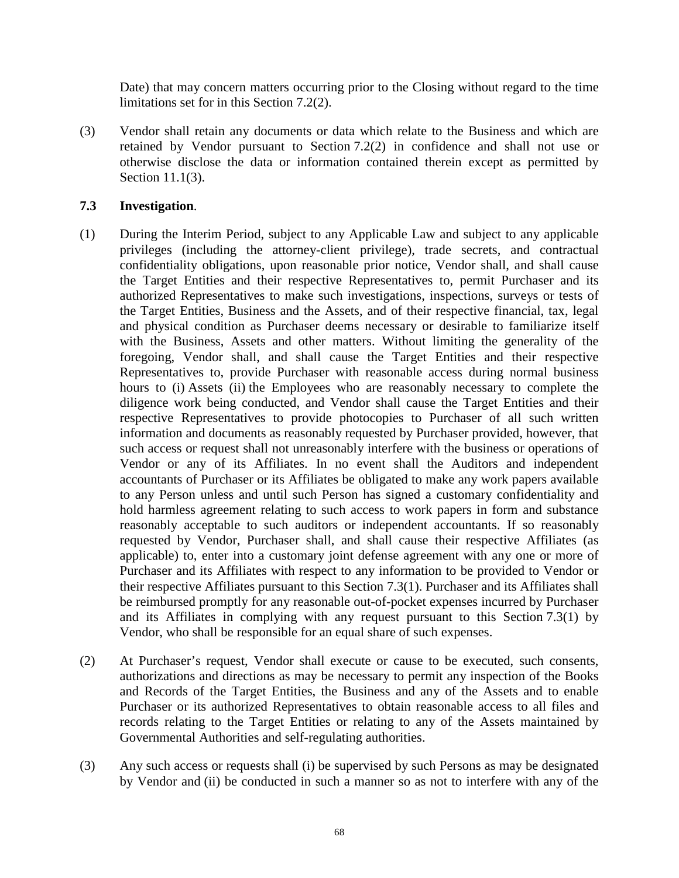Date) that may concern matters occurring prior to the Closing without regard to the time limitations set for in this Section 7.2(2).

(3) Vendor shall retain any documents or data which relate to the Business and which are retained by Vendor pursuant to Section 7.2(2) in confidence and shall not use or otherwise disclose the data or information contained therein except as permitted by Section 11.1(3).

**7.3 Investigation**.

(1) During the Interim Period, subject to any Applicable Law and subject to any applicable privileges (including the attorney-client privilege), trade secrets, and contractual confidentiality obligations, upon reasonable prior notice, Vendor shall, and shall cause the Target Entities and their respective Representatives to, permit Purchaser and its authorized Representatives to make such investigations, inspections, surveys or tests of the Target Entities, Business and the Assets, and of their respective financial, tax, legal and physical condition as Purchaser deems necessary or desirable to familiarize itself with the Business, Assets and other matters. Without limiting the generality of the foregoing, Vendor shall, and shall cause the Target Entities and their respective Representatives to, provide Purchaser with reasonable access during normal business hours to (i) Assets (ii) the Employees who are reasonably necessary to complete the diligence work being conducted, and Vendor shall cause the Target Entities and their respective Representatives to provide photocopies to Purchaser of all such written information and documents as reasonably requested by Purchaser provided, however, that such access or request shall not unreasonably interfere with the business or operations of Vendor or any of its Affiliates. In no event shall the Auditors and independent accountants of Purchaser or its Affiliates be obligated to make any work papers available to any Person unless and until such Person has signed a customary confidentiality and hold harmless agreement relating to such access to work papers in form and substance reasonably acceptable to such auditors or independent accountants. If so reasonably requested by Vendor, Purchaser shall, and shall cause their respective Affiliates (as applicable) to, enter into a customary joint defense agreement with any one or more of Purchaser and its Affiliates with respect to any information to be provided to Vendor or their respective Affiliates pursuant to this Section 7.3(1). Purchaser and its Affiliates shall be reimbursed promptly for any reasonable out-of-pocket expenses incurred by Purchaser and its Affiliates in complying with any request pursuant to this Section 7.3(1) by Vendor, who shall be responsible for an equal share of such expenses.

(2) At Purchaser's request, Vendor shall execute or cause to be executed, such consents, authorizations and directions as may be necessary to permit any inspection of the Books and Records of the Target Entities, the Business and any of the Assets and to enable Purchaser or its authorized Representatives to obtain reasonable access to all files and records relating to the Target Entities or relating to any of the Assets maintained by Governmental Authorities and self-regulating authorities.

(3) Any such access or requests shall (i) be supervised by such Persons as may be designated by Vendor and (ii) be conducted in such a manner so as not to interfere with any of the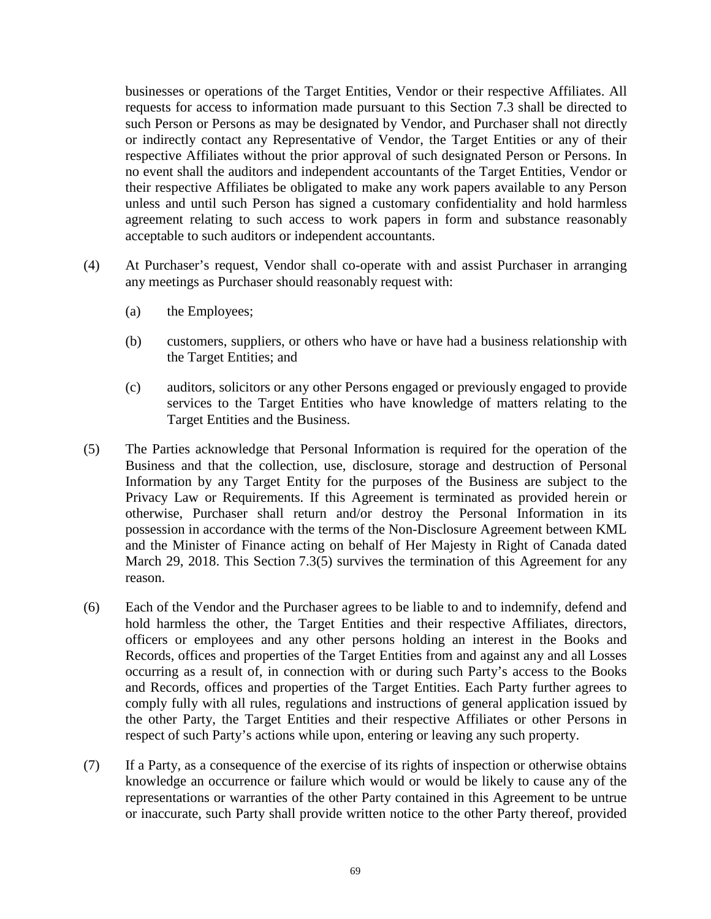businesses or operations of the Target Entities, Vendor or their respective Affiliates. All requests for access to information made pursuant to this Section 7.3 shall be directed to such Person or Persons as may be designated by Vendor, and Purchaser shall not directly or indirectly contact any Representative of Vendor, the Target Entities or any of their respective Affiliates without the prior approval of such designated Person or Persons. In no event shall the auditors and independent accountants of the Target Entities, Vendor or their respective Affiliates be obligated to make any work papers available to any Person unless and until such Person has signed a customary confidentiality and hold harmless agreement relating to such access to work papers in form and substance reasonably acceptable to such auditors or independent accountants.

(4) At Purchaser's request, Vendor shall co-operate with and assist Purchaser in arranging any meetings as Purchaser should reasonably request with:

(a) the Employees;

(b) customers, suppliers, or others who have or have had a business relationship with the Target Entities; and

(c) auditors, solicitors or any other Persons engaged or previously engaged to provide services to the Target Entities who have knowledge of matters relating to the Target Entities and the Business.

(5) The Parties acknowledge that Personal Information is required for the operation of the Business and that the collection, use, disclosure, storage and destruction of Personal Information by any Target Entity for the purposes of the Business are subject to the Privacy Law or Requirements. If this Agreement is terminated as provided herein or otherwise, Purchaser shall return and/or destroy the Personal Information in its possession in accordance with the terms of the Non-Disclosure Agreement between KML and the Minister of Finance acting on behalf of Her Majesty in Right of Canada dated March 29, 2018. This Section 7.3(5) survives the termination of this Agreement for any reason.

(6) Each of the Vendor and the Purchaser agrees to be liable to and to indemnify, defend and hold harmless the other, the Target Entities and their respective Affiliates, directors, officers or employees and any other persons holding an interest in the Books and Records, offices and properties of the Target Entities from and against any and all Losses occurring as a result of, in connection with or during such Party's access to the Books and Records, offices and properties of the Target Entities. Each Party further agrees to comply fully with all rules, regulations and instructions of general application issued by the other Party, the Target Entities and their respective Affiliates or other Persons in respect of such Party's actions while upon, entering or leaving any such property.

(7) If a Party, as a consequence of the exercise of its rights of inspection or otherwise obtains knowledge an occurrence or failure which would or would be likely to cause any of the representations or warranties of the other Party contained in this Agreement to be untrue or inaccurate, such Party shall provide written notice to the other Party thereof, provided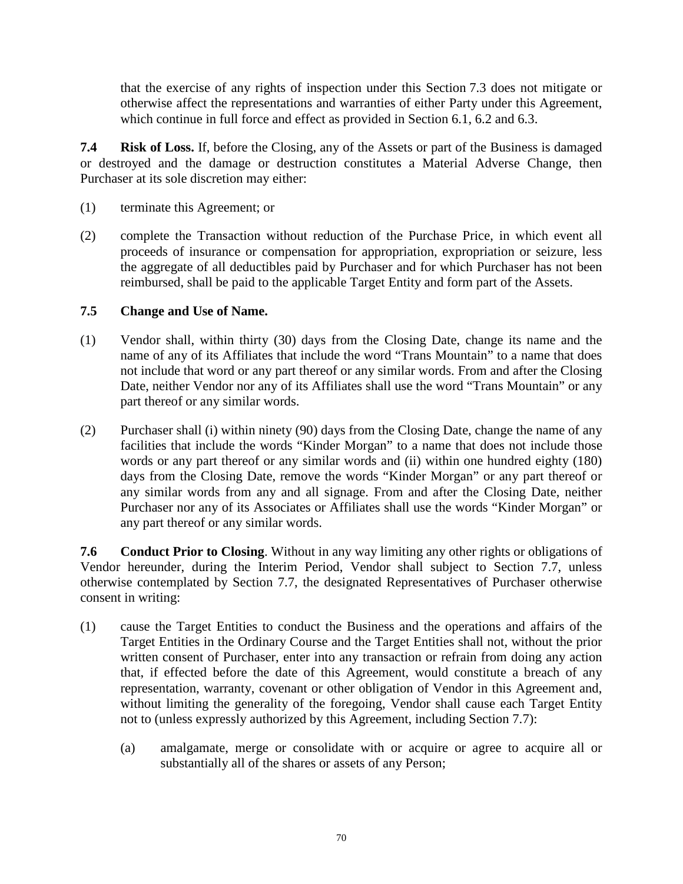that the exercise of any rights of inspection under this Section 7.3 does not mitigate or otherwise affect the representations and warranties of either Party under this Agreement, which continue in full force and effect as provided in Section 6.1, 6.2 and 6.3.

**7.4 Risk of Loss.** If, before the Closing, any of the Assets or part of the Business is damaged or destroyed and the damage or destruction constitutes a Material Adverse Change, then Purchaser at its sole discretion may either:

(1) terminate this Agreement; or

(2) complete the Transaction without reduction of the Purchase Price, in which event all proceeds of insurance or compensation for appropriation, expropriation or seizure, less the aggregate of all deductibles paid by Purchaser and for which Purchaser has not been reimbursed, shall be paid to the applicable Target Entity and form part of the Assets.

**7.5 Change and Use of Name.**

(1) Vendor shall, within thirty (30) days from the Closing Date, change its name and the name of any of its Affiliates that include the word "Trans Mountain" to a name that does not include that word or any part thereof or any similar words. From and after the Closing Date, neither Vendor nor any of its Affiliates shall use the word "Trans Mountain" or any part thereof or any similar words.

(2) Purchaser shall (i) within ninety (90) days from the Closing Date, change the name of any facilities that include the words "Kinder Morgan" to a name that does not include those words or any part thereof or any similar words and (ii) within one hundred eighty (180) days from the Closing Date, remove the words "Kinder Morgan" or any part thereof or any similar words from any and all signage. From and after the Closing Date, neither Purchaser nor any of its Associates or Affiliates shall use the words "Kinder Morgan" or any part thereof or any similar words.

**7.6 Conduct Prior to Closing**. Without in any way limiting any other rights or obligations of Vendor hereunder, during the Interim Period, Vendor shall subject to Section 7.7, unless otherwise contemplated by Section 7.7, the designated Representatives of Purchaser otherwise consent in writing:

(1) cause the Target Entities to conduct the Business and the operations and affairs of the Target Entities in the Ordinary Course and the Target Entities shall not, without the prior written consent of Purchaser, enter into any transaction or refrain from doing any action that, if effected before the date of this Agreement, would constitute a breach of any representation, warranty, covenant or other obligation of Vendor in this Agreement and, without limiting the generality of the foregoing, Vendor shall cause each Target Entity not to (unless expressly authorized by this Agreement, including Section 7.7):

  (a) amalgamate, merge or consolidate with or acquire or agree to acquire all or substantially all of the shares or assets of any Person;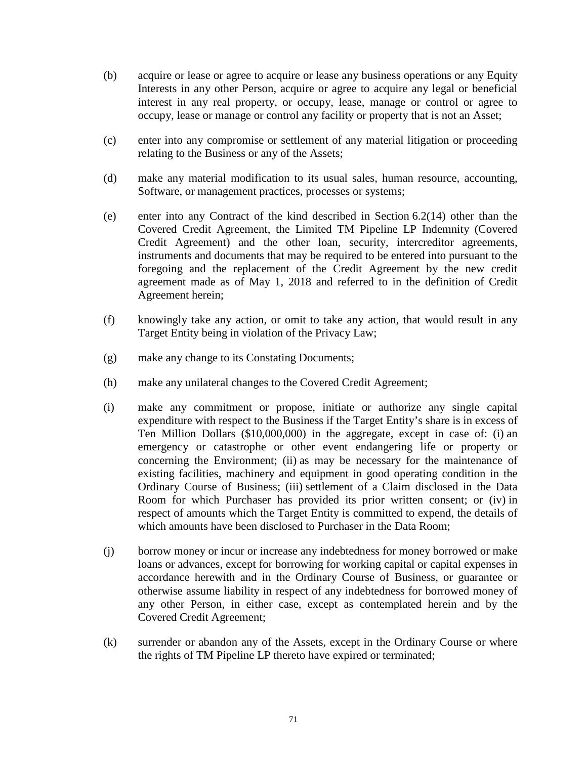(b) acquire or lease or agree to acquire or lease any business operations or any Equity Interests in any other Person, acquire or agree to acquire any legal or beneficial interest in any real property, or occupy, lease, manage or control or agree to occupy, lease or manage or control any facility or property that is not an Asset;

(c) enter into any compromise or settlement of any material litigation or proceeding relating to the Business or any of the Assets;

(d) make any material modification to its usual sales, human resource, accounting, Software, or management practices, processes or systems;

(e) enter into any Contract of the kind described in Section 6.2(14) other than the Covered Credit Agreement, the Limited TM Pipeline LP Indemnity (Covered Credit Agreement) and the other loan, security, intercreditor agreements, instruments and documents that may be required to be entered into pursuant to the foregoing and the replacement of the Credit Agreement by the new credit agreement made as of May 1, 2018 and referred to in the definition of Credit Agreement herein;

(f) knowingly take any action, or omit to take any action, that would result in any Target Entity being in violation of the Privacy Law;

(g) make any change to its Constating Documents;

(h) make any unilateral changes to the Covered Credit Agreement;

(i) make any commitment or propose, initiate or authorize any single capital expenditure with respect to the Business if the Target Entity's share is in excess of Ten Million Dollars ($10,000,000) in the aggregate, except in case of: (i) an emergency or catastrophe or other event endangering life or property or concerning the Environment; (ii) as may be necessary for the maintenance of existing facilities, machinery and equipment in good operating condition in the Ordinary Course of Business; (iii) settlement of a Claim disclosed in the Data Room for which Purchaser has provided its prior written consent; or (iv) in respect of amounts which the Target Entity is committed to expend, the details of which amounts have been disclosed to Purchaser in the Data Room;

(j) borrow money or incur or increase any indebtedness for money borrowed or make loans or advances, except for borrowing for working capital or capital expenses in accordance herewith and in the Ordinary Course of Business, or guarantee or otherwise assume liability in respect of any indebtedness for borrowed money of any other Person, in either case, except as contemplated herein and by the Covered Credit Agreement;

(k) surrender or abandon any of the Assets, except in the Ordinary Course or where the rights of TM Pipeline LP thereto have expired or terminated;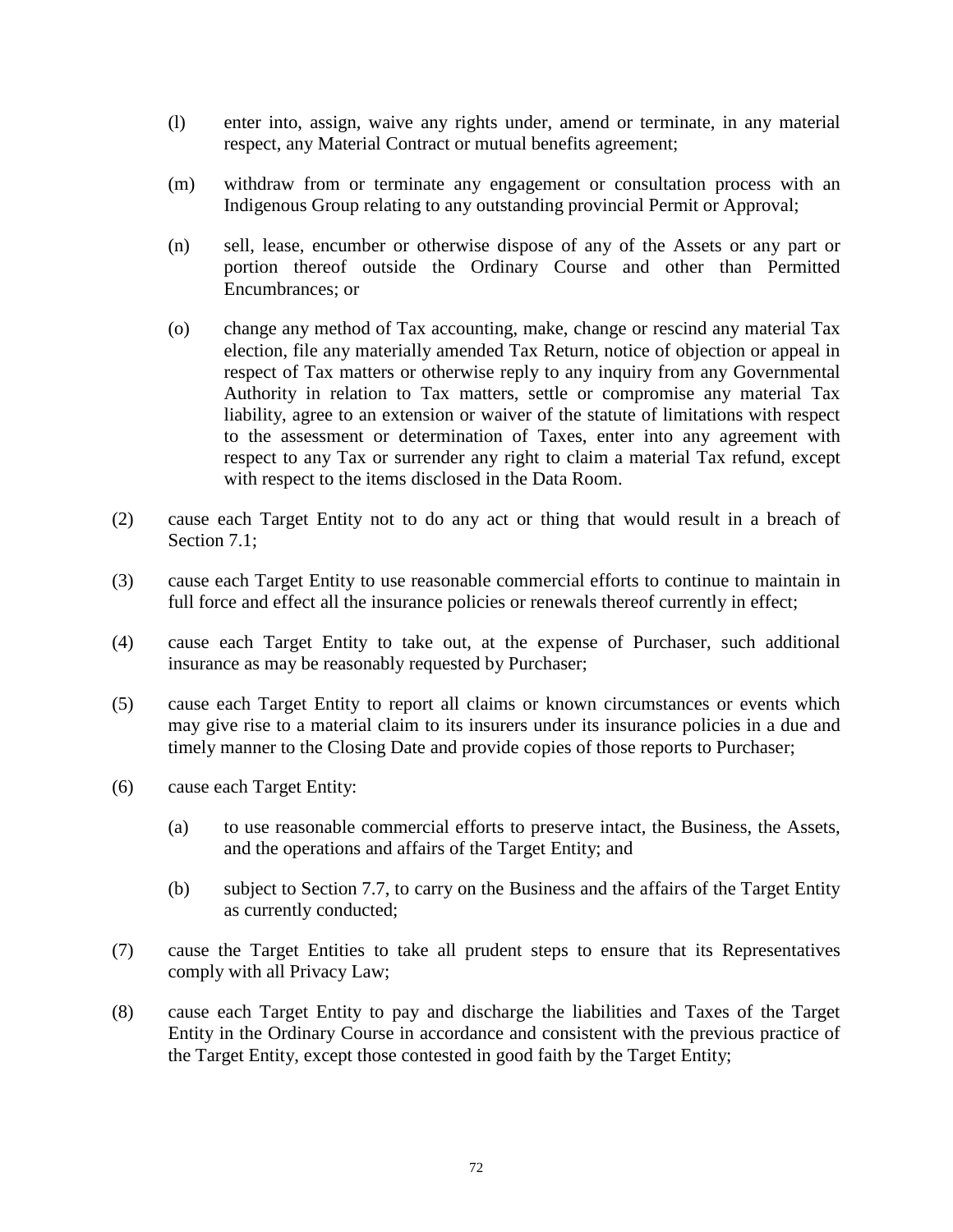(l) enter into, assign, waive any rights under, amend or terminate, in any material respect, any Material Contract or mutual benefits agreement;

(m) withdraw from or terminate any engagement or consultation process with an Indigenous Group relating to any outstanding provincial Permit or Approval;

(n) sell, lease, encumber or otherwise dispose of any of the Assets or any part or portion thereof outside the Ordinary Course and other than Permitted Encumbrances; or

(o) change any method of Tax accounting, make, change or rescind any material Tax election, file any materially amended Tax Return, notice of objection or appeal in respect of Tax matters or otherwise reply to any inquiry from any Governmental Authority in relation to Tax matters, settle or compromise any material Tax liability, agree to an extension or waiver of the statute of limitations with respect to the assessment or determination of Taxes, enter into any agreement with respect to any Tax or surrender any right to claim a material Tax refund, except with respect to the items disclosed in the Data Room.

(2) cause each Target Entity not to do any act or thing that would result in a breach of Section 7.1;

(3) cause each Target Entity to use reasonable commercial efforts to continue to maintain in full force and effect all the insurance policies or renewals thereof currently in effect;

(4) cause each Target Entity to take out, at the expense of Purchaser, such additional insurance as may be reasonably requested by Purchaser;

(5) cause each Target Entity to report all claims or known circumstances or events which may give rise to a material claim to its insurers under its insurance policies in a due and timely manner to the Closing Date and provide copies of those reports to Purchaser;

(6) cause each Target Entity:

(a) to use reasonable commercial efforts to preserve intact, the Business, the Assets, and the operations and affairs of the Target Entity; and

(b) subject to Section 7.7, to carry on the Business and the affairs of the Target Entity as currently conducted;

(7) cause the Target Entities to take all prudent steps to ensure that its Representatives comply with all Privacy Law;

(8) cause each Target Entity to pay and discharge the liabilities and Taxes of the Target Entity in the Ordinary Course in accordance and consistent with the previous practice of the Target Entity, except those contested in good faith by the Target Entity;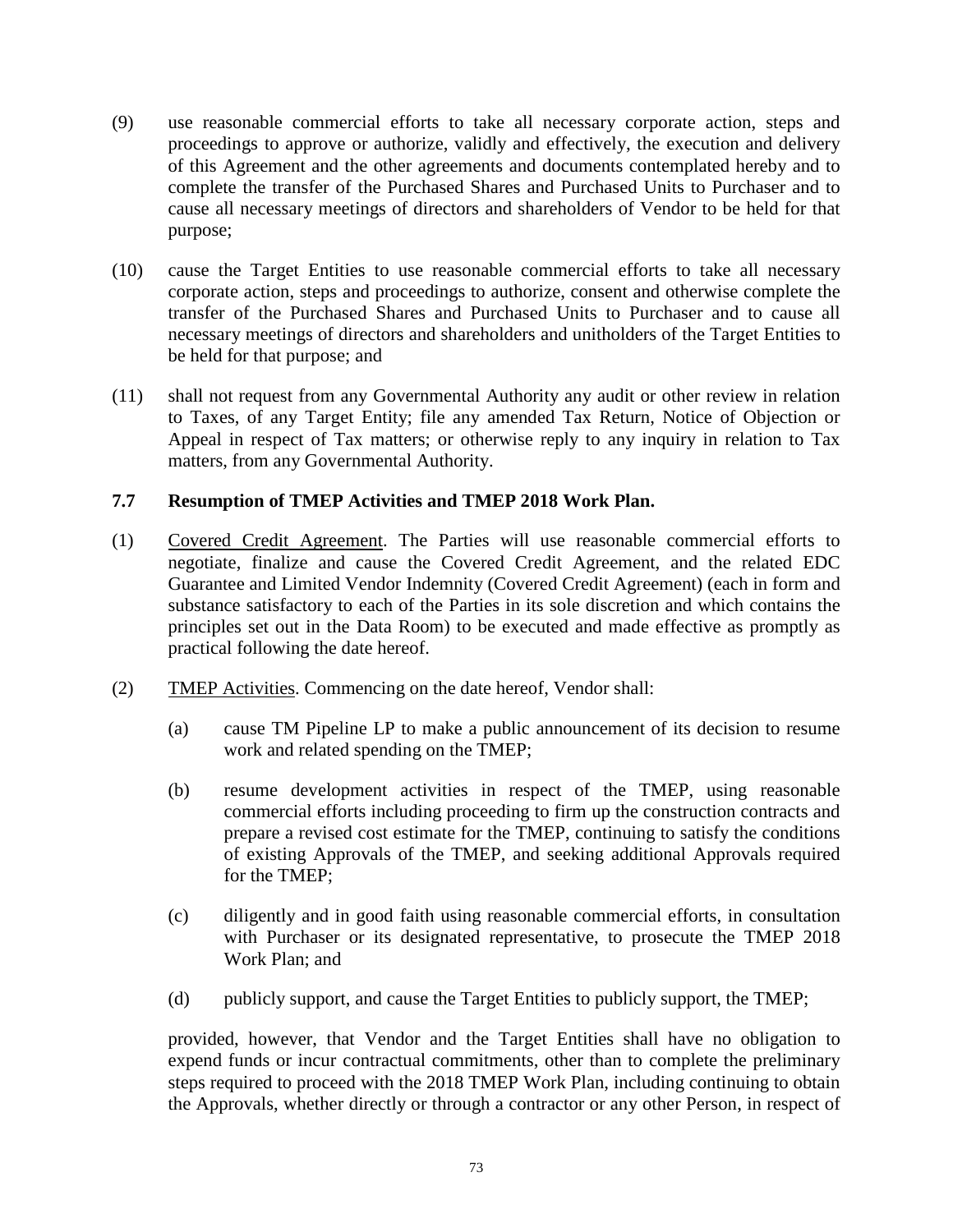(9) use reasonable commercial efforts to take all necessary corporate action, steps and proceedings to approve or authorize, validly and effectively, the execution and delivery of this Agreement and the other agreements and documents contemplated hereby and to complete the transfer of the Purchased Shares and Purchased Units to Purchaser and to cause all necessary meetings of directors and shareholders of Vendor to be held for that purpose;

(10) cause the Target Entities to use reasonable commercial efforts to take all necessary corporate action, steps and proceedings to authorize, consent and otherwise complete the transfer of the Purchased Shares and Purchased Units to Purchaser and to cause all necessary meetings of directors and shareholders and unitholders of the Target Entities to be held for that purpose; and

(11) shall not request from any Governmental Authority any audit or other review in relation to Taxes, of any Target Entity; file any amended Tax Return, Notice of Objection or Appeal in respect of Tax matters; or otherwise reply to any inquiry in relation to Tax matters, from any Governmental Authority.

**7.7 Resumption of TMEP Activities and TMEP 2018 Work Plan.**

(1) Covered Credit Agreement. The Parties will use reasonable commercial efforts to negotiate, finalize and cause the Covered Credit Agreement, and the related EDC Guarantee and Limited Vendor Indemnity (Covered Credit Agreement) (each in form and substance satisfactory to each of the Parties in its sole discretion and which contains the principles set out in the Data Room) to be executed and made effective as promptly as practical following the date hereof.

(2) TMEP Activities. Commencing on the date hereof, Vendor shall:

(a) cause TM Pipeline LP to make a public announcement of its decision to resume work and related spending on the TMEP;

(b) resume development activities in respect of the TMEP, using reasonable commercial efforts including proceeding to firm up the construction contracts and prepare a revised cost estimate for the TMEP, continuing to satisfy the conditions of existing Approvals of the TMEP, and seeking additional Approvals required for the TMEP;

(c) diligently and in good faith using reasonable commercial efforts, in consultation with Purchaser or its designated representative, to prosecute the TMEP 2018 Work Plan; and

(d) publicly support, and cause the Target Entities to publicly support, the TMEP;

provided, however, that Vendor and the Target Entities shall have no obligation to expend funds or incur contractual commitments, other than to complete the preliminary steps required to proceed with the 2018 TMEP Work Plan, including continuing to obtain the Approvals, whether directly or through a contractor or any other Person, in respect of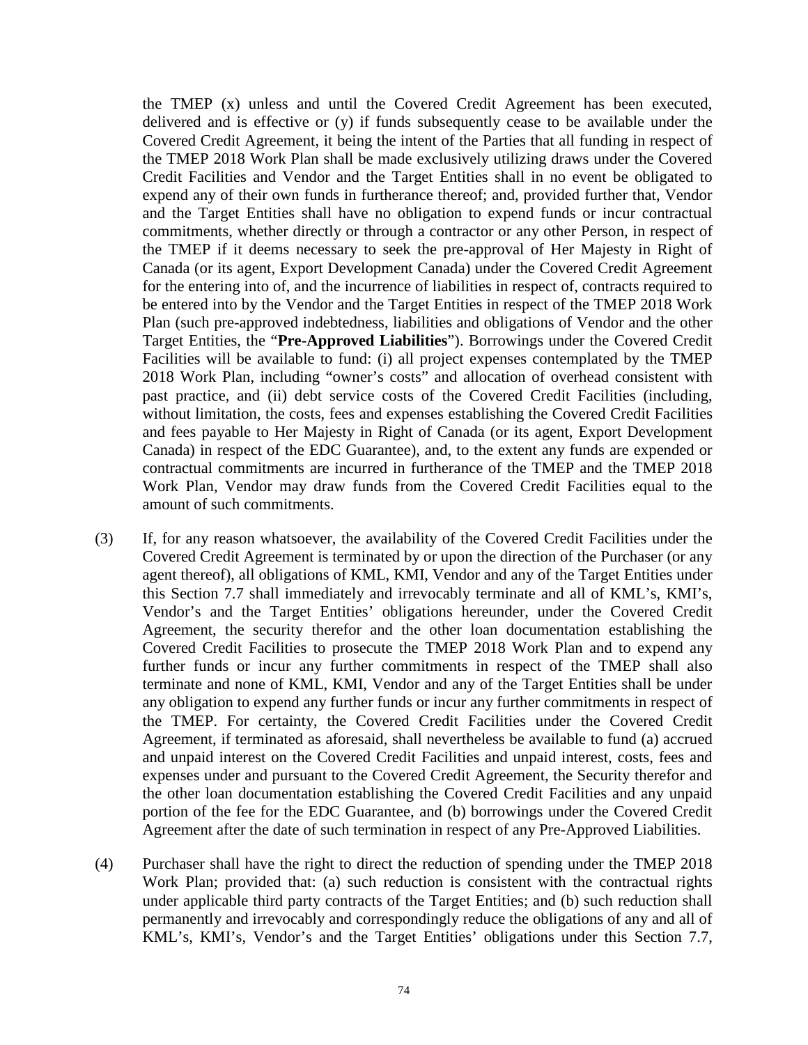the TMEP (x) unless and until the Covered Credit Agreement has been executed, delivered and is effective or (y) if funds subsequently cease to be available under the Covered Credit Agreement, it being the intent of the Parties that all funding in respect of the TMEP 2018 Work Plan shall be made exclusively utilizing draws under the Covered Credit Facilities and Vendor and the Target Entities shall in no event be obligated to expend any of their own funds in furtherance thereof; and, provided further that, Vendor and the Target Entities shall have no obligation to expend funds or incur contractual commitments, whether directly or through a contractor or any other Person, in respect of the TMEP if it deems necessary to seek the pre-approval of Her Majesty in Right of Canada (or its agent, Export Development Canada) under the Covered Credit Agreement for the entering into of, and the incurrence of liabilities in respect of, contracts required to be entered into by the Vendor and the Target Entities in respect of the TMEP 2018 Work Plan (such pre-approved indebtedness, liabilities and obligations of Vendor and the other Target Entities, the "**Pre-Approved Liabilities**"). Borrowings under the Covered Credit Facilities will be available to fund: (i) all project expenses contemplated by the TMEP 2018 Work Plan, including "owner's costs" and allocation of overhead consistent with past practice, and (ii) debt service costs of the Covered Credit Facilities (including, without limitation, the costs, fees and expenses establishing the Covered Credit Facilities and fees payable to Her Majesty in Right of Canada (or its agent, Export Development Canada) in respect of the EDC Guarantee), and, to the extent any funds are expended or contractual commitments are incurred in furtherance of the TMEP and the TMEP 2018 Work Plan, Vendor may draw funds from the Covered Credit Facilities equal to the amount of such commitments.

(3) If, for any reason whatsoever, the availability of the Covered Credit Facilities under the Covered Credit Agreement is terminated by or upon the direction of the Purchaser (or any agent thereof), all obligations of KML, KMI, Vendor and any of the Target Entities under this Section 7.7 shall immediately and irrevocably terminate and all of KML's, KMI's, Vendor's and the Target Entities' obligations hereunder, under the Covered Credit Agreement, the security therefor and the other loan documentation establishing the Covered Credit Facilities to prosecute the TMEP 2018 Work Plan and to expend any further funds or incur any further commitments in respect of the TMEP shall also terminate and none of KML, KMI, Vendor and any of the Target Entities shall be under any obligation to expend any further funds or incur any further commitments in respect of the TMEP. For certainty, the Covered Credit Facilities under the Covered Credit Agreement, if terminated as aforesaid, shall nevertheless be available to fund (a) accrued and unpaid interest on the Covered Credit Facilities and unpaid interest, costs, fees and expenses under and pursuant to the Covered Credit Agreement, the Security therefor and the other loan documentation establishing the Covered Credit Facilities and any unpaid portion of the fee for the EDC Guarantee, and (b) borrowings under the Covered Credit Agreement after the date of such termination in respect of any Pre-Approved Liabilities.

(4) Purchaser shall have the right to direct the reduction of spending under the TMEP 2018 Work Plan; provided that: (a) such reduction is consistent with the contractual rights under applicable third party contracts of the Target Entities; and (b) such reduction shall permanently and irrevocably and correspondingly reduce the obligations of any and all of KML's, KMI's, Vendor's and the Target Entities' obligations under this Section 7.7,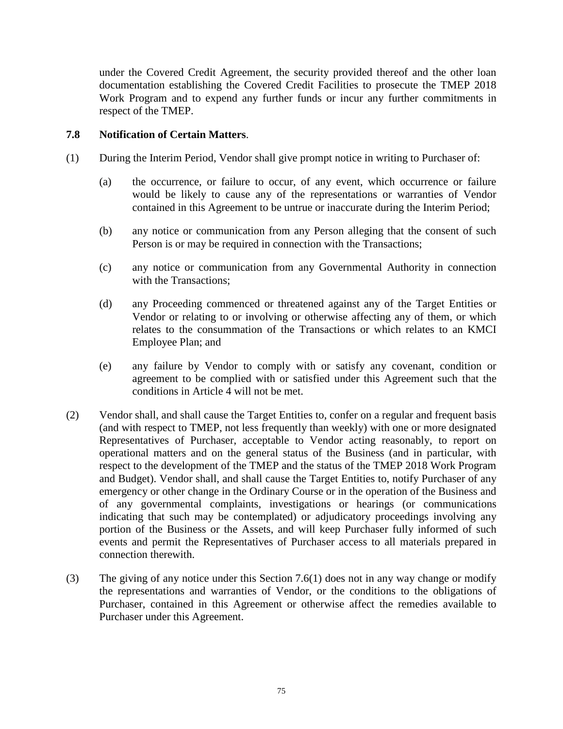under the Covered Credit Agreement, the security provided thereof and the other loan documentation establishing the Covered Credit Facilities to prosecute the TMEP 2018 Work Program and to expend any further funds or incur any further commitments in respect of the TMEP.

**7.8 Notification of Certain Matters**.

(1) During the Interim Period, Vendor shall give prompt notice in writing to Purchaser of:

(a) the occurrence, or failure to occur, of any event, which occurrence or failure would be likely to cause any of the representations or warranties of Vendor contained in this Agreement to be untrue or inaccurate during the Interim Period;

(b) any notice or communication from any Person alleging that the consent of such Person is or may be required in connection with the Transactions;

(c) any notice or communication from any Governmental Authority in connection with the Transactions;

(d) any Proceeding commenced or threatened against any of the Target Entities or Vendor or relating to or involving or otherwise affecting any of them, or which relates to the consummation of the Transactions or which relates to an KMCI Employee Plan; and

(e) any failure by Vendor to comply with or satisfy any covenant, condition or agreement to be complied with or satisfied under this Agreement such that the conditions in Article 4 will not be met.

(2) Vendor shall, and shall cause the Target Entities to, confer on a regular and frequent basis (and with respect to TMEP, not less frequently than weekly) with one or more designated Representatives of Purchaser, acceptable to Vendor acting reasonably, to report on operational matters and on the general status of the Business (and in particular, with respect to the development of the TMEP and the status of the TMEP 2018 Work Program and Budget). Vendor shall, and shall cause the Target Entities to, notify Purchaser of any emergency or other change in the Ordinary Course or in the operation of the Business and of any governmental complaints, investigations or hearings (or communications indicating that such may be contemplated) or adjudicatory proceedings involving any portion of the Business or the Assets, and will keep Purchaser fully informed of such events and permit the Representatives of Purchaser access to all materials prepared in connection therewith.

(3) The giving of any notice under this Section 7.6(1) does not in any way change or modify the representations and warranties of Vendor, or the conditions to the obligations of Purchaser, contained in this Agreement or otherwise affect the remedies available to Purchaser under this Agreement.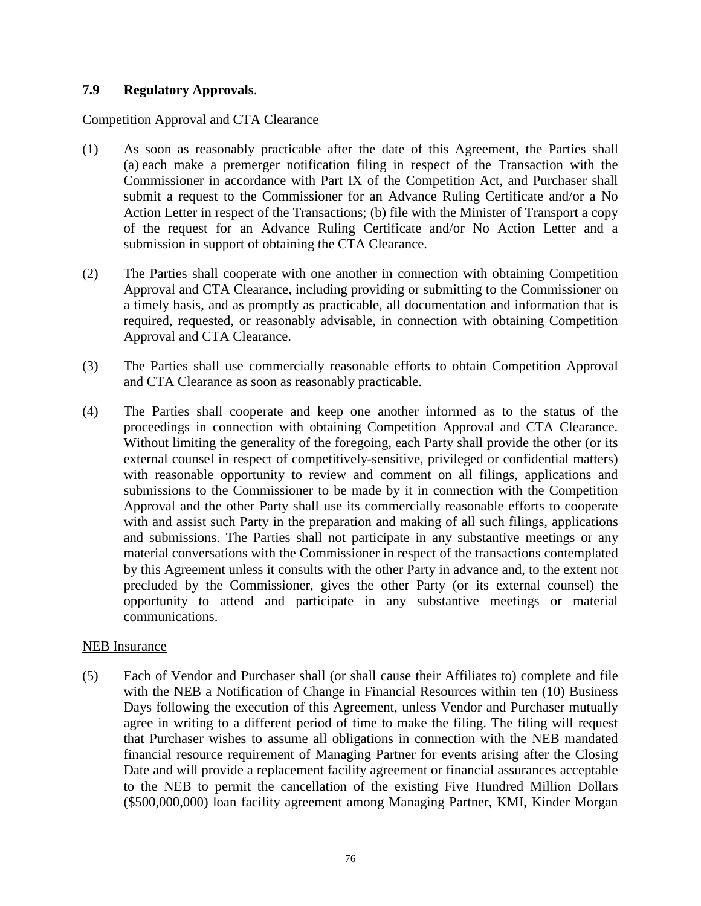**7.9 Regulatory Approvals**.

Competition Approval and CTA Clearance

(1) As soon as reasonably practicable after the date of this Agreement, the Parties shall (a) each make a premerger notification filing in respect of the Transaction with the Commissioner in accordance with Part IX of the Competition Act, and Purchaser shall submit a request to the Commissioner for an Advance Ruling Certificate and/or a No Action Letter in respect of the Transactions; (b) file with the Minister of Transport a copy of the request for an Advance Ruling Certificate and/or No Action Letter and a submission in support of obtaining the CTA Clearance.

(2) The Parties shall cooperate with one another in connection with obtaining Competition Approval and CTA Clearance, including providing or submitting to the Commissioner on a timely basis, and as promptly as practicable, all documentation and information that is required, requested, or reasonably advisable, in connection with obtaining Competition Approval and CTA Clearance.

(3) The Parties shall use commercially reasonable efforts to obtain Competition Approval and CTA Clearance as soon as reasonably practicable.

(4) The Parties shall cooperate and keep one another informed as to the status of the proceedings in connection with obtaining Competition Approval and CTA Clearance. Without limiting the generality of the foregoing, each Party shall provide the other (or its external counsel in respect of competitively-sensitive, privileged or confidential matters) with reasonable opportunity to review and comment on all filings, applications and submissions to the Commissioner to be made by it in connection with the Competition Approval and the other Party shall use its commercially reasonable efforts to cooperate with and assist such Party in the preparation and making of all such filings, applications and submissions. The Parties shall not participate in any substantive meetings or any material conversations with the Commissioner in respect of the transactions contemplated by this Agreement unless it consults with the other Party in advance and, to the extent not precluded by the Commissioner, gives the other Party (or its external counsel) the opportunity to attend and participate in any substantive meetings or material communications.

NEB Insurance

(5) Each of Vendor and Purchaser shall (or shall cause their Affiliates to) complete and file with the NEB a Notification of Change in Financial Resources within ten (10) Business Days following the execution of this Agreement, unless Vendor and Purchaser mutually agree in writing to a different period of time to make the filing. The filing will request that Purchaser wishes to assume all obligations in connection with the NEB mandated financial resource requirement of Managing Partner for events arising after the Closing Date and will provide a replacement facility agreement or financial assurances acceptable to the NEB to permit the cancellation of the existing Five Hundred Million Dollars ($500,000,000) loan facility agreement among Managing Partner, KMI, Kinder Morgan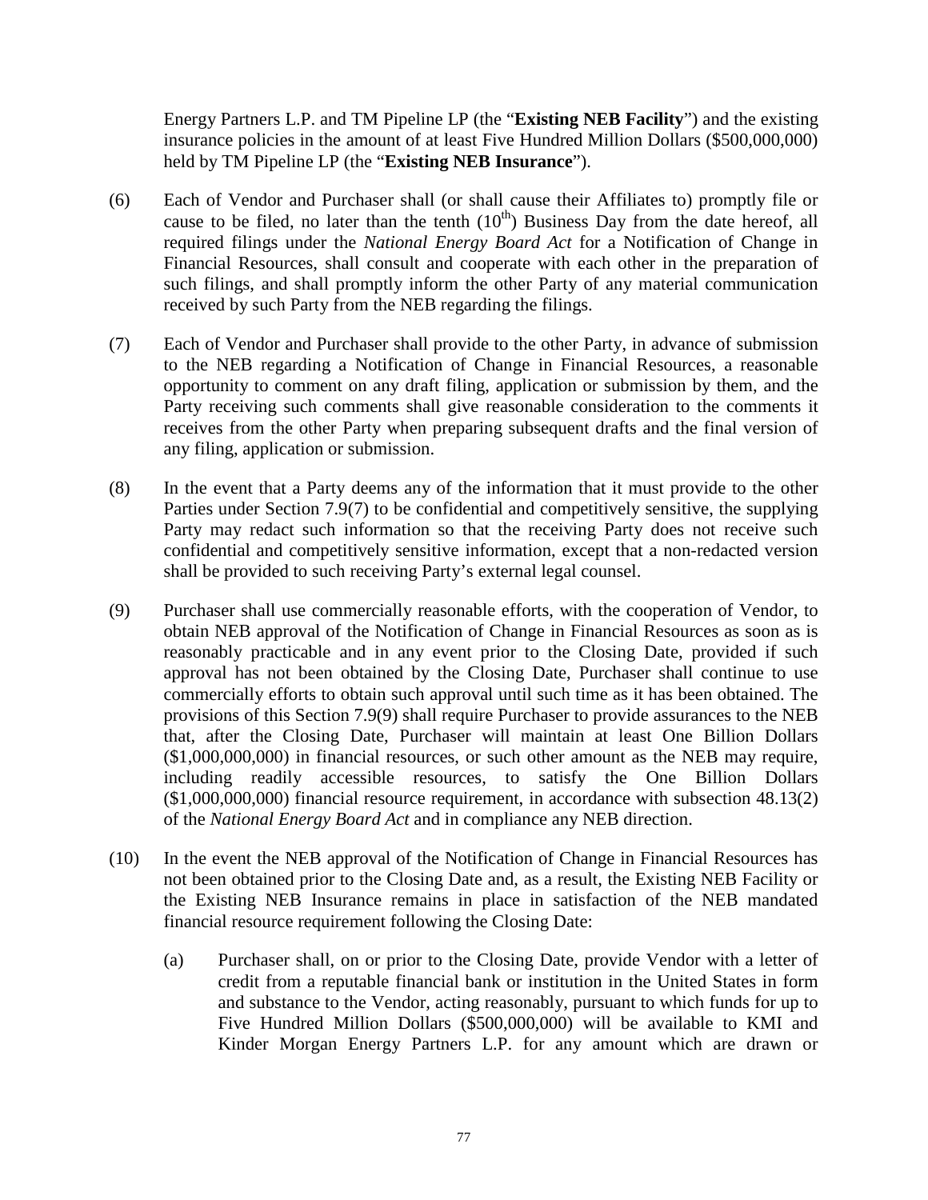Energy Partners L.P. and TM Pipeline LP (the "**Existing NEB Facility**") and the existing insurance policies in the amount of at least Five Hundred Million Dollars ($500,000,000) held by TM Pipeline LP (the "**Existing NEB Insurance**").

(6) Each of Vendor and Purchaser shall (or shall cause their Affiliates to) promptly file or cause to be filed, no later than the tenth (10th) Business Day from the date hereof, all required filings under the *National Energy Board Act* for a Notification of Change in Financial Resources, shall consult and cooperate with each other in the preparation of such filings, and shall promptly inform the other Party of any material communication received by such Party from the NEB regarding the filings.

(7) Each of Vendor and Purchaser shall provide to the other Party, in advance of submission to the NEB regarding a Notification of Change in Financial Resources, a reasonable opportunity to comment on any draft filing, application or submission by them, and the Party receiving such comments shall give reasonable consideration to the comments it receives from the other Party when preparing subsequent drafts and the final version of any filing, application or submission.

(8) In the event that a Party deems any of the information that it must provide to the other Parties under Section 7.9(7) to be confidential and competitively sensitive, the supplying Party may redact such information so that the receiving Party does not receive such confidential and competitively sensitive information, except that a non-redacted version shall be provided to such receiving Party's external legal counsel.

(9) Purchaser shall use commercially reasonable efforts, with the cooperation of Vendor, to obtain NEB approval of the Notification of Change in Financial Resources as soon as is reasonably practicable and in any event prior to the Closing Date, provided if such approval has not been obtained by the Closing Date, Purchaser shall continue to use commercially efforts to obtain such approval until such time as it has been obtained. The provisions of this Section 7.9(9) shall require Purchaser to provide assurances to the NEB that, after the Closing Date, Purchaser will maintain at least One Billion Dollars ($1,000,000,000) in financial resources, or such other amount as the NEB may require, including readily accessible resources, to satisfy the One Billion Dollars ($1,000,000,000) financial resource requirement, in accordance with subsection 48.13(2) of the *National Energy Board Act* and in compliance any NEB direction.

(10) In the event the NEB approval of the Notification of Change in Financial Resources has not been obtained prior to the Closing Date and, as a result, the Existing NEB Facility or the Existing NEB Insurance remains in place in satisfaction of the NEB mandated financial resource requirement following the Closing Date:

(a) Purchaser shall, on or prior to the Closing Date, provide Vendor with a letter of credit from a reputable financial bank or institution in the United States in form and substance to the Vendor, acting reasonably, pursuant to which funds for up to Five Hundred Million Dollars ($500,000,000) will be available to KMI and Kinder Morgan Energy Partners L.P. for any amount which are drawn or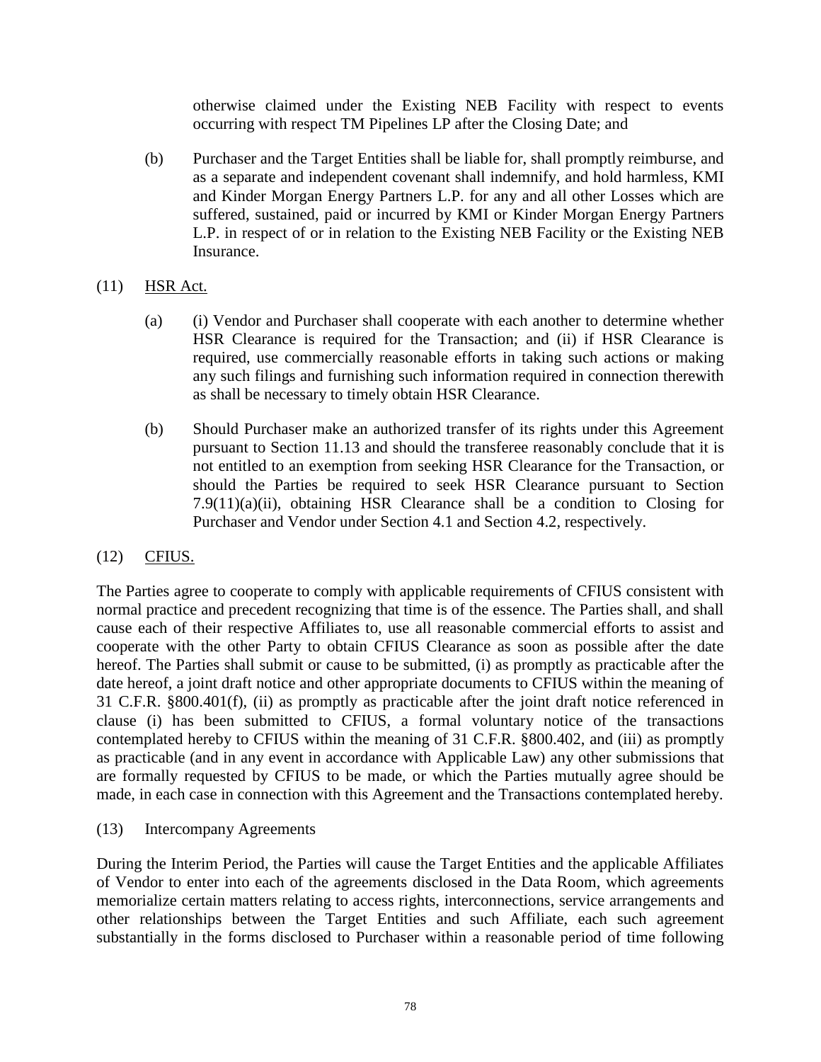otherwise claimed under the Existing NEB Facility with respect to events occurring with respect TM Pipelines LP after the Closing Date; and

(b) Purchaser and the Target Entities shall be liable for, shall promptly reimburse, and as a separate and independent covenant shall indemnify, and hold harmless, KMI and Kinder Morgan Energy Partners L.P. for any and all other Losses which are suffered, sustained, paid or incurred by KMI or Kinder Morgan Energy Partners L.P. in respect of or in relation to the Existing NEB Facility or the Existing NEB Insurance.

(11) HSR Act.

(a) (i) Vendor and Purchaser shall cooperate with each another to determine whether HSR Clearance is required for the Transaction; and (ii) if HSR Clearance is required, use commercially reasonable efforts in taking such actions or making any such filings and furnishing such information required in connection therewith as shall be necessary to timely obtain HSR Clearance.

(b) Should Purchaser make an authorized transfer of its rights under this Agreement pursuant to Section 11.13 and should the transferee reasonably conclude that it is not entitled to an exemption from seeking HSR Clearance for the Transaction, or should the Parties be required to seek HSR Clearance pursuant to Section 7.9(11)(a)(ii), obtaining HSR Clearance shall be a condition to Closing for Purchaser and Vendor under Section 4.1 and Section 4.2, respectively.

(12) CFIUS.

The Parties agree to cooperate to comply with applicable requirements of CFIUS consistent with normal practice and precedent recognizing that time is of the essence. The Parties shall, and shall cause each of their respective Affiliates to, use all reasonable commercial efforts to assist and cooperate with the other Party to obtain CFIUS Clearance as soon as possible after the date hereof. The Parties shall submit or cause to be submitted, (i) as promptly as practicable after the date hereof, a joint draft notice and other appropriate documents to CFIUS within the meaning of 31 C.F.R. §800.401(f), (ii) as promptly as practicable after the joint draft notice referenced in clause (i) has been submitted to CFIUS, a formal voluntary notice of the transactions contemplated hereby to CFIUS within the meaning of 31 C.F.R. §800.402, and (iii) as promptly as practicable (and in any event in accordance with Applicable Law) any other submissions that are formally requested by CFIUS to be made, or which the Parties mutually agree should be made, in each case in connection with this Agreement and the Transactions contemplated hereby.

(13) Intercompany Agreements

During the Interim Period, the Parties will cause the Target Entities and the applicable Affiliates of Vendor to enter into each of the agreements disclosed in the Data Room, which agreements memorialize certain matters relating to access rights, interconnections, service arrangements and other relationships between the Target Entities and such Affiliate, each such agreement substantially in the forms disclosed to Purchaser within a reasonable period of time following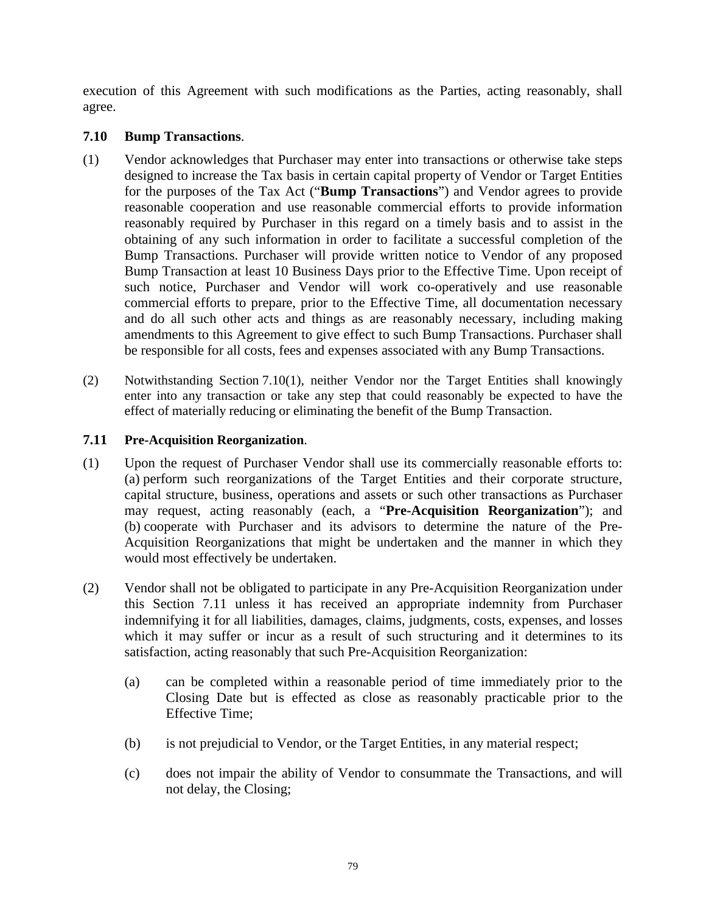execution of this Agreement with such modifications as the Parties, acting reasonably, shall agree.

**7.10 Bump Transactions**.

(1) Vendor acknowledges that Purchaser may enter into transactions or otherwise take steps designed to increase the Tax basis in certain capital property of Vendor or Target Entities for the purposes of the Tax Act ("**Bump Transactions**") and Vendor agrees to provide reasonable cooperation and use reasonable commercial efforts to provide information reasonably required by Purchaser in this regard on a timely basis and to assist in the obtaining of any such information in order to facilitate a successful completion of the Bump Transactions. Purchaser will provide written notice to Vendor of any proposed Bump Transaction at least 10 Business Days prior to the Effective Time. Upon receipt of such notice, Purchaser and Vendor will work co-operatively and use reasonable commercial efforts to prepare, prior to the Effective Time, all documentation necessary and do all such other acts and things as are reasonably necessary, including making amendments to this Agreement to give effect to such Bump Transactions. Purchaser shall be responsible for all costs, fees and expenses associated with any Bump Transactions.

(2) Notwithstanding Section 7.10(1), neither Vendor nor the Target Entities shall knowingly enter into any transaction or take any step that could reasonably be expected to have the effect of materially reducing or eliminating the benefit of the Bump Transaction.

**7.11 Pre-Acquisition Reorganization**.

(1) Upon the request of Purchaser Vendor shall use its commercially reasonable efforts to: (a) perform such reorganizations of the Target Entities and their corporate structure, capital structure, business, operations and assets or such other transactions as Purchaser may request, acting reasonably (each, a "**Pre-Acquisition Reorganization**"); and (b) cooperate with Purchaser and its advisors to determine the nature of the Pre-Acquisition Reorganizations that might be undertaken and the manner in which they would most effectively be undertaken.

(2) Vendor shall not be obligated to participate in any Pre-Acquisition Reorganization under this Section 7.11 unless it has received an appropriate indemnity from Purchaser indemnifying it for all liabilities, damages, claims, judgments, costs, expenses, and losses which it may suffer or incur as a result of such structuring and it determines to its satisfaction, acting reasonably that such Pre-Acquisition Reorganization:

   (a) can be completed within a reasonable period of time immediately prior to the Closing Date but is effected as close as reasonably practicable prior to the Effective Time;

   (b) is not prejudicial to Vendor, or the Target Entities, in any material respect;

   (c) does not impair the ability of Vendor to consummate the Transactions, and will not delay, the Closing;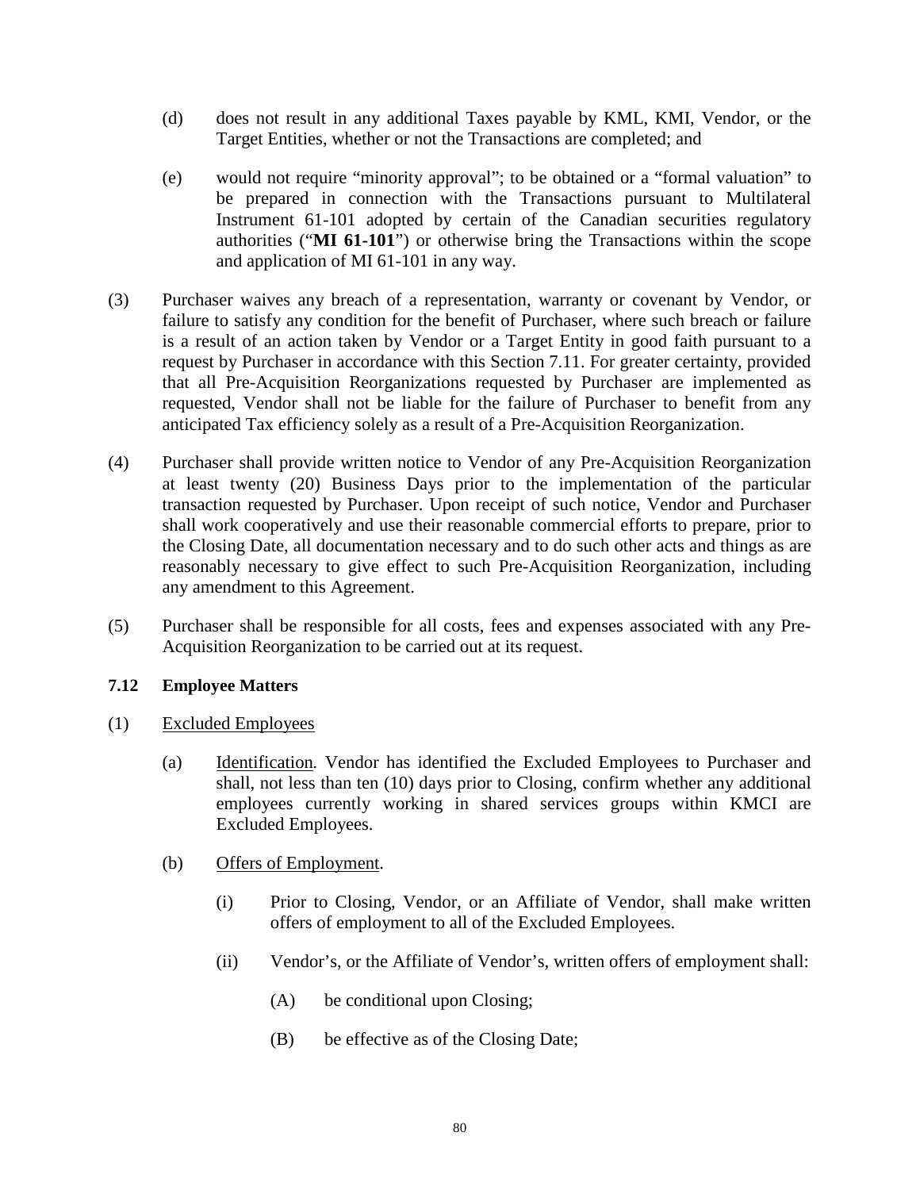(d) does not result in any additional Taxes payable by KML, KMI, Vendor, or the Target Entities, whether or not the Transactions are completed; and

(e) would not require "minority approval"; to be obtained or a "formal valuation" to be prepared in connection with the Transactions pursuant to Multilateral Instrument 61-101 adopted by certain of the Canadian securities regulatory authorities ("**MI 61-101**") or otherwise bring the Transactions within the scope and application of MI 61-101 in any way.

(3) Purchaser waives any breach of a representation, warranty or covenant by Vendor, or failure to satisfy any condition for the benefit of Purchaser, where such breach or failure is a result of an action taken by Vendor or a Target Entity in good faith pursuant to a request by Purchaser in accordance with this Section 7.11. For greater certainty, provided that all Pre-Acquisition Reorganizations requested by Purchaser are implemented as requested, Vendor shall not be liable for the failure of Purchaser to benefit from any anticipated Tax efficiency solely as a result of a Pre-Acquisition Reorganization.

(4) Purchaser shall provide written notice to Vendor of any Pre-Acquisition Reorganization at least twenty (20) Business Days prior to the implementation of the particular transaction requested by Purchaser. Upon receipt of such notice, Vendor and Purchaser shall work cooperatively and use their reasonable commercial efforts to prepare, prior to the Closing Date, all documentation necessary and to do such other acts and things as are reasonably necessary to give effect to such Pre-Acquisition Reorganization, including any amendment to this Agreement.

(5) Purchaser shall be responsible for all costs, fees and expenses associated with any Pre-Acquisition Reorganization to be carried out at its request.

### 7.12 Employee Matters

(1) Excluded Employees

(a) Identification. Vendor has identified the Excluded Employees to Purchaser and shall, not less than ten (10) days prior to Closing, confirm whether any additional employees currently working in shared services groups within KMCI are Excluded Employees.

(b) Offers of Employment.

(i) Prior to Closing, Vendor, or an Affiliate of Vendor, shall make written offers of employment to all of the Excluded Employees.

(ii) Vendor's, or the Affiliate of Vendor's, written offers of employment shall:

(A) be conditional upon Closing;

(B) be effective as of the Closing Date;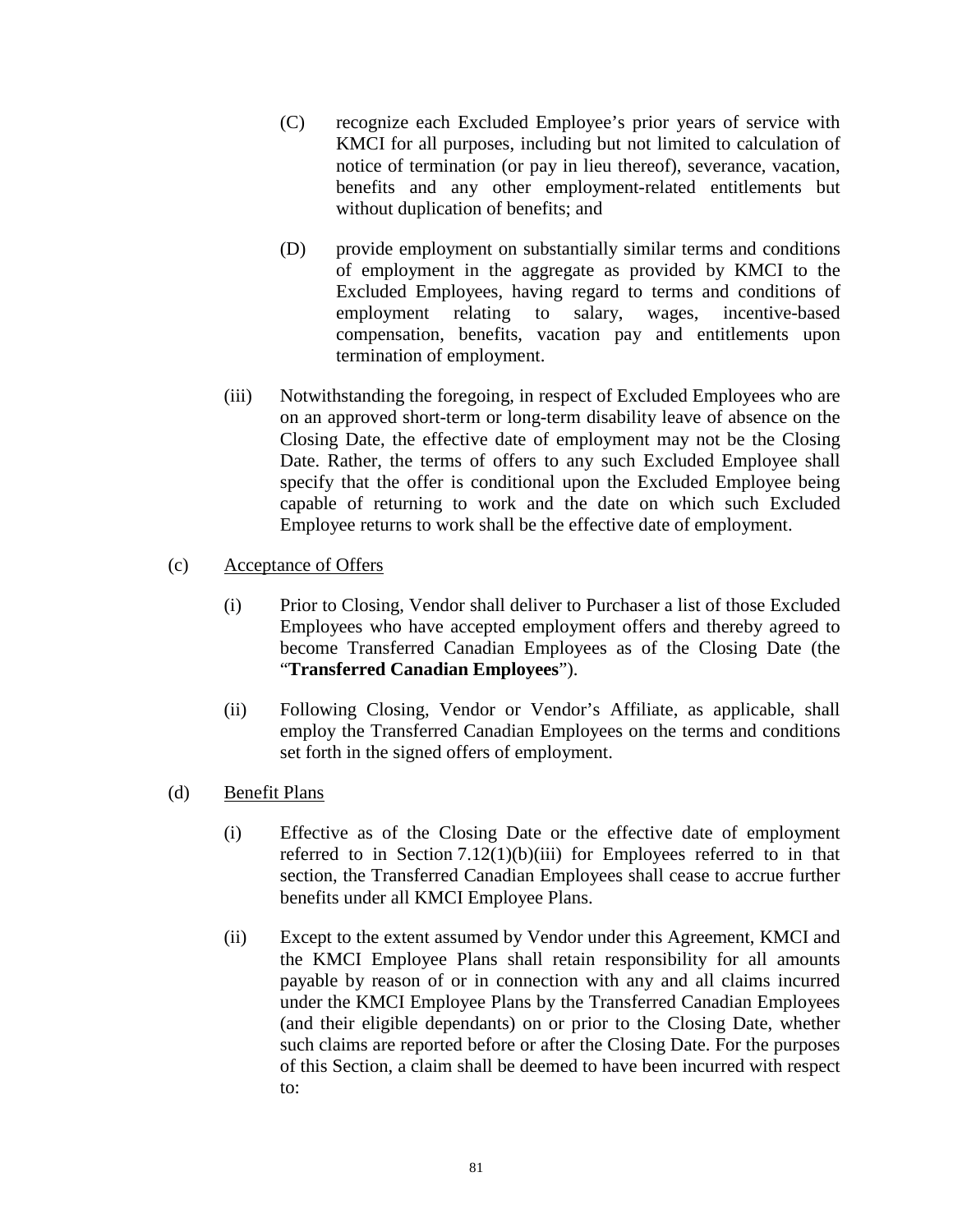(C) recognize each Excluded Employee's prior years of service with KMCI for all purposes, including but not limited to calculation of notice of termination (or pay in lieu thereof), severance, vacation, benefits and any other employment-related entitlements but without duplication of benefits; and

(D) provide employment on substantially similar terms and conditions of employment in the aggregate as provided by KMCI to the Excluded Employees, having regard to terms and conditions of employment relating to salary, wages, incentive-based compensation, benefits, vacation pay and entitlements upon termination of employment.

(iii) Notwithstanding the foregoing, in respect of Excluded Employees who are on an approved short-term or long-term disability leave of absence on the Closing Date, the effective date of employment may not be the Closing Date. Rather, the terms of offers to any such Excluded Employee shall specify that the offer is conditional upon the Excluded Employee being capable of returning to work and the date on which such Excluded Employee returns to work shall be the effective date of employment.

(c) Acceptance of Offers

(i) Prior to Closing, Vendor shall deliver to Purchaser a list of those Excluded Employees who have accepted employment offers and thereby agreed to become Transferred Canadian Employees as of the Closing Date (the "**Transferred Canadian Employees**").

(ii) Following Closing, Vendor or Vendor's Affiliate, as applicable, shall employ the Transferred Canadian Employees on the terms and conditions set forth in the signed offers of employment.

(d) Benefit Plans

(i) Effective as of the Closing Date or the effective date of employment referred to in Section 7.12(1)(b)(iii) for Employees referred to in that section, the Transferred Canadian Employees shall cease to accrue further benefits under all KMCI Employee Plans.

(ii) Except to the extent assumed by Vendor under this Agreement, KMCI and the KMCI Employee Plans shall retain responsibility for all amounts payable by reason of or in connection with any and all claims incurred under the KMCI Employee Plans by the Transferred Canadian Employees (and their eligible dependants) on or prior to the Closing Date, whether such claims are reported before or after the Closing Date. For the purposes of this Section, a claim shall be deemed to have been incurred with respect to: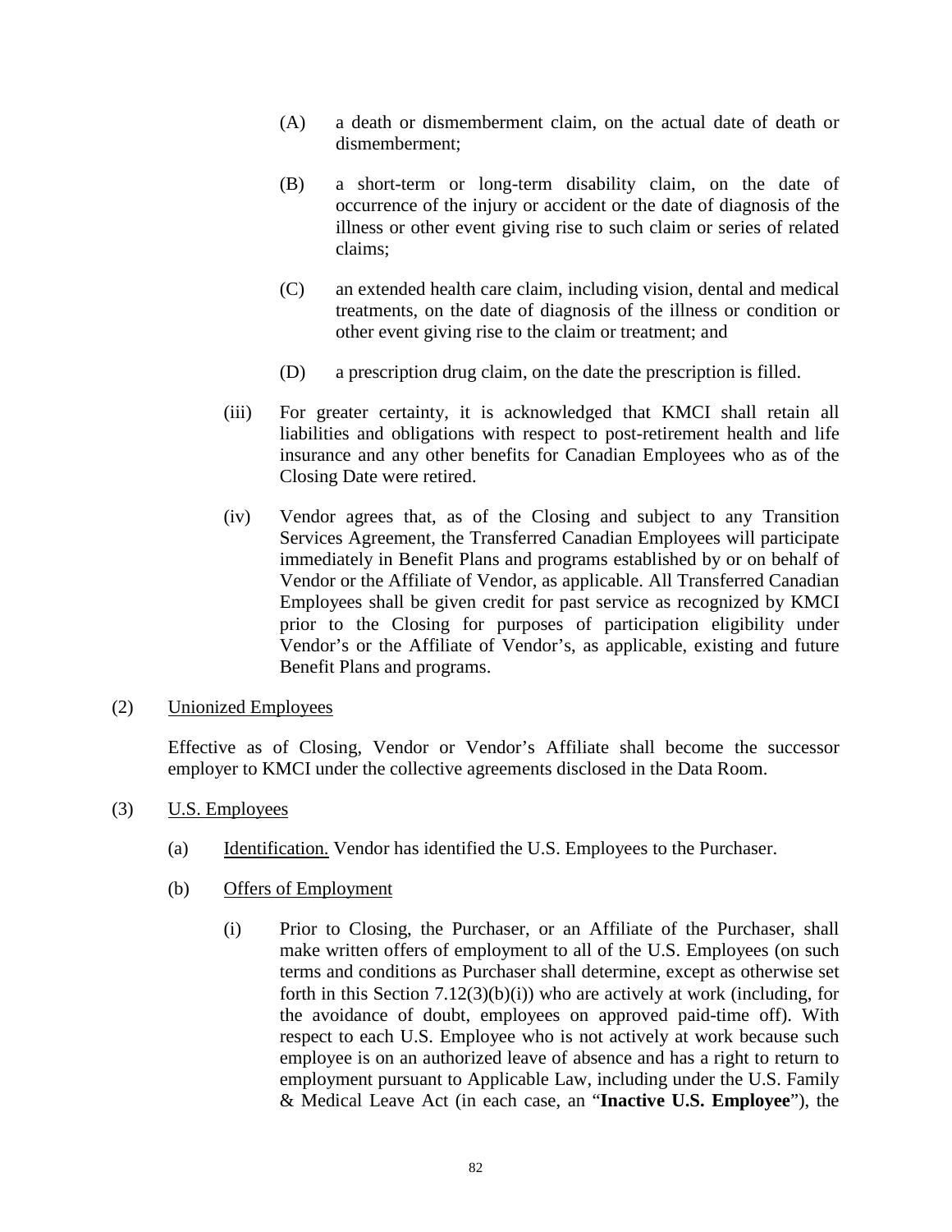(A) a death or dismemberment claim, on the actual date of death or dismemberment;

(B) a short-term or long-term disability claim, on the date of occurrence of the injury or accident or the date of diagnosis of the illness or other event giving rise to such claim or series of related claims;

(C) an extended health care claim, including vision, dental and medical treatments, on the date of diagnosis of the illness or condition or other event giving rise to the claim or treatment; and

(D) a prescription drug claim, on the date the prescription is filled.

(iii) For greater certainty, it is acknowledged that KMCI shall retain all liabilities and obligations with respect to post-retirement health and life insurance and any other benefits for Canadian Employees who as of the Closing Date were retired.

(iv) Vendor agrees that, as of the Closing and subject to any Transition Services Agreement, the Transferred Canadian Employees will participate immediately in Benefit Plans and programs established by or on behalf of Vendor or the Affiliate of Vendor, as applicable. All Transferred Canadian Employees shall be given credit for past service as recognized by KMCI prior to the Closing for purposes of participation eligibility under Vendor's or the Affiliate of Vendor's, as applicable, existing and future Benefit Plans and programs.

(2) Unionized Employees

Effective as of Closing, Vendor or Vendor's Affiliate shall become the successor employer to KMCI under the collective agreements disclosed in the Data Room.

(3) U.S. Employees

(a) Identification. Vendor has identified the U.S. Employees to the Purchaser.

(b) Offers of Employment

(i) Prior to Closing, the Purchaser, or an Affiliate of the Purchaser, shall make written offers of employment to all of the U.S. Employees (on such terms and conditions as Purchaser shall determine, except as otherwise set forth in this Section 7.12(3)(b)(i)) who are actively at work (including, for the avoidance of doubt, employees on approved paid-time off). With respect to each U.S. Employee who is not actively at work because such employee is on an authorized leave of absence and has a right to return to employment pursuant to Applicable Law, including under the U.S. Family & Medical Leave Act (in each case, an "**Inactive U.S. Employee**"), the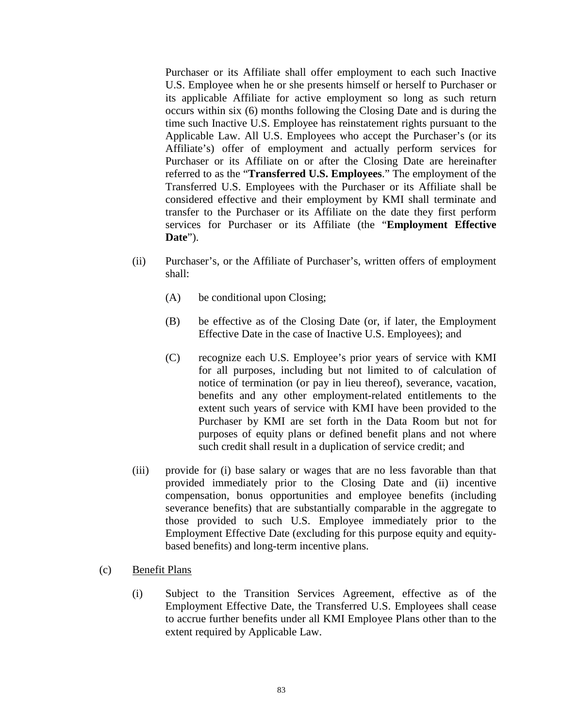Purchaser or its Affiliate shall offer employment to each such Inactive U.S. Employee when he or she presents himself or herself to Purchaser or its applicable Affiliate for active employment so long as such return occurs within six (6) months following the Closing Date and is during the time such Inactive U.S. Employee has reinstatement rights pursuant to the Applicable Law. All U.S. Employees who accept the Purchaser's (or its Affiliate's) offer of employment and actually perform services for Purchaser or its Affiliate on or after the Closing Date are hereinafter referred to as the "**Transferred U.S. Employees**." The employment of the Transferred U.S. Employees with the Purchaser or its Affiliate shall be considered effective and their employment by KMI shall terminate and transfer to the Purchaser or its Affiliate on the date they first perform services for Purchaser or its Affiliate (the "**Employment Effective Date**").

(ii) Purchaser's, or the Affiliate of Purchaser's, written offers of employment shall:

(A) be conditional upon Closing;

(B) be effective as of the Closing Date (or, if later, the Employment Effective Date in the case of Inactive U.S. Employees); and

(C) recognize each U.S. Employee's prior years of service with KMI for all purposes, including but not limited to of calculation of notice of termination (or pay in lieu thereof), severance, vacation, benefits and any other employment-related entitlements to the extent such years of service with KMI have been provided to the Purchaser by KMI are set forth in the Data Room but not for purposes of equity plans or defined benefit plans and not where such credit shall result in a duplication of service credit; and

(iii) provide for (i) base salary or wages that are no less favorable than that provided immediately prior to the Closing Date and (ii) incentive compensation, bonus opportunities and employee benefits (including severance benefits) that are substantially comparable in the aggregate to those provided to such U.S. Employee immediately prior to the Employment Effective Date (excluding for this purpose equity and equity-based benefits) and long-term incentive plans.

(c) Benefit Plans

(i) Subject to the Transition Services Agreement, effective as of the Employment Effective Date, the Transferred U.S. Employees shall cease to accrue further benefits under all KMI Employee Plans other than to the extent required by Applicable Law.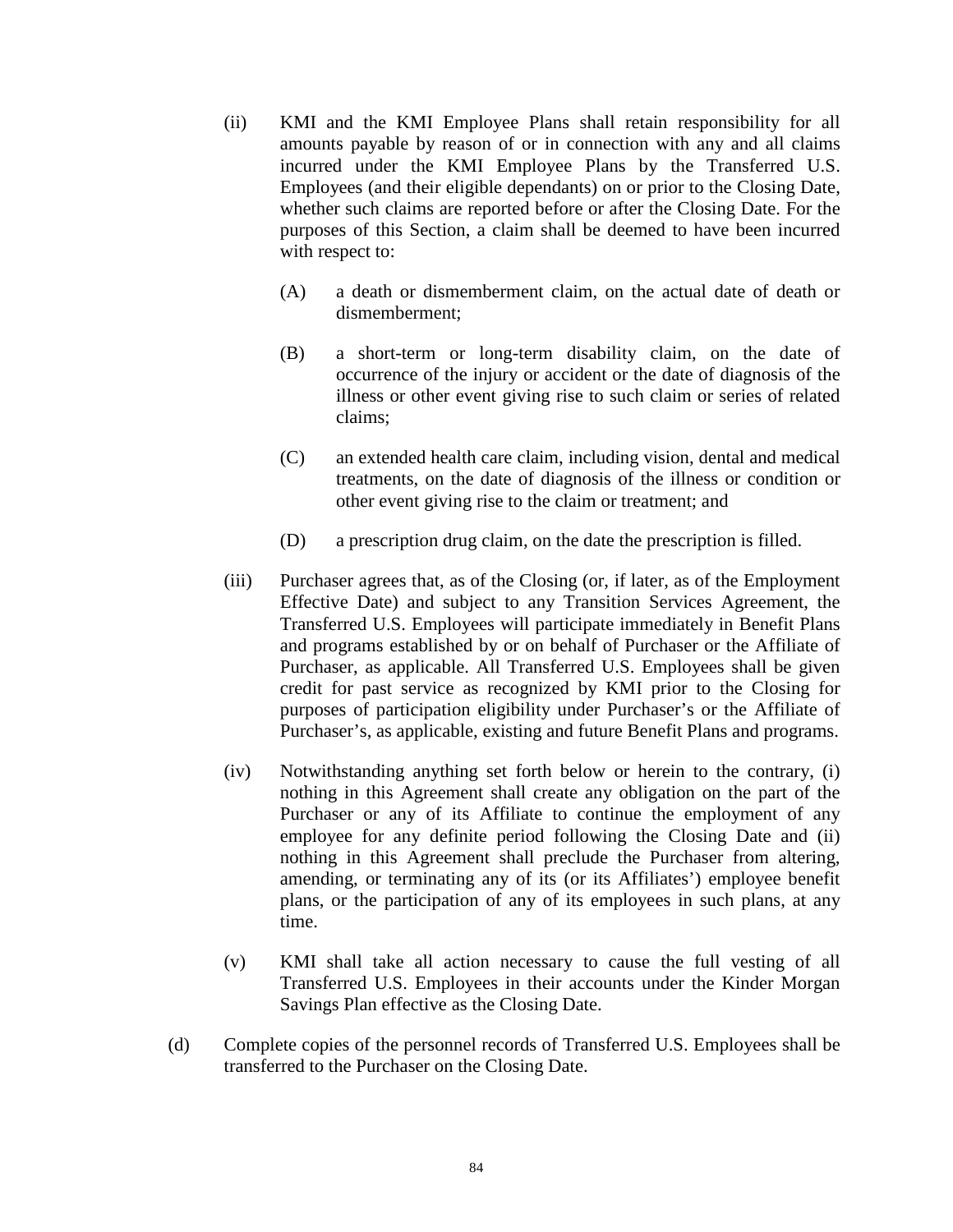(ii) KMI and the KMI Employee Plans shall retain responsibility for all amounts payable by reason of or in connection with any and all claims incurred under the KMI Employee Plans by the Transferred U.S. Employees (and their eligible dependants) on or prior to the Closing Date, whether such claims are reported before or after the Closing Date. For the purposes of this Section, a claim shall be deemed to have been incurred with respect to:

(A) a death or dismemberment claim, on the actual date of death or dismemberment;

(B) a short-term or long-term disability claim, on the date of occurrence of the injury or accident or the date of diagnosis of the illness or other event giving rise to such claim or series of related claims;

(C) an extended health care claim, including vision, dental and medical treatments, on the date of diagnosis of the illness or condition or other event giving rise to the claim or treatment; and

(D) a prescription drug claim, on the date the prescription is filled.

(iii) Purchaser agrees that, as of the Closing (or, if later, as of the Employment Effective Date) and subject to any Transition Services Agreement, the Transferred U.S. Employees will participate immediately in Benefit Plans and programs established by or on behalf of Purchaser or the Affiliate of Purchaser, as applicable. All Transferred U.S. Employees shall be given credit for past service as recognized by KMI prior to the Closing for purposes of participation eligibility under Purchaser's or the Affiliate of Purchaser's, as applicable, existing and future Benefit Plans and programs.

(iv) Notwithstanding anything set forth below or herein to the contrary, (i) nothing in this Agreement shall create any obligation on the part of the Purchaser or any of its Affiliate to continue the employment of any employee for any definite period following the Closing Date and (ii) nothing in this Agreement shall preclude the Purchaser from altering, amending, or terminating any of its (or its Affiliates') employee benefit plans, or the participation of any of its employees in such plans, at any time.

(v) KMI shall take all action necessary to cause the full vesting of all Transferred U.S. Employees in their accounts under the Kinder Morgan Savings Plan effective as the Closing Date.

(d) Complete copies of the personnel records of Transferred U.S. Employees shall be transferred to the Purchaser on the Closing Date.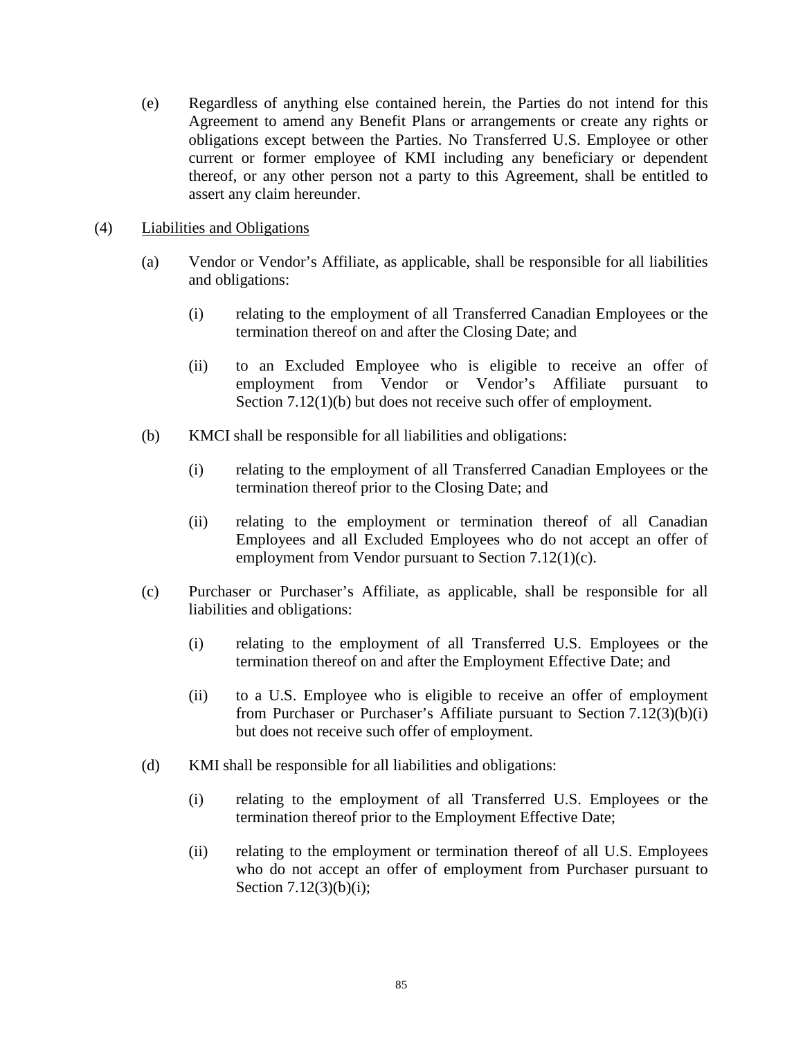(e) Regardless of anything else contained herein, the Parties do not intend for this Agreement to amend any Benefit Plans or arrangements or create any rights or obligations except between the Parties. No Transferred U.S. Employee or other current or former employee of KMI including any beneficiary or dependent thereof, or any other person not a party to this Agreement, shall be entitled to assert any claim hereunder.

(4) <u>Liabilities and Obligations</u>

(a) Vendor or Vendor's Affiliate, as applicable, shall be responsible for all liabilities and obligations:

(i) relating to the employment of all Transferred Canadian Employees or the termination thereof on and after the Closing Date; and

(ii) to an Excluded Employee who is eligible to receive an offer of employment from Vendor or Vendor's Affiliate pursuant to Section 7.12(1)(b) but does not receive such offer of employment.

(b) KMCI shall be responsible for all liabilities and obligations:

(i) relating to the employment of all Transferred Canadian Employees or the termination thereof prior to the Closing Date; and

(ii) relating to the employment or termination thereof of all Canadian Employees and all Excluded Employees who do not accept an offer of employment from Vendor pursuant to Section 7.12(1)(c).

(c) Purchaser or Purchaser's Affiliate, as applicable, shall be responsible for all liabilities and obligations:

(i) relating to the employment of all Transferred U.S. Employees or the termination thereof on and after the Employment Effective Date; and

(ii) to a U.S. Employee who is eligible to receive an offer of employment from Purchaser or Purchaser's Affiliate pursuant to Section 7.12(3)(b)(i) but does not receive such offer of employment.

(d) KMI shall be responsible for all liabilities and obligations:

(i) relating to the employment of all Transferred U.S. Employees or the termination thereof prior to the Employment Effective Date;

(ii) relating to the employment or termination thereof of all U.S. Employees who do not accept an offer of employment from Purchaser pursuant to Section 7.12(3)(b)(i);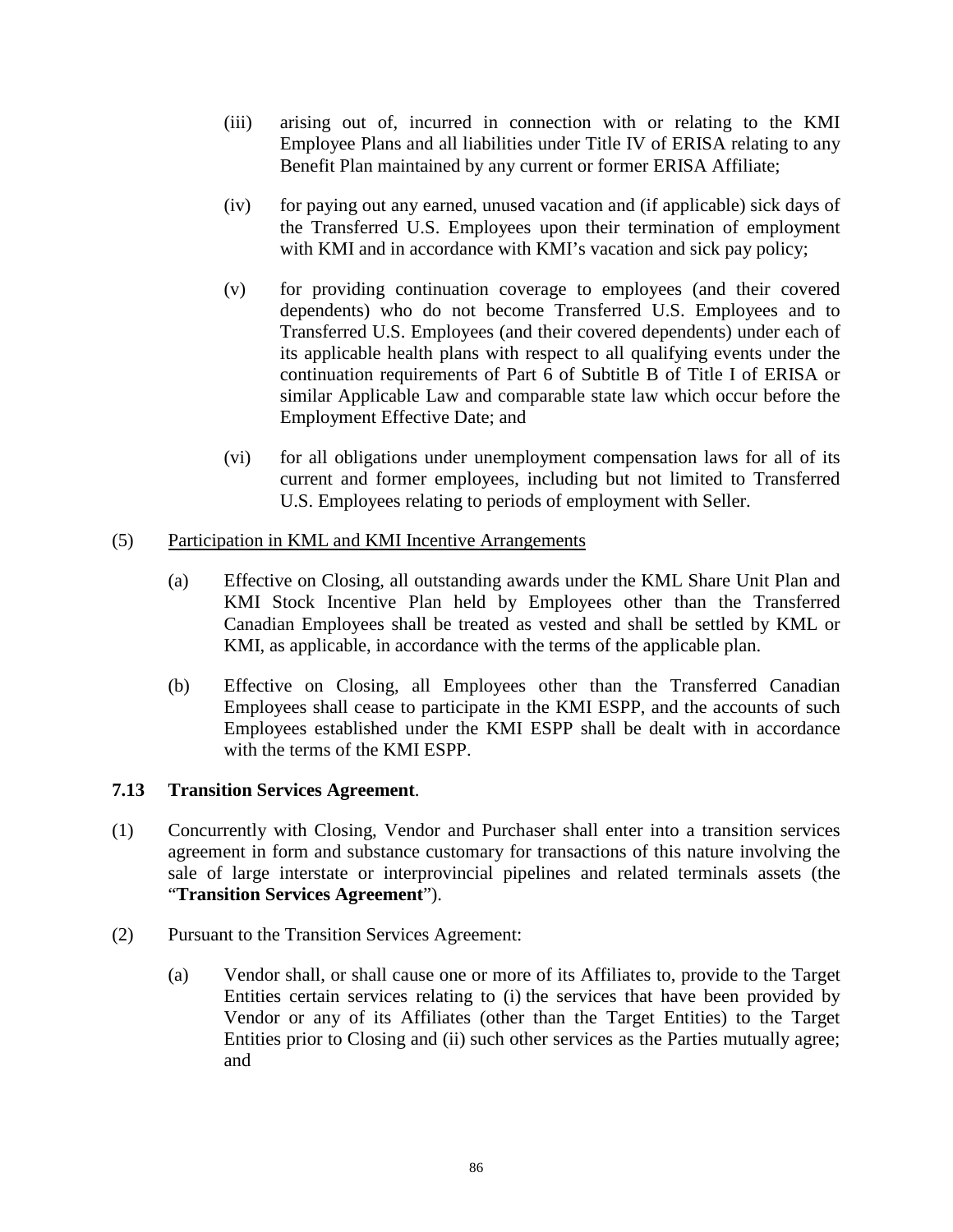(iii) arising out of, incurred in connection with or relating to the KMI Employee Plans and all liabilities under Title IV of ERISA relating to any Benefit Plan maintained by any current or former ERISA Affiliate;

(iv) for paying out any earned, unused vacation and (if applicable) sick days of the Transferred U.S. Employees upon their termination of employment with KMI and in accordance with KMI's vacation and sick pay policy;

(v) for providing continuation coverage to employees (and their covered dependents) who do not become Transferred U.S. Employees and to Transferred U.S. Employees (and their covered dependents) under each of its applicable health plans with respect to all qualifying events under the continuation requirements of Part 6 of Subtitle B of Title I of ERISA or similar Applicable Law and comparable state law which occur before the Employment Effective Date; and

(vi) for all obligations under unemployment compensation laws for all of its current and former employees, including but not limited to Transferred U.S. Employees relating to periods of employment with Seller.

(5) Participation in KML and KMI Incentive Arrangements

(a) Effective on Closing, all outstanding awards under the KML Share Unit Plan and KMI Stock Incentive Plan held by Employees other than the Transferred Canadian Employees shall be treated as vested and shall be settled by KML or KMI, as applicable, in accordance with the terms of the applicable plan.

(b) Effective on Closing, all Employees other than the Transferred Canadian Employees shall cease to participate in the KMI ESPP, and the accounts of such Employees established under the KMI ESPP shall be dealt with in accordance with the terms of the KMI ESPP.

**7.13 Transition Services Agreement**.

(1) Concurrently with Closing, Vendor and Purchaser shall enter into a transition services agreement in form and substance customary for transactions of this nature involving the sale of large interstate or interprovincial pipelines and related terminals assets (the "**Transition Services Agreement**").

(2) Pursuant to the Transition Services Agreement:

(a) Vendor shall, or shall cause one or more of its Affiliates to, provide to the Target Entities certain services relating to (i) the services that have been provided by Vendor or any of its Affiliates (other than the Target Entities) to the Target Entities prior to Closing and (ii) such other services as the Parties mutually agree; and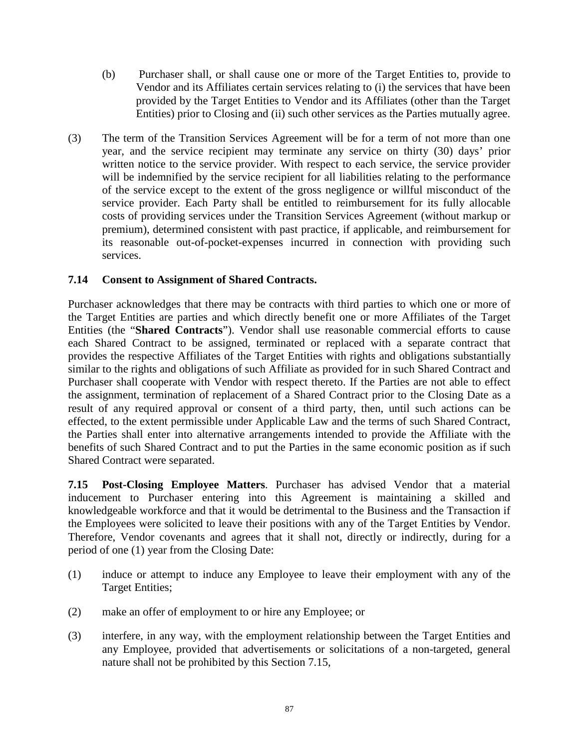(b) Purchaser shall, or shall cause one or more of the Target Entities to, provide to Vendor and its Affiliates certain services relating to (i) the services that have been provided by the Target Entities to Vendor and its Affiliates (other than the Target Entities) prior to Closing and (ii) such other services as the Parties mutually agree.

(3) The term of the Transition Services Agreement will be for a term of not more than one year, and the service recipient may terminate any service on thirty (30) days' prior written notice to the service provider. With respect to each service, the service provider will be indemnified by the service recipient for all liabilities relating to the performance of the service except to the extent of the gross negligence or willful misconduct of the service provider. Each Party shall be entitled to reimbursement for its fully allocable costs of providing services under the Transition Services Agreement (without markup or premium), determined consistent with past practice, if applicable, and reimbursement for its reasonable out-of-pocket-expenses incurred in connection with providing such services.

**7.14 Consent to Assignment of Shared Contracts.**

Purchaser acknowledges that there may be contracts with third parties to which one or more of the Target Entities are parties and which directly benefit one or more Affiliates of the Target Entities (the "**Shared Contracts**"). Vendor shall use reasonable commercial efforts to cause each Shared Contract to be assigned, terminated or replaced with a separate contract that provides the respective Affiliates of the Target Entities with rights and obligations substantially similar to the rights and obligations of such Affiliate as provided for in such Shared Contract and Purchaser shall cooperate with Vendor with respect thereto. If the Parties are not able to effect the assignment, termination of replacement of a Shared Contract prior to the Closing Date as a result of any required approval or consent of a third party, then, until such actions can be effected, to the extent permissible under Applicable Law and the terms of such Shared Contract, the Parties shall enter into alternative arrangements intended to provide the Affiliate with the benefits of such Shared Contract and to put the Parties in the same economic position as if such Shared Contract were separated.

**7.15 Post-Closing Employee Matters**. Purchaser has advised Vendor that a material inducement to Purchaser entering into this Agreement is maintaining a skilled and knowledgeable workforce and that it would be detrimental to the Business and the Transaction if the Employees were solicited to leave their positions with any of the Target Entities by Vendor. Therefore, Vendor covenants and agrees that it shall not, directly or indirectly, during for a period of one (1) year from the Closing Date:

(1) induce or attempt to induce any Employee to leave their employment with any of the Target Entities;

(2) make an offer of employment to or hire any Employee; or

(3) interfere, in any way, with the employment relationship between the Target Entities and any Employee, provided that advertisements or solicitations of a non-targeted, general nature shall not be prohibited by this Section 7.15,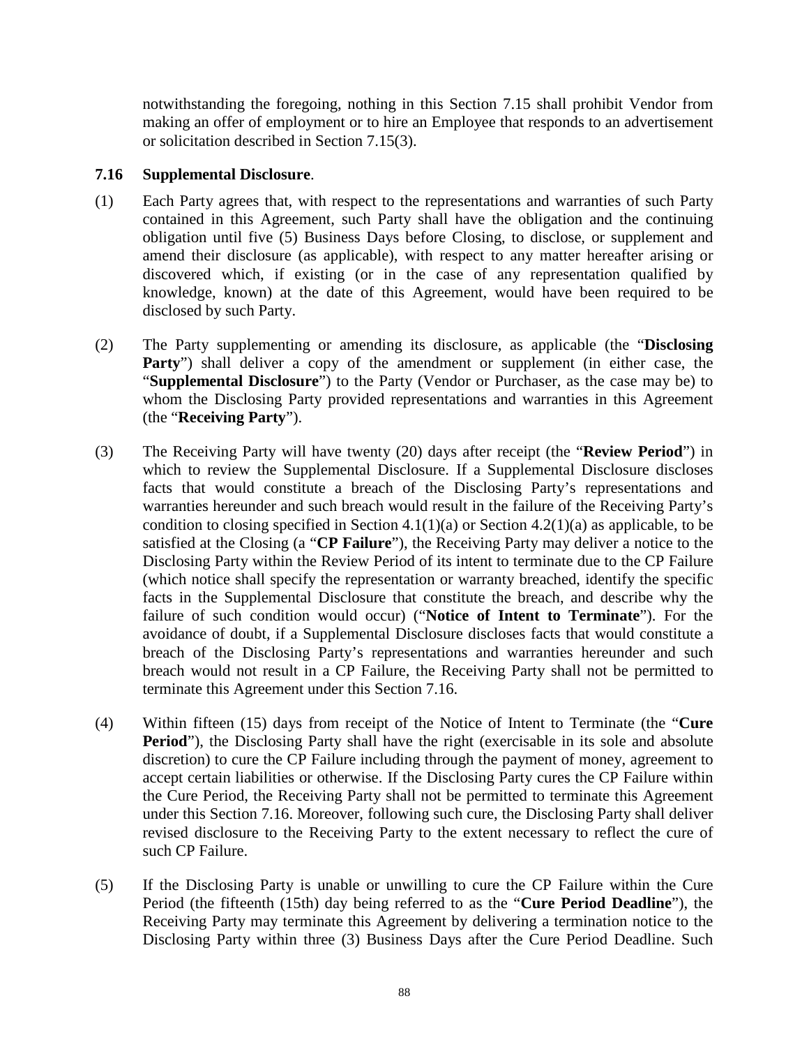notwithstanding the foregoing, nothing in this Section 7.15 shall prohibit Vendor from making an offer of employment or to hire an Employee that responds to an advertisement or solicitation described in Section 7.15(3).

**7.16 Supplemental Disclosure**.

(1) Each Party agrees that, with respect to the representations and warranties of such Party contained in this Agreement, such Party shall have the obligation and the continuing obligation until five (5) Business Days before Closing, to disclose, or supplement and amend their disclosure (as applicable), with respect to any matter hereafter arising or discovered which, if existing (or in the case of any representation qualified by knowledge, known) at the date of this Agreement, would have been required to be disclosed by such Party.

(2) The Party supplementing or amending its disclosure, as applicable (the "**Disclosing Party**") shall deliver a copy of the amendment or supplement (in either case, the "**Supplemental Disclosure**") to the Party (Vendor or Purchaser, as the case may be) to whom the Disclosing Party provided representations and warranties in this Agreement (the "**Receiving Party**").

(3) The Receiving Party will have twenty (20) days after receipt (the "**Review Period**") in which to review the Supplemental Disclosure. If a Supplemental Disclosure discloses facts that would constitute a breach of the Disclosing Party's representations and warranties hereunder and such breach would result in the failure of the Receiving Party's condition to closing specified in Section 4.1(1)(a) or Section 4.2(1)(a) as applicable, to be satisfied at the Closing (a "**CP Failure**"), the Receiving Party may deliver a notice to the Disclosing Party within the Review Period of its intent to terminate due to the CP Failure (which notice shall specify the representation or warranty breached, identify the specific facts in the Supplemental Disclosure that constitute the breach, and describe why the failure of such condition would occur) ("**Notice of Intent to Terminate**"). For the avoidance of doubt, if a Supplemental Disclosure discloses facts that would constitute a breach of the Disclosing Party's representations and warranties hereunder and such breach would not result in a CP Failure, the Receiving Party shall not be permitted to terminate this Agreement under this Section 7.16.

(4) Within fifteen (15) days from receipt of the Notice of Intent to Terminate (the "**Cure Period**"), the Disclosing Party shall have the right (exercisable in its sole and absolute discretion) to cure the CP Failure including through the payment of money, agreement to accept certain liabilities or otherwise. If the Disclosing Party cures the CP Failure within the Cure Period, the Receiving Party shall not be permitted to terminate this Agreement under this Section 7.16. Moreover, following such cure, the Disclosing Party shall deliver revised disclosure to the Receiving Party to the extent necessary to reflect the cure of such CP Failure.

(5) If the Disclosing Party is unable or unwilling to cure the CP Failure within the Cure Period (the fifteenth (15th) day being referred to as the "**Cure Period Deadline**"), the Receiving Party may terminate this Agreement by delivering a termination notice to the Disclosing Party within three (3) Business Days after the Cure Period Deadline. Such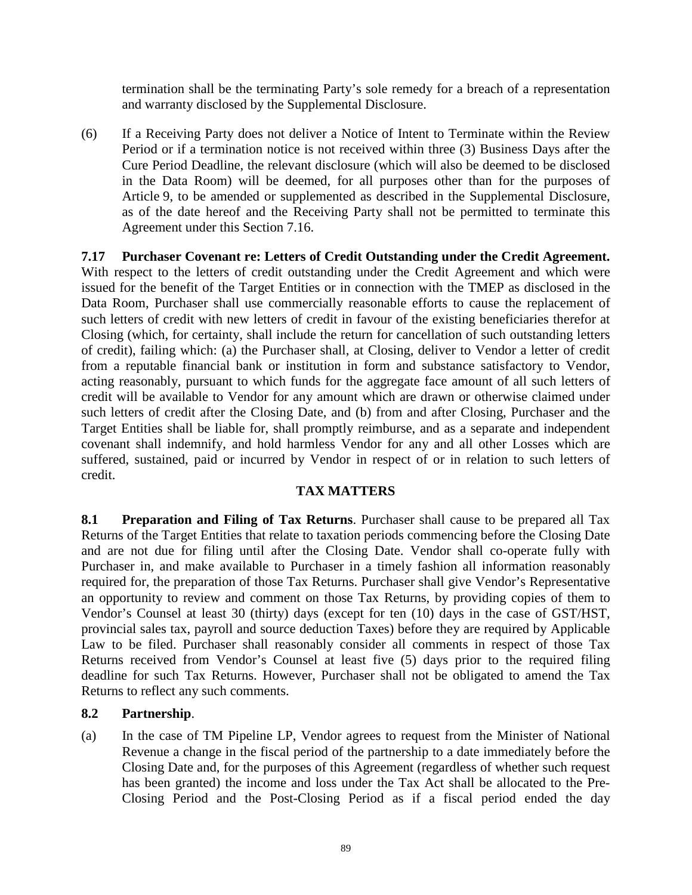termination shall be the terminating Party's sole remedy for a breach of a representation and warranty disclosed by the Supplemental Disclosure.

(6) If a Receiving Party does not deliver a Notice of Intent to Terminate within the Review Period or if a termination notice is not received within three (3) Business Days after the Cure Period Deadline, the relevant disclosure (which will also be deemed to be disclosed in the Data Room) will be deemed, for all purposes other than for the purposes of Article 9, to be amended or supplemented as described in the Supplemental Disclosure, as of the date hereof and the Receiving Party shall not be permitted to terminate this Agreement under this Section 7.16.

**7.17 Purchaser Covenant re: Letters of Credit Outstanding under the Credit Agreement.** With respect to the letters of credit outstanding under the Credit Agreement and which were issued for the benefit of the Target Entities or in connection with the TMEP as disclosed in the Data Room, Purchaser shall use commercially reasonable efforts to cause the replacement of such letters of credit with new letters of credit in favour of the existing beneficiaries therefor at Closing (which, for certainty, shall include the return for cancellation of such outstanding letters of credit), failing which: (a) the Purchaser shall, at Closing, deliver to Vendor a letter of credit from a reputable financial bank or institution in form and substance satisfactory to Vendor, acting reasonably, pursuant to which funds for the aggregate face amount of all such letters of credit will be available to Vendor for any amount which are drawn or otherwise claimed under such letters of credit after the Closing Date, and (b) from and after Closing, Purchaser and the Target Entities shall be liable for, shall promptly reimburse, and as a separate and independent covenant shall indemnify, and hold harmless Vendor for any and all other Losses which are suffered, sustained, paid or incurred by Vendor in respect of or in relation to such letters of credit.

## TAX MATTERS

**8.1 Preparation and Filing of Tax Returns**. Purchaser shall cause to be prepared all Tax Returns of the Target Entities that relate to taxation periods commencing before the Closing Date and are not due for filing until after the Closing Date. Vendor shall co-operate fully with Purchaser in, and make available to Purchaser in a timely fashion all information reasonably required for, the preparation of those Tax Returns. Purchaser shall give Vendor's Representative an opportunity to review and comment on those Tax Returns, by providing copies of them to Vendor's Counsel at least 30 (thirty) days (except for ten (10) days in the case of GST/HST, provincial sales tax, payroll and source deduction Taxes) before they are required by Applicable Law to be filed. Purchaser shall reasonably consider all comments in respect of those Tax Returns received from Vendor's Counsel at least five (5) days prior to the required filing deadline for such Tax Returns. However, Purchaser shall not be obligated to amend the Tax Returns to reflect any such comments.

**8.2 Partnership**.

(a) In the case of TM Pipeline LP, Vendor agrees to request from the Minister of National Revenue a change in the fiscal period of the partnership to a date immediately before the Closing Date and, for the purposes of this Agreement (regardless of whether such request has been granted) the income and loss under the Tax Act shall be allocated to the Pre-Closing Period and the Post-Closing Period as if a fiscal period ended the day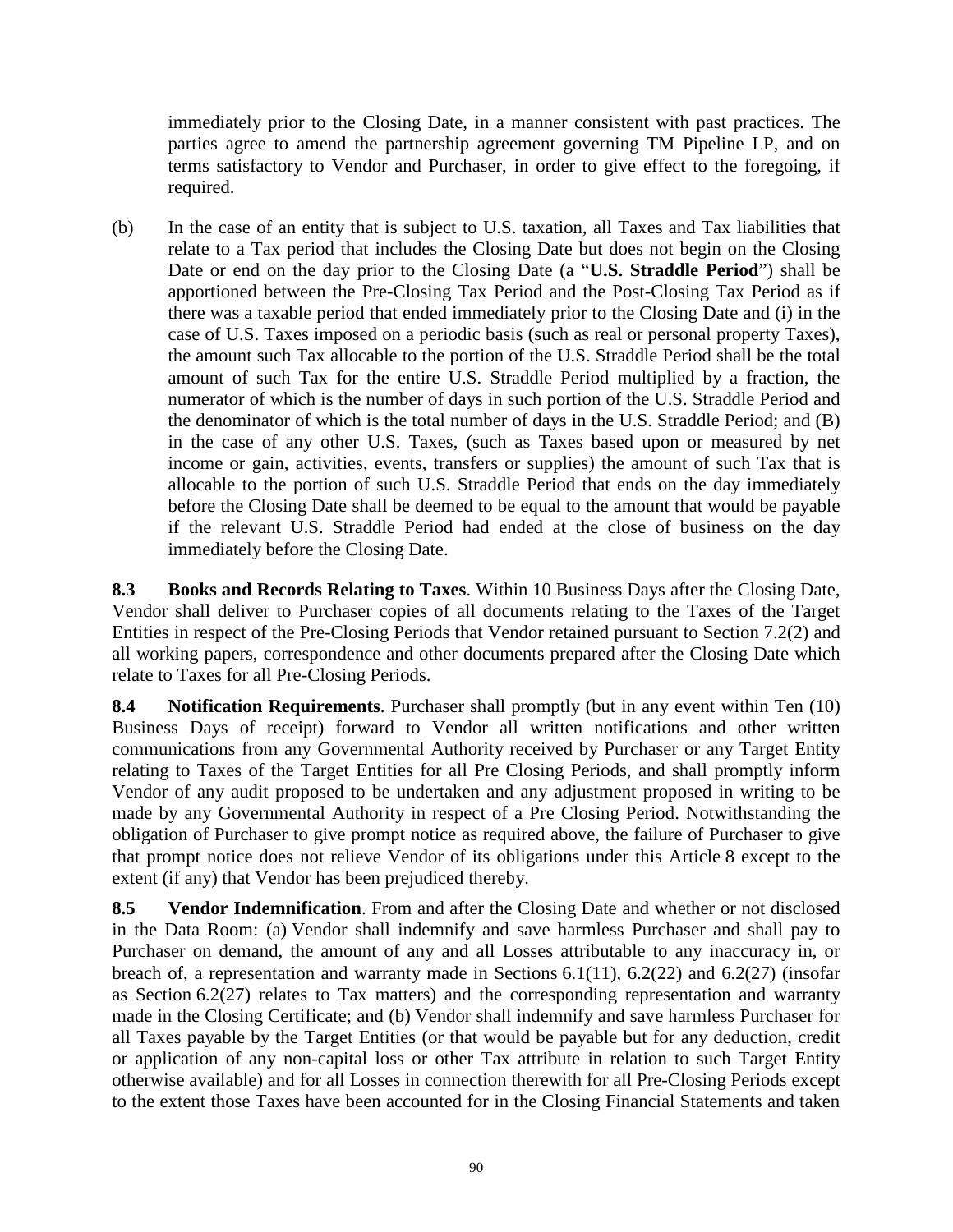immediately prior to the Closing Date, in a manner consistent with past practices. The parties agree to amend the partnership agreement governing TM Pipeline LP, and on terms satisfactory to Vendor and Purchaser, in order to give effect to the foregoing, if required.

(b) In the case of an entity that is subject to U.S. taxation, all Taxes and Tax liabilities that relate to a Tax period that includes the Closing Date but does not begin on the Closing Date or end on the day prior to the Closing Date (a "**U.S. Straddle Period**") shall be apportioned between the Pre-Closing Tax Period and the Post-Closing Tax Period as if there was a taxable period that ended immediately prior to the Closing Date and (i) in the case of U.S. Taxes imposed on a periodic basis (such as real or personal property Taxes), the amount such Tax allocable to the portion of the U.S. Straddle Period shall be the total amount of such Tax for the entire U.S. Straddle Period multiplied by a fraction, the numerator of which is the number of days in such portion of the U.S. Straddle Period and the denominator of which is the total number of days in the U.S. Straddle Period; and (B) in the case of any other U.S. Taxes, (such as Taxes based upon or measured by net income or gain, activities, events, transfers or supplies) the amount of such Tax that is allocable to the portion of such U.S. Straddle Period that ends on the day immediately before the Closing Date shall be deemed to be equal to the amount that would be payable if the relevant U.S. Straddle Period had ended at the close of business on the day immediately before the Closing Date.

**8.3 Books and Records Relating to Taxes**. Within 10 Business Days after the Closing Date, Vendor shall deliver to Purchaser copies of all documents relating to the Taxes of the Target Entities in respect of the Pre-Closing Periods that Vendor retained pursuant to Section 7.2(2) and all working papers, correspondence and other documents prepared after the Closing Date which relate to Taxes for all Pre-Closing Periods.

**8.4 Notification Requirements**. Purchaser shall promptly (but in any event within Ten (10) Business Days of receipt) forward to Vendor all written notifications and other written communications from any Governmental Authority received by Purchaser or any Target Entity relating to Taxes of the Target Entities for all Pre Closing Periods, and shall promptly inform Vendor of any audit proposed to be undertaken and any adjustment proposed in writing to be made by any Governmental Authority in respect of a Pre Closing Period. Notwithstanding the obligation of Purchaser to give prompt notice as required above, the failure of Purchaser to give that prompt notice does not relieve Vendor of its obligations under this Article 8 except to the extent (if any) that Vendor has been prejudiced thereby.

**8.5 Vendor Indemnification**. From and after the Closing Date and whether or not disclosed in the Data Room: (a) Vendor shall indemnify and save harmless Purchaser and shall pay to Purchaser on demand, the amount of any and all Losses attributable to any inaccuracy in, or breach of, a representation and warranty made in Sections 6.1(11), 6.2(22) and 6.2(27) (insofar as Section 6.2(27) relates to Tax matters) and the corresponding representation and warranty made in the Closing Certificate; and (b) Vendor shall indemnify and save harmless Purchaser for all Taxes payable by the Target Entities (or that would be payable but for any deduction, credit or application of any non-capital loss or other Tax attribute in relation to such Target Entity otherwise available) and for all Losses in connection therewith for all Pre-Closing Periods except to the extent those Taxes have been accounted for in the Closing Financial Statements and taken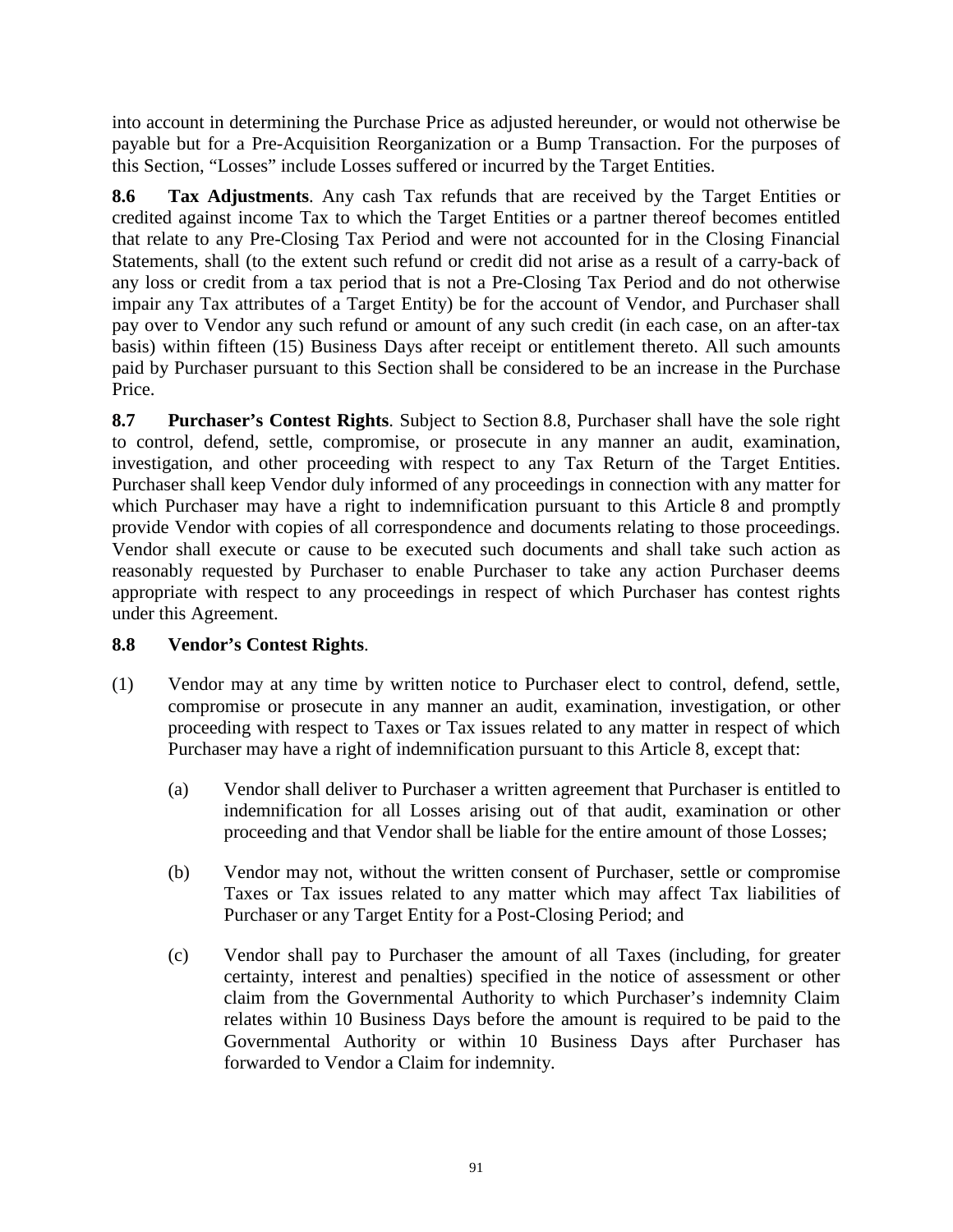into account in determining the Purchase Price as adjusted hereunder, or would not otherwise be payable but for a Pre-Acquisition Reorganization or a Bump Transaction. For the purposes of this Section, "Losses" include Losses suffered or incurred by the Target Entities.

**8.6 Tax Adjustments**. Any cash Tax refunds that are received by the Target Entities or credited against income Tax to which the Target Entities or a partner thereof becomes entitled that relate to any Pre-Closing Tax Period and were not accounted for in the Closing Financial Statements, shall (to the extent such refund or credit did not arise as a result of a carry-back of any loss or credit from a tax period that is not a Pre-Closing Tax Period and do not otherwise impair any Tax attributes of a Target Entity) be for the account of Vendor, and Purchaser shall pay over to Vendor any such refund or amount of any such credit (in each case, on an after-tax basis) within fifteen (15) Business Days after receipt or entitlement thereto. All such amounts paid by Purchaser pursuant to this Section shall be considered to be an increase in the Purchase Price.

**8.7 Purchaser's Contest Rights**. Subject to Section 8.8, Purchaser shall have the sole right to control, defend, settle, compromise, or prosecute in any manner an audit, examination, investigation, and other proceeding with respect to any Tax Return of the Target Entities. Purchaser shall keep Vendor duly informed of any proceedings in connection with any matter for which Purchaser may have a right to indemnification pursuant to this Article 8 and promptly provide Vendor with copies of all correspondence and documents relating to those proceedings. Vendor shall execute or cause to be executed such documents and shall take such action as reasonably requested by Purchaser to enable Purchaser to take any action Purchaser deems appropriate with respect to any proceedings in respect of which Purchaser has contest rights under this Agreement.

**8.8 Vendor's Contest Rights**.

(1) Vendor may at any time by written notice to Purchaser elect to control, defend, settle, compromise or prosecute in any manner an audit, examination, investigation, or other proceeding with respect to Taxes or Tax issues related to any matter in respect of which Purchaser may have a right of indemnification pursuant to this Article 8, except that:

  (a) Vendor shall deliver to Purchaser a written agreement that Purchaser is entitled to indemnification for all Losses arising out of that audit, examination or other proceeding and that Vendor shall be liable for the entire amount of those Losses;

  (b) Vendor may not, without the written consent of Purchaser, settle or compromise Taxes or Tax issues related to any matter which may affect Tax liabilities of Purchaser or any Target Entity for a Post-Closing Period; and

  (c) Vendor shall pay to Purchaser the amount of all Taxes (including, for greater certainty, interest and penalties) specified in the notice of assessment or other claim from the Governmental Authority to which Purchaser's indemnity Claim relates within 10 Business Days before the amount is required to be paid to the Governmental Authority or within 10 Business Days after Purchaser has forwarded to Vendor a Claim for indemnity.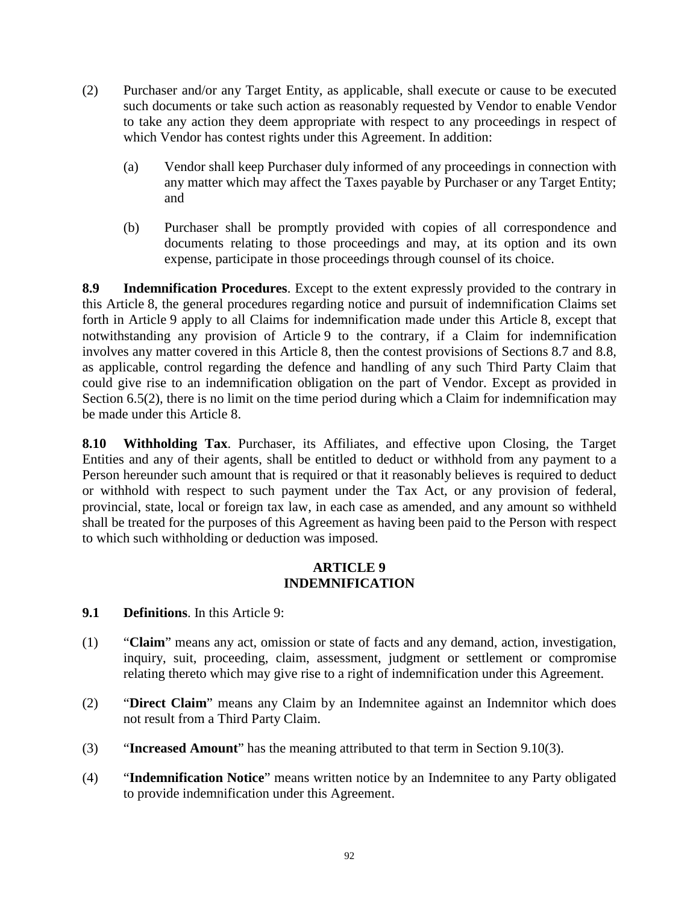(2) Purchaser and/or any Target Entity, as applicable, shall execute or cause to be executed such documents or take such action as reasonably requested by Vendor to enable Vendor to take any action they deem appropriate with respect to any proceedings in respect of which Vendor has contest rights under this Agreement. In addition:

  (a) Vendor shall keep Purchaser duly informed of any proceedings in connection with any matter which may affect the Taxes payable by Purchaser or any Target Entity; and

  (b) Purchaser shall be promptly provided with copies of all correspondence and documents relating to those proceedings and may, at its option and its own expense, participate in those proceedings through counsel of its choice.

**8.9 Indemnification Procedures**. Except to the extent expressly provided to the contrary in this Article 8, the general procedures regarding notice and pursuit of indemnification Claims set forth in Article 9 apply to all Claims for indemnification made under this Article 8, except that notwithstanding any provision of Article 9 to the contrary, if a Claim for indemnification involves any matter covered in this Article 8, then the contest provisions of Sections 8.7 and 8.8, as applicable, control regarding the defence and handling of any such Third Party Claim that could give rise to an indemnification obligation on the part of Vendor. Except as provided in Section 6.5(2), there is no limit on the time period during which a Claim for indemnification may be made under this Article 8.

**8.10 Withholding Tax**. Purchaser, its Affiliates, and effective upon Closing, the Target Entities and any of their agents, shall be entitled to deduct or withhold from any payment to a Person hereunder such amount that is required or that it reasonably believes is required to deduct or withhold with respect to such payment under the Tax Act, or any provision of federal, provincial, state, local or foreign tax law, in each case as amended, and any amount so withheld shall be treated for the purposes of this Agreement as having been paid to the Person with respect to which such withholding or deduction was imposed.

## ARTICLE 9
## INDEMNIFICATION

**9.1 Definitions**. In this Article 9:

(1) "**Claim**" means any act, omission or state of facts and any demand, action, investigation, inquiry, suit, proceeding, claim, assessment, judgment or settlement or compromise relating thereto which may give rise to a right of indemnification under this Agreement.

(2) "**Direct Claim**" means any Claim by an Indemnitee against an Indemnitor which does not result from a Third Party Claim.

(3) "**Increased Amount**" has the meaning attributed to that term in Section 9.10(3).

(4) "**Indemnification Notice**" means written notice by an Indemnitee to any Party obligated to provide indemnification under this Agreement.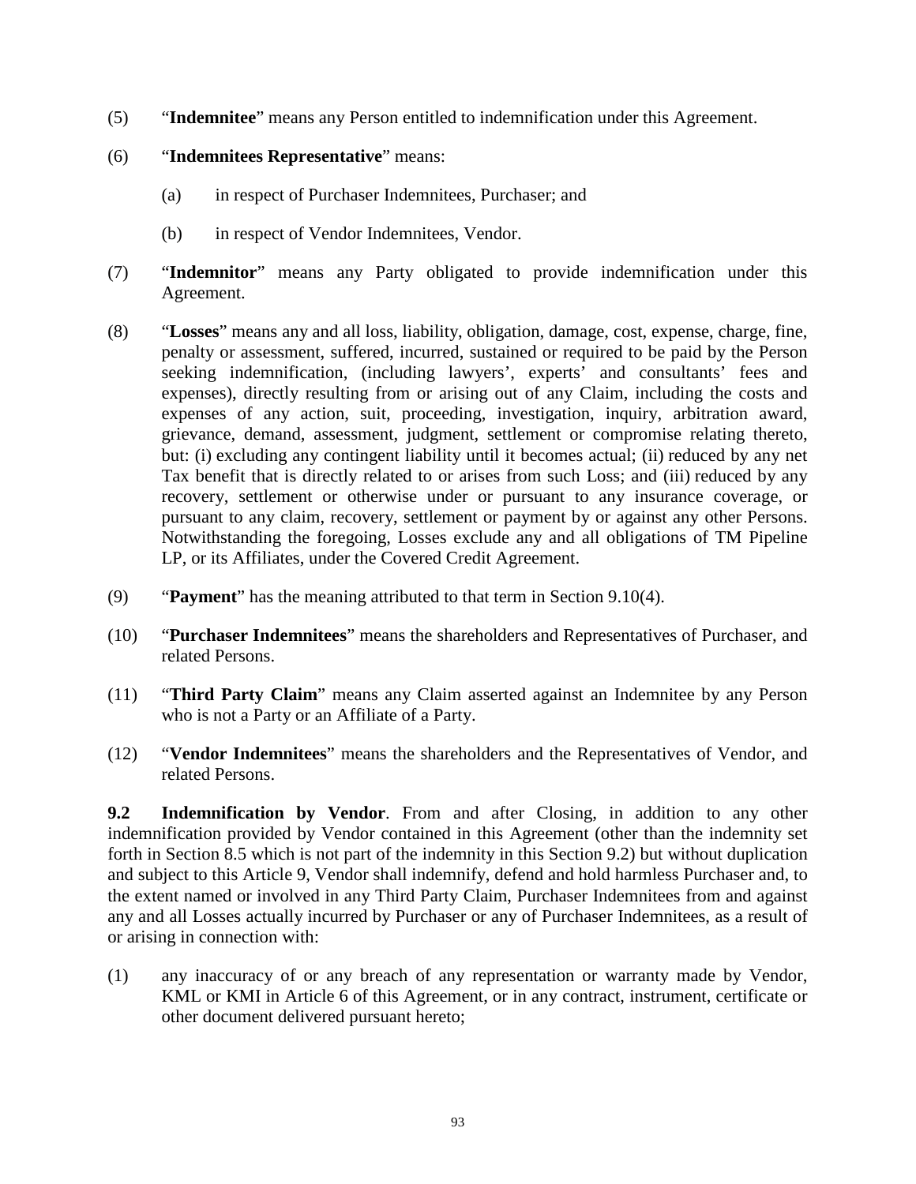(5) "**Indemnitee**" means any Person entitled to indemnification under this Agreement.

(6) "**Indemnitees Representative**" means:

  (a) in respect of Purchaser Indemnitees, Purchaser; and

  (b) in respect of Vendor Indemnitees, Vendor.

(7) "**Indemnitor**" means any Party obligated to provide indemnification under this Agreement.

(8) "**Losses**" means any and all loss, liability, obligation, damage, cost, expense, charge, fine, penalty or assessment, suffered, incurred, sustained or required to be paid by the Person seeking indemnification, (including lawyers', experts' and consultants' fees and expenses), directly resulting from or arising out of any Claim, including the costs and expenses of any action, suit, proceeding, investigation, inquiry, arbitration award, grievance, demand, assessment, judgment, settlement or compromise relating thereto, but: (i) excluding any contingent liability until it becomes actual; (ii) reduced by any net Tax benefit that is directly related to or arises from such Loss; and (iii) reduced by any recovery, settlement or otherwise under or pursuant to any insurance coverage, or pursuant to any claim, recovery, settlement or payment by or against any other Persons. Notwithstanding the foregoing, Losses exclude any and all obligations of TM Pipeline LP, or its Affiliates, under the Covered Credit Agreement.

(9) "**Payment**" has the meaning attributed to that term in Section 9.10(4).

(10) "**Purchaser Indemnitees**" means the shareholders and Representatives of Purchaser, and related Persons.

(11) "**Third Party Claim**" means any Claim asserted against an Indemnitee by any Person who is not a Party or an Affiliate of a Party.

(12) "**Vendor Indemnitees**" means the shareholders and the Representatives of Vendor, and related Persons.

**9.2 Indemnification by Vendor**. From and after Closing, in addition to any other indemnification provided by Vendor contained in this Agreement (other than the indemnity set forth in Section 8.5 which is not part of the indemnity in this Section 9.2) but without duplication and subject to this Article 9, Vendor shall indemnify, defend and hold harmless Purchaser and, to the extent named or involved in any Third Party Claim, Purchaser Indemnitees from and against any and all Losses actually incurred by Purchaser or any of Purchaser Indemnitees, as a result of or arising in connection with:

(1) any inaccuracy of or any breach of any representation or warranty made by Vendor, KML or KMI in Article 6 of this Agreement, or in any contract, instrument, certificate or other document delivered pursuant hereto;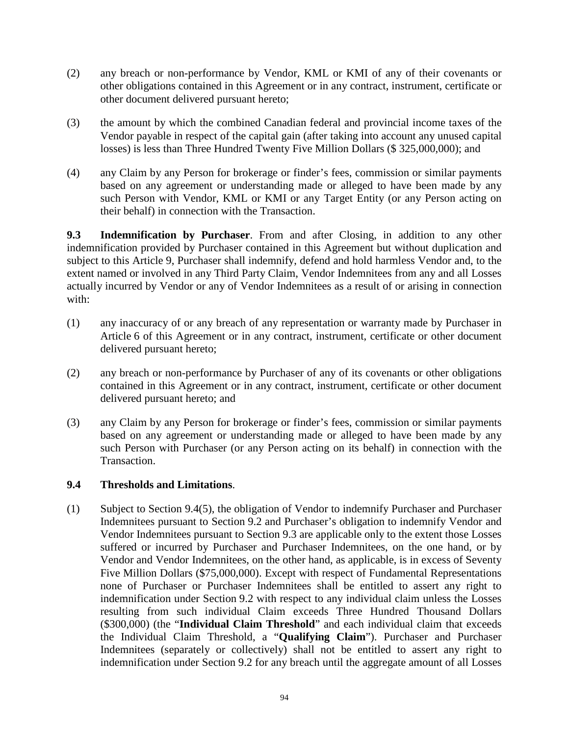(2) any breach or non-performance by Vendor, KML or KMI of any of their covenants or other obligations contained in this Agreement or in any contract, instrument, certificate or other document delivered pursuant hereto;

(3) the amount by which the combined Canadian federal and provincial income taxes of the Vendor payable in respect of the capital gain (after taking into account any unused capital losses) is less than Three Hundred Twenty Five Million Dollars ($ 325,000,000); and

(4) any Claim by any Person for brokerage or finder's fees, commission or similar payments based on any agreement or understanding made or alleged to have been made by any such Person with Vendor, KML or KMI or any Target Entity (or any Person acting on their behalf) in connection with the Transaction.

**9.3 Indemnification by Purchaser**. From and after Closing, in addition to any other indemnification provided by Purchaser contained in this Agreement but without duplication and subject to this Article 9, Purchaser shall indemnify, defend and hold harmless Vendor and, to the extent named or involved in any Third Party Claim, Vendor Indemnitees from any and all Losses actually incurred by Vendor or any of Vendor Indemnitees as a result of or arising in connection with:

(1) any inaccuracy of or any breach of any representation or warranty made by Purchaser in Article 6 of this Agreement or in any contract, instrument, certificate or other document delivered pursuant hereto;

(2) any breach or non-performance by Purchaser of any of its covenants or other obligations contained in this Agreement or in any contract, instrument, certificate or other document delivered pursuant hereto; and

(3) any Claim by any Person for brokerage or finder's fees, commission or similar payments based on any agreement or understanding made or alleged to have been made by any such Person with Purchaser (or any Person acting on its behalf) in connection with the Transaction.

**9.4 Thresholds and Limitations**.

(1) Subject to Section 9.4(5), the obligation of Vendor to indemnify Purchaser and Purchaser Indemnitees pursuant to Section 9.2 and Purchaser's obligation to indemnify Vendor and Vendor Indemnitees pursuant to Section 9.3 are applicable only to the extent those Losses suffered or incurred by Purchaser and Purchaser Indemnitees, on the one hand, or by Vendor and Vendor Indemnitees, on the other hand, as applicable, is in excess of Seventy Five Million Dollars ($75,000,000). Except with respect of Fundamental Representations none of Purchaser or Purchaser Indemnitees shall be entitled to assert any right to indemnification under Section 9.2 with respect to any individual claim unless the Losses resulting from such individual Claim exceeds Three Hundred Thousand Dollars ($300,000) (the "**Individual Claim Threshold**" and each individual claim that exceeds the Individual Claim Threshold, a "**Qualifying Claim**"). Purchaser and Purchaser Indemnitees (separately or collectively) shall not be entitled to assert any right to indemnification under Section 9.2 for any breach until the aggregate amount of all Losses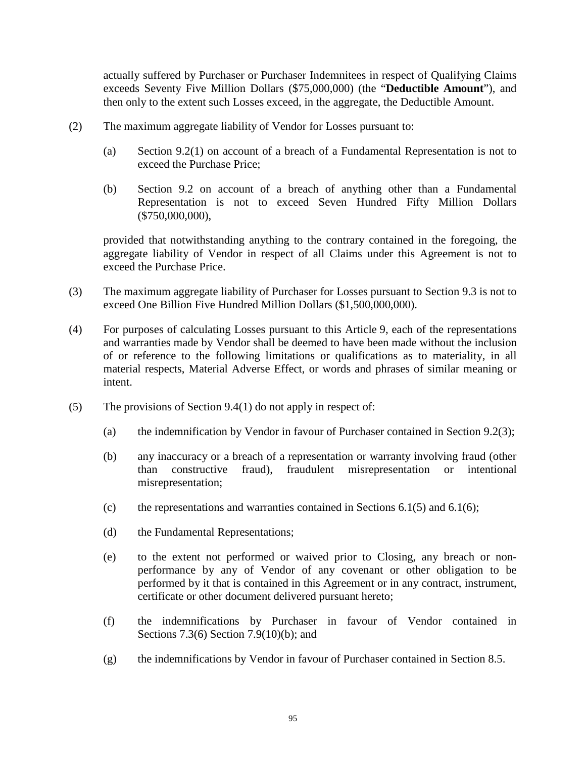actually suffered by Purchaser or Purchaser Indemnitees in respect of Qualifying Claims exceeds Seventy Five Million Dollars ($75,000,000) (the "**Deductible Amount**"), and then only to the extent such Losses exceed, in the aggregate, the Deductible Amount.

(2) The maximum aggregate liability of Vendor for Losses pursuant to:

(a) Section 9.2(1) on account of a breach of a Fundamental Representation is not to exceed the Purchase Price;

(b) Section 9.2 on account of a breach of anything other than a Fundamental Representation is not to exceed Seven Hundred Fifty Million Dollars ($750,000,000),

provided that notwithstanding anything to the contrary contained in the foregoing, the aggregate liability of Vendor in respect of all Claims under this Agreement is not to exceed the Purchase Price.

(3) The maximum aggregate liability of Purchaser for Losses pursuant to Section 9.3 is not to exceed One Billion Five Hundred Million Dollars ($1,500,000,000).

(4) For purposes of calculating Losses pursuant to this Article 9, each of the representations and warranties made by Vendor shall be deemed to have been made without the inclusion of or reference to the following limitations or qualifications as to materiality, in all material respects, Material Adverse Effect, or words and phrases of similar meaning or intent.

(5) The provisions of Section 9.4(1) do not apply in respect of:

(a) the indemnification by Vendor in favour of Purchaser contained in Section 9.2(3);

(b) any inaccuracy or a breach of a representation or warranty involving fraud (other than constructive fraud), fraudulent misrepresentation or intentional misrepresentation;

(c) the representations and warranties contained in Sections 6.1(5) and 6.1(6);

(d) the Fundamental Representations;

(e) to the extent not performed or waived prior to Closing, any breach or non-performance by any of Vendor of any covenant or other obligation to be performed by it that is contained in this Agreement or in any contract, instrument, certificate or other document delivered pursuant hereto;

(f) the indemnifications by Purchaser in favour of Vendor contained in Sections 7.3(6) Section 7.9(10)(b); and

(g) the indemnifications by Vendor in favour of Purchaser contained in Section 8.5.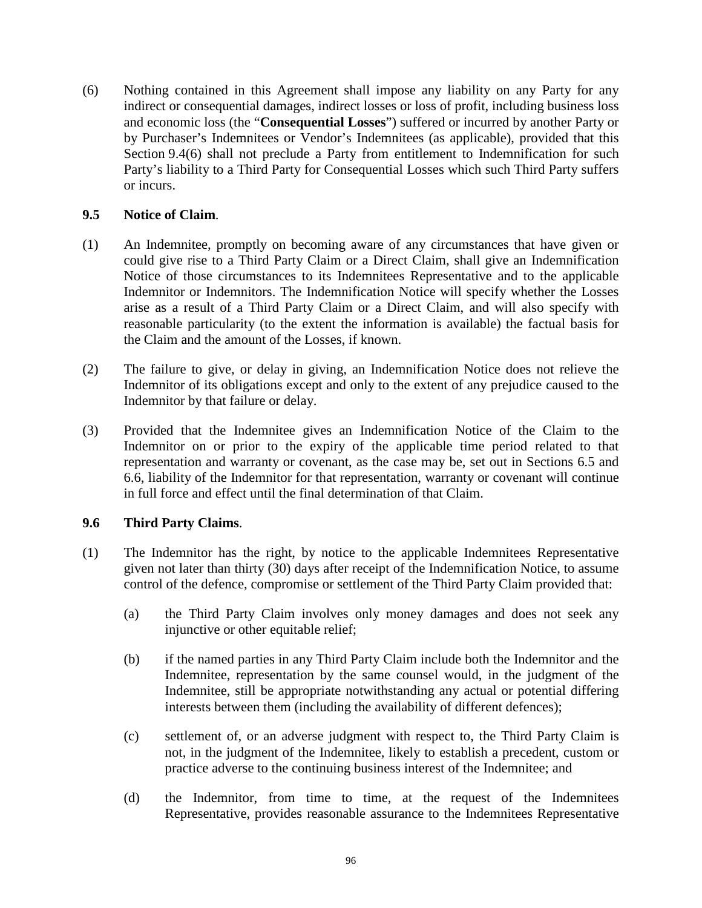(6) Nothing contained in this Agreement shall impose any liability on any Party for any indirect or consequential damages, indirect losses or loss of profit, including business loss and economic loss (the "**Consequential Losses**") suffered or incurred by another Party or by Purchaser's Indemnitees or Vendor's Indemnitees (as applicable), provided that this Section 9.4(6) shall not preclude a Party from entitlement to Indemnification for such Party's liability to a Third Party for Consequential Losses which such Third Party suffers or incurs.

### 9.5 Notice of Claim.

(1) An Indemnitee, promptly on becoming aware of any circumstances that have given or could give rise to a Third Party Claim or a Direct Claim, shall give an Indemnification Notice of those circumstances to its Indemnitees Representative and to the applicable Indemnitor or Indemnitors. The Indemnification Notice will specify whether the Losses arise as a result of a Third Party Claim or a Direct Claim, and will also specify with reasonable particularity (to the extent the information is available) the factual basis for the Claim and the amount of the Losses, if known.

(2) The failure to give, or delay in giving, an Indemnification Notice does not relieve the Indemnitor of its obligations except and only to the extent of any prejudice caused to the Indemnitor by that failure or delay.

(3) Provided that the Indemnitee gives an Indemnification Notice of the Claim to the Indemnitor on or prior to the expiry of the applicable time period related to that representation and warranty or covenant, as the case may be, set out in Sections 6.5 and 6.6, liability of the Indemnitor for that representation, warranty or covenant will continue in full force and effect until the final determination of that Claim.

### 9.6 Third Party Claims.

(1) The Indemnitor has the right, by notice to the applicable Indemnitees Representative given not later than thirty (30) days after receipt of the Indemnification Notice, to assume control of the defence, compromise or settlement of the Third Party Claim provided that:

(a) the Third Party Claim involves only money damages and does not seek any injunctive or other equitable relief;

(b) if the named parties in any Third Party Claim include both the Indemnitor and the Indemnitee, representation by the same counsel would, in the judgment of the Indemnitee, still be appropriate notwithstanding any actual or potential differing interests between them (including the availability of different defences);

(c) settlement of, or an adverse judgment with respect to, the Third Party Claim is not, in the judgment of the Indemnitee, likely to establish a precedent, custom or practice adverse to the continuing business interest of the Indemnitee; and

(d) the Indemnitor, from time to time, at the request of the Indemnitees Representative, provides reasonable assurance to the Indemnitees Representative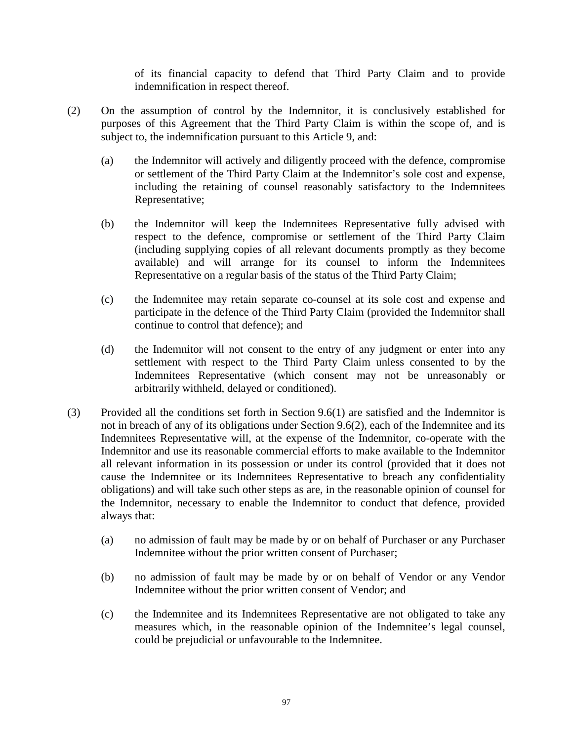of its financial capacity to defend that Third Party Claim and to provide indemnification in respect thereof.

(2) On the assumption of control by the Indemnitor, it is conclusively established for purposes of this Agreement that the Third Party Claim is within the scope of, and is subject to, the indemnification pursuant to this Article 9, and:

   (a) the Indemnitor will actively and diligently proceed with the defence, compromise or settlement of the Third Party Claim at the Indemnitor's sole cost and expense, including the retaining of counsel reasonably satisfactory to the Indemnitees Representative;

   (b) the Indemnitor will keep the Indemnitees Representative fully advised with respect to the defence, compromise or settlement of the Third Party Claim (including supplying copies of all relevant documents promptly as they become available) and will arrange for its counsel to inform the Indemnitees Representative on a regular basis of the status of the Third Party Claim;

   (c) the Indemnitee may retain separate co-counsel at its sole cost and expense and participate in the defence of the Third Party Claim (provided the Indemnitor shall continue to control that defence); and

   (d) the Indemnitor will not consent to the entry of any judgment or enter into any settlement with respect to the Third Party Claim unless consented to by the Indemnitees Representative (which consent may not be unreasonably or arbitrarily withheld, delayed or conditioned).

(3) Provided all the conditions set forth in Section 9.6(1) are satisfied and the Indemnitor is not in breach of any of its obligations under Section 9.6(2), each of the Indemnitee and its Indemnitees Representative will, at the expense of the Indemnitor, co-operate with the Indemnitor and use its reasonable commercial efforts to make available to the Indemnitor all relevant information in its possession or under its control (provided that it does not cause the Indemnitee or its Indemnitees Representative to breach any confidentiality obligations) and will take such other steps as are, in the reasonable opinion of counsel for the Indemnitor, necessary to enable the Indemnitor to conduct that defence, provided always that:

   (a) no admission of fault may be made by or on behalf of Purchaser or any Purchaser Indemnitee without the prior written consent of Purchaser;

   (b) no admission of fault may be made by or on behalf of Vendor or any Vendor Indemnitee without the prior written consent of Vendor; and

   (c) the Indemnitee and its Indemnitees Representative are not obligated to take any measures which, in the reasonable opinion of the Indemnitee's legal counsel, could be prejudicial or unfavourable to the Indemnitee.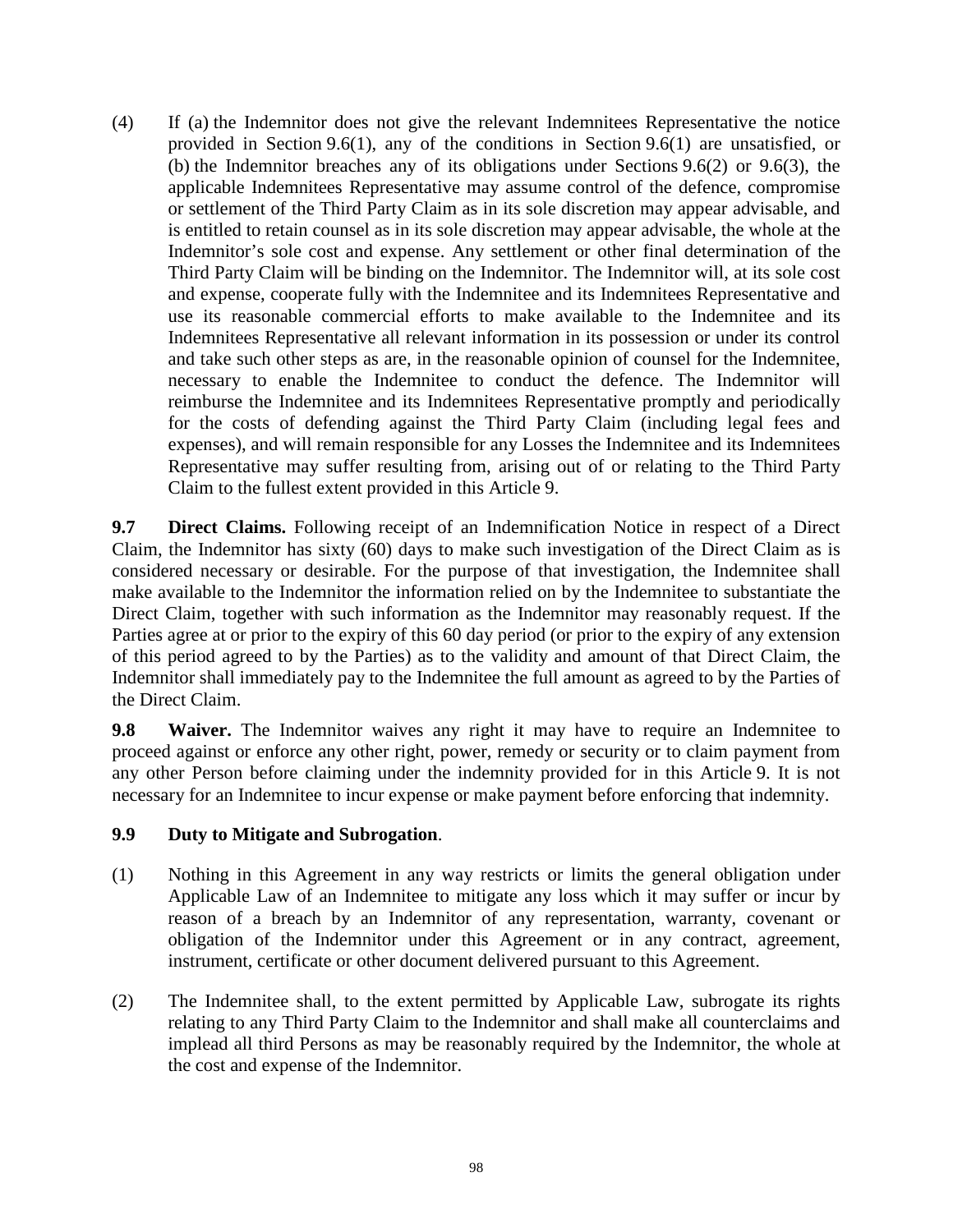(4) If (a) the Indemnitor does not give the relevant Indemnitees Representative the notice provided in Section 9.6(1), any of the conditions in Section 9.6(1) are unsatisfied, or (b) the Indemnitor breaches any of its obligations under Sections 9.6(2) or 9.6(3), the applicable Indemnitees Representative may assume control of the defence, compromise or settlement of the Third Party Claim as in its sole discretion may appear advisable, and is entitled to retain counsel as in its sole discretion may appear advisable, the whole at the Indemnitor's sole cost and expense. Any settlement or other final determination of the Third Party Claim will be binding on the Indemnitor. The Indemnitor will, at its sole cost and expense, cooperate fully with the Indemnitee and its Indemnitees Representative and use its reasonable commercial efforts to make available to the Indemnitee and its Indemnitees Representative all relevant information in its possession or under its control and take such other steps as are, in the reasonable opinion of counsel for the Indemnitee, necessary to enable the Indemnitee to conduct the defence. The Indemnitor will reimburse the Indemnitee and its Indemnitees Representative promptly and periodically for the costs of defending against the Third Party Claim (including legal fees and expenses), and will remain responsible for any Losses the Indemnitee and its Indemnitees Representative may suffer resulting from, arising out of or relating to the Third Party Claim to the fullest extent provided in this Article 9.

**9.7 Direct Claims.** Following receipt of an Indemnification Notice in respect of a Direct Claim, the Indemnitor has sixty (60) days to make such investigation of the Direct Claim as is considered necessary or desirable. For the purpose of that investigation, the Indemnitee shall make available to the Indemnitor the information relied on by the Indemnitee to substantiate the Direct Claim, together with such information as the Indemnitor may reasonably request. If the Parties agree at or prior to the expiry of this 60 day period (or prior to the expiry of any extension of this period agreed to by the Parties) as to the validity and amount of that Direct Claim, the Indemnitor shall immediately pay to the Indemnitee the full amount as agreed to by the Parties of the Direct Claim.

**9.8 Waiver.** The Indemnitor waives any right it may have to require an Indemnitee to proceed against or enforce any other right, power, remedy or security or to claim payment from any other Person before claiming under the indemnity provided for in this Article 9. It is not necessary for an Indemnitee to incur expense or make payment before enforcing that indemnity.

**9.9 Duty to Mitigate and Subrogation**.

(1) Nothing in this Agreement in any way restricts or limits the general obligation under Applicable Law of an Indemnitee to mitigate any loss which it may suffer or incur by reason of a breach by an Indemnitor of any representation, warranty, covenant or obligation of the Indemnitor under this Agreement or in any contract, agreement, instrument, certificate or other document delivered pursuant to this Agreement.

(2) The Indemnitee shall, to the extent permitted by Applicable Law, subrogate its rights relating to any Third Party Claim to the Indemnitor and shall make all counterclaims and implead all third Persons as may be reasonably required by the Indemnitor, the whole at the cost and expense of the Indemnitor.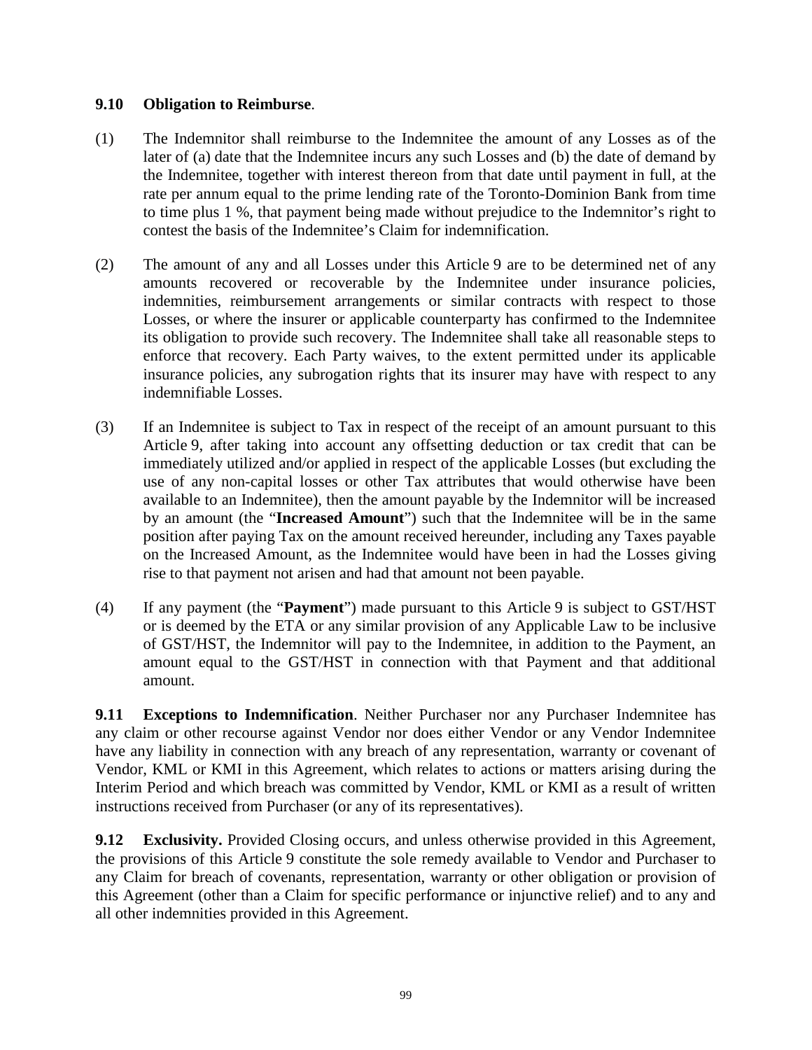**9.10 Obligation to Reimburse**.

(1) The Indemnitor shall reimburse to the Indemnitee the amount of any Losses as of the later of (a) date that the Indemnitee incurs any such Losses and (b) the date of demand by the Indemnitee, together with interest thereon from that date until payment in full, at the rate per annum equal to the prime lending rate of the Toronto-Dominion Bank from time to time plus 1 %, that payment being made without prejudice to the Indemnitor's right to contest the basis of the Indemnitee's Claim for indemnification.

(2) The amount of any and all Losses under this Article 9 are to be determined net of any amounts recovered or recoverable by the Indemnitee under insurance policies, indemnities, reimbursement arrangements or similar contracts with respect to those Losses, or where the insurer or applicable counterparty has confirmed to the Indemnitee its obligation to provide such recovery. The Indemnitee shall take all reasonable steps to enforce that recovery. Each Party waives, to the extent permitted under its applicable insurance policies, any subrogation rights that its insurer may have with respect to any indemnifiable Losses.

(3) If an Indemnitee is subject to Tax in respect of the receipt of an amount pursuant to this Article 9, after taking into account any offsetting deduction or tax credit that can be immediately utilized and/or applied in respect of the applicable Losses (but excluding the use of any non-capital losses or other Tax attributes that would otherwise have been available to an Indemnitee), then the amount payable by the Indemnitor will be increased by an amount (the "**Increased Amount**") such that the Indemnitee will be in the same position after paying Tax on the amount received hereunder, including any Taxes payable on the Increased Amount, as the Indemnitee would have been in had the Losses giving rise to that payment not arisen and had that amount not been payable.

(4) If any payment (the "**Payment**") made pursuant to this Article 9 is subject to GST/HST or is deemed by the ETA or any similar provision of any Applicable Law to be inclusive of GST/HST, the Indemnitor will pay to the Indemnitee, in addition to the Payment, an amount equal to the GST/HST in connection with that Payment and that additional amount.

**9.11 Exceptions to Indemnification**. Neither Purchaser nor any Purchaser Indemnitee has any claim or other recourse against Vendor nor does either Vendor or any Vendor Indemnitee have any liability in connection with any breach of any representation, warranty or covenant of Vendor, KML or KMI in this Agreement, which relates to actions or matters arising during the Interim Period and which breach was committed by Vendor, KML or KMI as a result of written instructions received from Purchaser (or any of its representatives).

**9.12 Exclusivity.** Provided Closing occurs, and unless otherwise provided in this Agreement, the provisions of this Article 9 constitute the sole remedy available to Vendor and Purchaser to any Claim for breach of covenants, representation, warranty or other obligation or provision of this Agreement (other than a Claim for specific performance or injunctive relief) and to any and all other indemnities provided in this Agreement.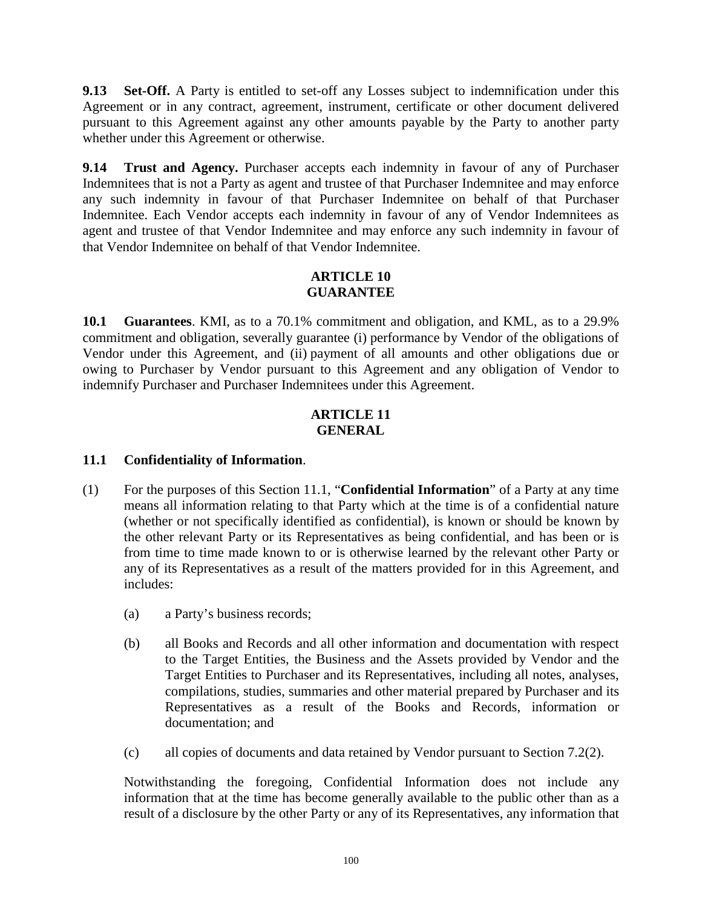**9.13 Set-Off.** A Party is entitled to set-off any Losses subject to indemnification under this Agreement or in any contract, agreement, instrument, certificate or other document delivered pursuant to this Agreement against any other amounts payable by the Party to another party whether under this Agreement or otherwise.

**9.14 Trust and Agency.** Purchaser accepts each indemnity in favour of any of Purchaser Indemnitees that is not a Party as agent and trustee of that Purchaser Indemnitee and may enforce any such indemnity in favour of that Purchaser Indemnitee on behalf of that Purchaser Indemnitee. Each Vendor accepts each indemnity in favour of any of Vendor Indemnitees as agent and trustee of that Vendor Indemnitee and may enforce any such indemnity in favour of that Vendor Indemnitee on behalf of that Vendor Indemnitee.

## ARTICLE 10
## GUARANTEE

**10.1 Guarantees**. KMI, as to a 70.1% commitment and obligation, and KML, as to a 29.9% commitment and obligation, severally guarantee (i) performance by Vendor of the obligations of Vendor under this Agreement, and (ii) payment of all amounts and other obligations due or owing to Purchaser by Vendor pursuant to this Agreement and any obligation of Vendor to indemnify Purchaser and Purchaser Indemnitees under this Agreement.

## ARTICLE 11
## GENERAL

**11.1 Confidentiality of Information**.

(1) For the purposes of this Section 11.1, "**Confidential Information**" of a Party at any time means all information relating to that Party which at the time is of a confidential nature (whether or not specifically identified as confidential), is known or should be known by the other relevant Party or its Representatives as being confidential, and has been or is from time to time made known to or is otherwise learned by the relevant other Party or any of its Representatives as a result of the matters provided for in this Agreement, and includes:

(a) a Party's business records;

(b) all Books and Records and all other information and documentation with respect to the Target Entities, the Business and the Assets provided by Vendor and the Target Entities to Purchaser and its Representatives, including all notes, analyses, compilations, studies, summaries and other material prepared by Purchaser and its Representatives as a result of the Books and Records, information or documentation; and

(c) all copies of documents and data retained by Vendor pursuant to Section 7.2(2).

Notwithstanding the foregoing, Confidential Information does not include any information that at the time has become generally available to the public other than as a result of a disclosure by the other Party or any of its Representatives, any information that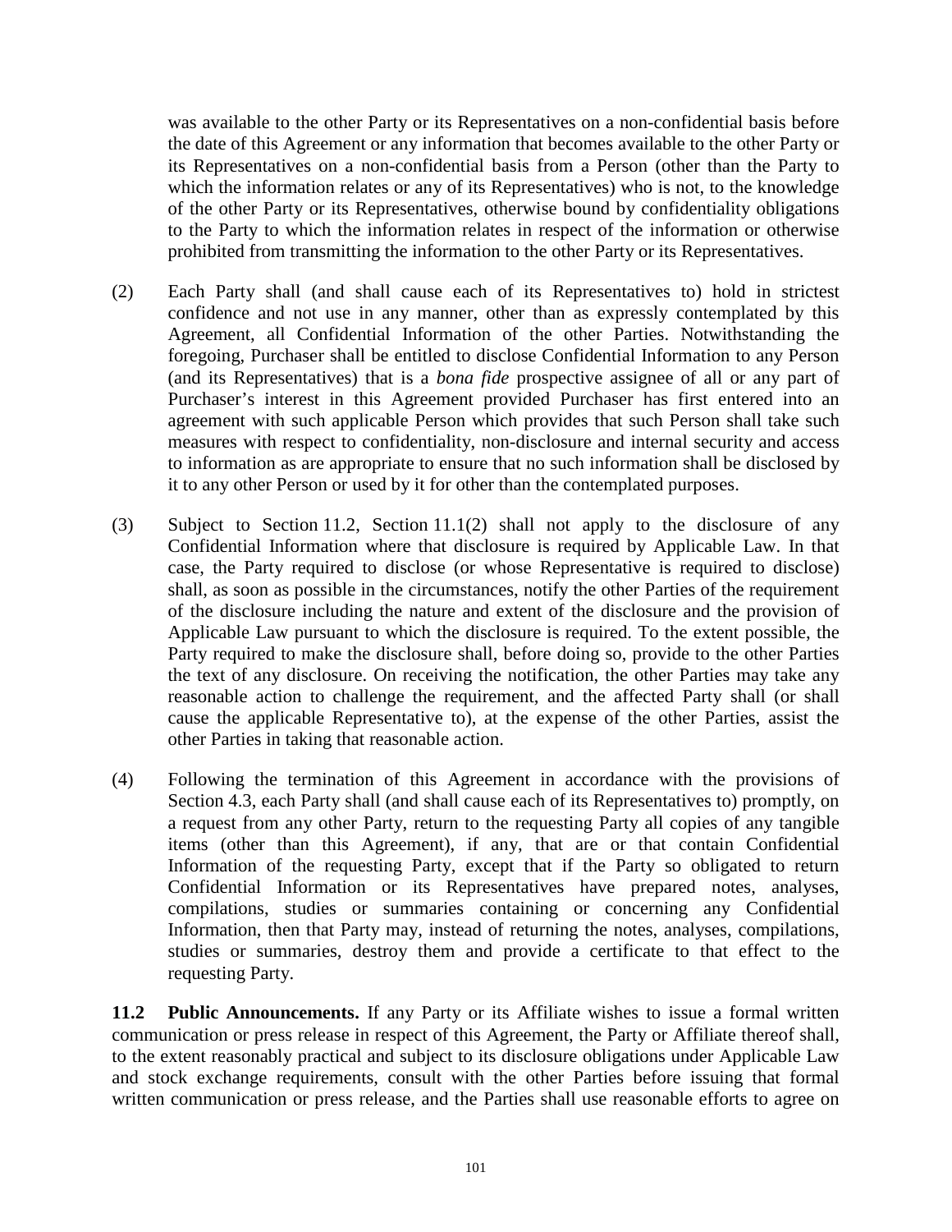was available to the other Party or its Representatives on a non-confidential basis before the date of this Agreement or any information that becomes available to the other Party or its Representatives on a non-confidential basis from a Person (other than the Party to which the information relates or any of its Representatives) who is not, to the knowledge of the other Party or its Representatives, otherwise bound by confidentiality obligations to the Party to which the information relates in respect of the information or otherwise prohibited from transmitting the information to the other Party or its Representatives.

(2) Each Party shall (and shall cause each of its Representatives to) hold in strictest confidence and not use in any manner, other than as expressly contemplated by this Agreement, all Confidential Information of the other Parties. Notwithstanding the foregoing, Purchaser shall be entitled to disclose Confidential Information to any Person (and its Representatives) that is a *bona fide* prospective assignee of all or any part of Purchaser's interest in this Agreement provided Purchaser has first entered into an agreement with such applicable Person which provides that such Person shall take such measures with respect to confidentiality, non-disclosure and internal security and access to information as are appropriate to ensure that no such information shall be disclosed by it to any other Person or used by it for other than the contemplated purposes.

(3) Subject to Section 11.2, Section 11.1(2) shall not apply to the disclosure of any Confidential Information where that disclosure is required by Applicable Law. In that case, the Party required to disclose (or whose Representative is required to disclose) shall, as soon as possible in the circumstances, notify the other Parties of the requirement of the disclosure including the nature and extent of the disclosure and the provision of Applicable Law pursuant to which the disclosure is required. To the extent possible, the Party required to make the disclosure shall, before doing so, provide to the other Parties the text of any disclosure. On receiving the notification, the other Parties may take any reasonable action to challenge the requirement, and the affected Party shall (or shall cause the applicable Representative to), at the expense of the other Parties, assist the other Parties in taking that reasonable action.

(4) Following the termination of this Agreement in accordance with the provisions of Section 4.3, each Party shall (and shall cause each of its Representatives to) promptly, on a request from any other Party, return to the requesting Party all copies of any tangible items (other than this Agreement), if any, that are or that contain Confidential Information of the requesting Party, except that if the Party so obligated to return Confidential Information or its Representatives have prepared notes, analyses, compilations, studies or summaries containing or concerning any Confidential Information, then that Party may, instead of returning the notes, analyses, compilations, studies or summaries, destroy them and provide a certificate to that effect to the requesting Party.

**11.2 Public Announcements.** If any Party or its Affiliate wishes to issue a formal written communication or press release in respect of this Agreement, the Party or Affiliate thereof shall, to the extent reasonably practical and subject to its disclosure obligations under Applicable Law and stock exchange requirements, consult with the other Parties before issuing that formal written communication or press release, and the Parties shall use reasonable efforts to agree on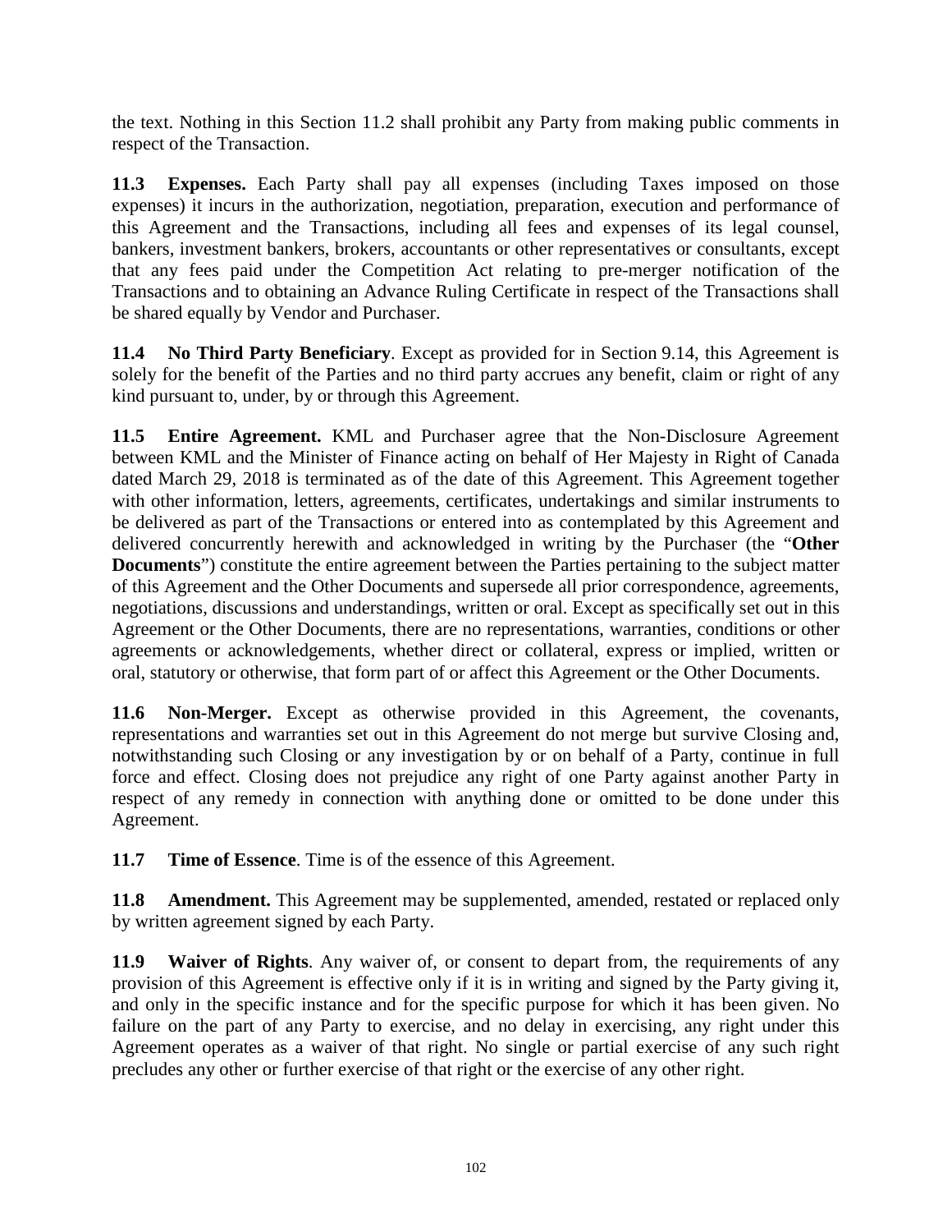the text. Nothing in this Section 11.2 shall prohibit any Party from making public comments in respect of the Transaction.

**11.3 Expenses.** Each Party shall pay all expenses (including Taxes imposed on those expenses) it incurs in the authorization, negotiation, preparation, execution and performance of this Agreement and the Transactions, including all fees and expenses of its legal counsel, bankers, investment bankers, brokers, accountants or other representatives or consultants, except that any fees paid under the Competition Act relating to pre-merger notification of the Transactions and to obtaining an Advance Ruling Certificate in respect of the Transactions shall be shared equally by Vendor and Purchaser.

**11.4 No Third Party Beneficiary**. Except as provided for in Section 9.14, this Agreement is solely for the benefit of the Parties and no third party accrues any benefit, claim or right of any kind pursuant to, under, by or through this Agreement.

**11.5 Entire Agreement.** KML and Purchaser agree that the Non-Disclosure Agreement between KML and the Minister of Finance acting on behalf of Her Majesty in Right of Canada dated March 29, 2018 is terminated as of the date of this Agreement. This Agreement together with other information, letters, agreements, certificates, undertakings and similar instruments to be delivered as part of the Transactions or entered into as contemplated by this Agreement and delivered concurrently herewith and acknowledged in writing by the Purchaser (the "**Other Documents**") constitute the entire agreement between the Parties pertaining to the subject matter of this Agreement and the Other Documents and supersede all prior correspondence, agreements, negotiations, discussions and understandings, written or oral. Except as specifically set out in this Agreement or the Other Documents, there are no representations, warranties, conditions or other agreements or acknowledgements, whether direct or collateral, express or implied, written or oral, statutory or otherwise, that form part of or affect this Agreement or the Other Documents.

**11.6 Non-Merger.** Except as otherwise provided in this Agreement, the covenants, representations and warranties set out in this Agreement do not merge but survive Closing and, notwithstanding such Closing or any investigation by or on behalf of a Party, continue in full force and effect. Closing does not prejudice any right of one Party against another Party in respect of any remedy in connection with anything done or omitted to be done under this Agreement.

**11.7 Time of Essence**. Time is of the essence of this Agreement.

**11.8 Amendment.** This Agreement may be supplemented, amended, restated or replaced only by written agreement signed by each Party.

**11.9 Waiver of Rights**. Any waiver of, or consent to depart from, the requirements of any provision of this Agreement is effective only if it is in writing and signed by the Party giving it, and only in the specific instance and for the specific purpose for which it has been given. No failure on the part of any Party to exercise, and no delay in exercising, any right under this Agreement operates as a waiver of that right. No single or partial exercise of any such right precludes any other or further exercise of that right or the exercise of any other right.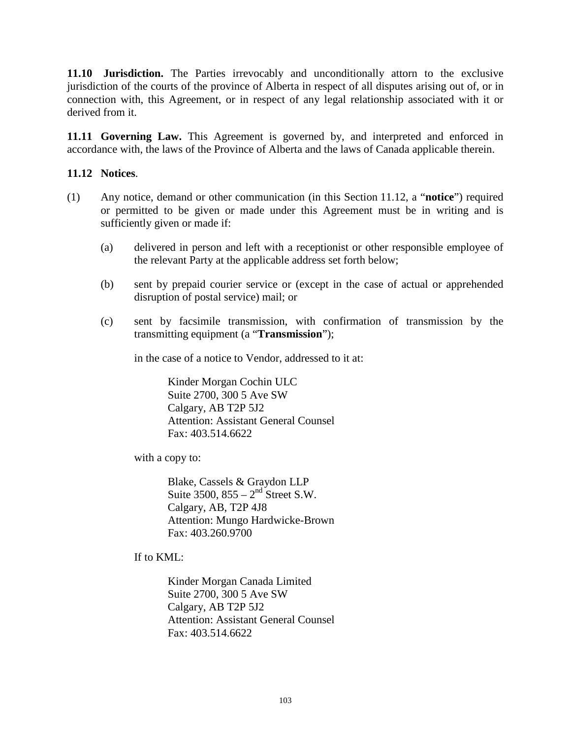**11.10 Jurisdiction.** The Parties irrevocably and unconditionally attorn to the exclusive jurisdiction of the courts of the province of Alberta in respect of all disputes arising out of, or in connection with, this Agreement, or in respect of any legal relationship associated with it or derived from it.

**11.11 Governing Law.** This Agreement is governed by, and interpreted and enforced in accordance with, the laws of the Province of Alberta and the laws of Canada applicable therein.

**11.12 Notices**.

(1) Any notice, demand or other communication (in this Section 11.12, a "**notice**") required or permitted to be given or made under this Agreement must be in writing and is sufficiently given or made if:

(a) delivered in person and left with a receptionist or other responsible employee of the relevant Party at the applicable address set forth below;

(b) sent by prepaid courier service or (except in the case of actual or apprehended disruption of postal service) mail; or

(c) sent by facsimile transmission, with confirmation of transmission by the transmitting equipment (a "**Transmission**");

in the case of a notice to Vendor, addressed to it at:

Kinder Morgan Cochin ULC
Suite 2700, 300 5 Ave SW
Calgary, AB T2P 5J2
Attention: Assistant General Counsel
Fax: 403.514.6622

with a copy to:

Blake, Cassels & Graydon LLP
Suite 3500, 855 – 2nd Street S.W.
Calgary, AB, T2P 4J8
Attention: Mungo Hardwicke-Brown
Fax: 403.260.9700

If to KML:

Kinder Morgan Canada Limited
Suite 2700, 300 5 Ave SW
Calgary, AB T2P 5J2
Attention: Assistant General Counsel
Fax: 403.514.6622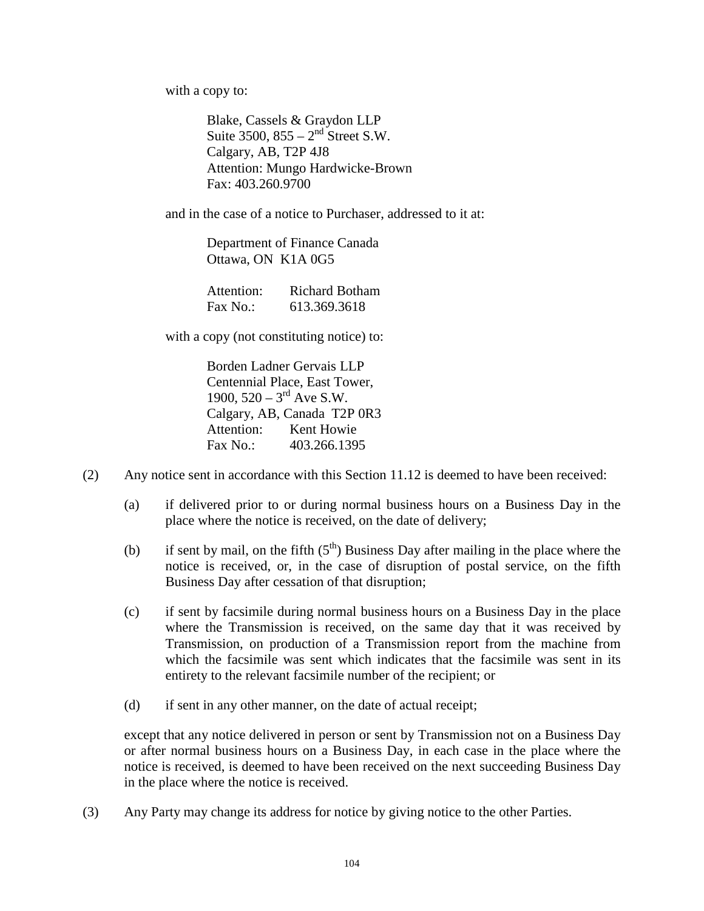with a copy to:

> Blake, Cassels & Graydon LLP
> Suite 3500, 855 – 2nd Street S.W.
> Calgary, AB, T2P 4J8
> Attention: Mungo Hardwicke-Brown
> Fax: 403.260.9700

and in the case of a notice to Purchaser, addressed to it at:

> Department of Finance Canada
> Ottawa, ON K1A 0G5
>
> Attention: Richard Botham
> Fax No.: 613.369.3618

with a copy (not constituting notice) to:

> Borden Ladner Gervais LLP
> Centennial Place, East Tower,
> 1900, 520 – 3rd Ave S.W.
> Calgary, AB, Canada T2P 0R3
> Attention: Kent Howie
> Fax No.: 403.266.1395

(2) Any notice sent in accordance with this Section 11.12 is deemed to have been received:

(a) if delivered prior to or during normal business hours on a Business Day in the place where the notice is received, on the date of delivery;

(b) if sent by mail, on the fifth (5th) Business Day after mailing in the place where the notice is received, or, in the case of disruption of postal service, on the fifth Business Day after cessation of that disruption;

(c) if sent by facsimile during normal business hours on a Business Day in the place where the Transmission is received, on the same day that it was received by Transmission, on production of a Transmission report from the machine from which the facsimile was sent which indicates that the facsimile was sent in its entirety to the relevant facsimile number of the recipient; or

(d) if sent in any other manner, on the date of actual receipt;

except that any notice delivered in person or sent by Transmission not on a Business Day or after normal business hours on a Business Day, in each case in the place where the notice is received, is deemed to have been received on the next succeeding Business Day in the place where the notice is received.

(3) Any Party may change its address for notice by giving notice to the other Parties.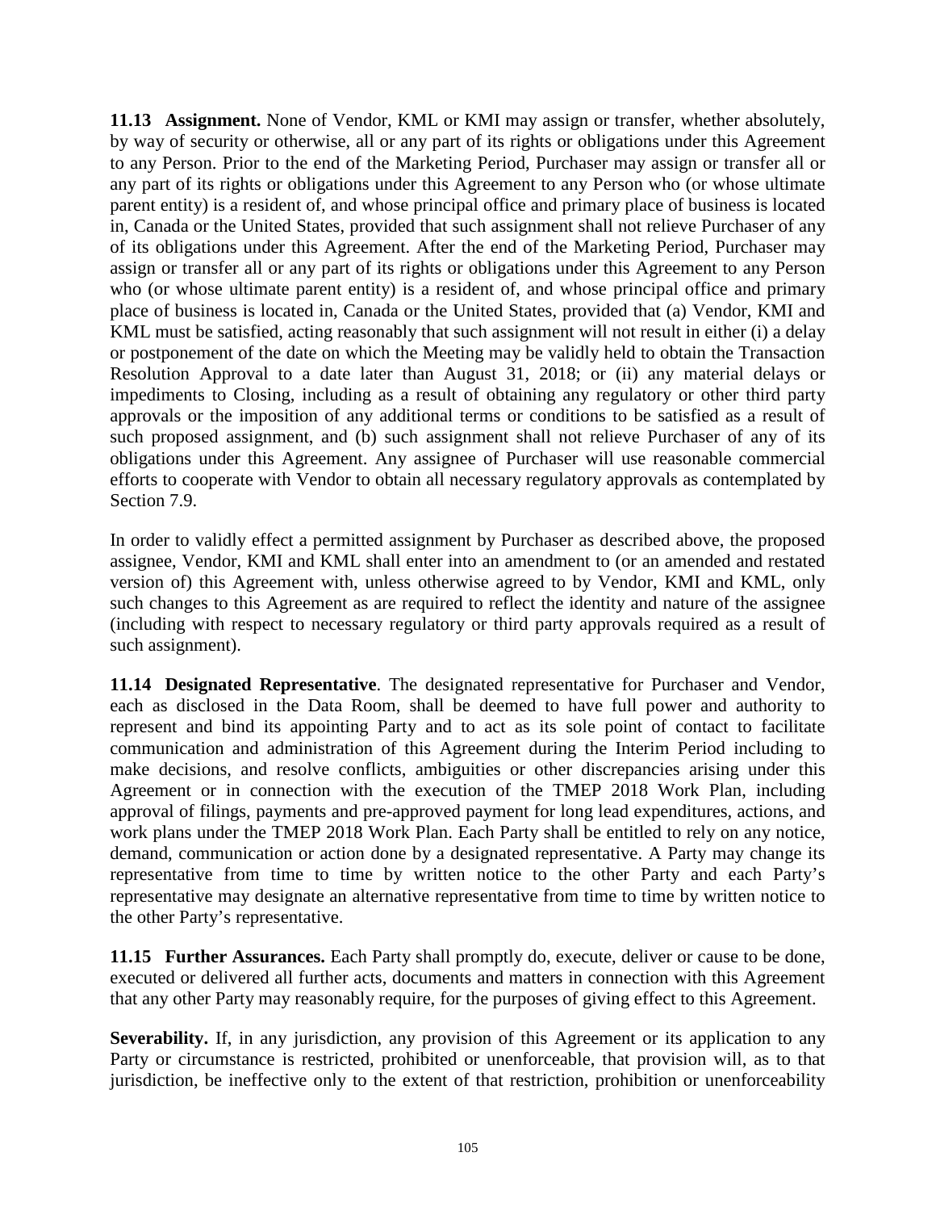**11.13 Assignment.** None of Vendor, KML or KMI may assign or transfer, whether absolutely, by way of security or otherwise, all or any part of its rights or obligations under this Agreement to any Person. Prior to the end of the Marketing Period, Purchaser may assign or transfer all or any part of its rights or obligations under this Agreement to any Person who (or whose ultimate parent entity) is a resident of, and whose principal office and primary place of business is located in, Canada or the United States, provided that such assignment shall not relieve Purchaser of any of its obligations under this Agreement. After the end of the Marketing Period, Purchaser may assign or transfer all or any part of its rights or obligations under this Agreement to any Person who (or whose ultimate parent entity) is a resident of, and whose principal office and primary place of business is located in, Canada or the United States, provided that (a) Vendor, KMI and KML must be satisfied, acting reasonably that such assignment will not result in either (i) a delay or postponement of the date on which the Meeting may be validly held to obtain the Transaction Resolution Approval to a date later than August 31, 2018; or (ii) any material delays or impediments to Closing, including as a result of obtaining any regulatory or other third party approvals or the imposition of any additional terms or conditions to be satisfied as a result of such proposed assignment, and (b) such assignment shall not relieve Purchaser of any of its obligations under this Agreement. Any assignee of Purchaser will use reasonable commercial efforts to cooperate with Vendor to obtain all necessary regulatory approvals as contemplated by Section 7.9.

In order to validly effect a permitted assignment by Purchaser as described above, the proposed assignee, Vendor, KMI and KML shall enter into an amendment to (or an amended and restated version of) this Agreement with, unless otherwise agreed to by Vendor, KMI and KML, only such changes to this Agreement as are required to reflect the identity and nature of the assignee (including with respect to necessary regulatory or third party approvals required as a result of such assignment).

**11.14 Designated Representative**. The designated representative for Purchaser and Vendor, each as disclosed in the Data Room, shall be deemed to have full power and authority to represent and bind its appointing Party and to act as its sole point of contact to facilitate communication and administration of this Agreement during the Interim Period including to make decisions, and resolve conflicts, ambiguities or other discrepancies arising under this Agreement or in connection with the execution of the TMEP 2018 Work Plan, including approval of filings, payments and pre-approved payment for long lead expenditures, actions, and work plans under the TMEP 2018 Work Plan. Each Party shall be entitled to rely on any notice, demand, communication or action done by a designated representative. A Party may change its representative from time to time by written notice to the other Party and each Party's representative may designate an alternative representative from time to time by written notice to the other Party's representative.

**11.15 Further Assurances.** Each Party shall promptly do, execute, deliver or cause to be done, executed or delivered all further acts, documents and matters in connection with this Agreement that any other Party may reasonably require, for the purposes of giving effect to this Agreement.

**Severability.** If, in any jurisdiction, any provision of this Agreement or its application to any Party or circumstance is restricted, prohibited or unenforceable, that provision will, as to that jurisdiction, be ineffective only to the extent of that restriction, prohibition or unenforceability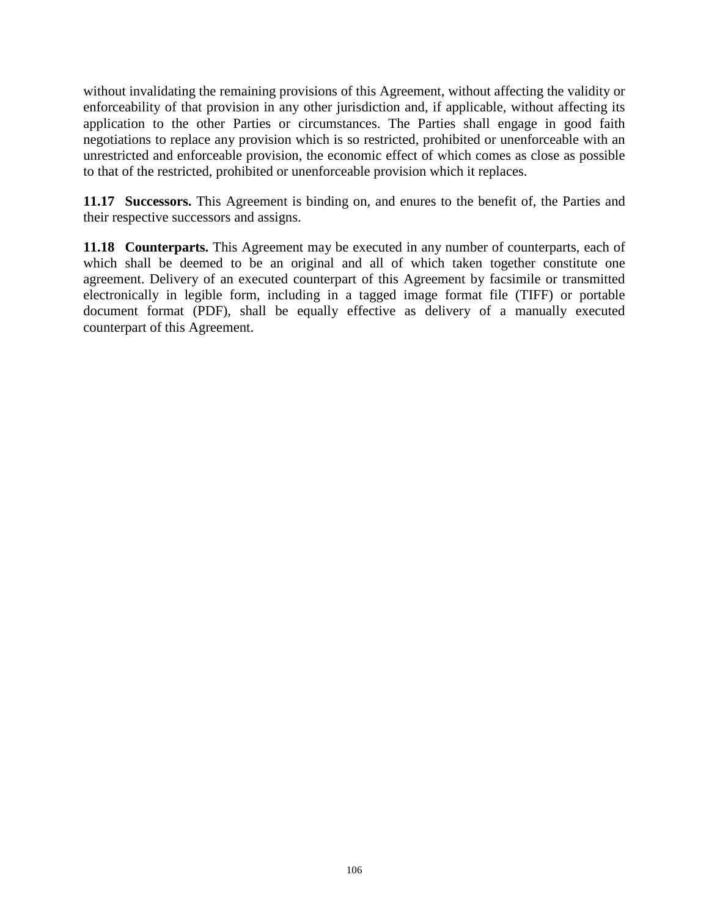without invalidating the remaining provisions of this Agreement, without affecting the validity or enforceability of that provision in any other jurisdiction and, if applicable, without affecting its application to the other Parties or circumstances. The Parties shall engage in good faith negotiations to replace any provision which is so restricted, prohibited or unenforceable with an unrestricted and enforceable provision, the economic effect of which comes as close as possible to that of the restricted, prohibited or unenforceable provision which it replaces.

**11.17 Successors.** This Agreement is binding on, and enures to the benefit of, the Parties and their respective successors and assigns.

**11.18 Counterparts.** This Agreement may be executed in any number of counterparts, each of which shall be deemed to be an original and all of which taken together constitute one agreement. Delivery of an executed counterpart of this Agreement by facsimile or transmitted electronically in legible form, including in a tagged image format file (TIFF) or portable document format (PDF), shall be equally effective as delivery of a manually executed counterpart of this Agreement.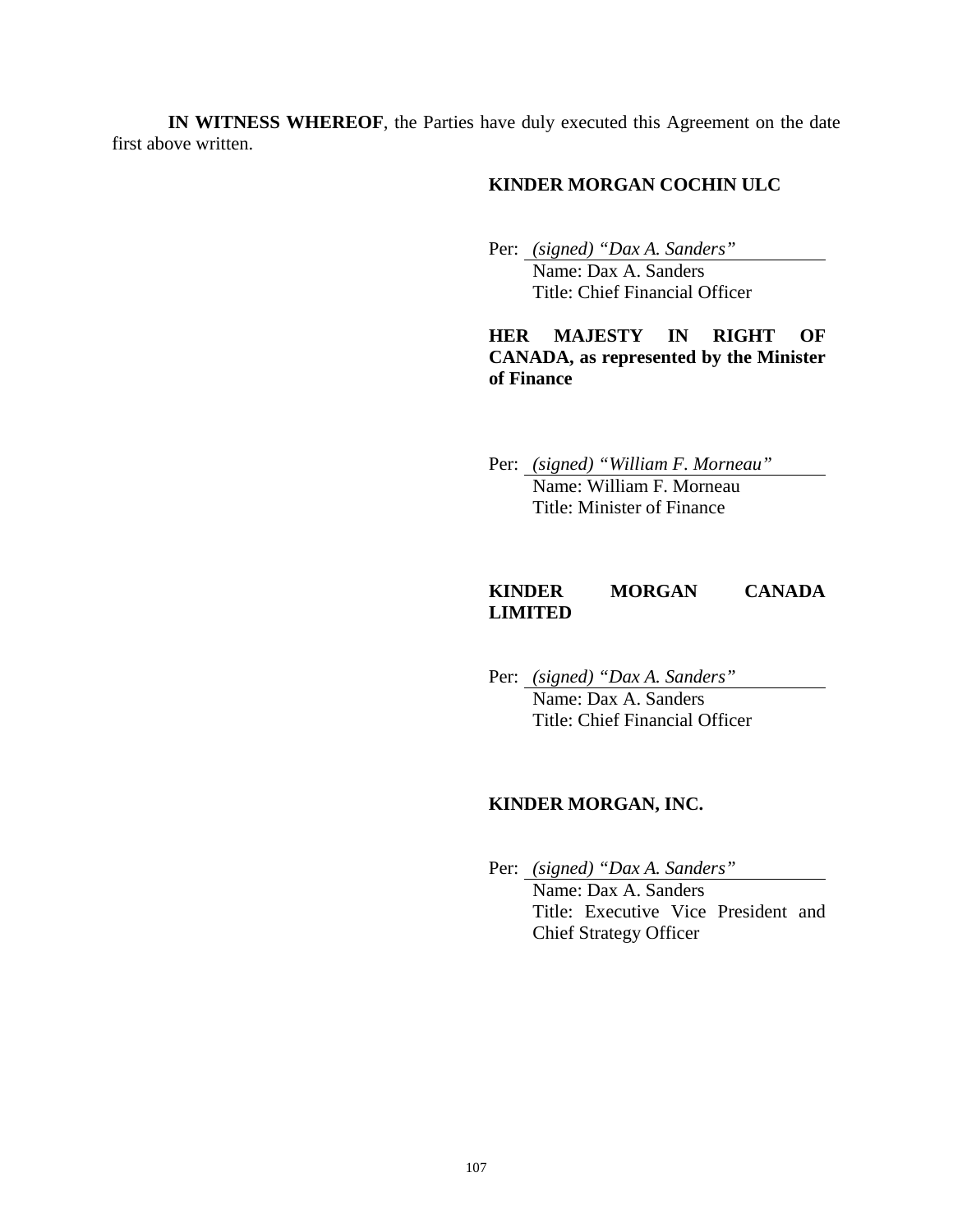**IN WITNESS WHEREOF**, the Parties have duly executed this Agreement on the date first above written.

**KINDER MORGAN COCHIN ULC**

Per: *(signed) “Dax A. Sanders”*
Name: Dax A. Sanders
Title: Chief Financial Officer

**HER MAJESTY IN RIGHT OF CANADA, as represented by the Minister of Finance**

Per: *(signed) “William F. Morneau”*
Name: William F. Morneau
Title: Minister of Finance

**KINDER MORGAN CANADA LIMITED**

Per: *(signed) “Dax A. Sanders”*
Name: Dax A. Sanders
Title: Chief Financial Officer

**KINDER MORGAN, INC.**

Per: *(signed) “Dax A. Sanders”*
Name: Dax A. Sanders
Title: Executive Vice President and Chief Strategy Officer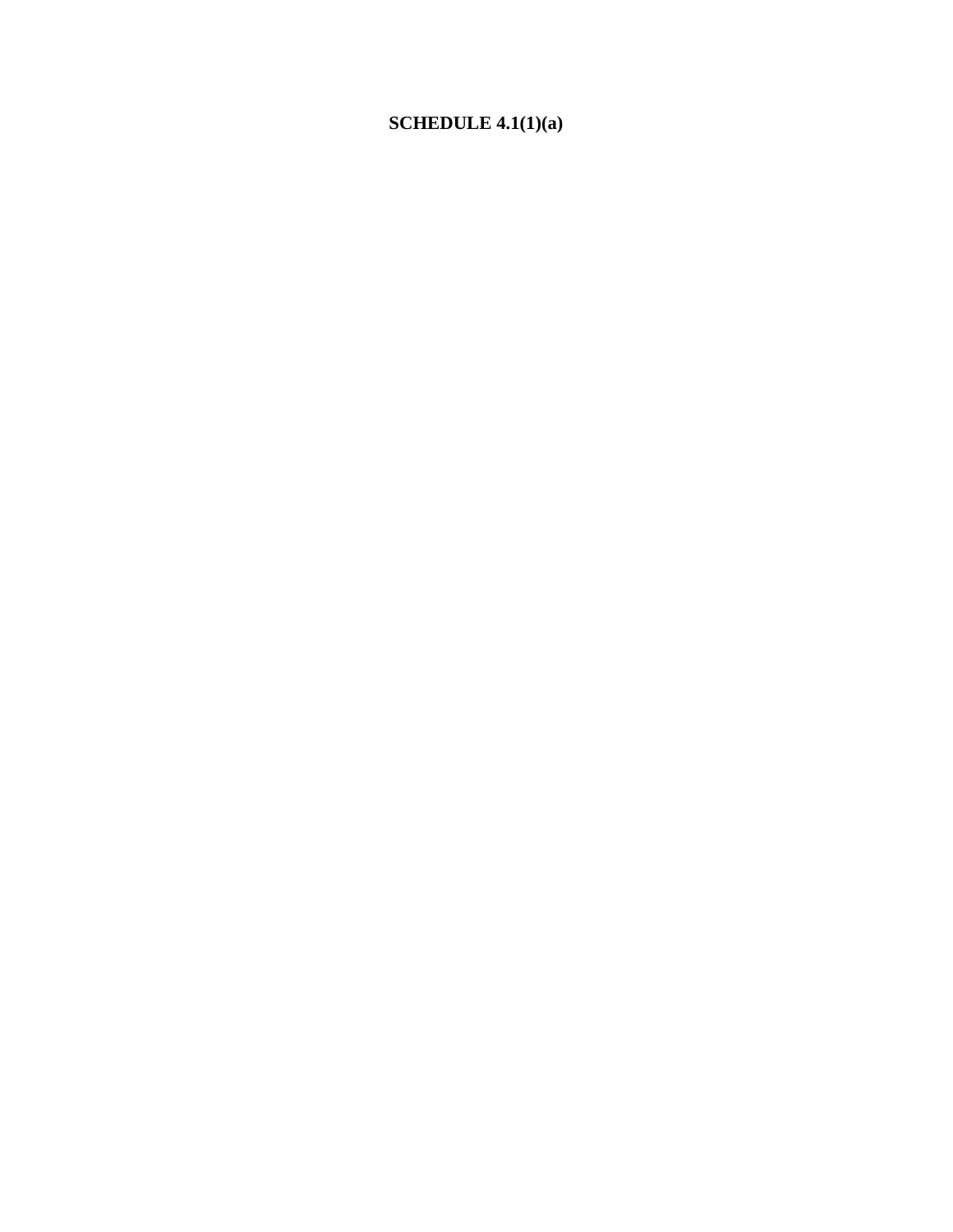**SCHEDULE 4.1(1)(a)**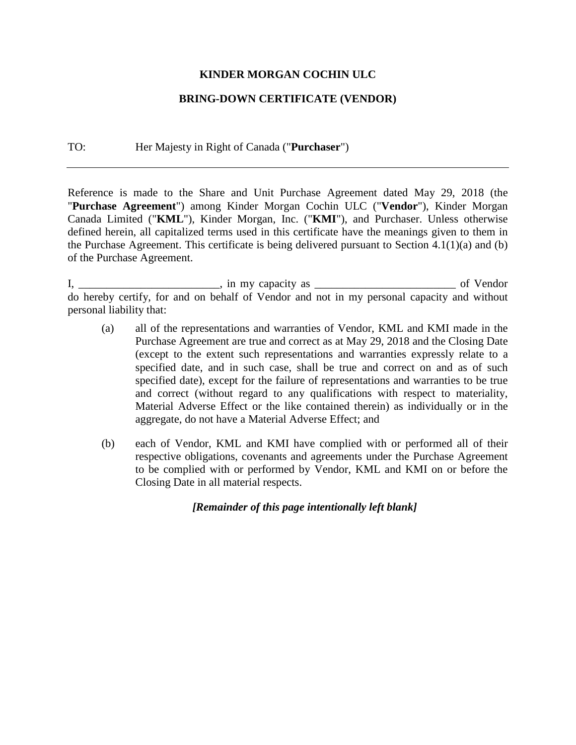**KINDER MORGAN COCHIN ULC**

**BRING-DOWN CERTIFICATE (VENDOR)**

TO: Her Majesty in Right of Canada ("**Purchaser**")

---

Reference is made to the Share and Unit Purchase Agreement dated May 29, 2018 (the "**Purchase Agreement**") among Kinder Morgan Cochin ULC ("**Vendor**"), Kinder Morgan Canada Limited ("**KML**"), Kinder Morgan, Inc. ("**KMI**"), and Purchaser. Unless otherwise defined herein, all capitalized terms used in this certificate have the meanings given to them in the Purchase Agreement. This certificate is being delivered pursuant to Section 4.1(1)(a) and (b) of the Purchase Agreement.

I, _________________________, in my capacity as _________________________ of Vendor do hereby certify, for and on behalf of Vendor and not in my personal capacity and without personal liability that:

(a) all of the representations and warranties of Vendor, KML and KMI made in the Purchase Agreement are true and correct as at May 29, 2018 and the Closing Date (except to the extent such representations and warranties expressly relate to a specified date, and in such case, shall be true and correct on and as of such specified date), except for the failure of representations and warranties to be true and correct (without regard to any qualifications with respect to materiality, Material Adverse Effect or the like contained therein) as individually or in the aggregate, do not have a Material Adverse Effect; and

(b) each of Vendor, KML and KMI have complied with or performed all of their respective obligations, covenants and agreements under the Purchase Agreement to be complied with or performed by Vendor, KML and KMI on or before the Closing Date in all material respects.

***[Remainder of this page intentionally left blank]***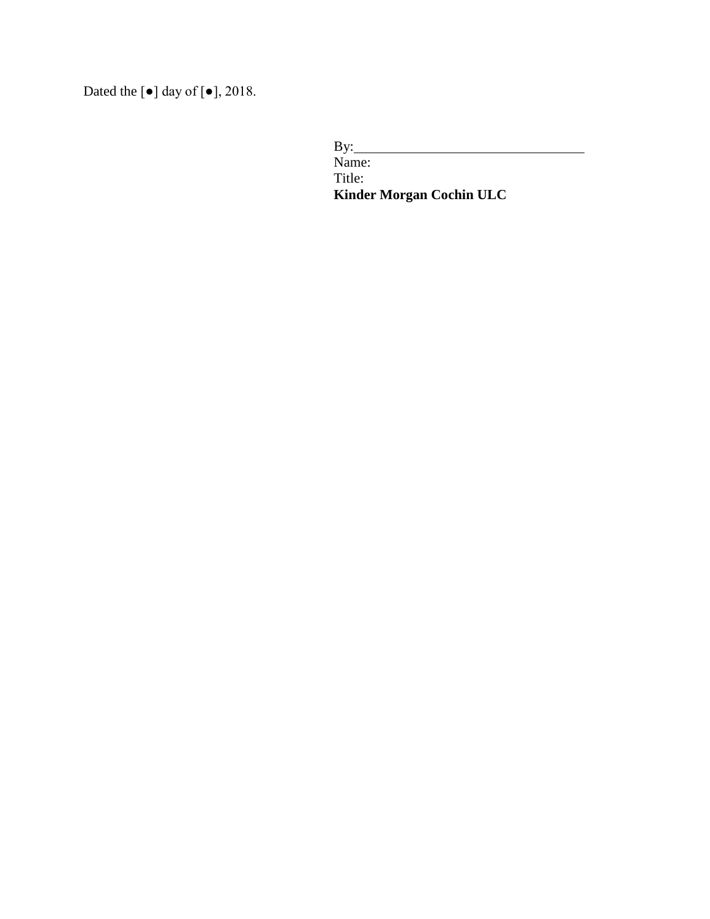Dated the [●] day of [●], 2018.

By:\_\_\_\_\_\_\_\_\_\_\_\_\_\_\_\_\_\_\_\_\_\_\_\_\_\_\_\_\_\_\_\_
Name:
Title:
**Kinder Morgan Cochin ULC**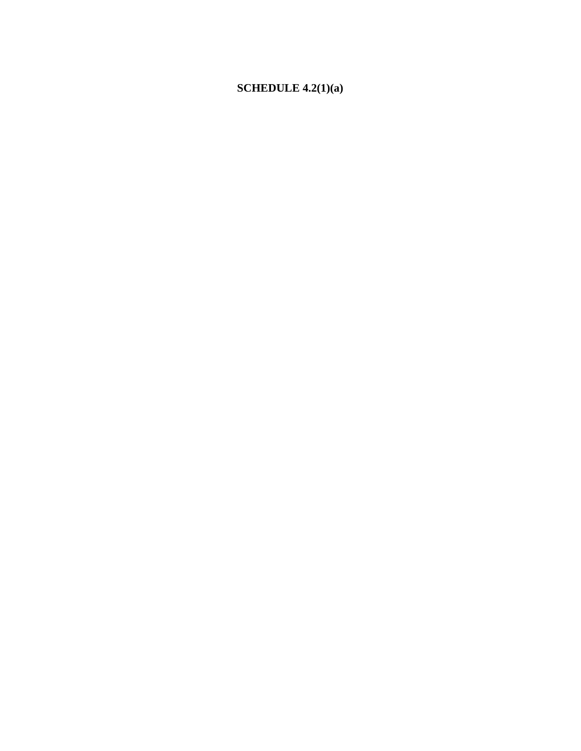**SCHEDULE 4.2(1)(a)**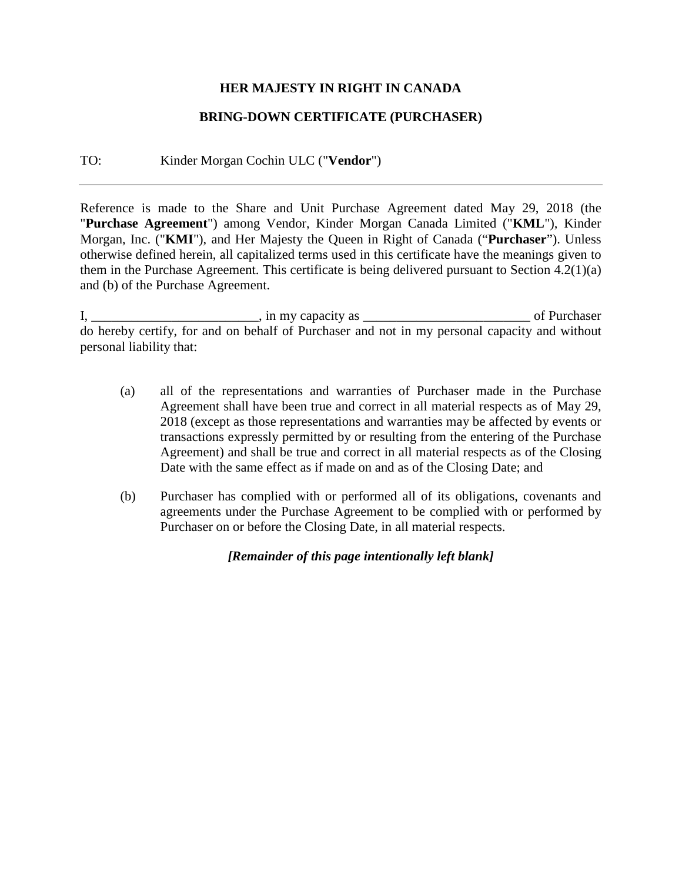**HER MAJESTY IN RIGHT IN CANADA**

**BRING-DOWN CERTIFICATE (PURCHASER)**

TO: Kinder Morgan Cochin ULC ("**Vendor**")

---

Reference is made to the Share and Unit Purchase Agreement dated May 29, 2018 (the "**Purchase Agreement**") among Vendor, Kinder Morgan Canada Limited ("**KML**"), Kinder Morgan, Inc. ("**KMI**"), and Her Majesty the Queen in Right of Canada (“**Purchaser**”). Unless otherwise defined herein, all capitalized terms used in this certificate have the meanings given to them in the Purchase Agreement. This certificate is being delivered pursuant to Section 4.2(1)(a) and (b) of the Purchase Agreement.

I, _________________________, in my capacity as _________________________ of Purchaser do hereby certify, for and on behalf of Purchaser and not in my personal capacity and without personal liability that:

(a) all of the representations and warranties of Purchaser made in the Purchase Agreement shall have been true and correct in all material respects as of May 29, 2018 (except as those representations and warranties may be affected by events or transactions expressly permitted by or resulting from the entering of the Purchase Agreement) and shall be true and correct in all material respects as of the Closing Date with the same effect as if made on and as of the Closing Date; and

(b) Purchaser has complied with or performed all of its obligations, covenants and agreements under the Purchase Agreement to be complied with or performed by Purchaser on or before the Closing Date, in all material respects.

***[Remainder of this page intentionally left blank]***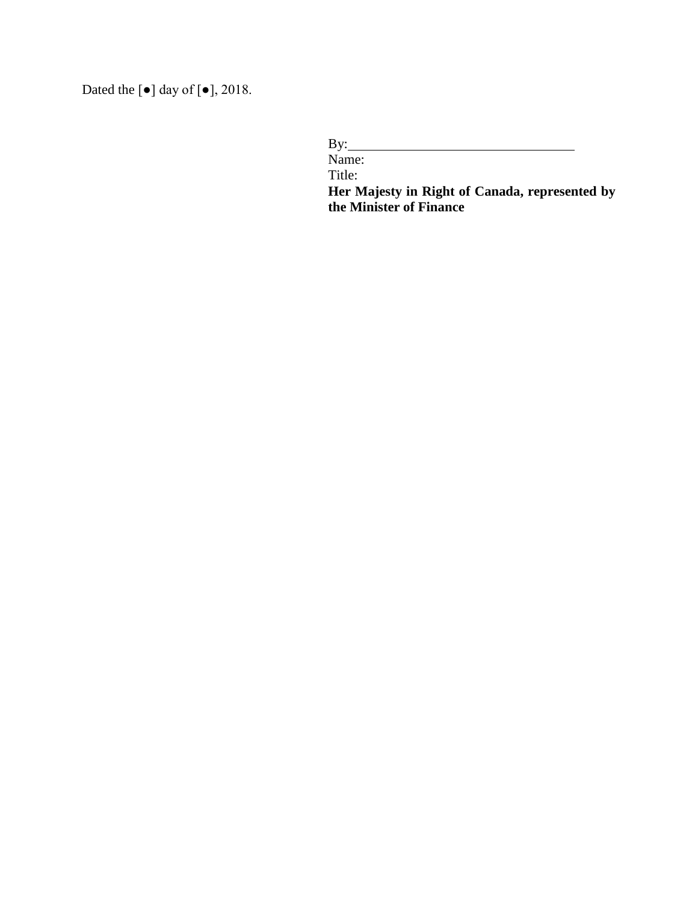Dated the [●] day of [●], 2018.

By:\_\_\_\_\_\_\_\_\_\_\_\_\_\_\_\_\_\_\_\_\_\_\_\_\_\_\_\_\_\_\_\_\_
Name:
Title:
**Her Majesty in Right of Canada, represented by the Minister of Finance**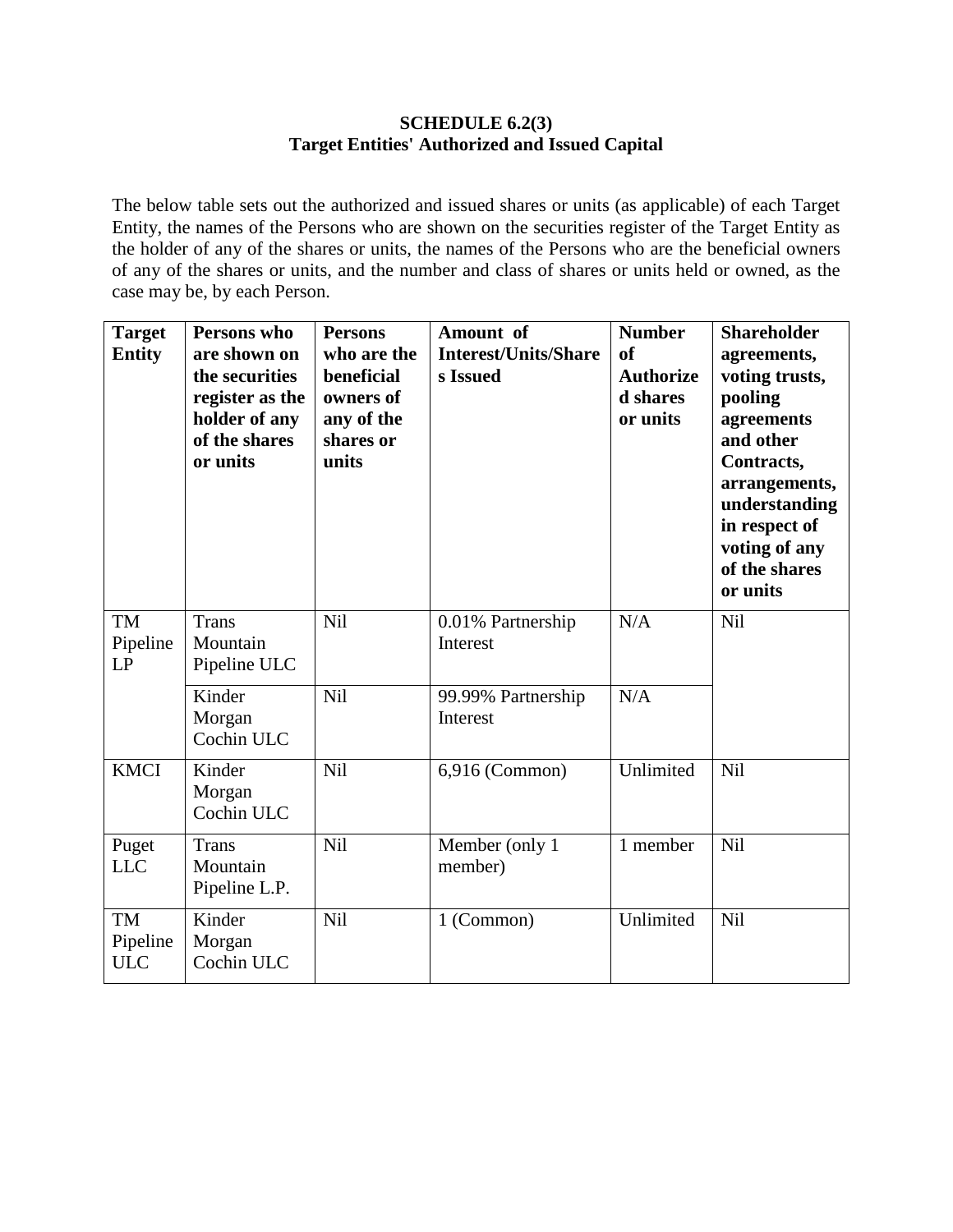**SCHEDULE 6.2(3)**
**Target Entities' Authorized and Issued Capital**

The below table sets out the authorized and issued shares or units (as applicable) of each Target Entity, the names of the Persons who are shown on the securities register of the Target Entity as the holder of any of the shares or units, the names of the Persons who are the beneficial owners of any of the shares or units, and the number and class of shares or units held or owned, as the case may be, by each Person.

| Target Entity | Persons who are shown on the securities register as the holder of any of the shares or units | Persons who are the beneficial owners of any of the shares or units | Amount of Interest/Units/Shares Issued | Number of Authorized shares or units | Shareholder agreements, voting trusts, pooling agreements and other Contracts, arrangements, understanding in respect of voting of any of the shares or units |
|---|---|---|---|---|---|
| TM Pipeline LP | Trans Mountain Pipeline ULC | Nil | 0.01% Partnership Interest | N/A | Nil |
| | Kinder Morgan Cochin ULC | Nil | 99.99% Partnership Interest | N/A | |
| KMCI | Kinder Morgan Cochin ULC | Nil | 6,916 (Common) | Unlimited | Nil |
| Puget LLC | Trans Mountain Pipeline L.P. | Nil | Member (only 1 member) | 1 member | Nil |
| TM Pipeline ULC | Kinder Morgan Cochin ULC | Nil | 1 (Common) | Unlimited | Nil |